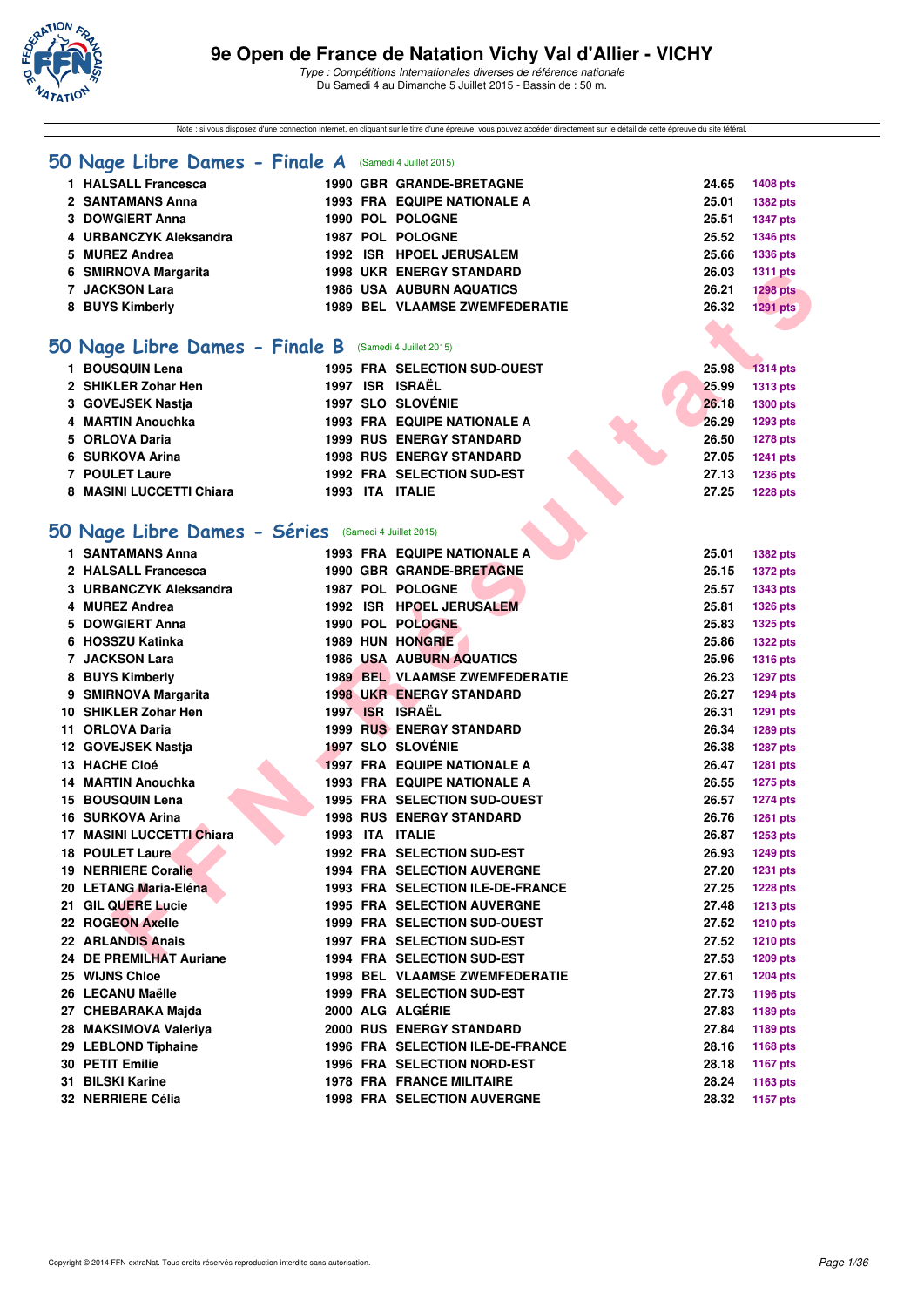# 9e Open de France de Natation Vichy Val d'Allier - VICHY

*Type : Compétitions Internationales diverses de référence nationale*
Du Samedi 4 au Dimanche 5 Juillet 2015 - Bassin de : 50 m.

Note : si vous disposez d'une connexion internet, en cliquant sur le titre d'une épreuve, vous pouvez accéder directement sur le détail de cette épreuve du site féféral.

## 50 Nage Libre Dames - Finale A (Samedi 4 Juillet 2015)

| | Nom | Année | Pays | Club | Temps | Points |
|---|---|---|---|---|---|---|
| 1 | HALSALL Francesca | 1990 | GBR | GRANDE-BRETAGNE | 24.65 | 1408 pts |
| 2 | SANTAMANS Anna | 1993 | FRA | EQUIPE NATIONALE A | 25.01 | 1382 pts |
| 3 | DOWGIERT Anna | 1990 | POL | POLOGNE | 25.51 | 1347 pts |
| 4 | URBANCZYK Aleksandra | 1987 | POL | POLOGNE | 25.52 | 1346 pts |
| 5 | MUREZ Andrea | 1992 | ISR | HPOEL JERUSALEM | 25.66 | 1336 pts |
| 6 | SMIRNOVA Margarita | 1998 | UKR | ENERGY STANDARD | 26.03 | 1311 pts |
| 7 | JACKSON Lara | 1986 | USA | AUBURN AQUATICS | 26.21 | 1298 pts |
| 8 | BUYS Kimberly | 1989 | BEL | VLAAMSE ZWEMFEDERATIE | 26.32 | 1291 pts |

## 50 Nage Libre Dames - Finale B (Samedi 4 Juillet 2015)

| | Nom | Année | Pays | Club | Temps | Points |
|---|---|---|---|---|---|---|
| 1 | BOUSQUIN Lena | 1995 | FRA | SELECTION SUD-OUEST | 25.98 | 1314 pts |
| 2 | SHIKLER Zohar Hen | 1997 | ISR | ISRAËL | 25.99 | 1313 pts |
| 3 | GOVEJSEK Nastja | 1997 | SLO | SLOVÉNIE | 26.18 | 1300 pts |
| 4 | MARTIN Anouchka | 1993 | FRA | EQUIPE NATIONALE A | 26.29 | 1293 pts |
| 5 | ORLOVA Daria | 1999 | RUS | ENERGY STANDARD | 26.50 | 1278 pts |
| 6 | SURKOVA Arina | 1998 | RUS | ENERGY STANDARD | 27.05 | 1241 pts |
| 7 | POULET Laure | 1992 | FRA | SELECTION SUD-EST | 27.13 | 1236 pts |
| 8 | MASINI LUCCETTI Chiara | 1993 | ITA | ITALIE | 27.25 | 1228 pts |

## 50 Nage Libre Dames - Séries (Samedi 4 Juillet 2015)

| | Nom | Année | Pays | Club | Temps | Points |
|---|---|---|---|---|---|---|
| 1 | SANTAMANS Anna | 1993 | FRA | EQUIPE NATIONALE A | 25.01 | 1382 pts |
| 2 | HALSALL Francesca | 1990 | GBR | GRANDE-BRETAGNE | 25.15 | 1372 pts |
| 3 | URBANCZYK Aleksandra | 1987 | POL | POLOGNE | 25.57 | 1343 pts |
| 4 | MUREZ Andrea | 1992 | ISR | HPOEL JERUSALEM | 25.81 | 1326 pts |
| 5 | DOWGIERT Anna | 1990 | POL | POLOGNE | 25.83 | 1325 pts |
| 6 | HOSSZU Katinka | 1989 | HUN | HONGRIE | 25.86 | 1322 pts |
| 7 | JACKSON Lara | 1986 | USA | AUBURN AQUATICS | 25.96 | 1316 pts |
| 8 | BUYS Kimberly | 1989 | BEL | VLAAMSE ZWEMFEDERATIE | 26.23 | 1297 pts |
| 9 | SMIRNOVA Margarita | 1998 | UKR | ENERGY STANDARD | 26.27 | 1294 pts |
| 10 | SHIKLER Zohar Hen | 1997 | ISR | ISRAËL | 26.31 | 1291 pts |
| 11 | ORLOVA Daria | 1999 | RUS | ENERGY STANDARD | 26.34 | 1289 pts |
| 12 | GOVEJSEK Nastja | 1997 | SLO | SLOVÉNIE | 26.38 | 1287 pts |
| 13 | HACHE Cloé | 1997 | FRA | EQUIPE NATIONALE A | 26.47 | 1281 pts |
| 14 | MARTIN Anouchka | 1993 | FRA | EQUIPE NATIONALE A | 26.55 | 1275 pts |
| 15 | BOUSQUIN Lena | 1995 | FRA | SELECTION SUD-OUEST | 26.57 | 1274 pts |
| 16 | SURKOVA Arina | 1998 | RUS | ENERGY STANDARD | 26.76 | 1261 pts |
| 17 | MASINI LUCCETTI Chiara | 1993 | ITA | ITALIE | 26.87 | 1253 pts |
| 18 | POULET Laure | 1992 | FRA | SELECTION SUD-EST | 26.93 | 1249 pts |
| 19 | NERRIERE Coralie | 1994 | FRA | SELECTION AUVERGNE | 27.20 | 1231 pts |
| 20 | LETANG Maria-Eléna | 1993 | FRA | SELECTION ILE-DE-FRANCE | 27.25 | 1228 pts |
| 21 | GIL QUERE Lucie | 1995 | FRA | SELECTION AUVERGNE | 27.48 | 1213 pts |
| 22 | ROGEON Axelle | 1999 | FRA | SELECTION SUD-OUEST | 27.52 | 1210 pts |
| 22 | ARLANDIS Anais | 1997 | FRA | SELECTION SUD-EST | 27.52 | 1210 pts |
| 24 | DE PREMILHAT Auriane | 1994 | FRA | SELECTION SUD-EST | 27.53 | 1209 pts |
| 25 | WIJNS Chloe | 1998 | BEL | VLAAMSE ZWEMFEDERATIE | 27.61 | 1204 pts |
| 26 | LECANU Maëlle | 1999 | FRA | SELECTION SUD-EST | 27.73 | 1196 pts |
| 27 | CHEBARAKA Majda | 2000 | ALG | ALGÉRIE | 27.83 | 1189 pts |
| 28 | MAKSIMOVA Valeriya | 2000 | RUS | ENERGY STANDARD | 27.84 | 1189 pts |
| 29 | LEBLOND Tiphaine | 1996 | FRA | SELECTION ILE-DE-FRANCE | 28.16 | 1168 pts |
| 30 | PETIT Emilie | 1996 | FRA | SELECTION NORD-EST | 28.18 | 1167 pts |
| 31 | BILSKI Karine | 1978 | FRA | FRANCE MILITAIRE | 28.24 | 1163 pts |
| 32 | NERRIERE Célia | 1998 | FRA | SELECTION AUVERGNE | 28.32 | 1157 pts |

Copyright © 2014 FFN-extraNat. Tous droits réservés reproduction interdite sans autorisation.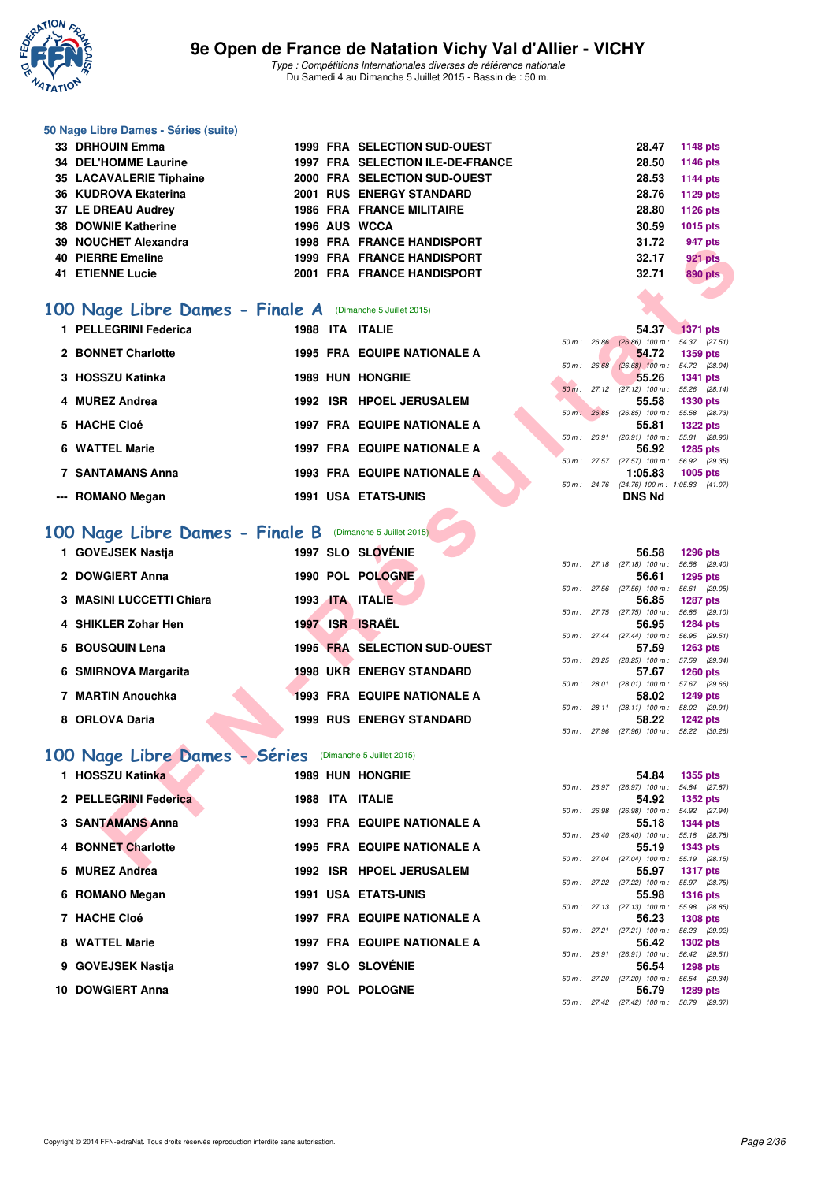### 50 Nage Libre Dames - Séries (suite)

| Rang | Nom | Année | Nat | Club | Temps | Points |
|---|---|---|---|---|---|---|
| 33 | DRHOUIN Emma | 1999 | FRA | SELECTION SUD-OUEST | 28.47 | 1148 pts |
| 34 | DEL'HOMME Laurine | 1997 | FRA | SELECTION ILE-DE-FRANCE | 28.50 | 1146 pts |
| 35 | LACAVALERIE Tiphaine | 2000 | FRA | SELECTION SUD-OUEST | 28.53 | 1144 pts |
| 36 | KUDROVA Ekaterina | 2001 | RUS | ENERGY STANDARD | 28.76 | 1129 pts |
| 37 | LE DREAU Audrey | 1986 | FRA | FRANCE MILITAIRE | 28.80 | 1126 pts |
| 38 | DOWNIE Katherine | 1996 | AUS | WCCA | 30.59 | 1015 pts |
| 39 | NOUCHET Alexandra | 1998 | FRA | FRANCE HANDISPORT | 31.72 | 947 pts |
| 40 | PIERRE Emeline | 1999 | FRA | FRANCE HANDISPORT | 32.17 | 921 pts |
| 41 | ETIENNE Lucie | 2001 | FRA | FRANCE HANDISPORT | 32.71 | 890 pts |

## 100 Nage Libre Dames - Finale A (Dimanche 5 Juillet 2015)

| Rang | Nom | Année | Nat | Club | Temps | Points | Intermédiaires |
|---|---|---|---|---|---|---|---|
| 1 | PELLEGRINI Federica | 1988 | ITA | ITALIE | 54.37 | 1371 pts | 50 m : 26.86 (26.86) 100 m : 54.37 (27.51) |
| 2 | BONNET Charlotte | 1995 | FRA | EQUIPE NATIONALE A | 54.72 | 1359 pts | 50 m : 26.68 (26.68) 100 m : 54.72 (28.04) |
| 3 | HOSSZU Katinka | 1989 | HUN | HONGRIE | 55.26 | 1341 pts | 50 m : 27.12 (27.12) 100 m : 55.26 (28.14) |
| 4 | MUREZ Andrea | 1992 | ISR | HPOEL JERUSALEM | 55.58 | 1330 pts | 50 m : 26.85 (26.85) 100 m : 55.58 (28.73) |
| 5 | HACHE Cloé | 1997 | FRA | EQUIPE NATIONALE A | 55.81 | 1322 pts | 50 m : 26.91 (26.91) 100 m : 55.81 (28.90) |
| 6 | WATTEL Marie | 1997 | FRA | EQUIPE NATIONALE A | 56.92 | 1285 pts | 50 m : 27.57 (27.57) 100 m : 56.92 (29.35) |
| 7 | SANTAMANS Anna | 1993 | FRA | EQUIPE NATIONALE A | 1:05.83 | 1005 pts | 50 m : 24.76 (24.76) 100 m : 1:05.83 (41.07) |
| --- | ROMANO Megan | 1991 | USA | ETATS-UNIS | DNS Nd | | |

## 100 Nage Libre Dames - Finale B (Dimanche 5 Juillet 2015)

| Rang | Nom | Année | Nat | Club | Temps | Points | Intermédiaires |
|---|---|---|---|---|---|---|---|
| 1 | GOVEJSEK Nastja | 1997 | SLO | SLOVÉNIE | 56.58 | 1296 pts | 50 m : 27.18 (27.18) 100 m : 56.58 (29.40) |
| 2 | DOWGIERT Anna | 1990 | POL | POLOGNE | 56.61 | 1295 pts | 50 m : 27.56 (27.56) 100 m : 56.61 (29.05) |
| 3 | MASINI LUCCETTI Chiara | 1993 | ITA | ITALIE | 56.85 | 1287 pts | 50 m : 27.75 (27.75) 100 m : 56.85 (29.10) |
| 4 | SHIKLER Zohar Hen | 1997 | ISR | ISRAËL | 56.95 | 1284 pts | 50 m : 27.44 (27.44) 100 m : 56.95 (29.51) |
| 5 | BOUSQUIN Lena | 1995 | FRA | SELECTION SUD-OUEST | 57.59 | 1263 pts | 50 m : 28.25 (28.25) 100 m : 57.59 (29.34) |
| 6 | SMIRNOVA Margarita | 1998 | UKR | ENERGY STANDARD | 57.67 | 1260 pts | 50 m : 28.01 (28.01) 100 m : 57.67 (29.66) |
| 7 | MARTIN Anouchka | 1993 | FRA | EQUIPE NATIONALE A | 58.02 | 1249 pts | 50 m : 28.11 (28.11) 100 m : 58.02 (29.91) |
| 8 | ORLOVA Daria | 1999 | RUS | ENERGY STANDARD | 58.22 | 1242 pts | 50 m : 27.96 (27.96) 100 m : 58.22 (30.26) |

## 100 Nage Libre Dames - Séries (Dimanche 5 Juillet 2015)

| Rang | Nom | Année | Nat | Club | Temps | Points | Intermédiaires |
|---|---|---|---|---|---|---|---|
| 1 | HOSSZU Katinka | 1989 | HUN | HONGRIE | 54.84 | 1355 pts | 50 m : 26.97 (26.97) 100 m : 54.84 (27.87) |
| 2 | PELLEGRINI Federica | 1988 | ITA | ITALIE | 54.92 | 1352 pts | 50 m : 26.98 (26.98) 100 m : 54.92 (27.94) |
| 3 | SANTAMANS Anna | 1993 | FRA | EQUIPE NATIONALE A | 55.18 | 1344 pts | 50 m : 26.40 (26.40) 100 m : 55.18 (28.78) |
| 4 | BONNET Charlotte | 1995 | FRA | EQUIPE NATIONALE A | 55.19 | 1343 pts | 50 m : 27.04 (27.04) 100 m : 55.19 (28.15) |
| 5 | MUREZ Andrea | 1992 | ISR | HPOEL JERUSALEM | 55.97 | 1317 pts | 50 m : 27.22 (27.22) 100 m : 55.97 (28.75) |
| 6 | ROMANO Megan | 1991 | USA | ETATS-UNIS | 55.98 | 1316 pts | 50 m : 27.13 (27.13) 100 m : 55.98 (28.85) |
| 7 | HACHE Cloé | 1997 | FRA | EQUIPE NATIONALE A | 56.23 | 1308 pts | 50 m : 27.21 (27.21) 100 m : 56.23 (29.02) |
| 8 | WATTEL Marie | 1997 | FRA | EQUIPE NATIONALE A | 56.42 | 1302 pts | 50 m : 26.91 (26.91) 100 m : 56.42 (29.51) |
| 9 | GOVEJSEK Nastja | 1997 | SLO | SLOVÉNIE | 56.54 | 1298 pts | 50 m : 27.20 (27.20) 100 m : 56.54 (29.34) |
| 10 | DOWGIERT Anna | 1990 | POL | POLOGNE | 56.79 | 1289 pts | 50 m : 27.42 (27.42) 100 m : 56.79 (29.37) |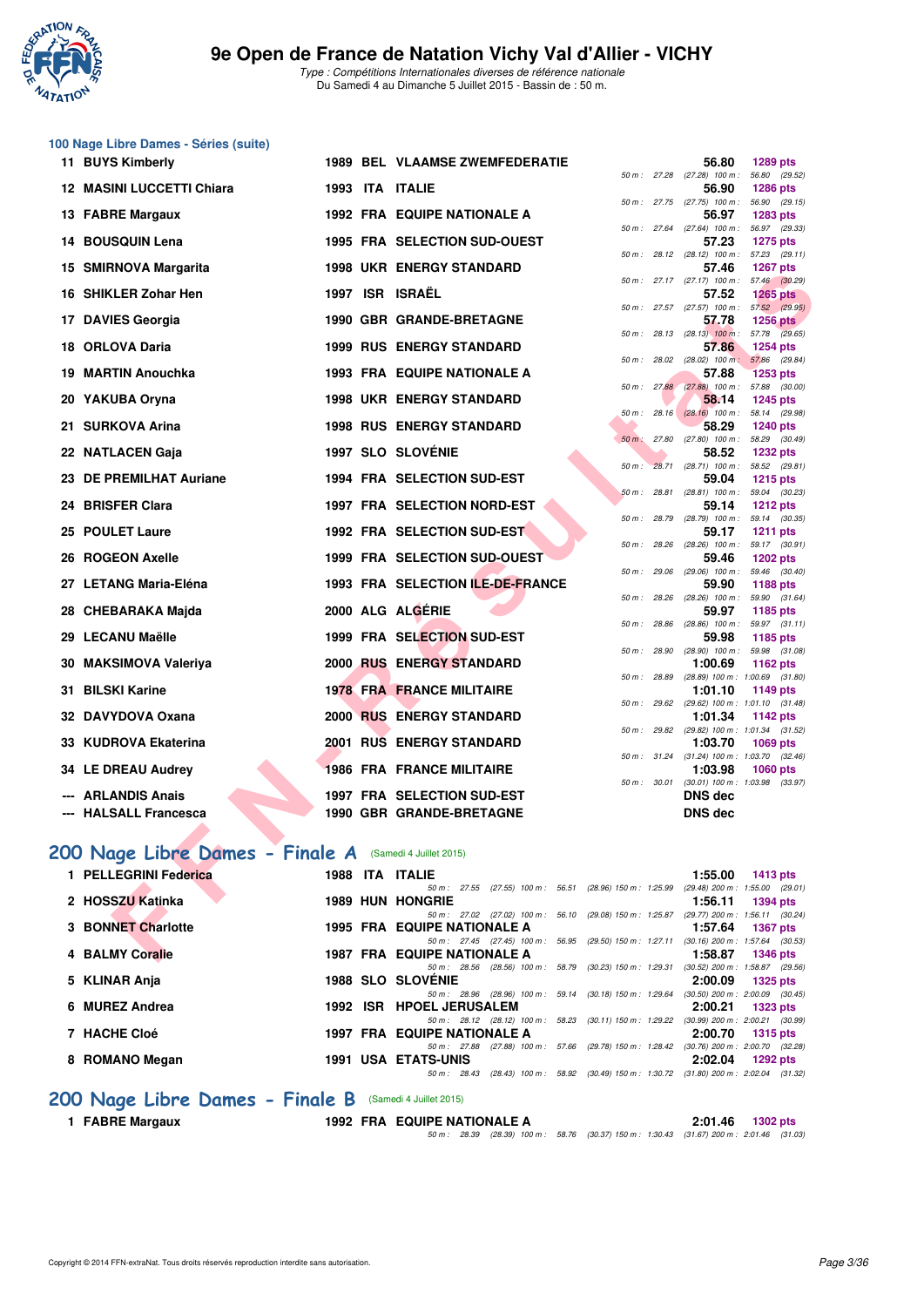# 9e Open de France de Natation Vichy Val d'Allier - VICHY

*Type : Compétitions Internationales diverses de référence nationale*
Du Samedi 4 au Dimanche 5 Juillet 2015 - Bassin de : 50 m.

## 100 Nage Libre Dames - Séries (suite)

| Rang | Nom | Année | Nat | Club | Temps | Points | Splits |
|---|---|---|---|---|---|---|---|
| 11 | BUYS Kimberly | 1989 | BEL | VLAAMSE ZWEMFEDERATIE | 56.80 | 1289 pts | 50 m : 27.28 (27.28) 100 m : 56.80 (29.52) |
| 12 | MASINI LUCCETTI Chiara | 1993 | ITA | ITALIE | 56.90 | 1286 pts | 50 m : 27.75 (27.75) 100 m : 56.90 (29.15) |
| 13 | FABRE Margaux | 1992 | FRA | EQUIPE NATIONALE A | 56.97 | 1283 pts | 50 m : 27.64 (27.64) 100 m : 56.97 (29.33) |
| 14 | BOUSQUIN Lena | 1995 | FRA | SELECTION SUD-OUEST | 57.23 | 1275 pts | 50 m : 28.12 (28.12) 100 m : 57.23 (29.11) |
| 15 | SMIRNOVA Margarita | 1998 | UKR | ENERGY STANDARD | 57.46 | 1267 pts | 50 m : 27.17 (27.17) 100 m : 57.46 (30.29) |
| 16 | SHIKLER Zohar Hen | 1997 | ISR | ISRAËL | 57.52 | 1265 pts | 50 m : 27.57 (27.57) 100 m : 57.52 (29.95) |
| 17 | DAVIES Georgia | 1990 | GBR | GRANDE-BRETAGNE | 57.78 | 1256 pts | 50 m : 28.13 (28.13) 100 m : 57.78 (29.65) |
| 18 | ORLOVA Daria | 1999 | RUS | ENERGY STANDARD | 57.86 | 1254 pts | 50 m : 28.02 (28.02) 100 m : 57.86 (29.84) |
| 19 | MARTIN Anouchka | 1993 | FRA | EQUIPE NATIONALE A | 57.88 | 1253 pts | 50 m : 27.88 (27.88) 100 m : 57.88 (30.00) |
| 20 | YAKUBA Oryna | 1998 | UKR | ENERGY STANDARD | 58.14 | 1245 pts | 50 m : 28.16 (28.16) 100 m : 58.14 (29.98) |
| 21 | SURKOVA Arina | 1998 | RUS | ENERGY STANDARD | 58.29 | 1240 pts | 50 m : 27.80 (27.80) 100 m : 58.29 (30.49) |
| 22 | NATLACEN Gaja | 1997 | SLO | SLOVÉNIE | 58.52 | 1232 pts | 50 m : 28.71 (28.71) 100 m : 58.52 (29.81) |
| 23 | DE PREMILHAT Auriane | 1994 | FRA | SELECTION SUD-EST | 59.04 | 1215 pts | 50 m : 28.81 (28.81) 100 m : 59.04 (30.23) |
| 24 | BRISFER Clara | 1997 | FRA | SELECTION NORD-EST | 59.14 | 1212 pts | 50 m : 28.79 (28.79) 100 m : 59.14 (30.35) |
| 25 | POULET Laure | 1992 | FRA | SELECTION SUD-EST | 59.17 | 1211 pts | 50 m : 28.26 (28.26) 100 m : 59.17 (30.91) |
| 26 | ROGEON Axelle | 1999 | FRA | SELECTION SUD-OUEST | 59.46 | 1202 pts | 50 m : 29.06 (29.06) 100 m : 59.46 (30.40) |
| 27 | LETANG Maria-Eléna | 1993 | FRA | SELECTION ILE-DE-FRANCE | 59.90 | 1188 pts | 50 m : 28.26 (28.26) 100 m : 59.90 (31.64) |
| 28 | CHEBARAKA Majda | 2000 | ALG | ALGÉRIE | 59.97 | 1185 pts | 50 m : 28.86 (28.86) 100 m : 59.97 (31.11) |
| 29 | LECANU Maëlle | 1999 | FRA | SELECTION SUD-EST | 59.98 | 1185 pts | 50 m : 28.90 (28.90) 100 m : 59.98 (31.08) |
| 30 | MAKSIMOVA Valeriya | 2000 | RUS | ENERGY STANDARD | 1:00.69 | 1162 pts | 50 m : 28.89 (28.89) 100 m : 1:00.69 (31.80) |
| 31 | BILSKI Karine | 1978 | FRA | FRANCE MILITAIRE | 1:01.10 | 1149 pts | 50 m : 29.62 (29.62) 100 m : 1:01.10 (31.48) |
| 32 | DAVYDOVA Oxana | 2000 | RUS | ENERGY STANDARD | 1:01.34 | 1142 pts | 50 m : 29.82 (29.82) 100 m : 1:01.34 (31.52) |
| 33 | KUDROVA Ekaterina | 2001 | RUS | ENERGY STANDARD | 1:03.70 | 1069 pts | 50 m : 31.24 (31.24) 100 m : 1:03.70 (32.46) |
| 34 | LE DREAU Audrey | 1986 | FRA | FRANCE MILITAIRE | 1:03.98 | 1060 pts | 50 m : 30.01 (30.01) 100 m : 1:03.98 (33.97) |
| --- | ARLANDIS Anais | 1997 | FRA | SELECTION SUD-EST | DNS dec | | |
| --- | HALSALL Francesca | 1990 | GBR | GRANDE-BRETAGNE | DNS dec | | |

## 200 Nage Libre Dames - Finale A (Samedi 4 Juillet 2015)

| Rang | Nom | Année | Nat | Club | Temps | Points | Splits |
|---|---|---|---|---|---|---|---|
| 1 | PELLEGRINI Federica | 1988 | ITA | ITALIE | 1:55.00 | 1413 pts | 50 m : 27.55 (27.55) 100 m : 56.51 (28.96) 150 m : 1:25.99 (29.48) 200 m : 1:55.00 (29.01) |
| 2 | HOSSZU Katinka | 1989 | HUN | HONGRIE | 1:56.11 | 1394 pts | 50 m : 27.02 (27.02) 100 m : 56.10 (29.08) 150 m : 1:25.87 (29.77) 200 m : 1:56.11 (30.24) |
| 3 | BONNET Charlotte | 1995 | FRA | EQUIPE NATIONALE A | 1:57.64 | 1367 pts | 50 m : 27.45 (27.45) 100 m : 56.95 (29.50) 150 m : 1:27.11 (30.16) 200 m : 1:57.64 (30.53) |
| 4 | BALMY Coralie | 1987 | FRA | EQUIPE NATIONALE A | 1:58.87 | 1346 pts | 50 m : 28.56 (28.56) 100 m : 58.79 (30.23) 150 m : 1:29.31 (30.52) 200 m : 1:58.87 (29.56) |
| 5 | KLINAR Anja | 1988 | SLO | SLOVÉNIE | 2:00.09 | 1325 pts | 50 m : 28.96 (28.96) 100 m : 59.14 (30.18) 150 m : 1:29.64 (30.50) 200 m : 2:00.09 (30.45) |
| 6 | MUREZ Andrea | 1992 | ISR | HPOEL JERUSALEM | 2:00.21 | 1323 pts | 50 m : 28.12 (28.12) 100 m : 58.23 (30.11) 150 m : 1:29.22 (30.99) 200 m : 2:00.21 (30.99) |
| 7 | HACHE Cloé | 1997 | FRA | EQUIPE NATIONALE A | 2:00.70 | 1315 pts | 50 m : 27.88 (27.88) 100 m : 57.66 (29.78) 150 m : 1:28.42 (30.76) 200 m : 2:00.70 (32.28) |
| 8 | ROMANO Megan | 1991 | USA | ETATS-UNIS | 2:02.04 | 1292 pts | 50 m : 28.43 (28.43) 100 m : 58.92 (30.49) 150 m : 1:30.72 (31.80) 200 m : 2:02.04 (31.32) |

## 200 Nage Libre Dames - Finale B (Samedi 4 Juillet 2015)

| Rang | Nom | Année | Nat | Club | Temps | Points | Splits |
|---|---|---|---|---|---|---|---|
| 1 | FABRE Margaux | 1992 | FRA | EQUIPE NATIONALE A | 2:01.46 | 1302 pts | 50 m : 28.39 (28.39) 100 m : 58.76 (30.37) 150 m : 1:30.43 (31.67) 200 m : 2:01.46 (31.03) |

Copyright © 2014 FFN-extraNat. Tous droits réservés reproduction interdite sans autorisation.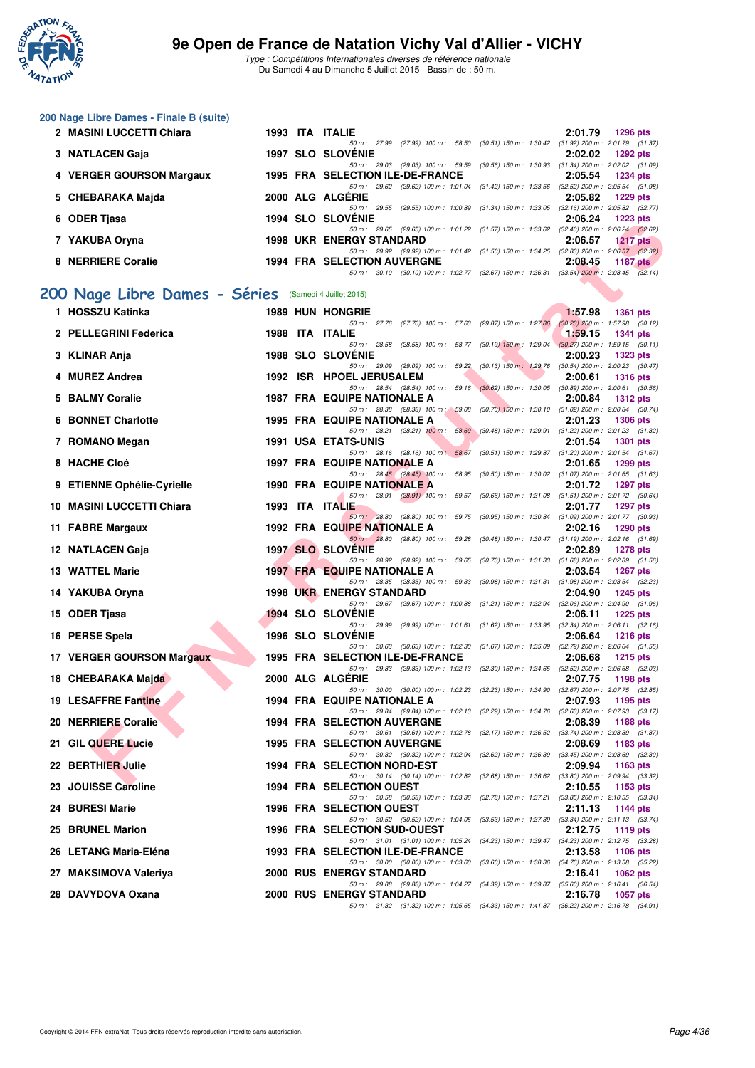### 200 Nage Libre Dames - Finale B (suite)

| Rang | Nom | Année | Nat. | Club | Temps | Points |
|---|---|---|---|---|---|---|
| 2 | MASINI LUCCETTI Chiara | 1993 | ITA | ITALIE | 2:01.79 | 1296 pts |
| | 50 m : 27.99 (27.99) 100 m : 58.50 (30.51) 150 m : 1:30.42 (31.92) 200 m : 2:01.79 (31.37) | | | | | |
| 3 | NATLACEN Gaja | 1997 | SLO | SLOVÉNIE | 2:02.02 | 1292 pts |
| | 50 m : 29.03 (29.03) 100 m : 59.59 (30.56) 150 m : 1:30.93 (31.34) 200 m : 2:02.02 (31.09) | | | | | |
| 4 | VERGER GOURSON Margaux | 1995 | FRA | SELECTION ILE-DE-FRANCE | 2:05.54 | 1234 pts |
| | 50 m : 29.62 (29.62) 100 m : 1:01.04 (31.42) 150 m : 1:33.56 (32.52) 200 m : 2:05.54 (31.98) | | | | | |
| 5 | CHEBARAKA Majda | 2000 | ALG | ALGÉRIE | 2:05.82 | 1229 pts |
| | 50 m : 29.55 (29.55) 100 m : 1:00.89 (31.34) 150 m : 1:33.05 (32.16) 200 m : 2:05.82 (32.77) | | | | | |
| 6 | ODER Tjasa | 1994 | SLO | SLOVÉNIE | 2:06.24 | 1223 pts |
| | 50 m : 29.65 (29.65) 100 m : 1:01.22 (31.57) 150 m : 1:33.62 (32.40) 200 m : 2:06.24 (32.62) | | | | | |
| 7 | YAKUBA Oryna | 1998 | UKR | ENERGY STANDARD | 2:06.57 | 1217 pts |
| | 50 m : 29.92 (29.92) 100 m : 1:01.42 (31.50) 150 m : 1:34.25 (32.83) 200 m : 2:06.57 (32.32) | | | | | |
| 8 | NERRIERE Coralie | 1994 | FRA | SELECTION AUVERGNE | 2:08.45 | 1187 pts |
| | 50 m : 30.10 (30.10) 100 m : 1:02.77 (32.67) 150 m : 1:36.31 (33.54) 200 m : 2:08.45 (32.14) | | | | | |

## 200 Nage Libre Dames - Séries (Samedi 4 Juillet 2015)

| Rang | Nom | Année | Nat. | Club | Temps | Points |
|---|---|---|---|---|---|---|
| 1 | HOSSZU Katinka | 1989 | HUN | HONGRIE | 1:57.98 | 1361 pts |
| | 50 m : 27.76 (27.76) 100 m : 57.63 (29.87) 150 m : 1:27.86 (30.23) 200 m : 1:57.98 (30.12) | | | | | |
| 2 | PELLEGRINI Federica | 1988 | ITA | ITALIE | 1:59.15 | 1341 pts |
| | 50 m : 28.58 (28.58) 100 m : 58.77 (30.19) 150 m : 1:29.04 (30.27) 200 m : 1:59.15 (30.11) | | | | | |
| 3 | KLINAR Anja | 1988 | SLO | SLOVÉNIE | 2:00.23 | 1323 pts |
| | 50 m : 29.09 (29.09) 100 m : 59.22 (30.13) 150 m : 1:29.76 (30.54) 200 m : 2:00.23 (30.47) | | | | | |
| 4 | MUREZ Andrea | 1992 | ISR | HPOEL JERUSALEM | 2:00.61 | 1316 pts |
| | 50 m : 28.54 (28.54) 100 m : 59.16 (30.62) 150 m : 1:30.05 (30.89) 200 m : 2:00.61 (30.56) | | | | | |
| 5 | BALMY Coralie | 1987 | FRA | EQUIPE NATIONALE A | 2:00.84 | 1312 pts |
| | 50 m : 28.38 (28.38) 100 m : 59.08 (30.70) 150 m : 1:30.10 (31.02) 200 m : 2:00.84 (30.74) | | | | | |
| 6 | BONNET Charlotte | 1995 | FRA | EQUIPE NATIONALE A | 2:01.23 | 1306 pts |
| | 50 m : 28.21 (28.21) 100 m : 58.69 (30.48) 150 m : 1:29.91 (31.22) 200 m : 2:01.23 (31.32) | | | | | |
| 7 | ROMANO Megan | 1991 | USA | ETATS-UNIS | 2:01.54 | 1301 pts |
| | 50 m : 28.16 (28.16) 100 m : 58.67 (30.51) 150 m : 1:29.87 (31.20) 200 m : 2:01.54 (31.67) | | | | | |
| 8 | HACHE Cloé | 1997 | FRA | EQUIPE NATIONALE A | 2:01.65 | 1299 pts |
| | 50 m : 28.45 (28.45) 100 m : 58.95 (30.50) 150 m : 1:30.02 (31.07) 200 m : 2:01.65 (31.63) | | | | | |
| 9 | ETIENNE Ophélie-Cyrielle | 1990 | FRA | EQUIPE NATIONALE A | 2:01.72 | 1297 pts |
| | 50 m : 28.91 (28.91) 100 m : 59.57 (30.66) 150 m : 1:31.08 (31.51) 200 m : 2:01.72 (30.64) | | | | | |
| 10 | MASINI LUCCETTI Chiara | 1993 | ITA | ITALIE | 2:01.77 | 1297 pts |
| | 50 m : 28.80 (28.80) 100 m : 59.75 (30.95) 150 m : 1:30.84 (31.09) 200 m : 2:01.77 (30.93) | | | | | |
| 11 | FABRE Margaux | 1992 | FRA | EQUIPE NATIONALE A | 2:02.16 | 1290 pts |
| | 50 m : 28.80 (28.80) 100 m : 59.28 (30.48) 150 m : 1:30.47 (31.19) 200 m : 2:02.16 (31.69) | | | | | |
| 12 | NATLACEN Gaja | 1997 | SLO | SLOVÉNIE | 2:02.89 | 1278 pts |
| | 50 m : 28.92 (28.92) 100 m : 59.65 (30.73) 150 m : 1:31.33 (31.68) 200 m : 2:02.89 (31.56) | | | | | |
| 13 | WATTEL Marie | 1997 | FRA | EQUIPE NATIONALE A | 2:03.54 | 1267 pts |
| | 50 m : 28.35 (28.35) 100 m : 59.33 (30.98) 150 m : 1:31.31 (31.98) 200 m : 2:03.54 (32.23) | | | | | |
| 14 | YAKUBA Oryna | 1998 | UKR | ENERGY STANDARD | 2:04.90 | 1245 pts |
| | 50 m : 29.67 (29.67) 100 m : 1:00.88 (31.21) 150 m : 1:32.94 (32.06) 200 m : 2:04.90 (31.96) | | | | | |
| 15 | ODER Tjasa | 1994 | SLO | SLOVÉNIE | 2:06.11 | 1225 pts |
| | 50 m : 29.99 (29.99) 100 m : 1:01.61 (31.62) 150 m : 1:33.95 (32.34) 200 m : 2:06.11 (32.16) | | | | | |
| 16 | PERSE Spela | 1996 | SLO | SLOVÉNIE | 2:06.64 | 1216 pts |
| | 50 m : 30.63 (30.63) 100 m : 1:02.30 (31.67) 150 m : 1:35.09 (32.79) 200 m : 2:06.64 (31.55) | | | | | |
| 17 | VERGER GOURSON Margaux | 1995 | FRA | SELECTION ILE-DE-FRANCE | 2:06.68 | 1215 pts |
| | 50 m : 29.83 (29.83) 100 m : 1:02.13 (32.30) 150 m : 1:34.65 (32.52) 200 m : 2:06.68 (32.03) | | | | | |
| 18 | CHEBARAKA Majda | 2000 | ALG | ALGÉRIE | 2:07.75 | 1198 pts |
| | 50 m : 30.00 (30.00) 100 m : 1:02.23 (32.23) 150 m : 1:34.90 (32.67) 200 m : 2:07.75 (32.85) | | | | | |
| 19 | LESAFFRE Fantine | 1994 | FRA | EQUIPE NATIONALE A | 2:07.93 | 1195 pts |
| | 50 m : 29.84 (29.84) 100 m : 1:02.13 (32.29) 150 m : 1:34.76 (32.63) 200 m : 2:07.93 (33.17) | | | | | |
| 20 | NERRIERE Coralie | 1994 | FRA | SELECTION AUVERGNE | 2:08.39 | 1188 pts |
| | 50 m : 30.61 (30.61) 100 m : 1:02.78 (32.17) 150 m : 1:36.52 (33.74) 200 m : 2:08.39 (31.87) | | | | | |
| 21 | GIL QUERE Lucie | 1995 | FRA | SELECTION AUVERGNE | 2:08.69 | 1183 pts |
| | 50 m : 30.32 (30.32) 100 m : 1:02.94 (32.62) 150 m : 1:36.39 (33.45) 200 m : 2:08.69 (32.30) | | | | | |
| 22 | BERTHIER Julie | 1994 | FRA | SELECTION NORD-EST | 2:09.94 | 1163 pts |
| | 50 m : 30.14 (30.14) 100 m : 1:02.82 (32.68) 150 m : 1:36.62 (33.80) 200 m : 2:09.94 (33.32) | | | | | |
| 23 | JOUISSE Caroline | 1994 | FRA | SELECTION OUEST | 2:10.55 | 1153 pts |
| | 50 m : 30.58 (30.58) 100 m : 1:03.36 (32.78) 150 m : 1:37.21 (33.85) 200 m : 2:10.55 (33.34) | | | | | |
| 24 | BURESI Marie | 1996 | FRA | SELECTION OUEST | 2:11.13 | 1144 pts |
| | 50 m : 30.52 (30.52) 100 m : 1:04.05 (33.53) 150 m : 1:37.39 (33.34) 200 m : 2:11.13 (33.74) | | | | | |
| 25 | BRUNEL Marion | 1996 | FRA | SELECTION SUD-OUEST | 2:12.75 | 1119 pts |
| | 50 m : 31.01 (31.01) 100 m : 1:05.24 (34.23) 150 m : 1:39.47 (34.23) 200 m : 2:12.75 (33.28) | | | | | |
| 26 | LETANG Maria-Eléna | 1993 | FRA | SELECTION ILE-DE-FRANCE | 2:13.58 | 1106 pts |
| | 50 m : 30.00 (30.00) 100 m : 1:03.60 (33.60) 150 m : 1:38.36 (34.76) 200 m : 2:13.58 (35.22) | | | | | |
| 27 | MAKSIMOVA Valeriya | 2000 | RUS | ENERGY STANDARD | 2:16.41 | 1062 pts |
| | 50 m : 29.88 (29.88) 100 m : 1:04.27 (34.39) 150 m : 1:39.87 (35.60) 200 m : 2:16.41 (36.54) | | | | | |
| 28 | DAVYDOVA Oxana | 2000 | RUS | ENERGY STANDARD | 2:16.78 | 1057 pts |
| | 50 m : 31.32 (31.32) 100 m : 1:05.65 (34.33) 150 m : 1:41.87 (36.22) 200 m : 2:16.78 (34.91) | | | | | |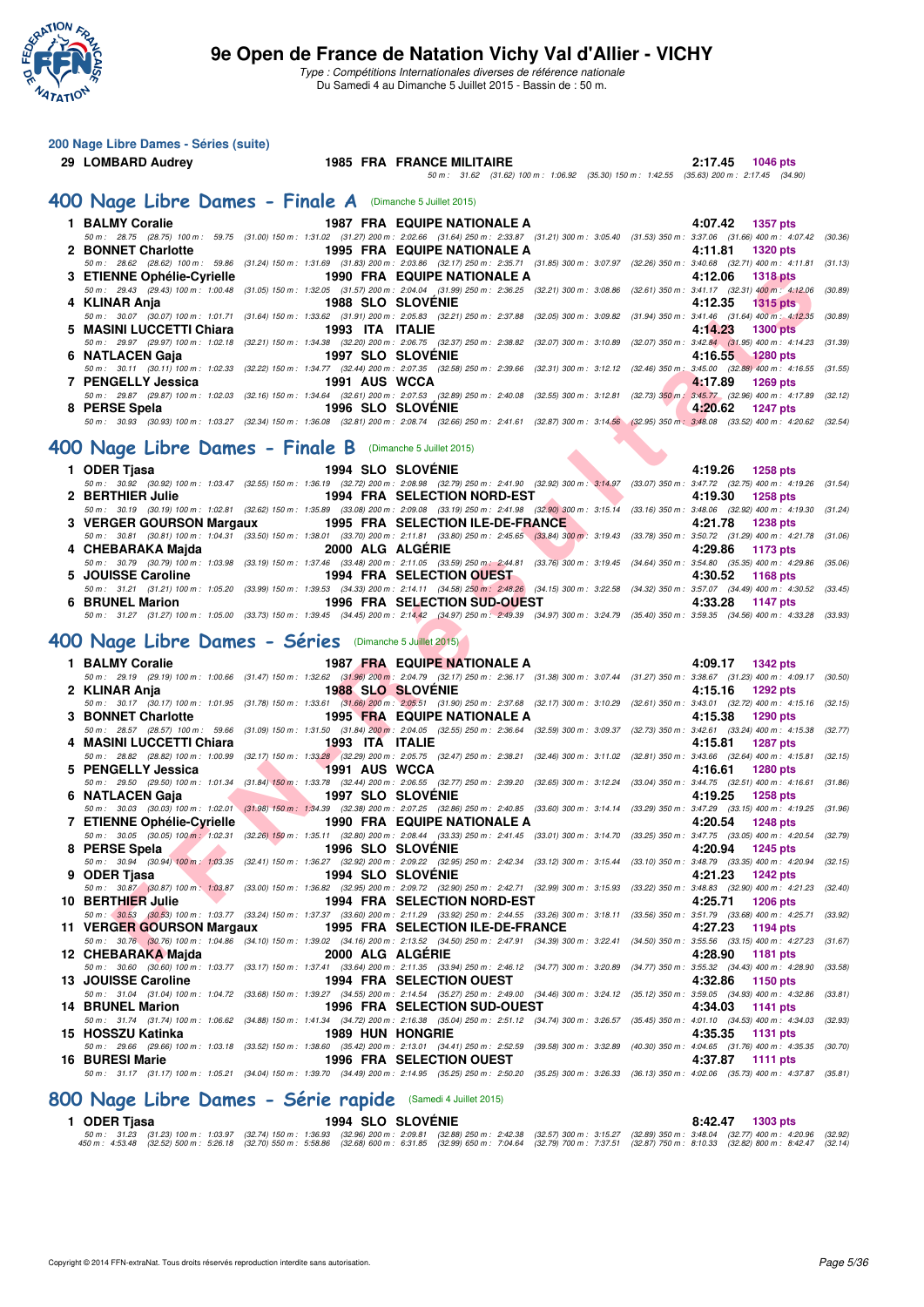## 200 Nage Libre Dames - Séries (suite)

| Rang | Nom | Année | Nat | Club | Temps | Points |
|---|---|---|---|---|---|---|
| 29 | LOMBARD Audrey | 1985 | FRA | FRANCE MILITAIRE | 2:17.45 | 1046 pts |

50 m : 31.62 (31.62) 100 m : 1:06.92 (35.30) 150 m : 1:42.55 (35.63) 200 m : 2:17.45 (34.90)

## 400 Nage Libre Dames - Finale A (Dimanche 5 Juillet 2015)

| Rang | Nom | Année | Nat | Club | Temps | Points |
|---|---|---|---|---|---|---|
| 1 | BALMY Coralie | 1987 | FRA | EQUIPE NATIONALE A | 4:07.42 | 1357 pts |
| 2 | BONNET Charlotte | 1995 | FRA | EQUIPE NATIONALE A | 4:11.81 | 1320 pts |
| 3 | ETIENNE Ophélie-Cyrielle | 1990 | FRA | EQUIPE NATIONALE A | 4:12.06 | 1318 pts |
| 4 | KLINAR Anja | 1988 | SLO | SLOVÉNIE | 4:12.35 | 1315 pts |
| 5 | MASINI LUCCETTI Chiara | 1993 | ITA | ITALIE | 4:14.23 | 1300 pts |
| 6 | NATLACEN Gaja | 1997 | SLO | SLOVÉNIE | 4:16.55 | 1280 pts |
| 7 | PENGELLY Jessica | 1991 | AUS | WCCA | 4:17.89 | 1269 pts |
| 8 | PERSE Spela | 1996 | SLO | SLOVÉNIE | 4:20.62 | 1247 pts |

Splits:
1. 50 m : 28.75 (28.75) 100 m : 59.75 (31.00) 150 m : 1:31.02 (31.27) 200 m : 2:02.66 (31.64) 250 m : 2:33.87 (31.21) 300 m : 3:05.40 (31.53) 350 m : 3:37.06 (31.66) 400 m : 4:07.42 (30.36)
2. 50 m : 28.62 (28.62) 100 m : 59.86 (31.24) 150 m : 1:31.69 (31.83) 200 m : 2:03.86 (32.17) 250 m : 2:35.71 (31.85) 300 m : 3:07.97 (32.26) 350 m : 3:40.68 (32.71) 400 m : 4:11.81 (31.13)
3. 50 m : 29.43 (29.43) 100 m : 1:00.48 (31.05) 150 m : 1:32.05 (31.57) 200 m : 2:04.04 (31.99) 250 m : 2:36.25 (32.21) 300 m : 3:08.86 (32.61) 350 m : 3:41.17 (32.31) 400 m : 4:12.06 (30.89)
4. 50 m : 30.07 (30.07) 100 m : 1:01.71 (31.64) 150 m : 1:33.62 (31.91) 200 m : 2:05.83 (32.21) 250 m : 2:37.88 (32.05) 300 m : 3:09.82 (31.94) 350 m : 3:41.46 (31.64) 400 m : 4:12.35 (30.89)
5. 50 m : 29.97 (29.97) 100 m : 1:02.18 (32.21) 150 m : 1:34.38 (32.20) 200 m : 2:06.75 (32.37) 250 m : 2:38.82 (32.07) 300 m : 3:10.89 (32.07) 350 m : 3:42.84 (31.95) 400 m : 4:14.23 (31.39)
6. 50 m : 30.11 (30.11) 100 m : 1:02.33 (32.22) 150 m : 1:34.77 (32.44) 200 m : 2:07.35 (32.58) 250 m : 2:39.66 (32.31) 300 m : 3:12.12 (32.46) 350 m : 3:45.00 (32.88) 400 m : 4:16.55 (31.55)
7. 50 m : 29.87 (29.87) 100 m : 1:02.03 (32.16) 150 m : 1:34.64 (32.61) 200 m : 2:07.53 (32.89) 250 m : 2:40.08 (32.55) 300 m : 3:12.81 (32.73) 350 m : 3:45.77 (32.96) 400 m : 4:17.89 (32.12)
8. 50 m : 30.93 (30.93) 100 m : 1:03.27 (32.34) 150 m : 1:36.08 (32.81) 200 m : 2:08.74 (32.66) 250 m : 2:41.61 (32.87) 300 m : 3:14.56 (32.95) 350 m : 3:48.08 (33.52) 400 m : 4:20.62 (32.54)

## 400 Nage Libre Dames - Finale B (Dimanche 5 Juillet 2015)

| Rang | Nom | Année | Nat | Club | Temps | Points |
|---|---|---|---|---|---|---|
| 1 | ODER Tjasa | 1994 | SLO | SLOVÉNIE | 4:19.26 | 1258 pts |
| 2 | BERTHIER Julie | 1994 | FRA | SELECTION NORD-EST | 4:19.30 | 1258 pts |
| 3 | VERGER GOURSON Margaux | 1995 | FRA | SELECTION ILE-DE-FRANCE | 4:21.78 | 1238 pts |
| 4 | CHEBARAKA Majda | 2000 | ALG | ALGÉRIE | 4:29.86 | 1173 pts |
| 5 | JOUISSE Caroline | 1994 | FRA | SELECTION OUEST | 4:30.52 | 1168 pts |
| 6 | BRUNEL Marion | 1996 | FRA | SELECTION SUD-OUEST | 4:33.28 | 1147 pts |

Splits:
1. 50 m : 30.92 (30.92) 100 m : 1:03.47 (32.55) 150 m : 1:36.19 (32.72) 200 m : 2:08.98 (32.79) 250 m : 2:41.90 (32.92) 300 m : 3:14.97 (33.07) 350 m : 3:47.72 (32.75) 400 m : 4:19.26 (31.54)
2. 50 m : 30.19 (30.19) 100 m : 1:02.81 (32.62) 150 m : 1:35.89 (33.08) 200 m : 2:09.08 (33.19) 250 m : 2:41.98 (32.90) 300 m : 3:15.14 (33.16) 350 m : 3:48.06 (32.92) 400 m : 4:19.30 (31.24)
3. 50 m : 30.81 (30.81) 100 m : 1:04.31 (33.50) 150 m : 1:38.01 (33.70) 200 m : 2:11.81 (33.80) 250 m : 2:45.65 (33.84) 300 m : 3:19.43 (33.78) 350 m : 3:50.72 (31.29) 400 m : 4:21.78 (31.06)
4. 50 m : 30.79 (30.79) 100 m : 1:03.98 (33.19) 150 m : 1:37.46 (33.48) 200 m : 2:11.05 (33.59) 250 m : 2:44.81 (33.76) 300 m : 3:19.45 (34.64) 350 m : 3:54.80 (35.35) 400 m : 4:29.86 (35.06)
5. 50 m : 31.21 (31.21) 100 m : 1:05.20 (33.99) 150 m : 1:39.53 (34.33) 200 m : 2:14.11 (34.58) 250 m : 2:48.26 (34.15) 300 m : 3:22.58 (34.32) 350 m : 3:57.07 (34.49) 400 m : 4:30.52 (33.45)
6. 50 m : 31.27 (31.27) 100 m : 1:05.00 (33.73) 150 m : 1:39.45 (34.45) 200 m : 2:14.42 (34.97) 250 m : 2:49.39 (34.97) 300 m : 3:24.79 (35.40) 350 m : 3:59.35 (34.56) 400 m : 4:33.28 (33.93)

## 400 Nage Libre Dames - Séries (Dimanche 5 Juillet 2015)

| Rang | Nom | Année | Nat | Club | Temps | Points |
|---|---|---|---|---|---|---|
| 1 | BALMY Coralie | 1987 | FRA | EQUIPE NATIONALE A | 4:09.17 | 1342 pts |
| 2 | KLINAR Anja | 1988 | SLO | SLOVÉNIE | 4:15.16 | 1292 pts |
| 3 | BONNET Charlotte | 1995 | FRA | EQUIPE NATIONALE A | 4:15.38 | 1290 pts |
| 4 | MASINI LUCCETTI Chiara | 1993 | ITA | ITALIE | 4:15.81 | 1287 pts |
| 5 | PENGELLY Jessica | 1991 | AUS | WCCA | 4:16.61 | 1280 pts |
| 6 | NATLACEN Gaja | 1997 | SLO | SLOVÉNIE | 4:19.25 | 1258 pts |
| 7 | ETIENNE Ophélie-Cyrielle | 1990 | FRA | EQUIPE NATIONALE A | 4:20.54 | 1248 pts |
| 8 | PERSE Spela | 1996 | SLO | SLOVÉNIE | 4:20.94 | 1245 pts |
| 9 | ODER Tjasa | 1994 | SLO | SLOVÉNIE | 4:21.23 | 1242 pts |
| 10 | BERTHIER Julie | 1994 | FRA | SELECTION NORD-EST | 4:25.71 | 1206 pts |
| 11 | VERGER GOURSON Margaux | 1995 | FRA | SELECTION ILE-DE-FRANCE | 4:27.23 | 1194 pts |
| 12 | CHEBARAKA Majda | 2000 | ALG | ALGÉRIE | 4:28.90 | 1181 pts |
| 13 | JOUISSE Caroline | 1994 | FRA | SELECTION OUEST | 4:32.86 | 1150 pts |
| 14 | BRUNEL Marion | 1996 | FRA | SELECTION SUD-OUEST | 4:34.03 | 1141 pts |
| 15 | HOSSZU Katinka | 1989 | HUN | HONGRIE | 4:35.35 | 1131 pts |
| 16 | BURESI Marie | 1996 | FRA | SELECTION OUEST | 4:37.87 | 1111 pts |

Splits:
1. 50 m : 29.19 (29.19) 100 m : 1:00.66 (31.47) 150 m : 1:32.62 (31.96) 200 m : 2:04.79 (32.17) 250 m : 2:36.17 (31.38) 300 m : 3:07.44 (31.27) 350 m : 3:38.67 (31.23) 400 m : 4:09.17 (30.50)
2. 50 m : 30.17 (30.17) 100 m : 1:01.95 (31.78) 150 m : 1:33.61 (31.66) 200 m : 2:05.51 (31.90) 250 m : 2:37.68 (32.17) 300 m : 3:10.29 (32.61) 350 m : 3:43.01 (32.72) 400 m : 4:15.16 (32.15)
3. 50 m : 28.57 (28.57) 100 m : 59.66 (31.09) 150 m : 1:31.50 (31.84) 200 m : 2:04.05 (32.55) 250 m : 2:36.64 (32.59) 300 m : 3:09.37 (32.73) 350 m : 3:42.61 (33.24) 400 m : 4:15.38 (32.77)
4. 50 m : 28.82 (28.82) 100 m : 1:00.99 (32.17) 150 m : 1:33.28 (32.29) 200 m : 2:05.75 (32.47) 250 m : 2:38.21 (32.46) 300 m : 3:11.02 (32.81) 350 m : 3:43.66 (32.64) 400 m : 4:15.81 (32.15)
5. 50 m : 29.50 (29.50) 100 m : 1:01.34 (31.84) 150 m : 1:33.78 (32.44) 200 m : 2:06.55 (32.77) 250 m : 2:39.20 (32.65) 300 m : 3:12.24 (33.04) 350 m : 3:44.75 (32.51) 400 m : 4:16.61 (31.86)
6. 50 m : 30.03 (30.03) 100 m : 1:02.01 (31.98) 150 m : 1:34.39 (32.38) 200 m : 2:07.25 (32.86) 250 m : 2:40.85 (33.60) 300 m : 3:14.14 (33.29) 350 m : 3:47.29 (33.15) 400 m : 4:19.25 (31.96)
7. 50 m : 30.05 (30.05) 100 m : 1:02.31 (32.26) 150 m : 1:35.11 (32.80) 200 m : 2:08.44 (33.33) 250 m : 2:41.45 (33.01) 300 m : 3:14.70 (33.25) 350 m : 3:47.75 (33.05) 400 m : 4:20.54 (32.79)
8. 50 m : 30.94 (30.94) 100 m : 1:03.35 (32.41) 150 m : 1:36.27 (32.92) 200 m : 2:09.22 (32.95) 250 m : 2:42.34 (33.12) 300 m : 3:15.44 (33.10) 350 m : 3:48.79 (33.35) 400 m : 4:20.94 (32.15)
9. 50 m : 30.87 (30.87) 100 m : 1:03.87 (33.00) 150 m : 1:36.82 (32.95) 200 m : 2:09.72 (32.90) 250 m : 2:42.71 (32.99) 300 m : 3:15.93 (33.22) 350 m : 3:48.83 (32.90) 400 m : 4:21.23 (32.40)
10. 50 m : 30.53 (30.53) 100 m : 1:03.77 (33.24) 150 m : 1:37.37 (33.60) 200 m : 2:11.29 (33.92) 250 m : 2:44.55 (33.26) 300 m : 3:18.11 (33.56) 350 m : 3:51.79 (33.68) 400 m : 4:25.71 (33.92)
11. 50 m : 30.76 (30.76) 100 m : 1:04.86 (34.10) 150 m : 1:39.02 (34.16) 200 m : 2:13.52 (34.50) 250 m : 2:47.91 (34.39) 300 m : 3:22.41 (34.50) 350 m : 3:55.56 (33.15) 400 m : 4:27.23 (31.67)
12. 50 m : 30.60 (30.60) 100 m : 1:03.77 (33.17) 150 m : 1:37.41 (33.64) 200 m : 2:11.35 (33.94) 250 m : 2:46.12 (34.77) 300 m : 3:20.89 (34.77) 350 m : 3:55.32 (34.43) 400 m : 4:28.90 (33.58)
13. 50 m : 31.04 (31.04) 100 m : 1:04.72 (33.68) 150 m : 1:39.27 (34.55) 200 m : 2:14.54 (35.27) 250 m : 2:49.00 (34.46) 300 m : 3:24.12 (35.12) 350 m : 3:59.05 (34.93) 400 m : 4:32.86 (33.81)
14. 50 m : 31.74 (31.74) 100 m : 1:06.62 (34.88) 150 m : 1:41.34 (34.72) 200 m : 2:16.38 (35.04) 250 m : 2:51.12 (34.74) 300 m : 3:26.57 (35.45) 350 m : 4:01.10 (34.53) 400 m : 4:34.03 (32.93)
15. 50 m : 29.66 (29.66) 100 m : 1:03.18 (33.52) 150 m : 1:38.60 (35.42) 200 m : 2:13.01 (34.41) 250 m : 2:52.59 (39.58) 300 m : 3:32.89 (40.30) 350 m : 4:04.65 (31.76) 400 m : 4:35.35 (30.70)
16. 50 m : 31.17 (31.17) 100 m : 1:05.21 (34.04) 150 m : 1:39.70 (34.49) 200 m : 2:14.95 (35.25) 250 m : 2:50.20 (35.25) 300 m : 3:26.33 (36.13) 350 m : 4:02.06 (35.73) 400 m : 4:37.87 (35.81)

## 800 Nage Libre Dames - Série rapide (Samedi 4 Juillet 2015)

| Rang | Nom | Année | Nat | Club | Temps | Points |
|---|---|---|---|---|---|---|
| 1 | ODER Tjasa | 1994 | SLO | SLOVÉNIE | 8:42.47 | 1303 pts |

50 m : 31.23 (31.23) 100 m : 1:03.97 (32.74) 150 m : 1:36.93 (32.96) 200 m : 2:09.81 (32.88) 250 m : 2:42.38 (32.57) 300 m : 3:15.27 (32.89) 350 m : 3:48.04 (32.77) 400 m : 4:20.96 (32.92)
450 m : 4:53.48 (32.52) 500 m : 5:26.18 (32.70) 550 m : 5:58.86 (32.68) 600 m : 6:31.85 (32.99) 650 m : 7:04.64 (32.79) 700 m : 7:37.51 (32.87) 750 m : 8:10.33 (32.82) 800 m : 8:42.47 (32.14)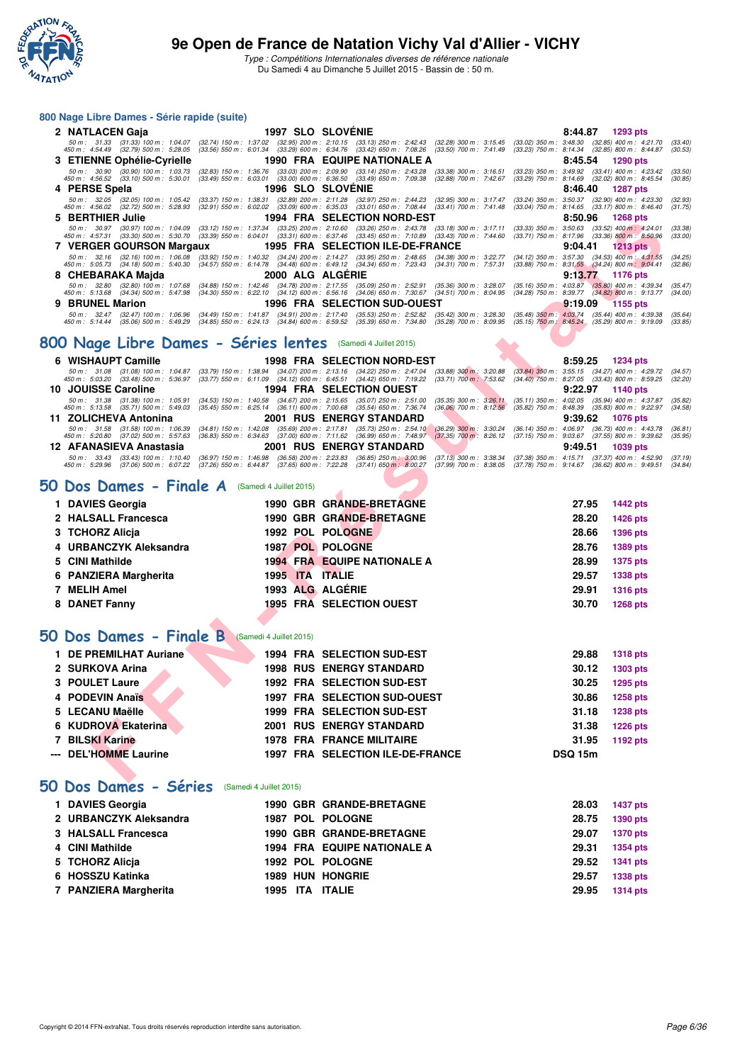# 9e Open de France de Natation Vichy Val d'Allier - VICHY

*Type : Compétitions Internationales diverses de référence nationale*
Du Samedi 4 au Dimanche 5 Juillet 2015 - Bassin de : 50 m.

## 800 Nage Libre Dames - Série rapide (suite)

| Place | Nom | Année | Nat. | Club | Temps | Points |
|---|---|---|---|---|---|---|
| 2 | NATLACEN Gaja | 1997 | SLO | SLOVÉNIE | 8:44.87 | 1293 pts |

50 m : 31.33 (31.33) 100 m : 1:04.07 (32.74) 150 m : 1:37.02 (32.95) 200 m : 2:10.15 (33.13) 250 m : 2:42.43 (32.28) 300 m : 3:15.45 (33.02) 350 m : 3:48.30 (32.85) 400 m : 4:21.70 (33.40)
450 m : 4:54.49 (32.79) 500 m : 5:28.05 (33.56) 550 m : 6:01.34 (33.29) 600 m : 6:34.76 (33.42) 650 m : 7:08.26 (33.50) 700 m : 7:41.49 (33.23) 750 m : 8:14.34 (32.85) 800 m : 8:44.87 (30.53)

| Place | Nom | Année | Nat. | Club | Temps | Points |
|---|---|---|---|---|---|---|
| 3 | ETIENNE Ophélie-Cyrielle | 1990 | FRA | EQUIPE NATIONALE A | 8:45.54 | 1290 pts |

50 m : 30.90 (30.90) 100 m : 1:03.73 (32.83) 150 m : 1:36.76 (33.03) 200 m : 2:09.90 (33.14) 250 m : 2:43.28 (33.38) 300 m : 3:16.51 (33.23) 350 m : 3:49.92 (33.41) 400 m : 4:23.42 (33.50)
450 m : 4:56.52 (33.10) 500 m : 5:30.01 (33.49) 550 m : 6:03.01 (33.00) 600 m : 6:36.50 (33.49) 650 m : 7:09.38 (32.88) 700 m : 7:42.67 (33.29) 750 m : 8:14.69 (32.02) 800 m : 8:45.54 (30.85)

| Place | Nom | Année | Nat. | Club | Temps | Points |
|---|---|---|---|---|---|---|
| 4 | PERSE Spela | 1996 | SLO | SLOVÉNIE | 8:46.40 | 1287 pts |

50 m : 32.05 (32.05) 100 m : 1:05.42 (33.37) 150 m : 1:38.31 (32.89) 200 m : 2:11.28 (32.97) 250 m : 2:44.23 (32.95) 300 m : 3:17.47 (33.24) 350 m : 3:50.37 (32.90) 400 m : 4:23.30 (32.93)
450 m : 4:56.02 (32.72) 500 m : 5:28.93 (32.91) 550 m : 6:02.02 (33.09) 600 m : 6:35.03 (33.01) 650 m : 7:08.44 (33.41) 700 m : 7:41.48 (33.04) 750 m : 8:14.65 (33.17) 800 m : 8:46.40 (31.75)

| Place | Nom | Année | Nat. | Club | Temps | Points |
|---|---|---|---|---|---|---|
| 5 | BERTHIER Julie | 1994 | FRA | SELECTION NORD-EST | 8:50.96 | 1268 pts |

50 m : 30.97 (30.97) 100 m : 1:04.09 (33.12) 150 m : 1:37.34 (33.25) 200 m : 2:10.60 (33.26) 250 m : 2:43.78 (33.18) 300 m : 3:17.11 (33.33) 350 m : 3:50.63 (33.52) 400 m : 4:24.01 (33.38)
450 m : 4:57.31 (33.30) 500 m : 5:30.70 (33.39) 550 m : 6:04.01 (33.31) 600 m : 6:37.46 (33.45) 650 m : 7:10.89 (33.43) 700 m : 7:44.60 (33.71) 750 m : 8:17.96 (33.36) 800 m : 8:50.96 (33.00)

| Place | Nom | Année | Nat. | Club | Temps | Points |
|---|---|---|---|---|---|---|
| 7 | VERGER GOURSON Margaux | 1995 | FRA | SELECTION ILE-DE-FRANCE | 9:04.41 | 1213 pts |

50 m : 32.16 (32.16) 100 m : 1:06.08 (33.92) 150 m : 1:40.32 (34.24) 200 m : 2:14.27 (33.95) 250 m : 2:48.65 (34.38) 300 m : 3:22.77 (34.12) 350 m : 3:57.30 (34.53) 400 m : 4:31.55 (34.25)
450 m : 5:05.73 (34.18) 500 m : 5:40.30 (34.57) 550 m : 6:14.78 (34.48) 600 m : 6:49.12 (34.34) 650 m : 7:23.43 (34.31) 700 m : 7:57.31 (33.88) 750 m : 8:31.55 (34.24) 800 m : 9:04.41 (32.86)

| Place | Nom | Année | Nat. | Club | Temps | Points |
|---|---|---|---|---|---|---|
| 8 | CHEBARAKA Majda | 2000 | ALG | ALGÉRIE | 9:13.77 | 1176 pts |

50 m : 32.80 (32.80) 100 m : 1:07.68 (34.88) 150 m : 1:42.46 (34.78) 200 m : 2:17.55 (35.09) 250 m : 2:52.91 (35.36) 300 m : 3:28.07 (35.16) 350 m : 4:03.87 (35.80) 400 m : 4:39.34 (35.47)
450 m : 5:13.68 (34.34) 500 m : 5:47.98 (34.30) 550 m : 6:22.10 (34.12) 600 m : 6:56.16 (34.06) 650 m : 7:30.67 (34.51) 700 m : 8:04.95 (34.28) 750 m : 8:39.77 (34.82) 800 m : 9:13.77 (34.00)

| Place | Nom | Année | Nat. | Club | Temps | Points |
|---|---|---|---|---|---|---|
| 9 | BRUNEL Marion | 1996 | FRA | SELECTION SUD-OUEST | 9:19.09 | 1155 pts |

50 m : 32.47 (32.47) 100 m : 1:06.96 (34.49) 150 m : 1:41.87 (34.91) 200 m : 2:17.40 (35.53) 250 m : 2:52.82 (35.42) 300 m : 3:28.30 (35.48) 350 m : 4:03.74 (35.44) 400 m : 4:39.38 (35.64)
450 m : 5:14.44 (35.06) 500 m : 5:49.29 (34.85) 550 m : 6:24.13 (34.84) 600 m : 6:59.52 (35.39) 650 m : 7:34.80 (35.28) 700 m : 8:09.95 (35.15) 750 m : 8:45.24 (35.29) 800 m : 9:19.09 (33.85)

## 800 Nage Libre Dames - Séries lentes (Samedi 4 Juillet 2015)

| Place | Nom | Année | Nat. | Club | Temps | Points |
|---|---|---|---|---|---|---|
| 6 | WISHAUPT Camille | 1998 | FRA | SELECTION NORD-EST | 8:59.25 | 1234 pts |

50 m : 31.08 (31.08) 100 m : 1:04.87 (33.79) 150 m : 1:38.94 (34.07) 200 m : 2:13.16 (34.22) 250 m : 2:47.04 (33.88) 300 m : 3:20.88 (33.84) 350 m : 3:55.15 (34.27) 400 m : 4:29.72 (34.57)
450 m : 5:03.20 (33.48) 500 m : 5:36.97 (33.77) 550 m : 6:11.09 (34.12) 600 m : 6:45.51 (34.42) 650 m : 7:19.22 (33.71) 700 m : 7:53.62 (34.40) 750 m : 8:27.05 (33.43) 800 m : 8:59.25 (32.20)

| Place | Nom | Année | Nat. | Club | Temps | Points |
|---|---|---|---|---|---|---|
| 10 | JOUISSE Caroline | 1994 | FRA | SELECTION OUEST | 9:22.97 | 1140 pts |

50 m : 31.38 (31.38) 100 m : 1:05.91 (34.53) 150 m : 1:40.58 (34.67) 200 m : 2:15.65 (35.07) 250 m : 2:51.00 (35.35) 300 m : 3:26.11 (35.11) 350 m : 4:02.05 (35.94) 400 m : 4:37.87 (35.82)
450 m : 5:13.58 (35.71) 500 m : 5:49.03 (35.45) 550 m : 6:25.14 (36.11) 600 m : 7:00.68 (35.54) 650 m : 7:36.74 (36.06) 700 m : 8:12.56 (35.82) 750 m : 8:48.39 (35.83) 800 m : 9:22.97 (34.58)

| Place | Nom | Année | Nat. | Club | Temps | Points |
|---|---|---|---|---|---|---|
| 11 | ZOLICHEVA Antonina | 2001 | RUS | ENERGY STANDARD | 9:39.62 | 1076 pts |

50 m : 31.58 (31.58) 100 m : 1:06.39 (34.81) 150 m : 1:42.08 (35.69) 200 m : 2:17.81 (35.73) 250 m : 2:54.10 (36.29) 300 m : 3:30.24 (36.14) 350 m : 4:06.97 (36.73) 400 m : 4:43.78 (36.81)
450 m : 5:20.80 (37.02) 500 m : 5:57.63 (36.83) 550 m : 6:34.63 (37.00) 600 m : 7:11.62 (36.99) 650 m : 7:48.97 (37.35) 700 m : 8:26.12 (37.15) 750 m : 9:03.67 (37.55) 800 m : 9:39.62 (35.95)

| Place | Nom | Année | Nat. | Club | Temps | Points |
|---|---|---|---|---|---|---|
| 12 | AFANASIEVA Anastasia | 2001 | RUS | ENERGY STANDARD | 9:49.51 | 1039 pts |

50 m : 33.43 (33.43) 100 m : 1:10.40 (36.97) 150 m : 1:46.98 (36.58) 200 m : 2:23.83 (36.85) 250 m : 3:00.96 (37.13) 300 m : 3:38.34 (37.38) 350 m : 4:15.71 (37.37) 400 m : 4:52.90 (37.19)
450 m : 5:29.96 (37.06) 500 m : 6:07.22 (37.26) 550 m : 6:44.87 (37.65) 600 m : 7:22.28 (37.41) 650 m : 8:00.27 (37.99) 700 m : 8:38.05 (37.78) 750 m : 9:14.67 (36.62) 800 m : 9:49.51 (34.84)

## 50 Dos Dames - Finale A (Samedi 4 Juillet 2015)

| Place | Nom | Année | Nat. | Club | Temps | Points |
|---|---|---|---|---|---|---|
| 1 | DAVIES Georgia | 1990 | GBR | GRANDE-BRETAGNE | 27.95 | 1442 pts |
| 2 | HALSALL Francesca | 1990 | GBR | GRANDE-BRETAGNE | 28.20 | 1426 pts |
| 3 | TCHORZ Alicja | 1992 | POL | POLOGNE | 28.66 | 1396 pts |
| 4 | URBANCZYK Aleksandra | 1987 | POL | POLOGNE | 28.76 | 1389 pts |
| 5 | CINI Mathilde | 1994 | FRA | EQUIPE NATIONALE A | 28.99 | 1375 pts |
| 6 | PANZIERA Margherita | 1995 | ITA | ITALIE | 29.57 | 1338 pts |
| 7 | MELIH Amel | 1993 | ALG | ALGÉRIE | 29.91 | 1316 pts |
| 8 | DANET Fanny | 1995 | FRA | SELECTION OUEST | 30.70 | 1268 pts |

## 50 Dos Dames - Finale B (Samedi 4 Juillet 2015)

| Place | Nom | Année | Nat. | Club | Temps | Points |
|---|---|---|---|---|---|---|
| 1 | DE PREMILHAT Auriane | 1994 | FRA | SELECTION SUD-EST | 29.88 | 1318 pts |
| 2 | SURKOVA Arina | 1998 | RUS | ENERGY STANDARD | 30.12 | 1303 pts |
| 3 | POULET Laure | 1992 | FRA | SELECTION SUD-EST | 30.25 | 1295 pts |
| 4 | PODEVIN Anaïs | 1997 | FRA | SELECTION SUD-OUEST | 30.86 | 1258 pts |
| 5 | LECANU Maëlle | 1999 | FRA | SELECTION SUD-EST | 31.18 | 1238 pts |
| 6 | KUDROVA Ekaterina | 2001 | RUS | ENERGY STANDARD | 31.38 | 1226 pts |
| 7 | BILSKI Karine | 1978 | FRA | FRANCE MILITAIRE | 31.95 | 1192 pts |
| --- | DEL'HOMME Laurine | 1997 | FRA | SELECTION ILE-DE-FRANCE | DSQ 15m | |

## 50 Dos Dames - Séries (Samedi 4 Juillet 2015)

| Place | Nom | Année | Nat. | Club | Temps | Points |
|---|---|---|---|---|---|---|
| 1 | DAVIES Georgia | 1990 | GBR | GRANDE-BRETAGNE | 28.03 | 1437 pts |
| 2 | URBANCZYK Aleksandra | 1987 | POL | POLOGNE | 28.75 | 1390 pts |
| 3 | HALSALL Francesca | 1990 | GBR | GRANDE-BRETAGNE | 29.07 | 1370 pts |
| 4 | CINI Mathilde | 1994 | FRA | EQUIPE NATIONALE A | 29.31 | 1354 pts |
| 5 | TCHORZ Alicja | 1992 | POL | POLOGNE | 29.52 | 1341 pts |
| 6 | HOSSZU Katinka | 1989 | HUN | HONGRIE | 29.57 | 1338 pts |
| 7 | PANZIERA Margherita | 1995 | ITA | ITALIE | 29.95 | 1314 pts |

Copyright © 2014 FFN-extraNat. Tous droits réservés reproduction interdite sans autorisation.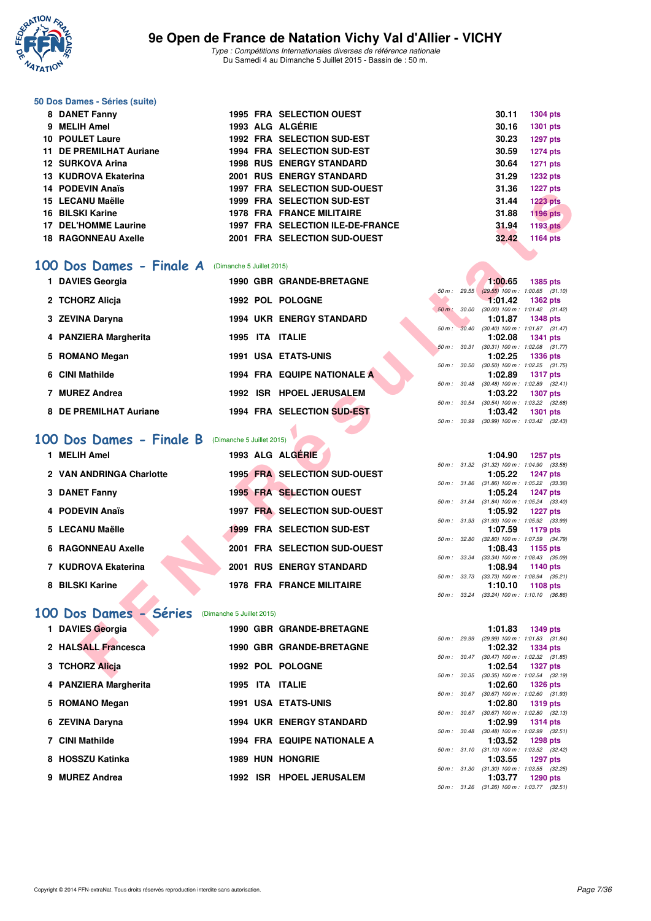# 9e Open de France de Natation Vichy Val d'Allier - VICHY

*Type : Compétitions Internationales diverses de référence nationale*
Du Samedi 4 au Dimanche 5 Juillet 2015 - Bassin de : 50 m.

### 50 Dos Dames - Séries (suite)

| Pl. | Nom | Année | Nat. | Club | Temps | Points |
|---|---|---|---|---|---|---|
| 8 | DANET Fanny | 1995 | FRA | SELECTION OUEST | 30.11 | 1304 pts |
| 9 | MELIH Amel | 1993 | ALG | ALGÉRIE | 30.16 | 1301 pts |
| 10 | POULET Laure | 1992 | FRA | SELECTION SUD-EST | 30.23 | 1297 pts |
| 11 | DE PREMILHAT Auriane | 1994 | FRA | SELECTION SUD-EST | 30.59 | 1274 pts |
| 12 | SURKOVA Arina | 1998 | RUS | ENERGY STANDARD | 30.64 | 1271 pts |
| 13 | KUDROVA Ekaterina | 2001 | RUS | ENERGY STANDARD | 31.29 | 1232 pts |
| 14 | PODEVIN Anaïs | 1997 | FRA | SELECTION SUD-OUEST | 31.36 | 1227 pts |
| 15 | LECANU Maëlle | 1999 | FRA | SELECTION SUD-EST | 31.44 | 1223 pts |
| 16 | BILSKI Karine | 1978 | FRA | FRANCE MILITAIRE | 31.88 | 1196 pts |
| 17 | DEL'HOMME Laurine | 1997 | FRA | SELECTION ILE-DE-FRANCE | 31.94 | 1193 pts |
| 18 | RAGONNEAU Axelle | 2001 | FRA | SELECTION SUD-OUEST | 32.42 | 1164 pts |

## 100 Dos Dames - Finale A (Dimanche 5 Juillet 2015)

| Pl. | Nom | Année | Nat. | Club | Temps | Points | Splits |
|---|---|---|---|---|---|---|---|
| 1 | DAVIES Georgia | 1990 | GBR | GRANDE-BRETAGNE | 1:00.65 | 1385 pts | 50 m : 29.55 (29.55) 100 m : 1:00.65 (31.10) |
| 2 | TCHORZ Alicja | 1992 | POL | POLOGNE | 1:01.42 | 1362 pts | 50 m : 30.00 (30.00) 100 m : 1:01.42 (31.42) |
| 3 | ZEVINA Daryna | 1994 | UKR | ENERGY STANDARD | 1:01.87 | 1348 pts | 50 m : 30.40 (30.40) 100 m : 1:01.87 (31.47) |
| 4 | PANZIERA Margherita | 1995 | ITA | ITALIE | 1:02.08 | 1341 pts | 50 m : 30.31 (30.31) 100 m : 1:02.08 (31.77) |
| 5 | ROMANO Megan | 1991 | USA | ETATS-UNIS | 1:02.25 | 1336 pts | 50 m : 30.50 (30.50) 100 m : 1:02.25 (31.75) |
| 6 | CINI Mathilde | 1994 | FRA | EQUIPE NATIONALE A | 1:02.89 | 1317 pts | 50 m : 30.48 (30.48) 100 m : 1:02.89 (32.41) |
| 7 | MUREZ Andrea | 1992 | ISR | HPOEL JERUSALEM | 1:03.22 | 1307 pts | 50 m : 30.54 (30.54) 100 m : 1:03.22 (32.68) |
| 8 | DE PREMILHAT Auriane | 1994 | FRA | SELECTION SUD-EST | 1:03.42 | 1301 pts | 50 m : 30.99 (30.99) 100 m : 1:03.42 (32.43) |

## 100 Dos Dames - Finale B (Dimanche 5 Juillet 2015)

| Pl. | Nom | Année | Nat. | Club | Temps | Points | Splits |
|---|---|---|---|---|---|---|---|
| 1 | MELIH Amel | 1993 | ALG | ALGÉRIE | 1:04.90 | 1257 pts | 50 m : 31.32 (31.32) 100 m : 1:04.90 (33.58) |
| 2 | VAN ANDRINGA Charlotte | 1995 | FRA | SELECTION SUD-OUEST | 1:05.22 | 1247 pts | 50 m : 31.86 (31.86) 100 m : 1:05.22 (33.36) |
| 3 | DANET Fanny | 1995 | FRA | SELECTION OUEST | 1:05.24 | 1247 pts | 50 m : 31.84 (31.84) 100 m : 1:05.24 (33.40) |
| 4 | PODEVIN Anaïs | 1997 | FRA | SELECTION SUD-OUEST | 1:05.92 | 1227 pts | 50 m : 31.93 (31.93) 100 m : 1:05.92 (33.99) |
| 5 | LECANU Maëlle | 1999 | FRA | SELECTION SUD-EST | 1:07.59 | 1179 pts | 50 m : 32.80 (32.80) 100 m : 1:07.59 (34.79) |
| 6 | RAGONNEAU Axelle | 2001 | FRA | SELECTION SUD-OUEST | 1:08.43 | 1155 pts | 50 m : 33.34 (33.34) 100 m : 1:08.43 (35.09) |
| 7 | KUDROVA Ekaterina | 2001 | RUS | ENERGY STANDARD | 1:08.94 | 1140 pts | 50 m : 33.73 (33.73) 100 m : 1:08.94 (35.21) |
| 8 | BILSKI Karine | 1978 | FRA | FRANCE MILITAIRE | 1:10.10 | 1108 pts | 50 m : 33.24 (33.24) 100 m : 1:10.10 (36.86) |

## 100 Dos Dames - Séries (Dimanche 5 Juillet 2015)

| Pl. | Nom | Année | Nat. | Club | Temps | Points | Splits |
|---|---|---|---|---|---|---|---|
| 1 | DAVIES Georgia | 1990 | GBR | GRANDE-BRETAGNE | 1:01.83 | 1349 pts | 50 m : 29.99 (29.99) 100 m : 1:01.83 (31.84) |
| 2 | HALSALL Francesca | 1990 | GBR | GRANDE-BRETAGNE | 1:02.32 | 1334 pts | 50 m : 30.47 (30.47) 100 m : 1:02.32 (31.85) |
| 3 | TCHORZ Alicja | 1992 | POL | POLOGNE | 1:02.54 | 1327 pts | 50 m : 30.35 (30.35) 100 m : 1:02.54 (32.19) |
| 4 | PANZIERA Margherita | 1995 | ITA | ITALIE | 1:02.60 | 1326 pts | 50 m : 30.67 (30.67) 100 m : 1:02.60 (31.93) |
| 5 | ROMANO Megan | 1991 | USA | ETATS-UNIS | 1:02.80 | 1319 pts | 50 m : 30.67 (30.67) 100 m : 1:02.80 (32.13) |
| 6 | ZEVINA Daryna | 1994 | UKR | ENERGY STANDARD | 1:02.99 | 1314 pts | 50 m : 30.48 (30.48) 100 m : 1:02.99 (32.51) |
| 7 | CINI Mathilde | 1994 | FRA | EQUIPE NATIONALE A | 1:03.52 | 1298 pts | 50 m : 31.10 (31.10) 100 m : 1:03.52 (32.42) |
| 8 | HOSSZU Katinka | 1989 | HUN | HONGRIE | 1:03.55 | 1297 pts | 50 m : 31.30 (31.30) 100 m : 1:03.55 (32.25) |
| 9 | MUREZ Andrea | 1992 | ISR | HPOEL JERUSALEM | 1:03.77 | 1290 pts | 50 m : 31.26 (31.26) 100 m : 1:03.77 (32.51) |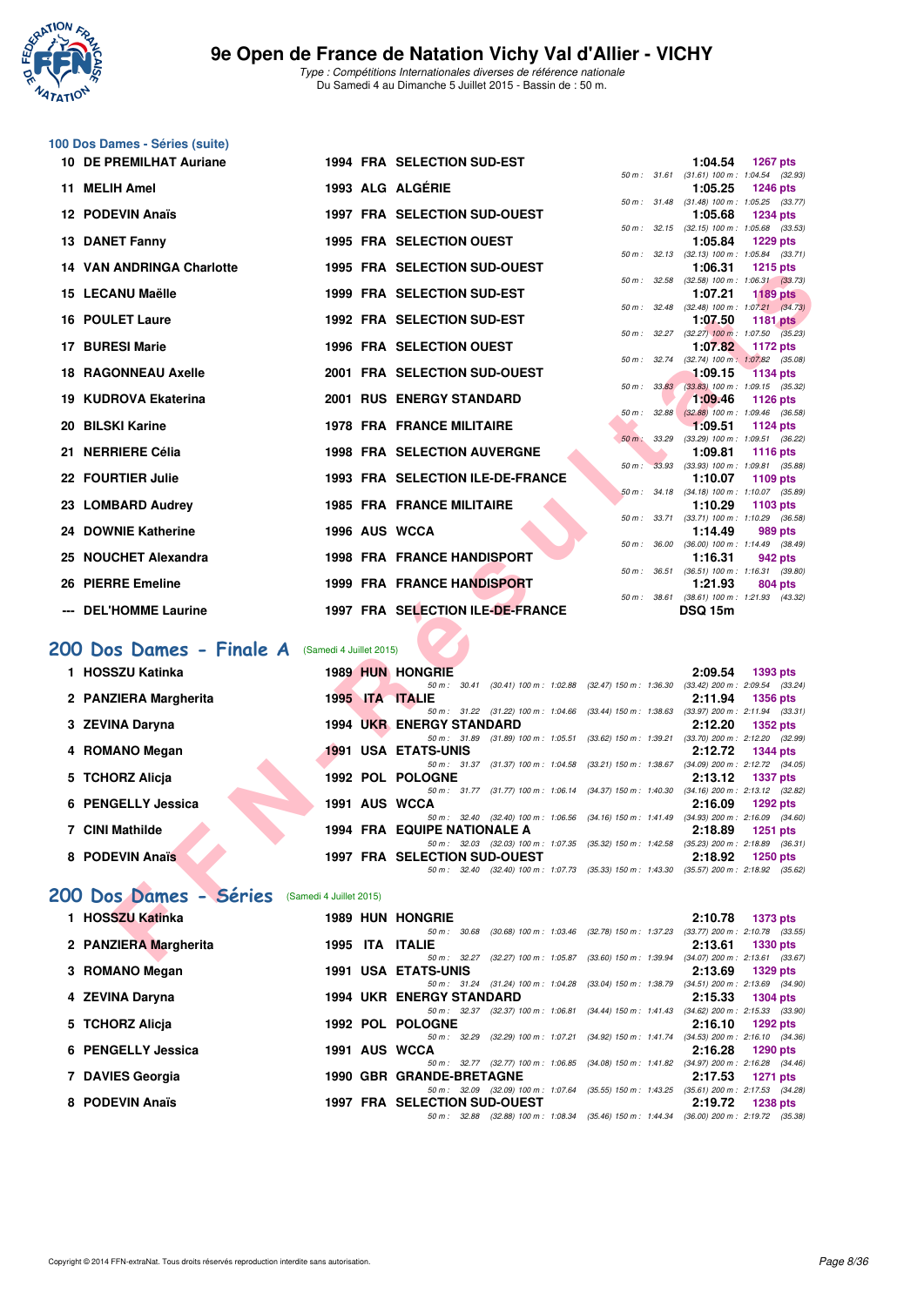# 9e Open de France de Natation Vichy Val d'Allier - VICHY

*Type : Compétitions Internationales diverses de référence nationale*
Du Samedi 4 au Dimanche 5 Juillet 2015 - Bassin de : 50 m.

## 100 Dos Dames - Séries (suite)

| Rang | Nom | Année | Nat. | Club | Temps | Points | Splits |
|---|---|---|---|---|---|---|---|
| 10 | DE PREMILHAT Auriane | 1994 | FRA | SELECTION SUD-EST | 1:04.54 | 1267 pts | 50 m : 31.61 (31.61) 100 m : 1:04.54 (32.93) |
| 11 | MELIH Amel | 1993 | ALG | ALGÉRIE | 1:05.25 | 1246 pts | 50 m : 31.48 (31.48) 100 m : 1:05.25 (33.77) |
| 12 | PODEVIN Anaïs | 1997 | FRA | SELECTION SUD-OUEST | 1:05.68 | 1234 pts | 50 m : 32.15 (32.15) 100 m : 1:05.68 (33.53) |
| 13 | DANET Fanny | 1995 | FRA | SELECTION OUEST | 1:05.84 | 1229 pts | 50 m : 32.13 (32.13) 100 m : 1:05.84 (33.71) |
| 14 | VAN ANDRINGA Charlotte | 1995 | FRA | SELECTION SUD-OUEST | 1:06.31 | 1215 pts | 50 m : 32.58 (32.58) 100 m : 1:06.31 (33.73) |
| 15 | LECANU Maëlle | 1999 | FRA | SELECTION SUD-EST | 1:07.21 | 1189 pts | 50 m : 32.48 (32.48) 100 m : 1:07.21 (34.73) |
| 16 | POULET Laure | 1992 | FRA | SELECTION SUD-EST | 1:07.50 | 1181 pts | 50 m : 32.27 (32.27) 100 m : 1:07.50 (35.23) |
| 17 | BURESI Marie | 1996 | FRA | SELECTION OUEST | 1:07.82 | 1172 pts | 50 m : 32.74 (32.74) 100 m : 1:07.82 (35.08) |
| 18 | RAGONNEAU Axelle | 2001 | FRA | SELECTION SUD-OUEST | 1:09.15 | 1134 pts | 50 m : 33.83 (33.83) 100 m : 1:09.15 (35.32) |
| 19 | KUDROVA Ekaterina | 2001 | RUS | ENERGY STANDARD | 1:09.46 | 1126 pts | 50 m : 32.88 (32.88) 100 m : 1:09.46 (36.58) |
| 20 | BILSKI Karine | 1978 | FRA | FRANCE MILITAIRE | 1:09.51 | 1124 pts | 50 m : 33.29 (33.29) 100 m : 1:09.51 (36.22) |
| 21 | NERRIERE Célia | 1998 | FRA | SELECTION AUVERGNE | 1:09.81 | 1116 pts | 50 m : 33.93 (33.93) 100 m : 1:09.81 (35.88) |
| 22 | FOURTIER Julie | 1993 | FRA | SELECTION ILE-DE-FRANCE | 1:10.07 | 1109 pts | 50 m : 34.18 (34.18) 100 m : 1:10.07 (35.89) |
| 23 | LOMBARD Audrey | 1985 | FRA | FRANCE MILITAIRE | 1:10.29 | 1103 pts | 50 m : 33.71 (33.71) 100 m : 1:10.29 (36.58) |
| 24 | DOWNIE Katherine | 1996 | AUS | WCCA | 1:14.49 | 989 pts | 50 m : 36.00 (36.00) 100 m : 1:14.49 (38.49) |
| 25 | NOUCHET Alexandra | 1998 | FRA | FRANCE HANDISPORT | 1:16.31 | 942 pts | 50 m : 36.51 (36.51) 100 m : 1:16.31 (39.80) |
| 26 | PIERRE Emeline | 1999 | FRA | FRANCE HANDISPORT | 1:21.93 | 804 pts | 50 m : 38.61 (38.61) 100 m : 1:21.93 (43.32) |
| --- | DEL'HOMME Laurine | 1997 | FRA | SELECTION ILE-DE-FRANCE | DSQ 15m | | |

## 200 Dos Dames - Finale A (Samedi 4 Juillet 2015)

| Rang | Nom | Année | Nat. | Club | Temps | Points | Splits |
|---|---|---|---|---|---|---|---|
| 1 | HOSSZU Katinka | 1989 | HUN | HONGRIE | 2:09.54 | 1393 pts | 50 m : 30.41 (30.41) 100 m : 1:02.88 (32.47) 150 m : 1:36.30 (33.42) 200 m : 2:09.54 (33.24) |
| 2 | PANZIERA Margherita | 1995 | ITA | ITALIE | 2:11.94 | 1356 pts | 50 m : 31.22 (31.22) 100 m : 1:04.66 (33.44) 150 m : 1:38.63 (33.97) 200 m : 2:11.94 (33.31) |
| 3 | ZEVINA Daryna | 1994 | UKR | ENERGY STANDARD | 2:12.20 | 1352 pts | 50 m : 31.89 (31.89) 100 m : 1:05.51 (33.62) 150 m : 1:39.21 (33.70) 200 m : 2:12.20 (32.99) |
| 4 | ROMANO Megan | 1991 | USA | ETATS-UNIS | 2:12.72 | 1344 pts | 50 m : 31.37 (31.37) 100 m : 1:04.58 (33.21) 150 m : 1:38.67 (34.09) 200 m : 2:12.72 (34.05) |
| 5 | TCHORZ Alicja | 1992 | POL | POLOGNE | 2:13.12 | 1337 pts | 50 m : 31.77 (31.77) 100 m : 1:06.14 (34.37) 150 m : 1:40.30 (34.16) 200 m : 2:13.12 (32.82) |
| 6 | PENGELLY Jessica | 1991 | AUS | WCCA | 2:16.09 | 1292 pts | 50 m : 32.40 (32.40) 100 m : 1:06.56 (34.16) 150 m : 1:41.49 (34.93) 200 m : 2:16.09 (34.60) |
| 7 | CINI Mathilde | 1994 | FRA | EQUIPE NATIONALE A | 2:18.89 | 1251 pts | 50 m : 32.03 (32.03) 100 m : 1:07.35 (35.32) 150 m : 1:42.58 (35.23) 200 m : 2:18.89 (36.31) |
| 8 | PODEVIN Anaïs | 1997 | FRA | SELECTION SUD-OUEST | 2:18.92 | 1250 pts | 50 m : 32.40 (32.40) 100 m : 1:07.73 (35.33) 150 m : 1:43.30 (35.57) 200 m : 2:18.92 (35.62) |

## 200 Dos Dames - Séries (Samedi 4 Juillet 2015)

| Rang | Nom | Année | Nat. | Club | Temps | Points | Splits |
|---|---|---|---|---|---|---|---|
| 1 | HOSSZU Katinka | 1989 | HUN | HONGRIE | 2:10.78 | 1373 pts | 50 m : 30.68 (30.68) 100 m : 1:03.46 (32.78) 150 m : 1:37.23 (33.77) 200 m : 2:10.78 (33.55) |
| 2 | PANZIERA Margherita | 1995 | ITA | ITALIE | 2:13.61 | 1330 pts | 50 m : 32.27 (32.27) 100 m : 1:05.87 (33.60) 150 m : 1:39.94 (34.07) 200 m : 2:13.61 (33.67) |
| 3 | ROMANO Megan | 1991 | USA | ETATS-UNIS | 2:13.69 | 1329 pts | 50 m : 31.24 (31.24) 100 m : 1:04.28 (33.04) 150 m : 1:38.79 (34.51) 200 m : 2:13.69 (34.90) |
| 4 | ZEVINA Daryna | 1994 | UKR | ENERGY STANDARD | 2:15.33 | 1304 pts | 50 m : 32.37 (32.37) 100 m : 1:06.81 (34.44) 150 m : 1:41.43 (34.62) 200 m : 2:15.33 (33.90) |
| 5 | TCHORZ Alicja | 1992 | POL | POLOGNE | 2:16.10 | 1292 pts | 50 m : 32.29 (32.29) 100 m : 1:07.21 (34.92) 150 m : 1:41.74 (34.53) 200 m : 2:16.10 (34.36) |
| 6 | PENGELLY Jessica | 1991 | AUS | WCCA | 2:16.28 | 1290 pts | 50 m : 32.77 (32.77) 100 m : 1:06.85 (34.08) 150 m : 1:41.82 (34.97) 200 m : 2:16.28 (34.46) |
| 7 | DAVIES Georgia | 1990 | GBR | GRANDE-BRETAGNE | 2:17.53 | 1271 pts | 50 m : 32.09 (32.09) 100 m : 1:07.64 (35.55) 150 m : 1:43.25 (35.61) 200 m : 2:17.53 (34.28) |
| 8 | PODEVIN Anaïs | 1997 | FRA | SELECTION SUD-OUEST | 2:19.72 | 1238 pts | 50 m : 32.88 (32.88) 100 m : 1:08.34 (35.46) 150 m : 1:44.34 (36.00) 200 m : 2:19.72 (35.38) |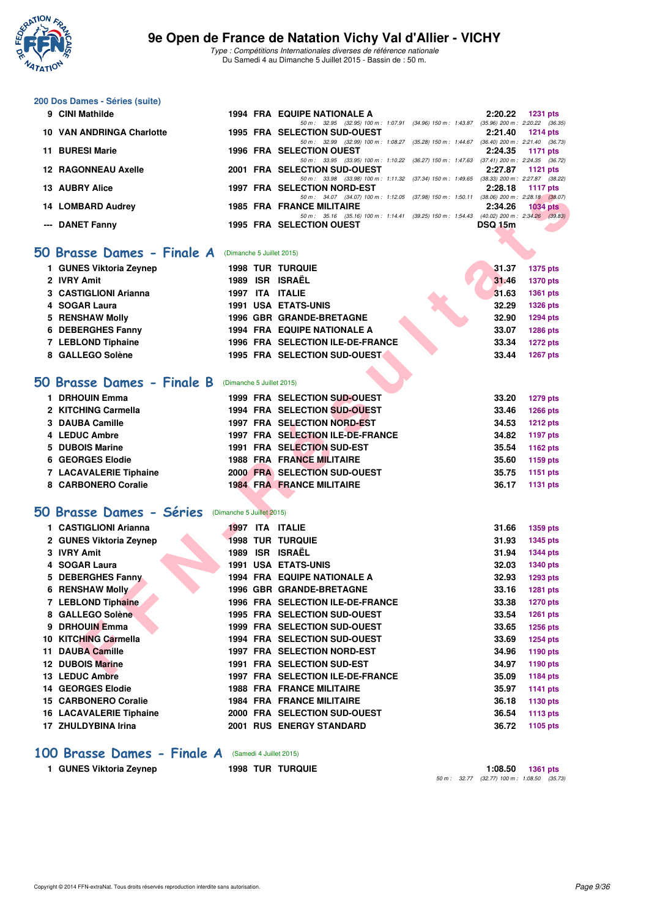# 9e Open de France de Natation Vichy Val d'Allier - VICHY

*Type : Compétitions Internationales diverses de référence nationale*
Du Samedi 4 au Dimanche 5 Juillet 2015 - Bassin de : 50 m.

## 200 Dos Dames - Séries (suite)

| Rang | Nom | Année | Nat. | Club | Temps | Points |
|---|---|---|---|---|---|---|
| 9 | CINI Mathilde | 1994 | FRA | EQUIPE NATIONALE A | 2:20.22 | 1231 pts |
| | | | | 50 m : 32.95 (32.95) 100 m : 1:07.91 (34.96) 150 m : 1:43.87 (35.96) 200 m : 2:20.22 (36.35) | | |
| 10 | VAN ANDRINGA Charlotte | 1995 | FRA | SELECTION SUD-OUEST | 2:21.40 | 1214 pts |
| | | | | 50 m : 32.99 (32.99) 100 m : 1:08.27 (35.28) 150 m : 1:44.67 (36.40) 200 m : 2:21.40 (36.73) | | |
| 11 | BURESI Marie | 1996 | FRA | SELECTION OUEST | 2:24.35 | 1171 pts |
| | | | | 50 m : 33.95 (33.95) 100 m : 1:10.22 (36.27) 150 m : 1:47.63 (37.41) 200 m : 2:24.35 (36.72) | | |
| 12 | RAGONNEAU Axelle | 2001 | FRA | SELECTION SUD-OUEST | 2:27.87 | 1121 pts |
| | | | | 50 m : 33.98 (33.98) 100 m : 1:11.32 (37.34) 150 m : 1:49.65 (38.33) 200 m : 2:27.87 (38.22) | | |
| 13 | AUBRY Alice | 1997 | FRA | SELECTION NORD-EST | 2:28.18 | 1117 pts |
| | | | | 50 m : 34.07 (34.07) 100 m : 1:12.05 (37.98) 150 m : 1:50.11 (38.06) 200 m : 2:28.18 (38.07) | | |
| 14 | LOMBARD Audrey | 1985 | FRA | FRANCE MILITAIRE | 2:34.26 | 1034 pts |
| | | | | 50 m : 35.16 (35.16) 100 m : 1:14.41 (39.25) 150 m : 1:54.43 (40.02) 200 m : 2:34.26 (39.83) | | |
| --- | DANET Fanny | 1995 | FRA | SELECTION OUEST | DSQ 15m | |

## 50 Brasse Dames - Finale A (Dimanche 5 Juillet 2015)

| Rang | Nom | Année | Nat. | Club | Temps | Points |
|---|---|---|---|---|---|---|
| 1 | GUNES Viktoria Zeynep | 1998 | TUR | TURQUIE | 31.37 | 1375 pts |
| 2 | IVRY Amit | 1989 | ISR | ISRAËL | 31.46 | 1370 pts |
| 3 | CASTIGLIONI Arianna | 1997 | ITA | ITALIE | 31.63 | 1361 pts |
| 4 | SOGAR Laura | 1991 | USA | ETATS-UNIS | 32.29 | 1326 pts |
| 5 | RENSHAW Molly | 1996 | GBR | GRANDE-BRETAGNE | 32.90 | 1294 pts |
| 6 | DEBERGHES Fanny | 1994 | FRA | EQUIPE NATIONALE A | 33.07 | 1286 pts |
| 7 | LEBLOND Tiphaine | 1996 | FRA | SELECTION ILE-DE-FRANCE | 33.34 | 1272 pts |
| 8 | GALLEGO Solène | 1995 | FRA | SELECTION SUD-OUEST | 33.44 | 1267 pts |

## 50 Brasse Dames - Finale B (Dimanche 5 Juillet 2015)

| Rang | Nom | Année | Nat. | Club | Temps | Points |
|---|---|---|---|---|---|---|
| 1 | DRHOUIN Emma | 1999 | FRA | SELECTION SUD-OUEST | 33.20 | 1279 pts |
| 2 | KITCHING Carmella | 1994 | FRA | SELECTION SUD-OUEST | 33.46 | 1266 pts |
| 3 | DAUBA Camille | 1997 | FRA | SELECTION NORD-EST | 34.53 | 1212 pts |
| 4 | LEDUC Ambre | 1997 | FRA | SELECTION ILE-DE-FRANCE | 34.82 | 1197 pts |
| 5 | DUBOIS Marine | 1991 | FRA | SELECTION SUD-EST | 35.54 | 1162 pts |
| 6 | GEORGES Elodie | 1988 | FRA | FRANCE MILITAIRE | 35.60 | 1159 pts |
| 7 | LACAVALERIE Tiphaine | 2000 | FRA | SELECTION SUD-OUEST | 35.75 | 1151 pts |
| 8 | CARBONERO Coralie | 1984 | FRA | FRANCE MILITAIRE | 36.17 | 1131 pts |

## 50 Brasse Dames - Séries (Dimanche 5 Juillet 2015)

| Rang | Nom | Année | Nat. | Club | Temps | Points |
|---|---|---|---|---|---|---|
| 1 | CASTIGLIONI Arianna | 1997 | ITA | ITALIE | 31.66 | 1359 pts |
| 2 | GUNES Viktoria Zeynep | 1998 | TUR | TURQUIE | 31.93 | 1345 pts |
| 3 | IVRY Amit | 1989 | ISR | ISRAËL | 31.94 | 1344 pts |
| 4 | SOGAR Laura | 1991 | USA | ETATS-UNIS | 32.03 | 1340 pts |
| 5 | DEBERGHES Fanny | 1994 | FRA | EQUIPE NATIONALE A | 32.93 | 1293 pts |
| 6 | RENSHAW Molly | 1996 | GBR | GRANDE-BRETAGNE | 33.16 | 1281 pts |
| 7 | LEBLOND Tiphaine | 1996 | FRA | SELECTION ILE-DE-FRANCE | 33.38 | 1270 pts |
| 8 | GALLEGO Solène | 1995 | FRA | SELECTION SUD-OUEST | 33.54 | 1261 pts |
| 9 | DRHOUIN Emma | 1999 | FRA | SELECTION SUD-OUEST | 33.65 | 1256 pts |
| 10 | KITCHING Carmella | 1994 | FRA | SELECTION SUD-OUEST | 33.69 | 1254 pts |
| 11 | DAUBA Camille | 1997 | FRA | SELECTION NORD-EST | 34.96 | 1190 pts |
| 12 | DUBOIS Marine | 1991 | FRA | SELECTION SUD-EST | 34.97 | 1190 pts |
| 13 | LEDUC Ambre | 1997 | FRA | SELECTION ILE-DE-FRANCE | 35.09 | 1184 pts |
| 14 | GEORGES Elodie | 1988 | FRA | FRANCE MILITAIRE | 35.97 | 1141 pts |
| 15 | CARBONERO Coralie | 1984 | FRA | FRANCE MILITAIRE | 36.18 | 1130 pts |
| 16 | LACAVALERIE Tiphaine | 2000 | FRA | SELECTION SUD-OUEST | 36.54 | 1113 pts |
| 17 | ZHULDYBINA Irina | 2001 | RUS | ENERGY STANDARD | 36.72 | 1105 pts |

## 100 Brasse Dames - Finale A (Samedi 4 Juillet 2015)

| Rang | Nom | Année | Nat. | Club | Temps | Points |
|---|---|---|---|---|---|---|
| 1 | GUNES Viktoria Zeynep | 1998 | TUR | TURQUIE | 1:08.50 | 1361 pts |
| | | | | 50 m : 32.77 (32.77) 100 m : 1:08.50 (35.73) | | |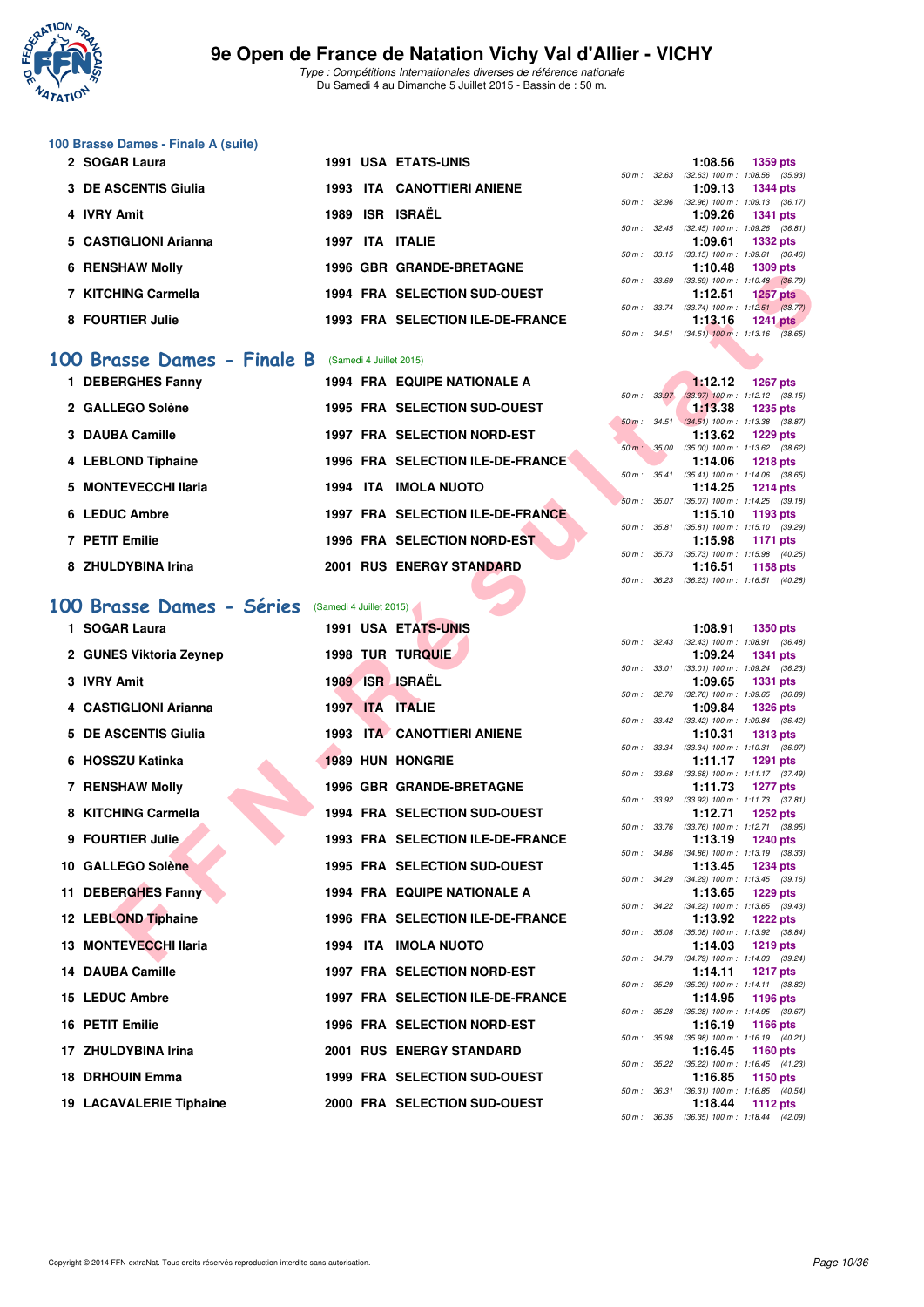## 100 Brasse Dames - Finale A (suite)

| Rang | Nom | Année | Nat. | Club | Temps | Points | Splits |
|---|---|---|---|---|---|---|---|
| 2 | SOGAR Laura | 1991 | USA | ETATS-UNIS | 1:08.56 | 1359 pts | 50 m : 32.63 (32.63) 100 m : 1:08.56 (35.93) |
| 3 | DE ASCENTIS Giulia | 1993 | ITA | CANOTTIERI ANIENE | 1:09.13 | 1344 pts | 50 m : 32.96 (32.96) 100 m : 1:09.13 (36.17) |
| 4 | IVRY Amit | 1989 | ISR | ISRAËL | 1:09.26 | 1341 pts | 50 m : 32.45 (32.45) 100 m : 1:09.26 (36.81) |
| 5 | CASTIGLIONI Arianna | 1997 | ITA | ITALIE | 1:09.61 | 1332 pts | 50 m : 33.15 (33.15) 100 m : 1:09.61 (36.46) |
| 6 | RENSHAW Molly | 1996 | GBR | GRANDE-BRETAGNE | 1:10.48 | 1309 pts | 50 m : 33.69 (33.69) 100 m : 1:10.48 (36.79) |
| 7 | KITCHING Carmella | 1994 | FRA | SELECTION SUD-OUEST | 1:12.51 | 1257 pts | 50 m : 33.74 (33.74) 100 m : 1:12.51 (38.77) |
| 8 | FOURTIER Julie | 1993 | FRA | SELECTION ILE-DE-FRANCE | 1:13.16 | 1241 pts | 50 m : 34.51 (34.51) 100 m : 1:13.16 (38.65) |

## 100 Brasse Dames - Finale B (Samedi 4 Juillet 2015)

| Rang | Nom | Année | Nat. | Club | Temps | Points | Splits |
|---|---|---|---|---|---|---|---|
| 1 | DEBERGHES Fanny | 1994 | FRA | EQUIPE NATIONALE A | 1:12.12 | 1267 pts | 50 m : 33.97 (33.97) 100 m : 1:12.12 (38.15) |
| 2 | GALLEGO Solène | 1995 | FRA | SELECTION SUD-OUEST | 1:13.38 | 1235 pts | 50 m : 34.51 (34.51) 100 m : 1:13.38 (38.87) |
| 3 | DAUBA Camille | 1997 | FRA | SELECTION NORD-EST | 1:13.62 | 1229 pts | 50 m : 35.00 (35.00) 100 m : 1:13.62 (38.62) |
| 4 | LEBLOND Tiphaine | 1996 | FRA | SELECTION ILE-DE-FRANCE | 1:14.06 | 1218 pts | 50 m : 35.41 (35.41) 100 m : 1:14.06 (38.65) |
| 5 | MONTEVECCHI Ilaria | 1994 | ITA | IMOLA NUOTO | 1:14.25 | 1214 pts | 50 m : 35.07 (35.07) 100 m : 1:14.25 (39.18) |
| 6 | LEDUC Ambre | 1997 | FRA | SELECTION ILE-DE-FRANCE | 1:15.10 | 1193 pts | 50 m : 35.81 (35.81) 100 m : 1:15.10 (39.29) |
| 7 | PETIT Emilie | 1996 | FRA | SELECTION NORD-EST | 1:15.98 | 1171 pts | 50 m : 35.73 (35.73) 100 m : 1:15.98 (40.25) |
| 8 | ZHULDYBINA Irina | 2001 | RUS | ENERGY STANDARD | 1:16.51 | 1158 pts | 50 m : 36.23 (36.23) 100 m : 1:16.51 (40.28) |

## 100 Brasse Dames - Séries (Samedi 4 Juillet 2015)

| Rang | Nom | Année | Nat. | Club | Temps | Points | Splits |
|---|---|---|---|---|---|---|---|
| 1 | SOGAR Laura | 1991 | USA | ETATS-UNIS | 1:08.91 | 1350 pts | 50 m : 32.43 (32.43) 100 m : 1:08.91 (36.48) |
| 2 | GUNES Viktoria Zeynep | 1998 | TUR | TURQUIE | 1:09.24 | 1341 pts | 50 m : 33.01 (33.01) 100 m : 1:09.24 (36.23) |
| 3 | IVRY Amit | 1989 | ISR | ISRAËL | 1:09.65 | 1331 pts | 50 m : 32.76 (32.76) 100 m : 1:09.65 (36.89) |
| 4 | CASTIGLIONI Arianna | 1997 | ITA | ITALIE | 1:09.84 | 1326 pts | 50 m : 33.42 (33.42) 100 m : 1:09.84 (36.42) |
| 5 | DE ASCENTIS Giulia | 1993 | ITA | CANOTTIERI ANIENE | 1:10.31 | 1313 pts | 50 m : 33.34 (33.34) 100 m : 1:10.31 (36.97) |
| 6 | HOSSZU Katinka | 1989 | HUN | HONGRIE | 1:11.17 | 1291 pts | 50 m : 33.68 (33.68) 100 m : 1:11.17 (37.49) |
| 7 | RENSHAW Molly | 1996 | GBR | GRANDE-BRETAGNE | 1:11.73 | 1277 pts | 50 m : 33.92 (33.92) 100 m : 1:11.73 (37.81) |
| 8 | KITCHING Carmella | 1994 | FRA | SELECTION SUD-OUEST | 1:12.71 | 1252 pts | 50 m : 33.76 (33.76) 100 m : 1:12.71 (38.95) |
| 9 | FOURTIER Julie | 1993 | FRA | SELECTION ILE-DE-FRANCE | 1:13.19 | 1240 pts | 50 m : 34.86 (34.86) 100 m : 1:13.19 (38.33) |
| 10 | GALLEGO Solène | 1995 | FRA | SELECTION SUD-OUEST | 1:13.45 | 1234 pts | 50 m : 34.29 (34.29) 100 m : 1:13.45 (39.16) |
| 11 | DEBERGHES Fanny | 1994 | FRA | EQUIPE NATIONALE A | 1:13.65 | 1229 pts | 50 m : 34.22 (34.22) 100 m : 1:13.65 (39.43) |
| 12 | LEBLOND Tiphaine | 1996 | FRA | SELECTION ILE-DE-FRANCE | 1:13.92 | 1222 pts | 50 m : 35.08 (35.08) 100 m : 1:13.92 (38.84) |
| 13 | MONTEVECCHI Ilaria | 1994 | ITA | IMOLA NUOTO | 1:14.03 | 1219 pts | 50 m : 34.79 (34.79) 100 m : 1:14.03 (39.24) |
| 14 | DAUBA Camille | 1997 | FRA | SELECTION NORD-EST | 1:14.11 | 1217 pts | 50 m : 35.29 (35.29) 100 m : 1:14.11 (38.82) |
| 15 | LEDUC Ambre | 1997 | FRA | SELECTION ILE-DE-FRANCE | 1:14.95 | 1196 pts | 50 m : 35.28 (35.28) 100 m : 1:14.95 (39.67) |
| 16 | PETIT Emilie | 1996 | FRA | SELECTION NORD-EST | 1:16.19 | 1166 pts | 50 m : 35.98 (35.98) 100 m : 1:16.19 (40.21) |
| 17 | ZHULDYBINA Irina | 2001 | RUS | ENERGY STANDARD | 1:16.45 | 1160 pts | 50 m : 35.22 (35.22) 100 m : 1:16.45 (41.23) |
| 18 | DRHOUIN Emma | 1999 | FRA | SELECTION SUD-OUEST | 1:16.85 | 1150 pts | 50 m : 36.31 (36.31) 100 m : 1:16.85 (40.54) |
| 19 | LACAVALERIE Tiphaine | 2000 | FRA | SELECTION SUD-OUEST | 1:18.44 | 1112 pts | 50 m : 36.35 (36.35) 100 m : 1:18.44 (42.09) |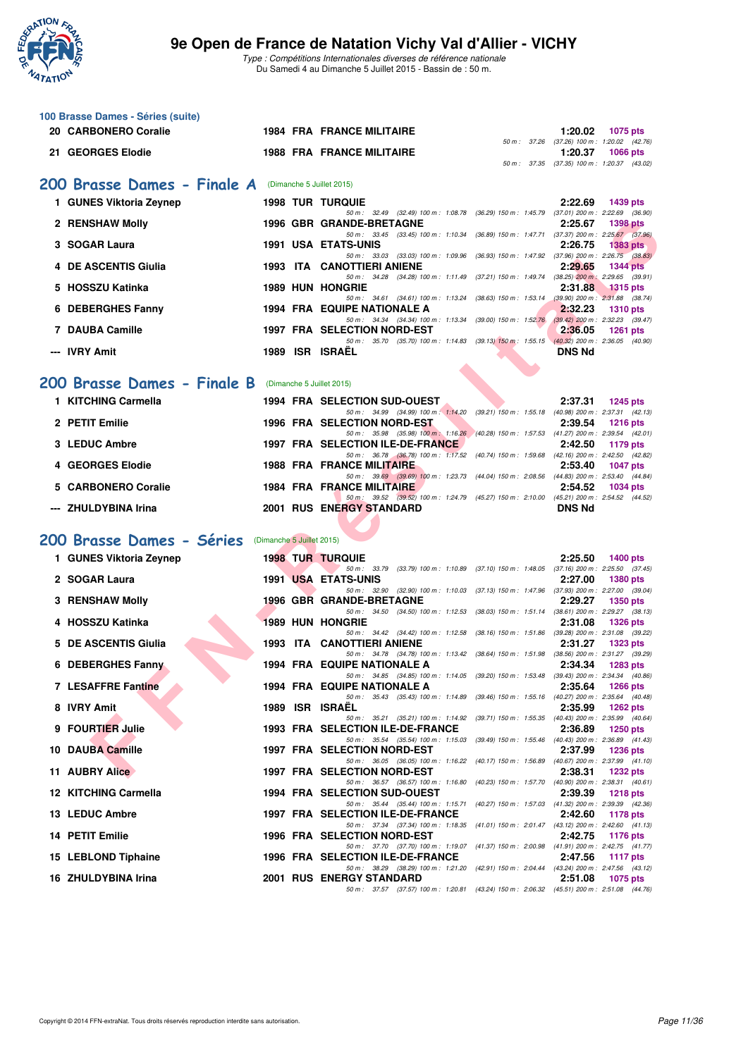# 9e Open de France de Natation Vichy Val d'Allier - VICHY

*Type : Compétitions Internationales diverses de référence nationale*
Du Samedi 4 au Dimanche 5 Juillet 2015 - Bassin de : 50 m.

### 100 Brasse Dames - Séries (suite)

| Rang | Nom | Année | Nat | Club | Temps | Points | Splits |
|---|---|---|---|---|---|---|---|
| 20 | CARBONERO Coralie | 1984 | FRA | FRANCE MILITAIRE | 1:20.02 | 1075 pts | 50 m : 37.26 (37.26) 100 m : 1:20.02 (42.76) |
| 21 | GEORGES Elodie | 1988 | FRA | FRANCE MILITAIRE | 1:20.37 | 1066 pts | 50 m : 37.35 (37.35) 100 m : 1:20.37 (43.02) |

## 200 Brasse Dames - Finale A (Dimanche 5 Juillet 2015)

| Rang | Nom | Année | Nat | Club | Temps | Points | Splits |
|---|---|---|---|---|---|---|---|
| 1 | GUNES Viktoria Zeynep | 1998 | TUR | TURQUIE | 2:22.69 | 1439 pts | 50 m : 32.49 (32.49) 100 m : 1:08.78 (36.29) 150 m : 1:45.79 (37.01) 200 m : 2:22.69 (36.90) |
| 2 | RENSHAW Molly | 1996 | GBR | GRANDE-BRETAGNE | 2:25.67 | 1398 pts | 50 m : 33.45 (33.45) 100 m : 1:10.34 (36.89) 150 m : 1:47.71 (37.37) 200 m : 2:25.67 (37.96) |
| 3 | SOGAR Laura | 1991 | USA | ETATS-UNIS | 2:26.75 | 1383 pts | 50 m : 33.03 (33.03) 100 m : 1:09.96 (36.93) 150 m : 1:47.92 (37.96) 200 m : 2:26.75 (38.83) |
| 4 | DE ASCENTIS Giulia | 1993 | ITA | CANOTTIERI ANIENE | 2:29.65 | 1344 pts | 50 m : 34.28 (34.28) 100 m : 1:11.49 (37.21) 150 m : 1:49.74 (38.25) 200 m : 2:29.65 (39.91) |
| 5 | HOSSZU Katinka | 1989 | HUN | HONGRIE | 2:31.88 | 1315 pts | 50 m : 34.61 (34.61) 100 m : 1:13.24 (38.63) 150 m : 1:53.14 (39.90) 200 m : 2:31.88 (38.74) |
| 6 | DEBERGHES Fanny | 1994 | FRA | EQUIPE NATIONALE A | 2:32.23 | 1310 pts | 50 m : 34.34 (34.34) 100 m : 1:13.34 (39.00) 150 m : 1:52.76 (39.42) 200 m : 2:32.23 (39.47) |
| 7 | DAUBA Camille | 1997 | FRA | SELECTION NORD-EST | 2:36.05 | 1261 pts | 50 m : 35.70 (35.70) 100 m : 1:14.83 (39.13) 150 m : 1:55.15 (40.32) 200 m : 2:36.05 (40.90) |
| --- | IVRY Amit | 1989 | ISR | ISRAËL | DNS Nd | | |

## 200 Brasse Dames - Finale B (Dimanche 5 Juillet 2015)

| Rang | Nom | Année | Nat | Club | Temps | Points | Splits |
|---|---|---|---|---|---|---|---|
| 1 | KITCHING Carmella | 1994 | FRA | SELECTION SUD-OUEST | 2:37.31 | 1245 pts | 50 m : 34.99 (34.99) 100 m : 1:14.20 (39.21) 150 m : 1:55.18 (40.98) 200 m : 2:37.31 (42.13) |
| 2 | PETIT Emilie | 1996 | FRA | SELECTION NORD-EST | 2:39.54 | 1216 pts | 50 m : 35.98 (35.98) 100 m : 1:16.26 (40.28) 150 m : 1:57.53 (41.27) 200 m : 2:39.54 (42.01) |
| 3 | LEDUC Ambre | 1997 | FRA | SELECTION ILE-DE-FRANCE | 2:42.50 | 1179 pts | 50 m : 36.78 (36.78) 100 m : 1:17.52 (40.74) 150 m : 1:59.68 (42.16) 200 m : 2:42.50 (42.82) |
| 4 | GEORGES Elodie | 1988 | FRA | FRANCE MILITAIRE | 2:53.40 | 1047 pts | 50 m : 39.69 (39.69) 100 m : 1:23.73 (44.04) 150 m : 2:08.56 (44.83) 200 m : 2:53.40 (44.84) |
| 5 | CARBONERO Coralie | 1984 | FRA | FRANCE MILITAIRE | 2:54.52 | 1034 pts | 50 m : 39.52 (39.52) 100 m : 1:24.79 (45.27) 150 m : 2:10.00 (45.21) 200 m : 2:54.52 (44.52) |
| --- | ZHULDYBINA Irina | 2001 | RUS | ENERGY STANDARD | DNS Nd | | |

## 200 Brasse Dames - Séries (Dimanche 5 Juillet 2015)

| Rang | Nom | Année | Nat | Club | Temps | Points | Splits |
|---|---|---|---|---|---|---|---|
| 1 | GUNES Viktoria Zeynep | 1998 | TUR | TURQUIE | 2:25.50 | 1400 pts | 50 m : 33.79 (33.79) 100 m : 1:10.89 (37.10) 150 m : 1:48.05 (37.16) 200 m : 2:25.50 (37.45) |
| 2 | SOGAR Laura | 1991 | USA | ETATS-UNIS | 2:27.00 | 1380 pts | 50 m : 32.90 (32.90) 100 m : 1:10.03 (37.13) 150 m : 1:47.96 (37.93) 200 m : 2:27.00 (39.04) |
| 3 | RENSHAW Molly | 1996 | GBR | GRANDE-BRETAGNE | 2:29.27 | 1350 pts | 50 m : 34.50 (34.50) 100 m : 1:12.53 (38.03) 150 m : 1:51.14 (38.61) 200 m : 2:29.27 (38.13) |
| 4 | HOSSZU Katinka | 1989 | HUN | HONGRIE | 2:31.08 | 1326 pts | 50 m : 34.42 (34.42) 100 m : 1:12.58 (38.16) 150 m : 1:51.86 (39.28) 200 m : 2:31.08 (39.22) |
| 5 | DE ASCENTIS Giulia | 1993 | ITA | CANOTTIERI ANIENE | 2:31.27 | 1323 pts | 50 m : 34.78 (34.78) 100 m : 1:13.42 (38.64) 150 m : 1:51.98 (38.56) 200 m : 2:31.27 (39.29) |
| 6 | DEBERGHES Fanny | 1994 | FRA | EQUIPE NATIONALE A | 2:34.34 | 1283 pts | 50 m : 34.85 (34.85) 100 m : 1:14.05 (39.20) 150 m : 1:53.48 (39.43) 200 m : 2:34.34 (40.86) |
| 7 | LESAFFRE Fantine | 1994 | FRA | EQUIPE NATIONALE A | 2:35.64 | 1266 pts | 50 m : 35.43 (35.43) 100 m : 1:14.89 (39.46) 150 m : 1:55.16 (40.27) 200 m : 2:35.64 (40.48) |
| 8 | IVRY Amit | 1989 | ISR | ISRAËL | 2:35.99 | 1262 pts | 50 m : 35.21 (35.21) 100 m : 1:14.92 (39.71) 150 m : 1:55.35 (40.43) 200 m : 2:35.99 (40.64) |
| 9 | FOURTIER Julie | 1993 | FRA | SELECTION ILE-DE-FRANCE | 2:36.89 | 1250 pts | 50 m : 35.54 (35.54) 100 m : 1:15.03 (39.49) 150 m : 1:55.46 (40.43) 200 m : 2:36.89 (41.43) |
| 10 | DAUBA Camille | 1997 | FRA | SELECTION NORD-EST | 2:37.99 | 1236 pts | 50 m : 36.05 (36.05) 100 m : 1:16.22 (40.17) 150 m : 1:56.89 (40.67) 200 m : 2:37.99 (41.10) |
| 11 | AUBRY Alice | 1997 | FRA | SELECTION NORD-EST | 2:38.31 | 1232 pts | 50 m : 36.57 (36.57) 100 m : 1:16.80 (40.23) 150 m : 1:57.70 (40.90) 200 m : 2:38.31 (40.61) |
| 12 | KITCHING Carmella | 1994 | FRA | SELECTION SUD-OUEST | 2:39.39 | 1218 pts | 50 m : 35.44 (35.44) 100 m : 1:15.71 (40.27) 150 m : 1:57.03 (41.32) 200 m : 2:39.39 (42.36) |
| 13 | LEDUC Ambre | 1997 | FRA | SELECTION ILE-DE-FRANCE | 2:42.60 | 1178 pts | 50 m : 37.34 (37.34) 100 m : 1:18.35 (41.01) 150 m : 2:01.47 (43.12) 200 m : 2:42.60 (41.13) |
| 14 | PETIT Emilie | 1996 | FRA | SELECTION NORD-EST | 2:42.75 | 1176 pts | 50 m : 37.70 (37.70) 100 m : 1:19.07 (41.37) 150 m : 2:00.98 (41.91) 200 m : 2:42.75 (41.77) |
| 15 | LEBLOND Tiphaine | 1996 | FRA | SELECTION ILE-DE-FRANCE | 2:47.56 | 1117 pts | 50 m : 38.29 (38.29) 100 m : 1:21.20 (42.91) 150 m : 2:04.44 (43.24) 200 m : 2:47.56 (43.12) |
| 16 | ZHULDYBINA Irina | 2001 | RUS | ENERGY STANDARD | 2:51.08 | 1075 pts | 50 m : 37.57 (37.57) 100 m : 1:20.81 (43.24) 150 m : 2:06.32 (45.51) 200 m : 2:51.08 (44.76) |

Copyright © 2014 FFN-extraNat. Tous droits réservés reproduction interdite sans autorisation.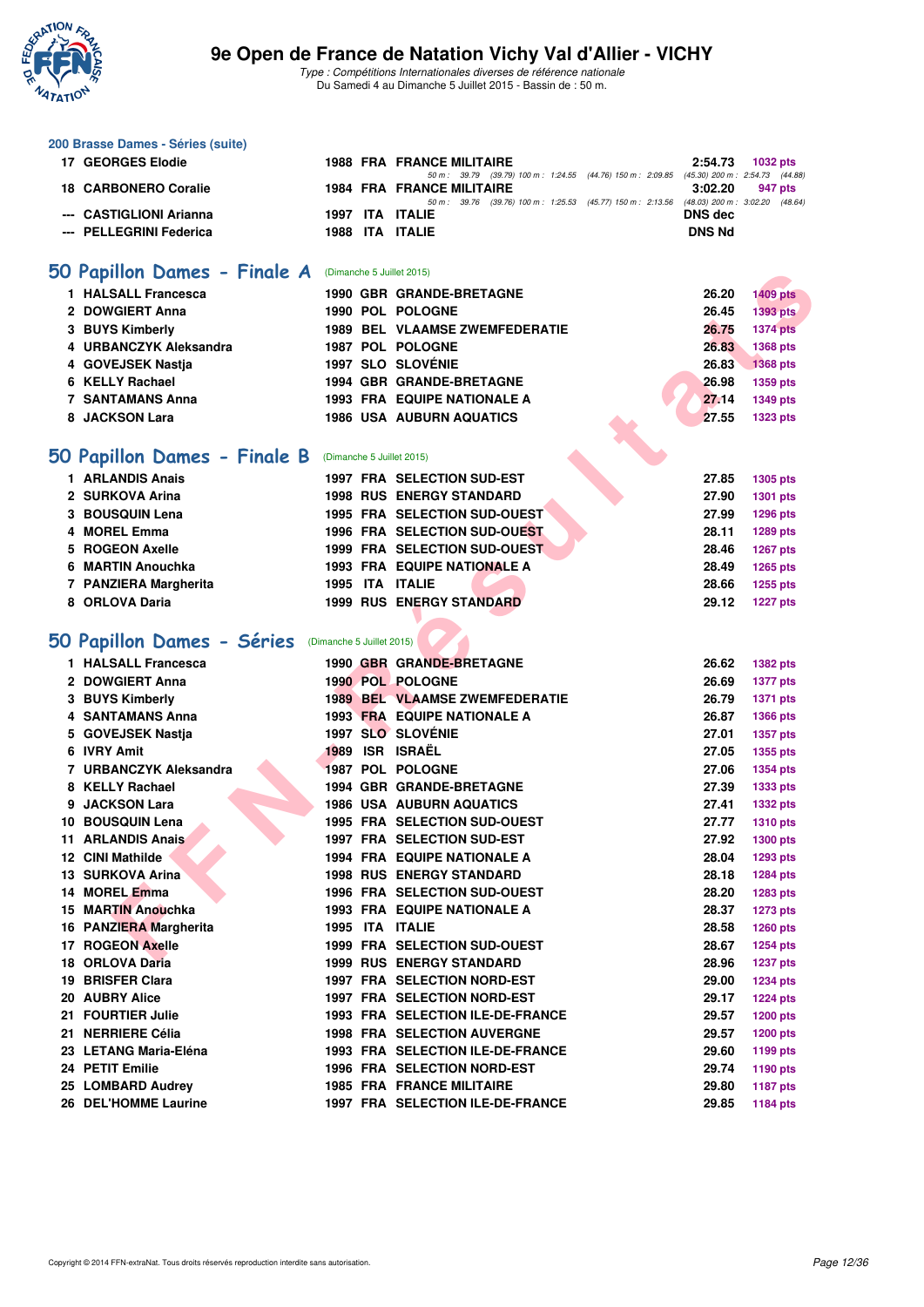## 200 Brasse Dames - Séries (suite)

| | | | | | | |
|---|---|---|---|---|---|---|
| 17 | GEORGES Elodie | 1988 | FRA | FRANCE MILITAIRE | 2:54.73 | 1032 pts |
| | | | | 50 m : 39.79 (39.79) 100 m : 1:24.55 (44.76) 150 m : 2:09.85 (45.30) 200 m : 2:54.73 (44.88) | | |
| 18 | CARBONERO Coralie | 1984 | FRA | FRANCE MILITAIRE | 3:02.20 | 947 pts |
| | | | | 50 m : 39.76 (39.76) 100 m : 1:25.53 (45.77) 150 m : 2:13.56 (48.03) 200 m : 3:02.20 (48.64) | | |
| --- | CASTIGLIONI Arianna | 1997 | ITA | ITALIE | DNS dec | |
| --- | PELLEGRINI Federica | 1988 | ITA | ITALIE | DNS Nd | |

## 50 Papillon Dames - Finale A (Dimanche 5 Juillet 2015)

| | | | | | | |
|---|---|---|---|---|---|---|
| 1 | HALSALL Francesca | 1990 | GBR | GRANDE-BRETAGNE | 26.20 | 1409 pts |
| 2 | DOWGIERT Anna | 1990 | POL | POLOGNE | 26.45 | 1393 pts |
| 3 | BUYS Kimberly | 1989 | BEL | VLAAMSE ZWEMFEDERATIE | 26.75 | 1374 pts |
| 4 | URBANCZYK Aleksandra | 1987 | POL | POLOGNE | 26.83 | 1368 pts |
| 4 | GOVEJSEK Nastja | 1997 | SLO | SLOVÉNIE | 26.83 | 1368 pts |
| 6 | KELLY Rachael | 1994 | GBR | GRANDE-BRETAGNE | 26.98 | 1359 pts |
| 7 | SANTAMANS Anna | 1993 | FRA | EQUIPE NATIONALE A | 27.14 | 1349 pts |
| 8 | JACKSON Lara | 1986 | USA | AUBURN AQUATICS | 27.55 | 1323 pts |

## 50 Papillon Dames - Finale B (Dimanche 5 Juillet 2015)

| | | | | | | |
|---|---|---|---|---|---|---|
| 1 | ARLANDIS Anais | 1997 | FRA | SELECTION SUD-EST | 27.85 | 1305 pts |
| 2 | SURKOVA Arina | 1998 | RUS | ENERGY STANDARD | 27.90 | 1301 pts |
| 3 | BOUSQUIN Lena | 1995 | FRA | SELECTION SUD-OUEST | 27.99 | 1296 pts |
| 4 | MOREL Emma | 1996 | FRA | SELECTION SUD-OUEST | 28.11 | 1289 pts |
| 5 | ROGEON Axelle | 1999 | FRA | SELECTION SUD-OUEST | 28.46 | 1267 pts |
| 6 | MARTIN Anouchka | 1993 | FRA | EQUIPE NATIONALE A | 28.49 | 1265 pts |
| 7 | PANZIERA Margherita | 1995 | ITA | ITALIE | 28.66 | 1255 pts |
| 8 | ORLOVA Daria | 1999 | RUS | ENERGY STANDARD | 29.12 | 1227 pts |

## 50 Papillon Dames - Séries (Dimanche 5 Juillet 2015)

| | | | | | | |
|---|---|---|---|---|---|---|
| 1 | HALSALL Francesca | 1990 | GBR | GRANDE-BRETAGNE | 26.62 | 1382 pts |
| 2 | DOWGIERT Anna | 1990 | POL | POLOGNE | 26.69 | 1377 pts |
| 3 | BUYS Kimberly | 1989 | BEL | VLAAMSE ZWEMFEDERATIE | 26.79 | 1371 pts |
| 4 | SANTAMANS Anna | 1993 | FRA | EQUIPE NATIONALE A | 26.87 | 1366 pts |
| 5 | GOVEJSEK Nastja | 1997 | SLO | SLOVÉNIE | 27.01 | 1357 pts |
| 6 | IVRY Amit | 1989 | ISR | ISRAËL | 27.05 | 1355 pts |
| 7 | URBANCZYK Aleksandra | 1987 | POL | POLOGNE | 27.06 | 1354 pts |
| 8 | KELLY Rachael | 1994 | GBR | GRANDE-BRETAGNE | 27.39 | 1333 pts |
| 9 | JACKSON Lara | 1986 | USA | AUBURN AQUATICS | 27.41 | 1332 pts |
| 10 | BOUSQUIN Lena | 1995 | FRA | SELECTION SUD-OUEST | 27.77 | 1310 pts |
| 11 | ARLANDIS Anais | 1997 | FRA | SELECTION SUD-EST | 27.92 | 1300 pts |
| 12 | CINI Mathilde | 1994 | FRA | EQUIPE NATIONALE A | 28.04 | 1293 pts |
| 13 | SURKOVA Arina | 1998 | RUS | ENERGY STANDARD | 28.18 | 1284 pts |
| 14 | MOREL Emma | 1996 | FRA | SELECTION SUD-OUEST | 28.20 | 1283 pts |
| 15 | MARTIN Anouchka | 1993 | FRA | EQUIPE NATIONALE A | 28.37 | 1273 pts |
| 16 | PANZIERA Margherita | 1995 | ITA | ITALIE | 28.58 | 1260 pts |
| 17 | ROGEON Axelle | 1999 | FRA | SELECTION SUD-OUEST | 28.67 | 1254 pts |
| 18 | ORLOVA Daria | 1999 | RUS | ENERGY STANDARD | 28.96 | 1237 pts |
| 19 | BRISFER Clara | 1997 | FRA | SELECTION NORD-EST | 29.00 | 1234 pts |
| 20 | AUBRY Alice | 1997 | FRA | SELECTION NORD-EST | 29.17 | 1224 pts |
| 21 | FOURTIER Julie | 1993 | FRA | SELECTION ILE-DE-FRANCE | 29.57 | 1200 pts |
| 21 | NERRIERE Célia | 1998 | FRA | SELECTION AUVERGNE | 29.57 | 1200 pts |
| 23 | LETANG Maria-Eléna | 1993 | FRA | SELECTION ILE-DE-FRANCE | 29.60 | 1199 pts |
| 24 | PETIT Emilie | 1996 | FRA | SELECTION NORD-EST | 29.74 | 1190 pts |
| 25 | LOMBARD Audrey | 1985 | FRA | FRANCE MILITAIRE | 29.80 | 1187 pts |
| 26 | DEL'HOMME Laurine | 1997 | FRA | SELECTION ILE-DE-FRANCE | 29.85 | 1184 pts |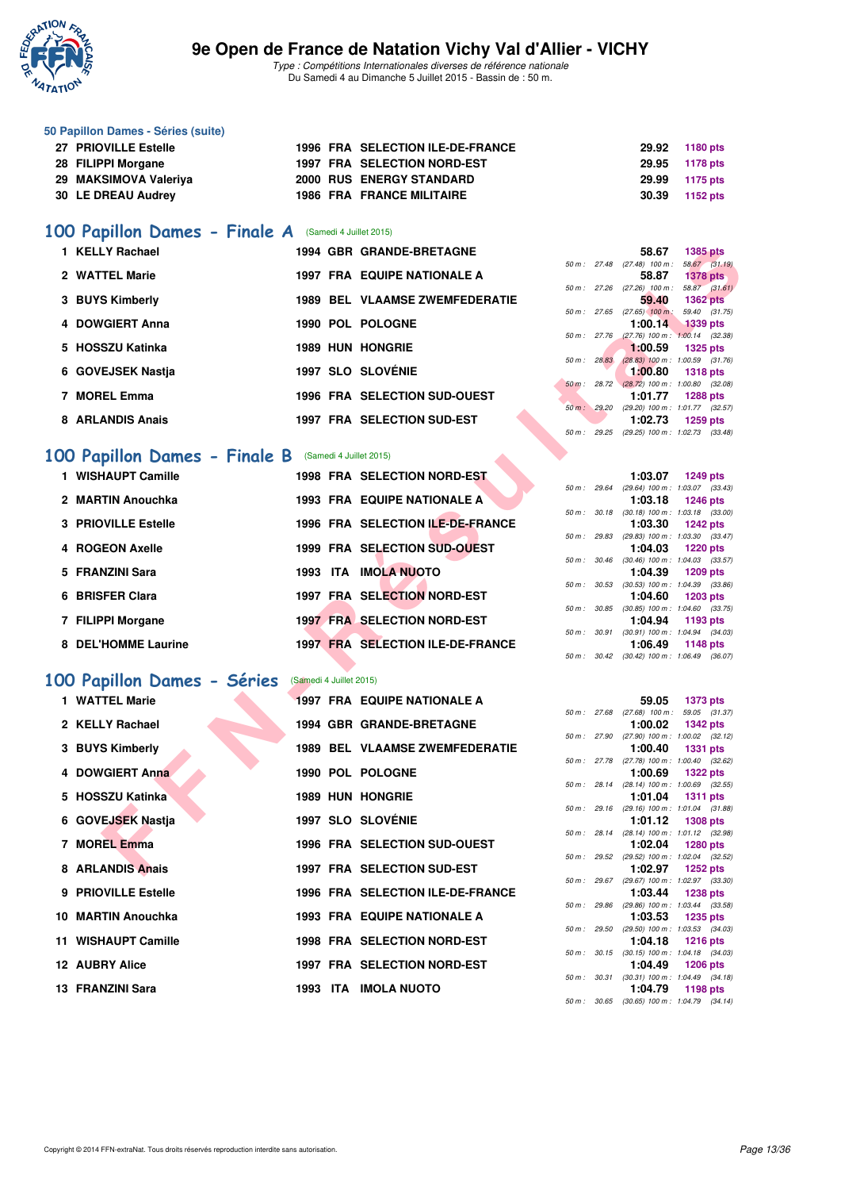# 9e Open de France de Natation Vichy Val d'Allier - VICHY

*Type : Compétitions Internationales diverses de référence nationale*
Du Samedi 4 au Dimanche 5 Juillet 2015 - Bassin de : 50 m.

## 50 Papillon Dames - Séries (suite)

| Rang | Nom | Année | Nat | Club | Temps | Points |
|---|---|---|---|---|---|---|
| 27 | PRIOVILLE Estelle | 1996 | FRA | SELECTION ILE-DE-FRANCE | 29.92 | 1180 pts |
| 28 | FILIPPI Morgane | 1997 | FRA | SELECTION NORD-EST | 29.95 | 1178 pts |
| 29 | MAKSIMOVA Valeriya | 2000 | RUS | ENERGY STANDARD | 29.99 | 1175 pts |
| 30 | LE DREAU Audrey | 1986 | FRA | FRANCE MILITAIRE | 30.39 | 1152 pts |

## 100 Papillon Dames - Finale A (Samedi 4 Juillet 2015)

| Rang | Nom | Année | Nat | Club | Temps | Points | Splits |
|---|---|---|---|---|---|---|---|
| 1 | KELLY Rachael | 1994 | GBR | GRANDE-BRETAGNE | 58.67 | 1385 pts | 50 m : 27.48 (27.48) 100 m : 58.67 (31.19) |
| 2 | WATTEL Marie | 1997 | FRA | EQUIPE NATIONALE A | 58.87 | 1378 pts | 50 m : 27.26 (27.26) 100 m : 58.87 (31.61) |
| 3 | BUYS Kimberly | 1989 | BEL | VLAAMSE ZWEMFEDERATIE | 59.40 | 1362 pts | 50 m : 27.65 (27.65) 100 m : 59.40 (31.75) |
| 4 | DOWGIERT Anna | 1990 | POL | POLOGNE | 1:00.14 | 1339 pts | 50 m : 27.76 (27.76) 100 m : 1:00.14 (32.38) |
| 5 | HOSSZU Katinka | 1989 | HUN | HONGRIE | 1:00.59 | 1325 pts | 50 m : 28.83 (28.83) 100 m : 1:00.59 (31.76) |
| 6 | GOVEJSEK Nastja | 1997 | SLO | SLOVÉNIE | 1:00.80 | 1318 pts | 50 m : 28.72 (28.72) 100 m : 1:00.80 (32.08) |
| 7 | MOREL Emma | 1996 | FRA | SELECTION SUD-OUEST | 1:01.77 | 1288 pts | 50 m : 29.20 (29.20) 100 m : 1:01.77 (32.57) |
| 8 | ARLANDIS Anais | 1997 | FRA | SELECTION SUD-EST | 1:02.73 | 1259 pts | 50 m : 29.25 (29.25) 100 m : 1:02.73 (33.48) |

## 100 Papillon Dames - Finale B (Samedi 4 Juillet 2015)

| Rang | Nom | Année | Nat | Club | Temps | Points | Splits |
|---|---|---|---|---|---|---|---|
| 1 | WISHAUPT Camille | 1998 | FRA | SELECTION NORD-EST | 1:03.07 | 1249 pts | 50 m : 29.64 (29.64) 100 m : 1:03.07 (33.43) |
| 2 | MARTIN Anouchka | 1993 | FRA | EQUIPE NATIONALE A | 1:03.18 | 1246 pts | 50 m : 30.18 (30.18) 100 m : 1:03.18 (33.00) |
| 3 | PRIOVILLE Estelle | 1996 | FRA | SELECTION ILE-DE-FRANCE | 1:03.30 | 1242 pts | 50 m : 29.83 (29.83) 100 m : 1:03.30 (33.47) |
| 4 | ROGEON Axelle | 1999 | FRA | SELECTION SUD-OUEST | 1:04.03 | 1220 pts | 50 m : 30.46 (30.46) 100 m : 1:04.03 (33.57) |
| 5 | FRANZINI Sara | 1993 | ITA | IMOLA NUOTO | 1:04.39 | 1209 pts | 50 m : 30.53 (30.53) 100 m : 1:04.39 (33.86) |
| 6 | BRISFER Clara | 1997 | FRA | SELECTION NORD-EST | 1:04.60 | 1203 pts | 50 m : 30.85 (30.85) 100 m : 1:04.60 (33.75) |
| 7 | FILIPPI Morgane | 1997 | FRA | SELECTION NORD-EST | 1:04.94 | 1193 pts | 50 m : 30.91 (30.91) 100 m : 1:04.94 (34.03) |
| 8 | DEL'HOMME Laurine | 1997 | FRA | SELECTION ILE-DE-FRANCE | 1:06.49 | 1148 pts | 50 m : 30.42 (30.42) 100 m : 1:06.49 (36.07) |

## 100 Papillon Dames - Séries (Samedi 4 Juillet 2015)

| Rang | Nom | Année | Nat | Club | Temps | Points | Splits |
|---|---|---|---|---|---|---|---|
| 1 | WATTEL Marie | 1997 | FRA | EQUIPE NATIONALE A | 59.05 | 1373 pts | 50 m : 27.68 (27.68) 100 m : 59.05 (31.37) |
| 2 | KELLY Rachael | 1994 | GBR | GRANDE-BRETAGNE | 1:00.02 | 1342 pts | 50 m : 27.90 (27.90) 100 m : 1:00.02 (32.12) |
| 3 | BUYS Kimberly | 1989 | BEL | VLAAMSE ZWEMFEDERATIE | 1:00.40 | 1331 pts | 50 m : 27.78 (27.78) 100 m : 1:00.40 (32.62) |
| 4 | DOWGIERT Anna | 1990 | POL | POLOGNE | 1:00.69 | 1322 pts | 50 m : 28.14 (28.14) 100 m : 1:00.69 (32.55) |
| 5 | HOSSZU Katinka | 1989 | HUN | HONGRIE | 1:01.04 | 1311 pts | 50 m : 29.16 (29.16) 100 m : 1:01.04 (31.88) |
| 6 | GOVEJSEK Nastja | 1997 | SLO | SLOVÉNIE | 1:01.12 | 1308 pts | 50 m : 28.14 (28.14) 100 m : 1:01.12 (32.98) |
| 7 | MOREL Emma | 1996 | FRA | SELECTION SUD-OUEST | 1:02.04 | 1280 pts | 50 m : 29.52 (29.52) 100 m : 1:02.04 (32.52) |
| 8 | ARLANDIS Anais | 1997 | FRA | SELECTION SUD-EST | 1:02.97 | 1252 pts | 50 m : 29.67 (29.67) 100 m : 1:02.97 (33.30) |
| 9 | PRIOVILLE Estelle | 1996 | FRA | SELECTION ILE-DE-FRANCE | 1:03.44 | 1238 pts | 50 m : 29.86 (29.86) 100 m : 1:03.44 (33.58) |
| 10 | MARTIN Anouchka | 1993 | FRA | EQUIPE NATIONALE A | 1:03.53 | 1235 pts | 50 m : 29.50 (29.50) 100 m : 1:03.53 (34.03) |
| 11 | WISHAUPT Camille | 1998 | FRA | SELECTION NORD-EST | 1:04.18 | 1216 pts | 50 m : 30.15 (30.15) 100 m : 1:04.18 (34.03) |
| 12 | AUBRY Alice | 1997 | FRA | SELECTION NORD-EST | 1:04.49 | 1206 pts | 50 m : 30.31 (30.31) 100 m : 1:04.49 (34.18) |
| 13 | FRANZINI Sara | 1993 | ITA | IMOLA NUOTO | 1:04.79 | 1198 pts | 50 m : 30.65 (30.65) 100 m : 1:04.79 (34.14) |

Copyright © 2014 FFN-extraNat. Tous droits réservés reproduction interdite sans autorisation.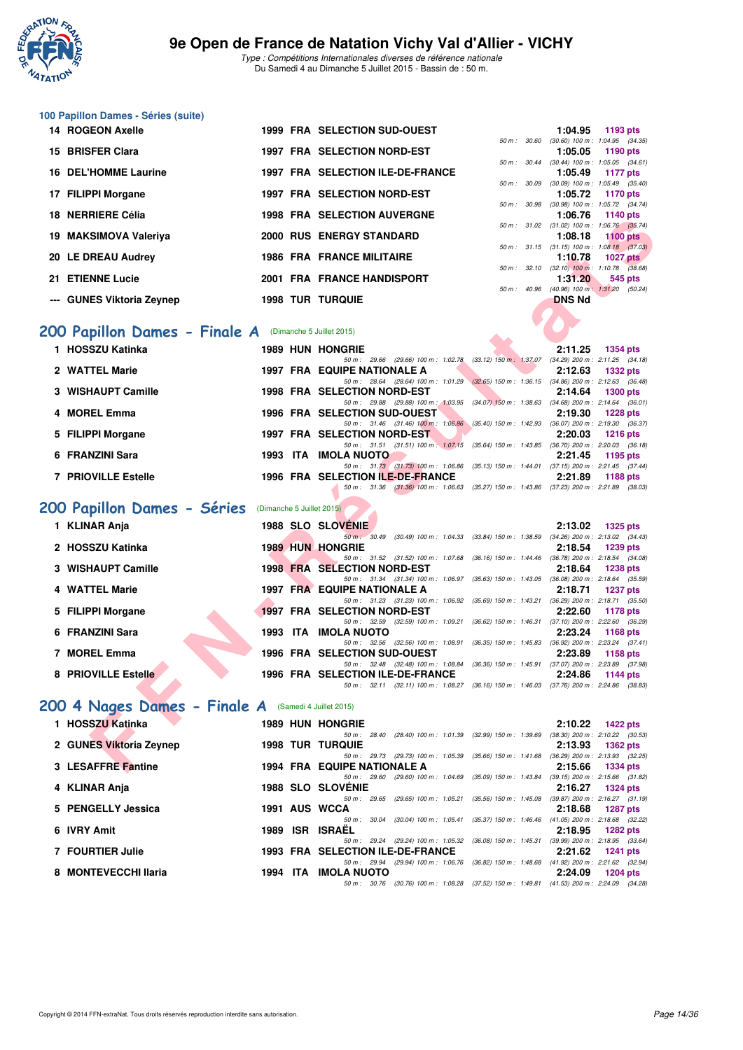## 100 Papillon Dames - Séries (suite)

| Rang | Nom | Année | Nat | Club | Temps | Points | Splits |
|---|---|---|---|---|---|---|---|
| 14 | ROGEON Axelle | 1999 | FRA | SELECTION SUD-OUEST | 1:04.95 | 1193 pts | 50 m : 30.60 (30.60) 100 m : 1:04.95 (34.35) |
| 15 | BRISFER Clara | 1997 | FRA | SELECTION NORD-EST | 1:05.05 | 1190 pts | 50 m : 30.44 (30.44) 100 m : 1:05.05 (34.61) |
| 16 | DEL'HOMME Laurine | 1997 | FRA | SELECTION ILE-DE-FRANCE | 1:05.49 | 1177 pts | 50 m : 30.09 (30.09) 100 m : 1:05.49 (35.40) |
| 17 | FILIPPI Morgane | 1997 | FRA | SELECTION NORD-EST | 1:05.72 | 1170 pts | 50 m : 30.98 (30.98) 100 m : 1:05.72 (34.74) |
| 18 | NERRIERE Célia | 1998 | FRA | SELECTION AUVERGNE | 1:06.76 | 1140 pts | 50 m : 31.02 (31.02) 100 m : 1:06.76 (35.74) |
| 19 | MAKSIMOVA Valeriya | 2000 | RUS | ENERGY STANDARD | 1:08.18 | 1100 pts | 50 m : 31.15 (31.15) 100 m : 1:08.18 (37.03) |
| 20 | LE DREAU Audrey | 1986 | FRA | FRANCE MILITAIRE | 1:10.78 | 1027 pts | 50 m : 32.10 (32.10) 100 m : 1:10.78 (38.68) |
| 21 | ETIENNE Lucie | 2001 | FRA | FRANCE HANDISPORT | 1:31.20 | 545 pts | 50 m : 40.96 (40.96) 100 m : 1:31.20 (50.24) |
| --- | GUNES Viktoria Zeynep | 1998 | TUR | TURQUIE | DNS Nd | | |

## 200 Papillon Dames - Finale A (Dimanche 5 Juillet 2015)

| Rang | Nom | Année | Nat | Club | Temps | Points | Splits |
|---|---|---|---|---|---|---|---|
| 1 | HOSSZU Katinka | 1989 | HUN | HONGRIE | 2:11.25 | 1354 pts | 50 m : 29.66 (29.66) 100 m : 1:02.78 (33.12) 150 m : 1:37.07 (34.29) 200 m : 2:11.25 (34.18) |
| 2 | WATTEL Marie | 1997 | FRA | EQUIPE NATIONALE A | 2:12.63 | 1332 pts | 50 m : 28.64 (28.64) 100 m : 1:01.29 (32.65) 150 m : 1:36.15 (34.86) 200 m : 2:12.63 (36.48) |
| 3 | WISHAUPT Camille | 1998 | FRA | SELECTION NORD-EST | 2:14.64 | 1300 pts | 50 m : 29.88 (29.88) 100 m : 1:03.95 (34.07) 150 m : 1:38.63 (34.68) 200 m : 2:14.64 (36.01) |
| 4 | MOREL Emma | 1996 | FRA | SELECTION SUD-OUEST | 2:19.30 | 1228 pts | 50 m : 31.46 (31.46) 100 m : 1:06.86 (35.40) 150 m : 1:42.93 (36.07) 200 m : 2:19.30 (36.37) |
| 5 | FILIPPI Morgane | 1997 | FRA | SELECTION NORD-EST | 2:20.03 | 1216 pts | 50 m : 31.51 (31.51) 100 m : 1:07.15 (35.64) 150 m : 1:43.85 (36.70) 200 m : 2:20.03 (36.18) |
| 6 | FRANZINI Sara | 1993 | ITA | IMOLA NUOTO | 2:21.45 | 1195 pts | 50 m : 31.73 (31.73) 100 m : 1:06.86 (35.13) 150 m : 1:44.01 (37.15) 200 m : 2:21.45 (37.44) |
| 7 | PRIOVILLE Estelle | 1996 | FRA | SELECTION ILE-DE-FRANCE | 2:21.89 | 1188 pts | 50 m : 31.36 (31.36) 100 m : 1:06.63 (35.27) 150 m : 1:43.86 (37.23) 200 m : 2:21.89 (38.03) |

## 200 Papillon Dames - Séries (Dimanche 5 Juillet 2015)

| Rang | Nom | Année | Nat | Club | Temps | Points | Splits |
|---|---|---|---|---|---|---|---|
| 1 | KLINAR Anja | 1988 | SLO | SLOVÉNIE | 2:13.02 | 1325 pts | 50 m : 30.49 (30.49) 100 m : 1:04.33 (33.84) 150 m : 1:38.59 (34.26) 200 m : 2:13.02 (34.43) |
| 2 | HOSSZU Katinka | 1989 | HUN | HONGRIE | 2:18.54 | 1239 pts | 50 m : 31.52 (31.52) 100 m : 1:07.68 (36.16) 150 m : 1:44.46 (36.78) 200 m : 2:18.54 (34.08) |
| 3 | WISHAUPT Camille | 1998 | FRA | SELECTION NORD-EST | 2:18.64 | 1238 pts | 50 m : 31.34 (31.34) 100 m : 1:06.97 (35.63) 150 m : 1:43.05 (36.08) 200 m : 2:18.64 (35.59) |
| 4 | WATTEL Marie | 1997 | FRA | EQUIPE NATIONALE A | 2:18.71 | 1237 pts | 50 m : 31.23 (31.23) 100 m : 1:06.92 (35.69) 150 m : 1:43.21 (36.29) 200 m : 2:18.71 (35.50) |
| 5 | FILIPPI Morgane | 1997 | FRA | SELECTION NORD-EST | 2:22.60 | 1178 pts | 50 m : 32.59 (32.59) 100 m : 1:09.21 (36.62) 150 m : 1:46.31 (37.10) 200 m : 2:22.60 (36.29) |
| 6 | FRANZINI Sara | 1993 | ITA | IMOLA NUOTO | 2:23.24 | 1168 pts | 50 m : 32.56 (32.56) 100 m : 1:08.91 (36.35) 150 m : 1:45.83 (36.92) 200 m : 2:23.24 (37.41) |
| 7 | MOREL Emma | 1996 | FRA | SELECTION SUD-OUEST | 2:23.89 | 1158 pts | 50 m : 32.48 (32.48) 100 m : 1:08.84 (36.36) 150 m : 1:45.91 (37.07) 200 m : 2:23.89 (37.98) |
| 8 | PRIOVILLE Estelle | 1996 | FRA | SELECTION ILE-DE-FRANCE | 2:24.86 | 1144 pts | 50 m : 32.11 (32.11) 100 m : 1:08.27 (36.16) 150 m : 1:46.03 (37.76) 200 m : 2:24.86 (38.83) |

## 200 4 Nages Dames - Finale A (Samedi 4 Juillet 2015)

| Rang | Nom | Année | Nat | Club | Temps | Points | Splits |
|---|---|---|---|---|---|---|---|
| 1 | HOSSZU Katinka | 1989 | HUN | HONGRIE | 2:10.22 | 1422 pts | 50 m : 28.40 (28.40) 100 m : 1:01.39 (32.99) 150 m : 1:39.69 (38.30) 200 m : 2:10.22 (30.53) |
| 2 | GUNES Viktoria Zeynep | 1998 | TUR | TURQUIE | 2:13.93 | 1362 pts | 50 m : 29.73 (29.73) 100 m : 1:05.39 (35.66) 150 m : 1:41.68 (36.29) 200 m : 2:13.93 (32.25) |
| 3 | LESAFFRE Fantine | 1994 | FRA | EQUIPE NATIONALE A | 2:15.66 | 1334 pts | 50 m : 29.60 (29.60) 100 m : 1:04.69 (35.09) 150 m : 1:43.84 (39.15) 200 m : 2:15.66 (31.82) |
| 4 | KLINAR Anja | 1988 | SLO | SLOVÉNIE | 2:16.27 | 1324 pts | 50 m : 29.65 (29.65) 100 m : 1:05.21 (35.56) 150 m : 1:45.08 (39.87) 200 m : 2:16.27 (31.19) |
| 5 | PENGELLY Jessica | 1991 | AUS | WCCA | 2:18.68 | 1287 pts | 50 m : 30.04 (30.04) 100 m : 1:05.41 (35.37) 150 m : 1:46.46 (41.05) 200 m : 2:18.68 (32.22) |
| 6 | IVRY Amit | 1989 | ISR | ISRAËL | 2:18.95 | 1282 pts | 50 m : 29.24 (29.24) 100 m : 1:05.32 (36.08) 150 m : 1:45.31 (39.99) 200 m : 2:18.95 (33.64) |
| 7 | FOURTIER Julie | 1993 | FRA | SELECTION ILE-DE-FRANCE | 2:21.62 | 1241 pts | 50 m : 29.94 (29.94) 100 m : 1:06.76 (36.82) 150 m : 1:48.68 (41.92) 200 m : 2:21.62 (32.94) |
| 8 | MONTEVECCHI Ilaria | 1994 | ITA | IMOLA NUOTO | 2:24.09 | 1204 pts | 50 m : 30.76 (30.76) 100 m : 1:08.28 (37.52) 150 m : 1:49.81 (41.53) 200 m : 2:24.09 (34.28) |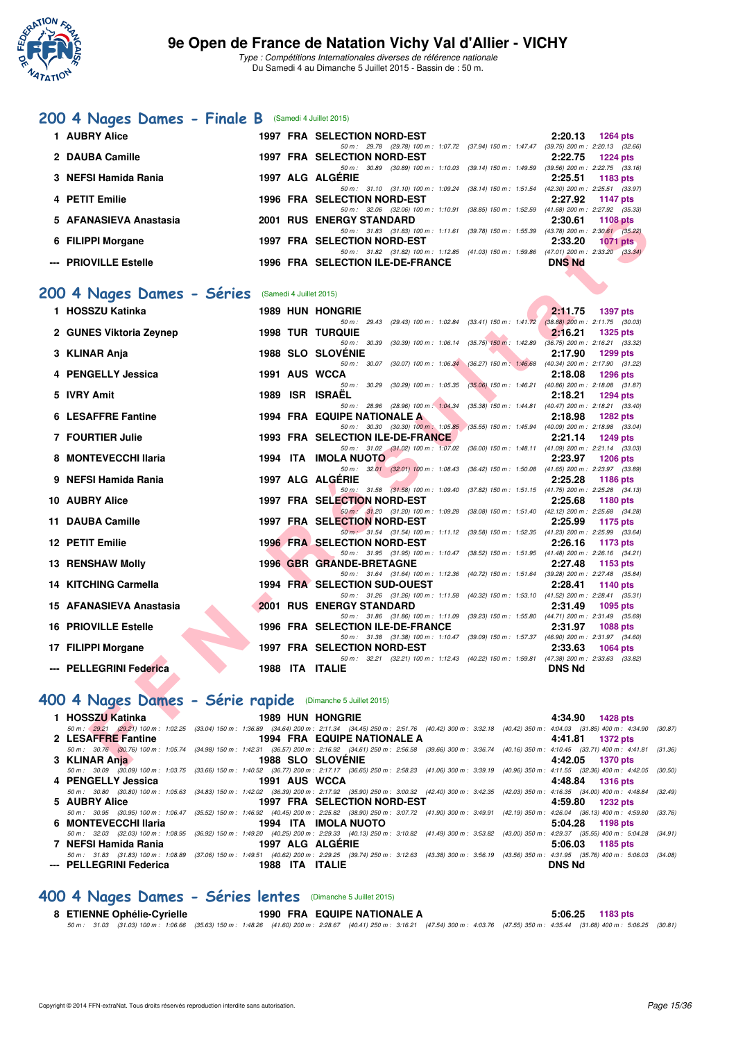# 9e Open de France de Natation Vichy Val d'Allier - VICHY

*Type : Compétitions Internationales diverses de référence nationale*
Du Samedi 4 au Dimanche 5 Juillet 2015 - Bassin de : 50 m.

## 200 4 Nages Dames - Finale B (Samedi 4 Juillet 2015)

| Rang | Nom | Année | Nat. | Club | Temps | Points |
|---|---|---|---|---|---|---|
| 1 | AUBRY Alice | 1997 | FRA | SELECTION NORD-EST | 2:20.13 | 1264 pts |
| | | | | 50 m : 29.78 (29.78) 100 m : 1:07.72 (37.94) 150 m : 1:47.47 (39.75) 200 m : 2:20.13 (32.66) | | |
| 2 | DAUBA Camille | 1997 | FRA | SELECTION NORD-EST | 2:22.75 | 1224 pts |
| | | | | 50 m : 30.89 (30.89) 100 m : 1:10.03 (39.14) 150 m : 1:49.59 (39.56) 200 m : 2:22.75 (33.16) | | |
| 3 | NEFSI Hamida Rania | 1997 | ALG | ALGÉRIE | 2:25.51 | 1183 pts |
| | | | | 50 m : 31.10 (31.10) 100 m : 1:09.24 (38.14) 150 m : 1:51.54 (42.30) 200 m : 2:25.51 (33.97) | | |
| 4 | PETIT Emilie | 1996 | FRA | SELECTION NORD-EST | 2:27.92 | 1147 pts |
| | | | | 50 m : 32.06 (32.06) 100 m : 1:10.91 (38.85) 150 m : 1:52.59 (41.68) 200 m : 2:27.92 (35.33) | | |
| 5 | AFANASIEVA Anastasia | 2001 | RUS | ENERGY STANDARD | 2:30.61 | 1108 pts |
| | | | | 50 m : 31.83 (31.83) 100 m : 1:11.61 (39.78) 150 m : 1:55.39 (43.78) 200 m : 2:30.61 (35.22) | | |
| 6 | FILIPPI Morgane | 1997 | FRA | SELECTION NORD-EST | 2:33.20 | 1071 pts |
| | | | | 50 m : 31.82 (31.82) 100 m : 1:12.85 (41.03) 150 m : 1:59.86 (47.01) 200 m : 2:33.20 (33.34) | | |
| --- | PRIOVILLE Estelle | 1996 | FRA | SELECTION ILE-DE-FRANCE | DNS Nd | |

## 200 4 Nages Dames - Séries (Samedi 4 Juillet 2015)

| Rang | Nom | Année | Nat. | Club | Temps | Points |
|---|---|---|---|---|---|---|
| 1 | HOSSZU Katinka | 1989 | HUN | HONGRIE | 2:11.75 | 1397 pts |
| | | | | 50 m : 29.43 (29.43) 100 m : 1:02.84 (33.41) 150 m : 1:41.72 (38.88) 200 m : 2:11.75 (30.03) | | |
| 2 | GUNES Viktoria Zeynep | 1998 | TUR | TURQUIE | 2:16.21 | 1325 pts |
| | | | | 50 m : 30.39 (30.39) 100 m : 1:06.14 (35.75) 150 m : 1:42.89 (36.75) 200 m : 2:16.21 (33.32) | | |
| 3 | KLINAR Anja | 1988 | SLO | SLOVÉNIE | 2:17.90 | 1299 pts |
| | | | | 50 m : 30.07 (30.07) 100 m : 1:06.34 (36.27) 150 m : 1:46.68 (40.34) 200 m : 2:17.90 (31.22) | | |
| 4 | PENGELLY Jessica | 1991 | AUS | WCCA | 2:18.08 | 1296 pts |
| | | | | 50 m : 30.29 (30.29) 100 m : 1:05.35 (35.06) 150 m : 1:46.21 (40.86) 200 m : 2:18.08 (31.87) | | |
| 5 | IVRY Amit | 1989 | ISR | ISRAËL | 2:18.21 | 1294 pts |
| | | | | 50 m : 28.96 (28.96) 100 m : 1:04.34 (35.38) 150 m : 1:44.81 (40.47) 200 m : 2:18.21 (33.40) | | |
| 6 | LESAFFRE Fantine | 1994 | FRA | EQUIPE NATIONALE A | 2:18.98 | 1282 pts |
| | | | | 50 m : 30.30 (30.30) 100 m : 1:05.85 (35.55) 150 m : 1:45.94 (40.09) 200 m : 2:18.98 (33.04) | | |
| 7 | FOURTIER Julie | 1993 | FRA | SELECTION ILE-DE-FRANCE | 2:21.14 | 1249 pts |
| | | | | 50 m : 31.02 (31.02) 100 m : 1:07.02 (36.00) 150 m : 1:48.11 (41.09) 200 m : 2:21.14 (33.03) | | |
| 8 | MONTEVECCHI Ilaria | 1994 | ITA | IMOLA NUOTO | 2:23.97 | 1206 pts |
| | | | | 50 m : 32.01 (32.01) 100 m : 1:08.43 (36.42) 150 m : 1:50.08 (41.65) 200 m : 2:23.97 (33.89) | | |
| 9 | NEFSI Hamida Rania | 1997 | ALG | ALGÉRIE | 2:25.28 | 1186 pts |
| | | | | 50 m : 31.58 (31.58) 100 m : 1:09.40 (37.82) 150 m : 1:51.15 (41.75) 200 m : 2:25.28 (34.13) | | |
| 10 | AUBRY Alice | 1997 | FRA | SELECTION NORD-EST | 2:25.68 | 1180 pts |
| | | | | 50 m : 31.20 (31.20) 100 m : 1:09.28 (38.08) 150 m : 1:51.40 (42.12) 200 m : 2:25.68 (34.28) | | |
| 11 | DAUBA Camille | 1997 | FRA | SELECTION NORD-EST | 2:25.99 | 1175 pts |
| | | | | 50 m : 31.54 (31.54) 100 m : 1:11.12 (39.58) 150 m : 1:52.35 (41.23) 200 m : 2:25.99 (33.64) | | |
| 12 | PETIT Emilie | 1996 | FRA | SELECTION NORD-EST | 2:26.16 | 1173 pts |
| | | | | 50 m : 31.95 (31.95) 100 m : 1:10.47 (38.52) 150 m : 1:51.95 (41.48) 200 m : 2:26.16 (34.21) | | |
| 13 | RENSHAW Molly | 1996 | GBR | GRANDE-BRETAGNE | 2:27.48 | 1153 pts |
| | | | | 50 m : 31.64 (31.64) 100 m : 1:12.36 (40.72) 150 m : 1:51.64 (39.28) 200 m : 2:27.48 (35.84) | | |
| 14 | KITCHING Carmella | 1994 | FRA | SELECTION SUD-OUEST | 2:28.41 | 1140 pts |
| | | | | 50 m : 31.26 (31.26) 100 m : 1:11.58 (40.32) 150 m : 1:53.10 (41.52) 200 m : 2:28.41 (35.31) | | |
| 15 | AFANASIEVA Anastasia | 2001 | RUS | ENERGY STANDARD | 2:31.49 | 1095 pts |
| | | | | 50 m : 31.86 (31.86) 100 m : 1:11.09 (39.23) 150 m : 1:55.80 (44.71) 200 m : 2:31.49 (35.69) | | |
| 16 | PRIOVILLE Estelle | 1996 | FRA | SELECTION ILE-DE-FRANCE | 2:31.97 | 1088 pts |
| | | | | 50 m : 31.38 (31.38) 100 m : 1:10.47 (39.09) 150 m : 1:57.37 (46.90) 200 m : 2:31.97 (34.60) | | |
| 17 | FILIPPI Morgane | 1997 | FRA | SELECTION NORD-EST | 2:33.63 | 1064 pts |
| | | | | 50 m : 32.21 (32.21) 100 m : 1:12.43 (40.22) 150 m : 1:59.81 (47.38) 200 m : 2:33.63 (33.82) | | |
| --- | PELLEGRINI Federica | 1988 | ITA | ITALIE | DNS Nd | |

## 400 4 Nages Dames - Série rapide (Dimanche 5 Juillet 2015)

| Rang | Nom | Année | Nat. | Club | Temps | Points |
|---|---|---|---|---|---|---|
| 1 | HOSSZU Katinka | 1989 | HUN | HONGRIE | 4:34.90 | 1428 pts |
| | 50 m : 29.21 (29.21) 100 m : 1:02.25 (33.04) 150 m : 1:36.89 (34.64) 200 m : 2:11.34 (34.45) 250 m : 2:51.76 (40.42) 300 m : 3:32.18 (40.42) 350 m : 4:04.03 (31.85) 400 m : 4:34.90 (30.87) | | | | | |
| 2 | LESAFFRE Fantine | 1994 | FRA | EQUIPE NATIONALE A | 4:41.81 | 1372 pts |
| | 50 m : 30.76 (30.76) 100 m : 1:05.74 (34.98) 150 m : 1:42.31 (36.57) 200 m : 2:16.92 (34.61) 250 m : 2:56.58 (39.66) 300 m : 3:36.74 (40.16) 350 m : 4:10.45 (33.71) 400 m : 4:41.81 (31.36) | | | | | |
| 3 | KLINAR Anja | 1988 | SLO | SLOVÉNIE | 4:42.05 | 1370 pts |
| | 50 m : 30.09 (30.09) 100 m : 1:03.75 (33.66) 150 m : 1:40.52 (36.77) 200 m : 2:17.17 (36.65) 250 m : 2:58.23 (41.06) 300 m : 3:39.19 (40.96) 350 m : 4:11.55 (32.36) 400 m : 4:42.05 (30.50) | | | | | |
| 4 | PENGELLY Jessica | 1991 | AUS | WCCA | 4:48.84 | 1316 pts |
| | 50 m : 30.80 (30.80) 100 m : 1:05.63 (34.83) 150 m : 1:42.02 (36.39) 200 m : 2:17.92 (35.90) 250 m : 3:00.32 (42.40) 300 m : 3:42.35 (42.03) 350 m : 4:16.35 (34.00) 400 m : 4:48.84 (32.49) | | | | | |
| 5 | AUBRY Alice | 1997 | FRA | SELECTION NORD-EST | 4:59.80 | 1232 pts |
| | 50 m : 30.95 (30.95) 100 m : 1:06.47 (35.52) 150 m : 1:46.92 (40.45) 200 m : 2:25.82 (38.90) 250 m : 3:07.72 (41.90) 300 m : 3:49.91 (42.19) 350 m : 4:26.04 (36.13) 400 m : 4:59.80 (33.76) | | | | | |
| 6 | MONTEVECCHI Ilaria | 1994 | ITA | IMOLA NUOTO | 5:04.28 | 1198 pts |
| | 50 m : 32.03 (32.03) 100 m : 1:08.95 (36.92) 150 m : 1:49.20 (40.25) 200 m : 2:29.33 (40.13) 250 m : 3:10.82 (41.49) 300 m : 3:53.82 (43.00) 350 m : 4:29.37 (35.55) 400 m : 5:04.28 (34.91) | | | | | |
| 7 | NEFSI Hamida Rania | 1997 | ALG | ALGÉRIE | 5:06.03 | 1185 pts |
| | 50 m : 31.83 (31.83) 100 m : 1:08.89 (37.06) 150 m : 1:49.51 (40.62) 200 m : 2:29.25 (39.74) 250 m : 3:12.63 (43.38) 300 m : 3:56.19 (43.56) 350 m : 4:31.95 (35.76) 400 m : 5:06.03 (34.08) | | | | | |
| --- | PELLEGRINI Federica | 1988 | ITA | ITALIE | DNS Nd | |

## 400 4 Nages Dames - Séries lentes (Dimanche 5 Juillet 2015)

| Rang | Nom | Année | Nat. | Club | Temps | Points |
|---|---|---|---|---|---|---|
| 8 | ETIENNE Ophélie-Cyrielle | 1990 | FRA | EQUIPE NATIONALE A | 5:06.25 | 1183 pts |
| | 50 m : 31.03 (31.03) 100 m : 1:06.66 (35.63) 150 m : 1:48.26 (41.60) 200 m : 2:28.67 (40.41) 250 m : 3:16.21 (47.54) 300 m : 4:03.76 (47.55) 350 m : 4:35.44 (31.68) 400 m : 5:06.25 (30.81) | | | | | |

Copyright © 2014 FFN-extraNat. Tous droits réservés reproduction interdite sans autorisation.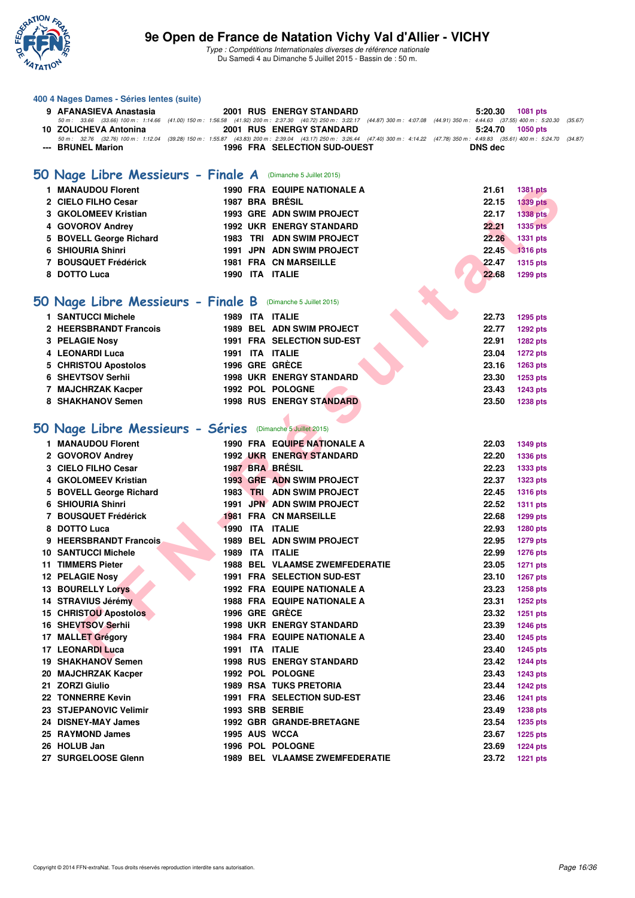### 400 4 Nages Dames - Séries lentes (suite)

| | | | | | | |
|---|---|---|---|---|---|---|
| 9 | AFANASIEVA Anastasia | 2001 | RUS | ENERGY STANDARD | 5:20.30 | 1081 pts |

50 m : 33.66 (33.66) 100 m : 1:14.66 (41.00) 150 m : 1:56.58 (41.92) 200 m : 2:37.30 (40.72) 250 m : 3:22.17 (44.87) 300 m : 4:07.08 (44.91) 350 m : 4:44.63 (37.55) 400 m : 5:20.30 (35.67)

| | | | | | | |
|---|---|---|---|---|---|---|
| 10 | ZOLICHEVA Antonina | 2001 | RUS | ENERGY STANDARD | 5:24.70 | 1050 pts |

50 m : 32.76 (32.76) 100 m : 1:12.04 (39.28) 150 m : 1:55.87 (43.83) 200 m : 2:39.04 (43.17) 250 m : 3:26.44 (47.40) 300 m : 4:14.22 (47.78) 350 m : 4:49.83 (35.61) 400 m : 5:24.70 (34.87)

| | | | | | | |
|---|---|---|---|---|---|---|
| --- | BRUNEL Marion | 1996 | FRA | SELECTION SUD-OUEST | DNS dec | |

## 50 Nage Libre Messieurs - Finale A (Dimanche 5 Juillet 2015)

| | | | | | | |
|---|---|---|---|---|---|---|
| 1 | MANAUDOU Florent | 1990 | FRA | EQUIPE NATIONALE A | 21.61 | 1381 pts |
| 2 | CIELO FILHO Cesar | 1987 | BRA | BRÉSIL | 22.15 | 1339 pts |
| 3 | GKOLOMEEV Kristian | 1993 | GRE | ADN SWIM PROJECT | 22.17 | 1338 pts |
| 4 | GOVOROV Andrey | 1992 | UKR | ENERGY STANDARD | 22.21 | 1335 pts |
| 5 | BOVELL George Richard | 1983 | TRI | ADN SWIM PROJECT | 22.26 | 1331 pts |
| 6 | SHIOURIA Shinri | 1991 | JPN | ADN SWIM PROJECT | 22.45 | 1316 pts |
| 7 | BOUSQUET Frédérick | 1981 | FRA | CN MARSEILLE | 22.47 | 1315 pts |
| 8 | DOTTO Luca | 1990 | ITA | ITALIE | 22.68 | 1299 pts |

## 50 Nage Libre Messieurs - Finale B (Dimanche 5 Juillet 2015)

| | | | | | | |
|---|---|---|---|---|---|---|
| 1 | SANTUCCI Michele | 1989 | ITA | ITALIE | 22.73 | 1295 pts |
| 2 | HEERSBRANDT Francois | 1989 | BEL | ADN SWIM PROJECT | 22.77 | 1292 pts |
| 3 | PELAGIE Nosy | 1991 | FRA | SELECTION SUD-EST | 22.91 | 1282 pts |
| 4 | LEONARDI Luca | 1991 | ITA | ITALIE | 23.04 | 1272 pts |
| 5 | CHRISTOU Apostolos | 1996 | GRE | GRÈCE | 23.16 | 1263 pts |
| 6 | SHEVTSOV Serhii | 1998 | UKR | ENERGY STANDARD | 23.30 | 1253 pts |
| 7 | MAJCHRZAK Kacper | 1992 | POL | POLOGNE | 23.43 | 1243 pts |
| 8 | SHAKHANOV Semen | 1998 | RUS | ENERGY STANDARD | 23.50 | 1238 pts |

## 50 Nage Libre Messieurs - Séries (Dimanche 5 Juillet 2015)

| | | | | | | |
|---|---|---|---|---|---|---|
| 1 | MANAUDOU Florent | 1990 | FRA | EQUIPE NATIONALE A | 22.03 | 1349 pts |
| 2 | GOVOROV Andrey | 1992 | UKR | ENERGY STANDARD | 22.20 | 1336 pts |
| 3 | CIELO FILHO Cesar | 1987 | BRA | BRÉSIL | 22.23 | 1333 pts |
| 4 | GKOLOMEEV Kristian | 1993 | GRE | ADN SWIM PROJECT | 22.37 | 1323 pts |
| 5 | BOVELL George Richard | 1983 | TRI | ADN SWIM PROJECT | 22.45 | 1316 pts |
| 6 | SHIOURIA Shinri | 1991 | JPN | ADN SWIM PROJECT | 22.52 | 1311 pts |
| 7 | BOUSQUET Frédérick | 1981 | FRA | CN MARSEILLE | 22.68 | 1299 pts |
| 8 | DOTTO Luca | 1990 | ITA | ITALIE | 22.93 | 1280 pts |
| 9 | HEERSBRANDT Francois | 1989 | BEL | ADN SWIM PROJECT | 22.95 | 1279 pts |
| 10 | SANTUCCI Michele | 1989 | ITA | ITALIE | 22.99 | 1276 pts |
| 11 | TIMMERS Pieter | 1988 | BEL | VLAAMSE ZWEMFEDERATIE | 23.05 | 1271 pts |
| 12 | PELAGIE Nosy | 1991 | FRA | SELECTION SUD-EST | 23.10 | 1267 pts |
| 13 | BOURELLY Lorys | 1992 | FRA | EQUIPE NATIONALE A | 23.23 | 1258 pts |
| 14 | STRAVIUS Jérémy | 1988 | FRA | EQUIPE NATIONALE A | 23.31 | 1252 pts |
| 15 | CHRISTOU Apostolos | 1996 | GRE | GRÈCE | 23.32 | 1251 pts |
| 16 | SHEVTSOV Serhii | 1998 | UKR | ENERGY STANDARD | 23.39 | 1246 pts |
| 17 | MALLET Grégory | 1984 | FRA | EQUIPE NATIONALE A | 23.40 | 1245 pts |
| 17 | LEONARDI Luca | 1991 | ITA | ITALIE | 23.40 | 1245 pts |
| 19 | SHAKHANOV Semen | 1998 | RUS | ENERGY STANDARD | 23.42 | 1244 pts |
| 20 | MAJCHRZAK Kacper | 1992 | POL | POLOGNE | 23.43 | 1243 pts |
| 21 | ZORZI Giulio | 1989 | RSA | TUKS PRETORIA | 23.44 | 1242 pts |
| 22 | TONNERRE Kevin | 1991 | FRA | SELECTION SUD-EST | 23.46 | 1241 pts |
| 23 | STJEPANOVIC Velimir | 1993 | SRB | SERBIE | 23.49 | 1238 pts |
| 24 | DISNEY-MAY James | 1992 | GBR | GRANDE-BRETAGNE | 23.54 | 1235 pts |
| 25 | RAYMOND James | 1995 | AUS | WCCA | 23.67 | 1225 pts |
| 26 | HOLUB Jan | 1996 | POL | POLOGNE | 23.69 | 1224 pts |
| 27 | SURGELOOSE Glenn | 1989 | BEL | VLAAMSE ZWEMFEDERATIE | 23.72 | 1221 pts |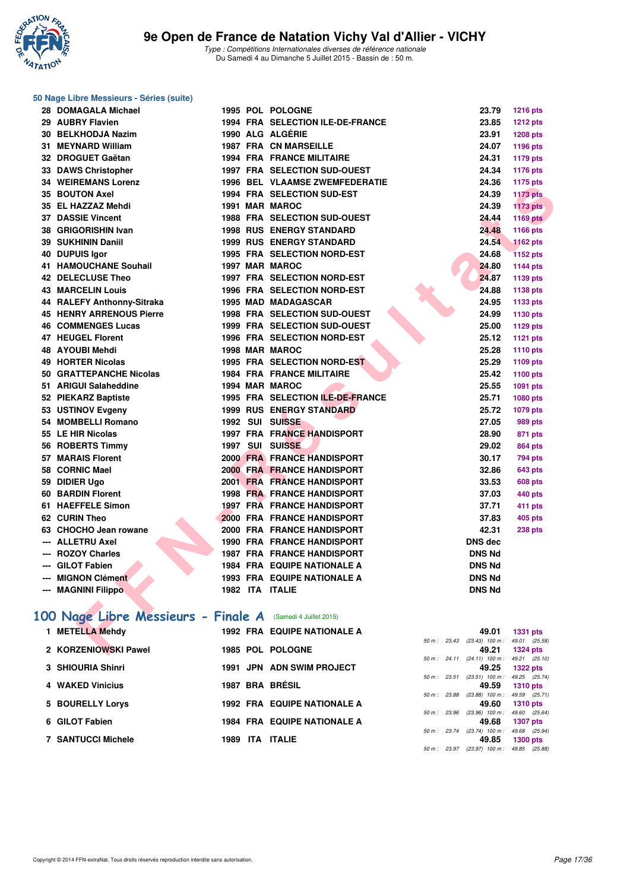### 50 Nage Libre Messieurs - Séries (suite)

| Rang | Nom | Année | Nat | Club | Temps | Points |
|---|---|---|---|---|---|---|
| 28 | DOMAGALA Michael | 1995 | POL | POLOGNE | 23.79 | 1216 pts |
| 29 | AUBRY Flavien | 1994 | FRA | SELECTION ILE-DE-FRANCE | 23.85 | 1212 pts |
| 30 | BELKHODJA Nazim | 1990 | ALG | ALGÉRIE | 23.91 | 1208 pts |
| 31 | MEYNARD William | 1987 | FRA | CN MARSEILLE | 24.07 | 1196 pts |
| 32 | DROGUET Gaëtan | 1994 | FRA | FRANCE MILITAIRE | 24.31 | 1179 pts |
| 33 | DAWS Christopher | 1997 | FRA | SELECTION SUD-OUEST | 24.34 | 1176 pts |
| 34 | WEIREMANS Lorenz | 1996 | BEL | VLAAMSE ZWEMFEDERATIE | 24.36 | 1175 pts |
| 35 | BOUTON Axel | 1994 | FRA | SELECTION SUD-EST | 24.39 | 1173 pts |
| 35 | EL HAZZAZ Mehdi | 1991 | MAR | MAROC | 24.39 | 1173 pts |
| 37 | DASSIE Vincent | 1988 | FRA | SELECTION SUD-OUEST | 24.44 | 1169 pts |
| 38 | GRIGORISHIN Ivan | 1998 | RUS | ENERGY STANDARD | 24.48 | 1166 pts |
| 39 | SUKHININ Daniil | 1999 | RUS | ENERGY STANDARD | 24.54 | 1162 pts |
| 40 | DUPUIS Igor | 1995 | FRA | SELECTION NORD-EST | 24.68 | 1152 pts |
| 41 | HAMOUCHANE Souhail | 1997 | MAR | MAROC | 24.80 | 1144 pts |
| 42 | DELECLUSE Theo | 1997 | FRA | SELECTION NORD-EST | 24.87 | 1139 pts |
| 43 | MARCELIN Louis | 1996 | FRA | SELECTION NORD-EST | 24.88 | 1138 pts |
| 44 | RALEFY Anthonny-Sitraka | 1995 | MAD | MADAGASCAR | 24.95 | 1133 pts |
| 45 | HENRY ARRENOUS Pierre | 1998 | FRA | SELECTION SUD-OUEST | 24.99 | 1130 pts |
| 46 | COMMENGES Lucas | 1999 | FRA | SELECTION SUD-OUEST | 25.00 | 1129 pts |
| 47 | HEUGEL Florent | 1996 | FRA | SELECTION NORD-EST | 25.12 | 1121 pts |
| 48 | AYOUBI Mehdi | 1998 | MAR | MAROC | 25.28 | 1110 pts |
| 49 | HORTER Nicolas | 1995 | FRA | SELECTION NORD-EST | 25.29 | 1109 pts |
| 50 | GRATTEPANCHE Nicolas | 1984 | FRA | FRANCE MILITAIRE | 25.42 | 1100 pts |
| 51 | ARIGUI Salaheddine | 1994 | MAR | MAROC | 25.55 | 1091 pts |
| 52 | PIEKARZ Baptiste | 1995 | FRA | SELECTION ILE-DE-FRANCE | 25.71 | 1080 pts |
| 53 | USTINOV Evgeny | 1999 | RUS | ENERGY STANDARD | 25.72 | 1079 pts |
| 54 | MOMBELLI Romano | 1992 | SUI | SUISSE | 27.05 | 989 pts |
| 55 | LE HIR Nicolas | 1997 | FRA | FRANCE HANDISPORT | 28.90 | 871 pts |
| 56 | ROBERTS Timmy | 1997 | SUI | SUISSE | 29.02 | 864 pts |
| 57 | MARAIS Florent | 2000 | FRA | FRANCE HANDISPORT | 30.17 | 794 pts |
| 58 | CORNIC Mael | 2000 | FRA | FRANCE HANDISPORT | 32.86 | 643 pts |
| 59 | DIDIER Ugo | 2001 | FRA | FRANCE HANDISPORT | 33.53 | 608 pts |
| 60 | BARDIN Florent | 1998 | FRA | FRANCE HANDISPORT | 37.03 | 440 pts |
| 61 | HAEFFELE Simon | 1997 | FRA | FRANCE HANDISPORT | 37.71 | 411 pts |
| 62 | CURIN Theo | 2000 | FRA | FRANCE HANDISPORT | 37.83 | 405 pts |
| 63 | CHOCHO Jean rowane | 2000 | FRA | FRANCE HANDISPORT | 42.31 | 238 pts |
| --- | ALLETRU Axel | 1990 | FRA | FRANCE HANDISPORT | DNS dec | |
| --- | ROZOY Charles | 1987 | FRA | FRANCE HANDISPORT | DNS Nd | |
| --- | GILOT Fabien | 1984 | FRA | EQUIPE NATIONALE A | DNS Nd | |
| --- | MIGNON Clément | 1993 | FRA | EQUIPE NATIONALE A | DNS Nd | |
| --- | MAGNINI Filippo | 1982 | ITA | ITALIE | DNS Nd | |

## 100 Nage Libre Messieurs - Finale A (Samedi 4 Juillet 2015)

| Rang | Nom | Année | Nat | Club | Temps | Points | Splits |
|---|---|---|---|---|---|---|---|
| 1 | METELLA Mehdy | 1992 | FRA | EQUIPE NATIONALE A | 49.01 | 1331 pts | 50 m : 23.43 (23.43) 100 m : 49.01 (25.58) |
| 2 | KORZENIOWSKI Pawel | 1985 | POL | POLOGNE | 49.21 | 1324 pts | 50 m : 24.11 (24.11) 100 m : 49.21 (25.10) |
| 3 | SHIOURIA Shinri | 1991 | JPN | ADN SWIM PROJECT | 49.25 | 1322 pts | 50 m : 23.51 (23.51) 100 m : 49.25 (25.74) |
| 4 | WAKED Vinicius | 1987 | BRA | BRÉSIL | 49.59 | 1310 pts | 50 m : 23.88 (23.88) 100 m : 49.59 (25.71) |
| 5 | BOURELLY Lorys | 1992 | FRA | EQUIPE NATIONALE A | 49.60 | 1310 pts | 50 m : 23.96 (23.96) 100 m : 49.60 (25.64) |
| 6 | GILOT Fabien | 1984 | FRA | EQUIPE NATIONALE A | 49.68 | 1307 pts | 50 m : 23.74 (23.74) 100 m : 49.68 (25.94) |
| 7 | SANTUCCI Michele | 1989 | ITA | ITALIE | 49.85 | 1300 pts | 50 m : 23.97 (23.97) 100 m : 49.85 (25.88) |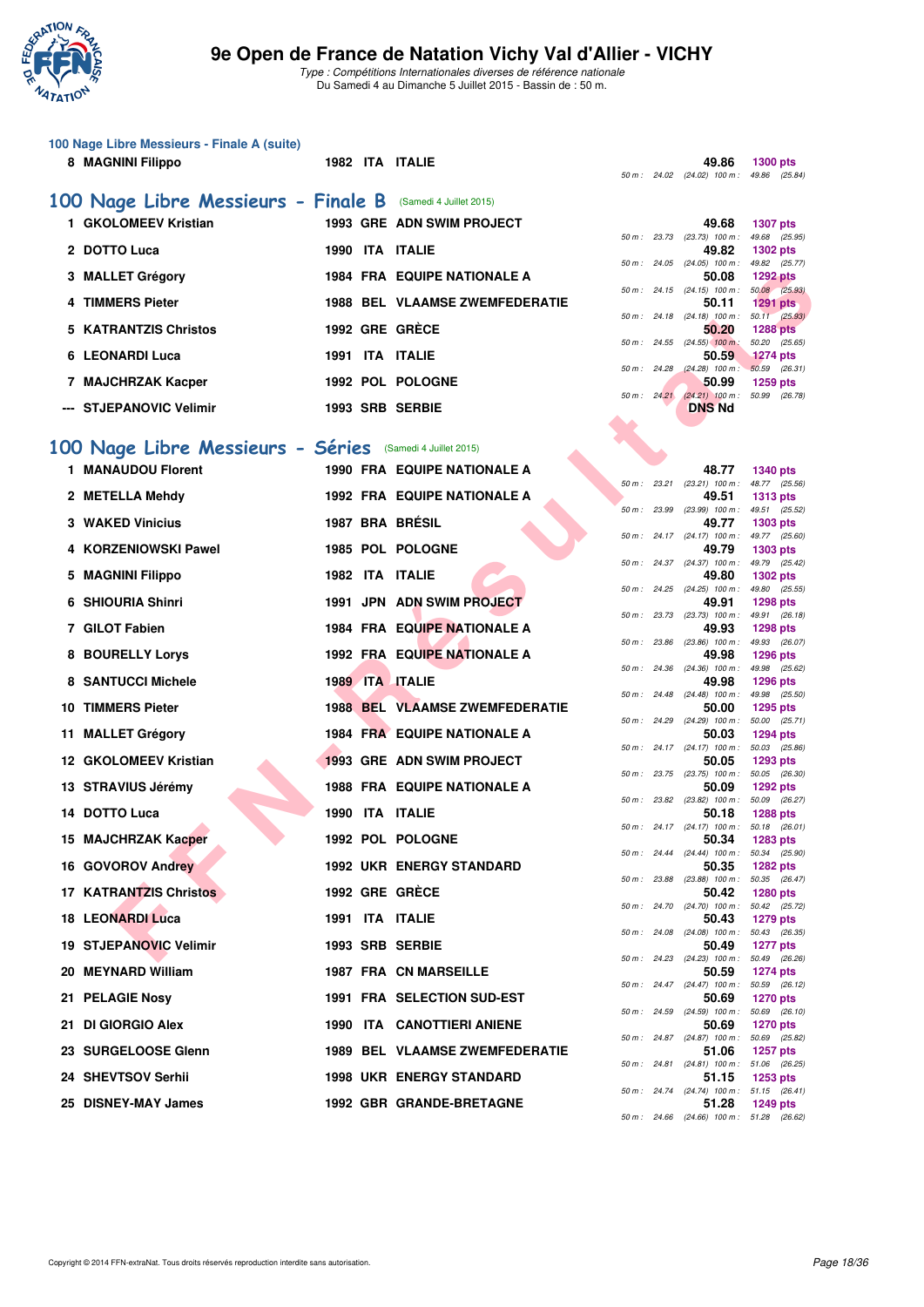### 100 Nage Libre Messieurs - Finale A (suite)

| Rang | Nom | Année | Pays | Club | Temps | Points | Splits |
|---|---|---|---|---|---|---|---|
| 8 | MAGNINI Filippo | 1982 | ITA | ITALIE | 49.86 | 1300 pts | 50 m : 24.02 (24.02) 100 m : 49.86 (25.84) |

## 100 Nage Libre Messieurs - Finale B (Samedi 4 Juillet 2015)

| Rang | Nom | Année | Pays | Club | Temps | Points | Splits |
|---|---|---|---|---|---|---|---|
| 1 | GKOLOMEEV Kristian | 1993 | GRE | ADN SWIM PROJECT | 49.68 | 1307 pts | 50 m : 23.73 (23.73) 100 m : 49.68 (25.95) |
| 2 | DOTTO Luca | 1990 | ITA | ITALIE | 49.82 | 1302 pts | 50 m : 24.05 (24.05) 100 m : 49.82 (25.77) |
| 3 | MALLET Grégory | 1984 | FRA | EQUIPE NATIONALE A | 50.08 | 1292 pts | 50 m : 24.15 (24.15) 100 m : 50.08 (25.93) |
| 4 | TIMMERS Pieter | 1988 | BEL | VLAAMSE ZWEMFEDERATIE | 50.11 | 1291 pts | 50 m : 24.18 (24.18) 100 m : 50.11 (25.93) |
| 5 | KATRANTZIS Christos | 1992 | GRE | GRÈCE | 50.20 | 1288 pts | 50 m : 24.55 (24.55) 100 m : 50.20 (25.65) |
| 6 | LEONARDI Luca | 1991 | ITA | ITALIE | 50.59 | 1274 pts | 50 m : 24.28 (24.28) 100 m : 50.59 (26.31) |
| 7 | MAJCHRZAK Kacper | 1992 | POL | POLOGNE | 50.99 | 1259 pts | 50 m : 24.21 (24.21) 100 m : 50.99 (26.78) |
| --- | STJEPANOVIC Velimir | 1993 | SRB | SERBIE | DNS Nd | | |

## 100 Nage Libre Messieurs - Séries (Samedi 4 Juillet 2015)

| Rang | Nom | Année | Pays | Club | Temps | Points | Splits |
|---|---|---|---|---|---|---|---|
| 1 | MANAUDOU Florent | 1990 | FRA | EQUIPE NATIONALE A | 48.77 | 1340 pts | 50 m : 23.21 (23.21) 100 m : 48.77 (25.56) |
| 2 | METELLA Mehdy | 1992 | FRA | EQUIPE NATIONALE A | 49.51 | 1313 pts | 50 m : 23.99 (23.99) 100 m : 49.51 (25.52) |
| 3 | WAKED Vinicius | 1987 | BRA | BRÉSIL | 49.77 | 1303 pts | 50 m : 24.17 (24.17) 100 m : 49.77 (25.60) |
| 4 | KORZENIOWSKI Pawel | 1985 | POL | POLOGNE | 49.79 | 1303 pts | 50 m : 24.37 (24.37) 100 m : 49.79 (25.42) |
| 5 | MAGNINI Filippo | 1982 | ITA | ITALIE | 49.80 | 1302 pts | 50 m : 24.25 (24.25) 100 m : 49.80 (25.55) |
| 6 | SHIOURIA Shinri | 1991 | JPN | ADN SWIM PROJECT | 49.91 | 1298 pts | 50 m : 23.73 (23.73) 100 m : 49.91 (26.18) |
| 7 | GILOT Fabien | 1984 | FRA | EQUIPE NATIONALE A | 49.93 | 1298 pts | 50 m : 23.86 (23.86) 100 m : 49.93 (26.07) |
| 8 | BOURELLY Lorys | 1992 | FRA | EQUIPE NATIONALE A | 49.98 | 1296 pts | 50 m : 24.36 (24.36) 100 m : 49.98 (25.62) |
| 8 | SANTUCCI Michele | 1989 | ITA | ITALIE | 49.98 | 1296 pts | 50 m : 24.48 (24.48) 100 m : 49.98 (25.50) |
| 10 | TIMMERS Pieter | 1988 | BEL | VLAAMSE ZWEMFEDERATIE | 50.00 | 1295 pts | 50 m : 24.29 (24.29) 100 m : 50.00 (25.71) |
| 11 | MALLET Grégory | 1984 | FRA | EQUIPE NATIONALE A | 50.03 | 1294 pts | 50 m : 24.17 (24.17) 100 m : 50.03 (25.86) |
| 12 | GKOLOMEEV Kristian | 1993 | GRE | ADN SWIM PROJECT | 50.05 | 1293 pts | 50 m : 23.75 (23.75) 100 m : 50.05 (26.30) |
| 13 | STRAVIUS Jérémy | 1988 | FRA | EQUIPE NATIONALE A | 50.09 | 1292 pts | 50 m : 23.82 (23.82) 100 m : 50.09 (26.27) |
| 14 | DOTTO Luca | 1990 | ITA | ITALIE | 50.18 | 1288 pts | 50 m : 24.17 (24.17) 100 m : 50.18 (26.01) |
| 15 | MAJCHRZAK Kacper | 1992 | POL | POLOGNE | 50.34 | 1283 pts | 50 m : 24.44 (24.44) 100 m : 50.34 (25.90) |
| 16 | GOVOROV Andrey | 1992 | UKR | ENERGY STANDARD | 50.35 | 1282 pts | 50 m : 23.88 (23.88) 100 m : 50.35 (26.47) |
| 17 | KATRANTZIS Christos | 1992 | GRE | GRÈCE | 50.42 | 1280 pts | 50 m : 24.70 (24.70) 100 m : 50.42 (25.72) |
| 18 | LEONARDI Luca | 1991 | ITA | ITALIE | 50.43 | 1279 pts | 50 m : 24.08 (24.08) 100 m : 50.43 (26.35) |
| 19 | STJEPANOVIC Velimir | 1993 | SRB | SERBIE | 50.49 | 1277 pts | 50 m : 24.23 (24.23) 100 m : 50.49 (26.26) |
| 20 | MEYNARD William | 1987 | FRA | CN MARSEILLE | 50.59 | 1274 pts | 50 m : 24.47 (24.47) 100 m : 50.59 (26.12) |
| 21 | PELAGIE Nosy | 1991 | FRA | SELECTION SUD-EST | 50.69 | 1270 pts | 50 m : 24.59 (24.59) 100 m : 50.69 (26.10) |
| 21 | DI GIORGIO Alex | 1990 | ITA | CANOTTIERI ANIENE | 50.69 | 1270 pts | 50 m : 24.87 (24.87) 100 m : 50.69 (25.82) |
| 23 | SURGELOOSE Glenn | 1989 | BEL | VLAAMSE ZWEMFEDERATIE | 51.06 | 1257 pts | 50 m : 24.81 (24.81) 100 m : 51.06 (26.25) |
| 24 | SHEVTSOV Serhii | 1998 | UKR | ENERGY STANDARD | 51.15 | 1253 pts | 50 m : 24.74 (24.74) 100 m : 51.15 (26.41) |
| 25 | DISNEY-MAY James | 1992 | GBR | GRANDE-BRETAGNE | 51.28 | 1249 pts | 50 m : 24.66 (24.66) 100 m : 51.28 (26.62) |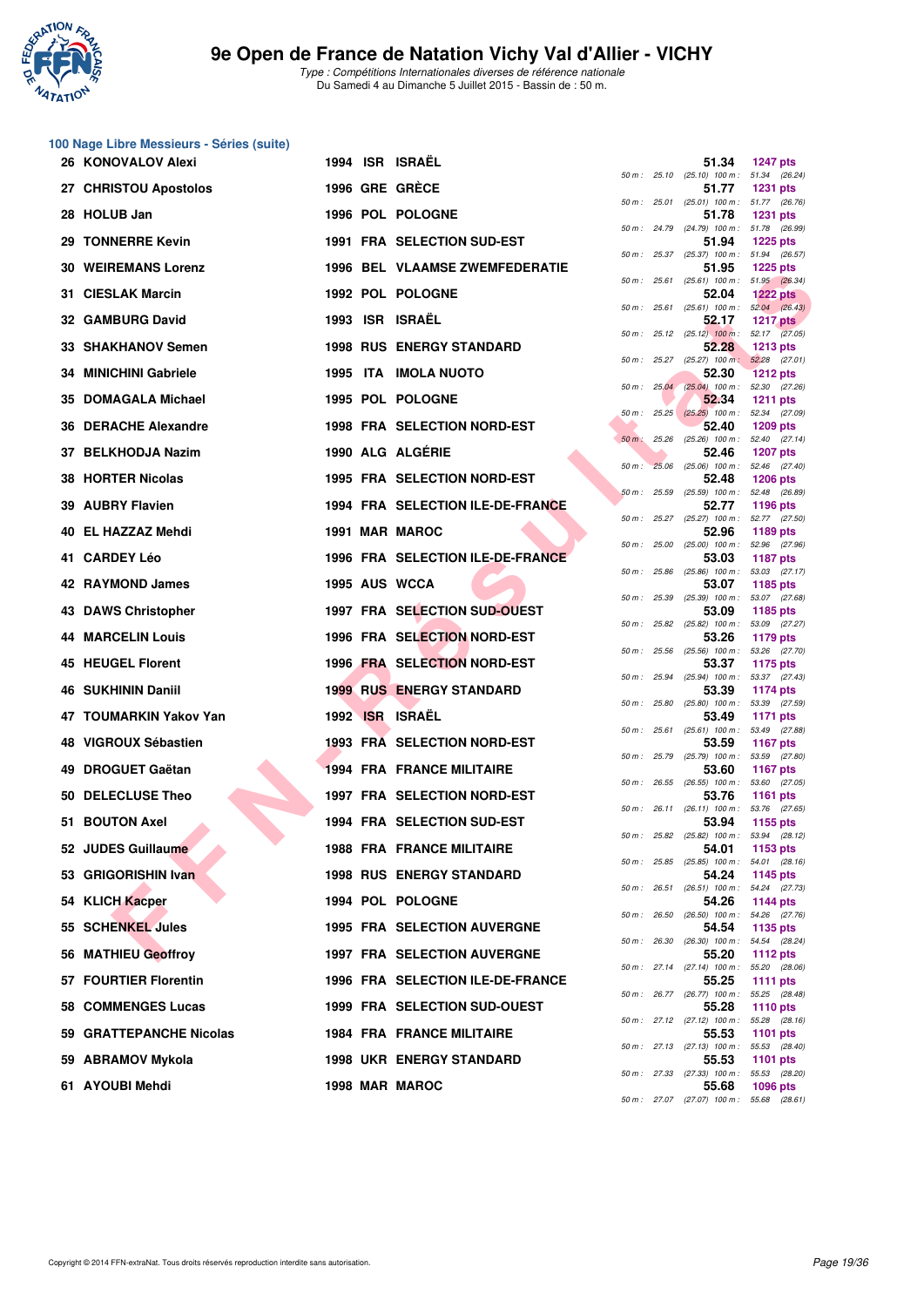# 9e Open de France de Natation Vichy Val d'Allier - VICHY

*Type : Compétitions Internationales diverses de référence nationale*
Du Samedi 4 au Dimanche 5 Juillet 2015 - Bassin de : 50 m.

## 100 Nage Libre Messieurs - Séries (suite)

| Rang | Nom | Année | Nat. | Club | Temps | Points | 50 m | 100 m |
|---|---|---|---|---|---|---|---|---|
| 26 | KONOVALOV Alexi | 1994 | ISR | ISRAËL | 51.34 | 1247 pts | 25.10 (25.10) | 51.34 (26.24) |
| 27 | CHRISTOU Apostolos | 1996 | GRE | GRÈCE | 51.77 | 1231 pts | 25.01 (25.01) | 51.77 (26.76) |
| 28 | HOLUB Jan | 1996 | POL | POLOGNE | 51.78 | 1231 pts | 24.79 (24.79) | 51.78 (26.99) |
| 29 | TONNERRE Kevin | 1991 | FRA | SELECTION SUD-EST | 51.94 | 1225 pts | 25.37 (25.37) | 51.94 (26.57) |
| 30 | WEIREMANS Lorenz | 1996 | BEL | VLAAMSE ZWEMFEDERATIE | 51.95 | 1225 pts | 25.61 (25.61) | 51.95 (26.34) |
| 31 | CIESLAK Marcin | 1992 | POL | POLOGNE | 52.04 | 1222 pts | 25.61 (25.61) | 52.04 (26.43) |
| 32 | GAMBURG David | 1993 | ISR | ISRAËL | 52.17 | 1217 pts | 25.12 (25.12) | 52.17 (27.05) |
| 33 | SHAKHANOV Semen | 1998 | RUS | ENERGY STANDARD | 52.28 | 1213 pts | 25.27 (25.27) | 52.28 (27.01) |
| 34 | MINICHINI Gabriele | 1995 | ITA | IMOLA NUOTO | 52.30 | 1212 pts | 25.04 (25.04) | 52.30 (27.26) |
| 35 | DOMAGALA Michael | 1995 | POL | POLOGNE | 52.34 | 1211 pts | 25.25 (25.25) | 52.34 (27.09) |
| 36 | DERACHE Alexandre | 1998 | FRA | SELECTION NORD-EST | 52.40 | 1209 pts | 25.26 (25.26) | 52.40 (27.14) |
| 37 | BELKHODJA Nazim | 1990 | ALG | ALGÉRIE | 52.46 | 1207 pts | 25.06 (25.06) | 52.46 (27.40) |
| 38 | HORTER Nicolas | 1995 | FRA | SELECTION NORD-EST | 52.48 | 1206 pts | 25.59 (25.59) | 52.48 (26.89) |
| 39 | AUBRY Flavien | 1994 | FRA | SELECTION ILE-DE-FRANCE | 52.77 | 1196 pts | 25.27 (25.27) | 52.77 (27.50) |
| 40 | EL HAZZAZ Mehdi | 1991 | MAR | MAROC | 52.96 | 1189 pts | 25.00 (25.00) | 52.96 (27.96) |
| 41 | CARDEY Léo | 1996 | FRA | SELECTION ILE-DE-FRANCE | 53.03 | 1187 pts | 25.86 (25.86) | 53.03 (27.17) |
| 42 | RAYMOND James | 1995 | AUS | WCCA | 53.07 | 1185 pts | 25.39 (25.39) | 53.07 (27.68) |
| 43 | DAWS Christopher | 1997 | FRA | SELECTION SUD-OUEST | 53.09 | 1185 pts | 25.82 (25.82) | 53.09 (27.27) |
| 44 | MARCELIN Louis | 1996 | FRA | SELECTION NORD-EST | 53.26 | 1179 pts | 25.56 (25.56) | 53.26 (27.70) |
| 45 | HEUGEL Florent | 1996 | FRA | SELECTION NORD-EST | 53.37 | 1175 pts | 25.94 (25.94) | 53.37 (27.43) |
| 46 | SUKHININ Daniil | 1999 | RUS | ENERGY STANDARD | 53.39 | 1174 pts | 25.80 (25.80) | 53.39 (27.59) |
| 47 | TOUMARKIN Yakov Yan | 1992 | ISR | ISRAËL | 53.49 | 1171 pts | 25.61 (25.61) | 53.49 (27.88) |
| 48 | VIGROUX Sébastien | 1993 | FRA | SELECTION NORD-EST | 53.59 | 1167 pts | 25.79 (25.79) | 53.59 (27.80) |
| 49 | DROGUET Gaëtan | 1994 | FRA | FRANCE MILITAIRE | 53.60 | 1167 pts | 26.55 (26.55) | 53.60 (27.05) |
| 50 | DELECLUSE Theo | 1997 | FRA | SELECTION NORD-EST | 53.76 | 1161 pts | 26.11 (26.11) | 53.76 (27.65) |
| 51 | BOUTON Axel | 1994 | FRA | SELECTION SUD-EST | 53.94 | 1155 pts | 25.82 (25.82) | 53.94 (28.12) |
| 52 | JUDES Guillaume | 1988 | FRA | FRANCE MILITAIRE | 54.01 | 1153 pts | 25.85 (25.85) | 54.01 (28.16) |
| 53 | GRIGORISHIN Ivan | 1998 | RUS | ENERGY STANDARD | 54.24 | 1145 pts | 26.51 (26.51) | 54.24 (27.73) |
| 54 | KLICH Kacper | 1994 | POL | POLOGNE | 54.26 | 1144 pts | 26.50 (26.50) | 54.26 (27.76) |
| 55 | SCHENKEL Jules | 1995 | FRA | SELECTION AUVERGNE | 54.54 | 1135 pts | 26.30 (26.30) | 54.54 (28.24) |
| 56 | MATHIEU Geoffroy | 1997 | FRA | SELECTION AUVERGNE | 55.20 | 1112 pts | 27.14 (27.14) | 55.20 (28.06) |
| 57 | FOURTIER Florentin | 1996 | FRA | SELECTION ILE-DE-FRANCE | 55.25 | 1111 pts | 26.77 (26.77) | 55.25 (28.48) |
| 58 | COMMENGES Lucas | 1999 | FRA | SELECTION SUD-OUEST | 55.28 | 1110 pts | 27.12 (27.12) | 55.28 (28.16) |
| 59 | GRATTEPANCHE Nicolas | 1984 | FRA | FRANCE MILITAIRE | 55.53 | 1101 pts | 27.13 (27.13) | 55.53 (28.40) |
| 59 | ABRAMOV Mykola | 1998 | UKR | ENERGY STANDARD | 55.53 | 1101 pts | 27.33 (27.33) | 55.53 (28.20) |
| 61 | AYOUBI Mehdi | 1998 | MAR | MAROC | 55.68 | 1096 pts | 27.07 (27.07) | 55.68 (28.61) |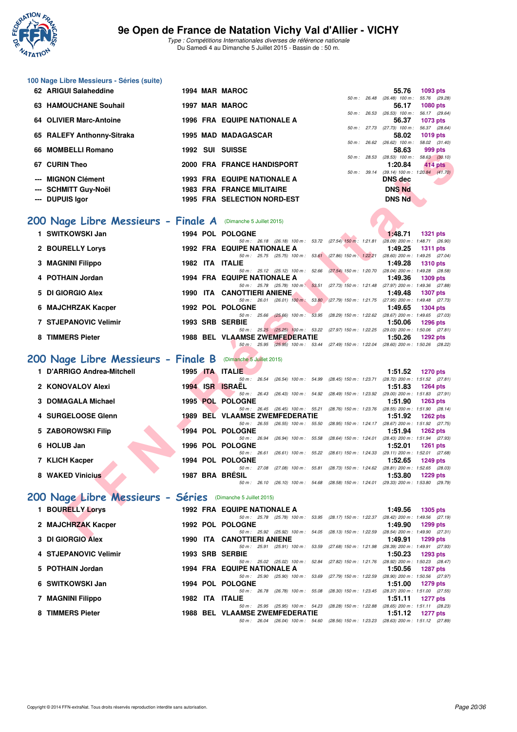## 100 Nage Libre Messieurs - Séries (suite)

| Rang | Nom | Année | Nat. | Club | Temps | Points | Splits |
|---|---|---|---|---|---|---|---|
| 62 | ARIGUI Salaheddine | 1994 | MAR | MAROC | 55.76 | 1093 pts | 50 m : 26.48 (26.48) 100 m : 55.76 (29.28) |
| 63 | HAMOUCHANE Souhail | 1997 | MAR | MAROC | 56.17 | 1080 pts | 50 m : 26.53 (26.53) 100 m : 56.17 (29.64) |
| 64 | OLIVIER Marc-Antoine | 1996 | FRA | EQUIPE NATIONALE A | 56.37 | 1073 pts | 50 m : 27.73 (27.73) 100 m : 56.37 (28.64) |
| 65 | RALEFY Anthony-Sitraka | 1995 | MAD | MADAGASCAR | 58.02 | 1019 pts | 50 m : 26.62 (26.62) 100 m : 58.02 (31.40) |
| 66 | MOMBELLI Romano | 1992 | SUI | SUISSE | 58.63 | 999 pts | 50 m : 28.53 (28.53) 100 m : 58.63 (30.10) |
| 67 | CURIN Theo | 2000 | FRA | FRANCE HANDISPORT | 1:20.84 | 414 pts | 50 m : 39.14 (39.14) 100 m : 1:20.84 (41.70) |
| --- | MIGNON Clément | 1993 | FRA | EQUIPE NATIONALE A | DNS dec | | |
| --- | SCHMITT Guy-Noël | 1983 | FRA | FRANCE MILITAIRE | DNS Nd | | |
| --- | DUPUIS Igor | 1995 | FRA | SELECTION NORD-EST | DNS Nd | | |

## 200 Nage Libre Messieurs - Finale A (Dimanche 5 Juillet 2015)

| Rang | Nom | Année | Nat. | Club | Temps | Points | Splits |
|---|---|---|---|---|---|---|---|
| 1 | SWITKOWSKI Jan | 1994 | POL | POLOGNE | 1:48.71 | 1321 pts | 50 m : 26.18 (26.18) 100 m : 53.72 (27.54) 150 m : 1:21.81 (28.09) 200 m : 1:48.71 (26.90) |
| 2 | BOURELLY Lorys | 1992 | FRA | EQUIPE NATIONALE A | 1:49.25 | 1311 pts | 50 m : 25.75 (25.75) 100 m : 53.61 (27.86) 150 m : 1:22.21 (28.60) 200 m : 1:49.25 (27.04) |
| 3 | MAGNINI Filippo | 1982 | ITA | ITALIE | 1:49.28 | 1310 pts | 50 m : 25.12 (25.12) 100 m : 52.66 (27.54) 150 m : 1:20.70 (28.04) 200 m : 1:49.28 (28.58) |
| 4 | POTHAIN Jordan | 1994 | FRA | EQUIPE NATIONALE A | 1:49.36 | 1309 pts | 50 m : 25.78 (25.78) 100 m : 53.51 (27.73) 150 m : 1:21.48 (27.97) 200 m : 1:49.36 (27.88) |
| 5 | DI GIORGIO Alex | 1990 | ITA | CANOTTIERI ANIENE | 1:49.48 | 1307 pts | 50 m : 26.01 (26.01) 100 m : 53.80 (27.79) 150 m : 1:21.75 (27.95) 200 m : 1:49.48 (27.73) |
| 6 | MAJCHRZAK Kacper | 1992 | POL | POLOGNE | 1:49.65 | 1304 pts | 50 m : 25.66 (25.66) 100 m : 53.95 (28.29) 150 m : 1:22.62 (28.67) 200 m : 1:49.65 (27.03) |
| 7 | STJEPANOVIC Velimir | 1993 | SRB | SERBIE | 1:50.06 | 1296 pts | 50 m : 25.25 (25.25) 100 m : 53.22 (27.97) 150 m : 1:22.25 (29.03) 200 m : 1:50.06 (27.81) |
| 8 | TIMMERS Pieter | 1988 | BEL | VLAAMSE ZWEMFEDERATIE | 1:50.26 | 1292 pts | 50 m : 25.95 (25.95) 100 m : 53.44 (27.49) 150 m : 1:22.04 (28.60) 200 m : 1:50.26 (28.22) |

## 200 Nage Libre Messieurs - Finale B (Dimanche 5 Juillet 2015)

| Rang | Nom | Année | Nat. | Club | Temps | Points | Splits |
|---|---|---|---|---|---|---|---|
| 1 | D'ARRIGO Andrea-Mitchell | 1995 | ITA | ITALIE | 1:51.52 | 1270 pts | 50 m : 26.54 (26.54) 100 m : 54.99 (28.45) 150 m : 1:23.71 (28.72) 200 m : 1:51.52 (27.81) |
| 2 | KONOVALOV Alexi | 1994 | ISR | ISRAËL | 1:51.83 | 1264 pts | 50 m : 26.43 (26.43) 100 m : 54.92 (28.49) 150 m : 1:23.92 (29.00) 200 m : 1:51.83 (27.91) |
| 3 | DOMAGALA Michael | 1995 | POL | POLOGNE | 1:51.90 | 1263 pts | 50 m : 26.45 (26.45) 100 m : 55.21 (28.76) 150 m : 1:23.76 (28.55) 200 m : 1:51.90 (28.14) |
| 4 | SURGELOOSE Glenn | 1989 | BEL | VLAAMSE ZWEMFEDERATIE | 1:51.92 | 1262 pts | 50 m : 26.55 (26.55) 100 m : 55.50 (28.95) 150 m : 1:24.17 (28.67) 200 m : 1:51.92 (27.75) |
| 5 | ZABOROWSKI Filip | 1994 | POL | POLOGNE | 1:51.94 | 1262 pts | 50 m : 26.94 (26.94) 100 m : 55.58 (28.64) 150 m : 1:24.01 (28.43) 200 m : 1:51.94 (27.93) |
| 6 | HOLUB Jan | 1996 | POL | POLOGNE | 1:52.01 | 1261 pts | 50 m : 26.61 (26.61) 100 m : 55.22 (28.61) 150 m : 1:24.33 (29.11) 200 m : 1:52.01 (27.68) |
| 7 | KLICH Kacper | 1994 | POL | POLOGNE | 1:52.65 | 1249 pts | 50 m : 27.08 (27.08) 100 m : 55.81 (28.73) 150 m : 1:24.62 (28.81) 200 m : 1:52.65 (28.03) |
| 8 | WAKED Vinicius | 1987 | BRA | BRÉSIL | 1:53.80 | 1229 pts | 50 m : 26.10 (26.10) 100 m : 54.68 (28.58) 150 m : 1:24.01 (29.33) 200 m : 1:53.80 (29.79) |

## 200 Nage Libre Messieurs - Séries (Dimanche 5 Juillet 2015)

| Rang | Nom | Année | Nat. | Club | Temps | Points | Splits |
|---|---|---|---|---|---|---|---|
| 1 | BOURELLY Lorys | 1992 | FRA | EQUIPE NATIONALE A | 1:49.56 | 1305 pts | 50 m : 25.78 (25.78) 100 m : 53.95 (28.17) 150 m : 1:22.37 (28.42) 200 m : 1:49.56 (27.19) |
| 2 | MAJCHRZAK Kacper | 1992 | POL | POLOGNE | 1:49.90 | 1299 pts | 50 m : 25.92 (25.92) 100 m : 54.05 (28.13) 150 m : 1:22.59 (28.54) 200 m : 1:49.90 (27.31) |
| 3 | DI GIORGIO Alex | 1990 | ITA | CANOTTIERI ANIENE | 1:49.91 | 1299 pts | 50 m : 25.91 (25.91) 100 m : 53.59 (27.68) 150 m : 1:21.98 (28.39) 200 m : 1:49.91 (27.93) |
| 4 | STJEPANOVIC Velimir | 1993 | SRB | SERBIE | 1:50.23 | 1293 pts | 50 m : 25.02 (25.02) 100 m : 52.84 (27.82) 150 m : 1:21.76 (28.92) 200 m : 1:50.23 (28.47) |
| 5 | POTHAIN Jordan | 1994 | FRA | EQUIPE NATIONALE A | 1:50.56 | 1287 pts | 50 m : 25.90 (25.90) 100 m : 53.69 (27.79) 150 m : 1:22.59 (28.90) 200 m : 1:50.56 (27.97) |
| 6 | SWITKOWSKI Jan | 1994 | POL | POLOGNE | 1:51.00 | 1279 pts | 50 m : 26.78 (26.78) 100 m : 55.08 (28.30) 150 m : 1:23.45 (28.37) 200 m : 1:51.00 (27.55) |
| 7 | MAGNINI Filippo | 1982 | ITA | ITALIE | 1:51.11 | 1277 pts | 50 m : 25.95 (25.95) 100 m : 54.23 (28.28) 150 m : 1:22.88 (28.65) 200 m : 1:51.11 (28.23) |
| 8 | TIMMERS Pieter | 1988 | BEL | VLAAMSE ZWEMFEDERATIE | 1:51.12 | 1277 pts | 50 m : 26.04 (26.04) 100 m : 54.60 (28.56) 150 m : 1:23.23 (28.63) 200 m : 1:51.12 (27.89) |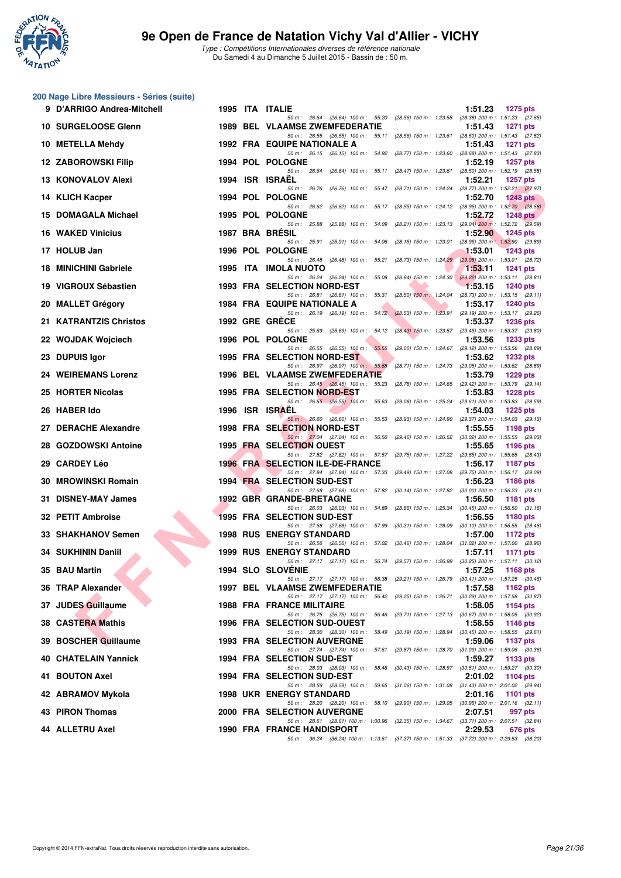## 200 Nage Libre Messieurs - Séries (suite)

| Rang | Nom | Année | Nat. | Club | Temps | Points |
|---|---|---|---|---|---|---|
| 9 | D'ARRIGO Andrea-Mitchell | 1995 | ITA | ITALIE | 1:51.23 | 1275 pts |
| | 50 m : 26.64 (26.64) 100 m : 55.20 (28.56) 150 m : 1:23.58 (28.38) 200 m : 1:51.23 (27.65) | | | | | |
| 10 | SURGELOOSE Glenn | 1989 | BEL | VLAAMSE ZWEMFEDERATIE | 1:51.43 | 1271 pts |
| | 50 m : 26.55 (26.55) 100 m : 55.11 (28.56) 150 m : 1:23.61 (28.50) 200 m : 1:51.43 (27.82) | | | | | |
| 10 | METELLA Mehdy | 1992 | FRA | EQUIPE NATIONALE A | 1:51.43 | 1271 pts |
| | 50 m : 26.15 (26.15) 100 m : 54.92 (28.77) 150 m : 1:23.60 (28.68) 200 m : 1:51.43 (27.83) | | | | | |
| 12 | ZABOROWSKI Filip | 1994 | POL | POLOGNE | 1:52.19 | 1257 pts |
| | 50 m : 26.64 (26.64) 100 m : 55.11 (28.47) 150 m : 1:23.61 (28.50) 200 m : 1:52.19 (28.58) | | | | | |
| 13 | KONOVALOV Alexi | 1994 | ISR | ISRAËL | 1:52.21 | 1257 pts |
| | 50 m : 26.76 (26.76) 100 m : 55.47 (28.71) 150 m : 1:24.24 (28.77) 200 m : 1:52.21 (27.97) | | | | | |
| 14 | KLICH Kacper | 1994 | POL | POLOGNE | 1:52.70 | 1248 pts |
| | 50 m : 26.62 (26.62) 100 m : 55.17 (28.55) 150 m : 1:24.12 (28.95) 200 m : 1:52.70 (28.58) | | | | | |
| 15 | DOMAGALA Michael | 1995 | POL | POLOGNE | 1:52.72 | 1248 pts |
| | 50 m : 25.88 (25.88) 100 m : 54.09 (28.21) 150 m : 1:23.13 (29.04) 200 m : 1:52.72 (29.59) | | | | | |
| 16 | WAKED Vinicius | 1987 | BRA | BRÉSIL | 1:52.90 | 1245 pts |
| | 50 m : 25.91 (25.91) 100 m : 54.06 (28.15) 150 m : 1:23.01 (28.95) 200 m : 1:52.90 (29.89) | | | | | |
| 17 | HOLUB Jan | 1996 | POL | POLOGNE | 1:53.01 | 1243 pts |
| | 50 m : 26.48 (26.48) 100 m : 55.21 (28.73) 150 m : 1:24.29 (29.08) 200 m : 1:53.01 (28.72) | | | | | |
| 18 | MINICHINI Gabriele | 1995 | ITA | IMOLA NUOTO | 1:53.11 | 1241 pts |
| | 50 m : 26.24 (26.24) 100 m : 55.08 (28.84) 150 m : 1:24.30 (29.22) 200 m : 1:53.11 (28.81) | | | | | |
| 19 | VIGROUX Sébastien | 1993 | FRA | SELECTION NORD-EST | 1:53.15 | 1240 pts |
| | 50 m : 26.81 (26.81) 100 m : 55.31 (28.50) 150 m : 1:24.04 (28.73) 200 m : 1:53.15 (29.11) | | | | | |
| 20 | MALLET Grégory | 1984 | FRA | EQUIPE NATIONALE A | 1:53.17 | 1240 pts |
| | 50 m : 26.19 (26.19) 100 m : 54.72 (28.53) 150 m : 1:23.91 (29.19) 200 m : 1:53.17 (29.26) | | | | | |
| 21 | KATRANTZIS Christos | 1992 | GRE | GRÈCE | 1:53.37 | 1236 pts |
| | 50 m : 25.69 (25.69) 100 m : 54.12 (28.43) 150 m : 1:23.57 (29.45) 200 m : 1:53.37 (29.80) | | | | | |
| 22 | WOJDAK Wojciech | 1996 | POL | POLOGNE | 1:53.56 | 1233 pts |
| | 50 m : 26.55 (26.55) 100 m : 55.55 (29.00) 150 m : 1:24.67 (29.12) 200 m : 1:53.56 (28.89) | | | | | |
| 23 | DUPUIS Igor | 1995 | FRA | SELECTION NORD-EST | 1:53.62 | 1232 pts |
| | 50 m : 26.97 (26.97) 100 m : 55.68 (28.71) 150 m : 1:24.73 (29.05) 200 m : 1:53.62 (28.89) | | | | | |
| 24 | WEIREMANS Lorenz | 1996 | BEL | VLAAMSE ZWEMFEDERATIE | 1:53.79 | 1229 pts |
| | 50 m : 26.45 (26.45) 100 m : 55.23 (28.78) 150 m : 1:24.65 (29.42) 200 m : 1:53.79 (29.14) | | | | | |
| 25 | HORTER Nicolas | 1995 | FRA | SELECTION NORD-EST | 1:53.83 | 1228 pts |
| | 50 m : 26.55 (26.55) 100 m : 55.63 (29.08) 150 m : 1:25.24 (29.61) 200 m : 1:53.83 (28.59) | | | | | |
| 26 | HABER Ido | 1996 | ISR | ISRAËL | 1:54.03 | 1225 pts |
| | 50 m : 26.60 (26.60) 100 m : 55.53 (28.93) 150 m : 1:24.90 (29.37) 200 m : 1:54.03 (29.13) | | | | | |
| 27 | DERACHE Alexandre | 1998 | FRA | SELECTION NORD-EST | 1:55.55 | 1198 pts |
| | 50 m : 27.04 (27.04) 100 m : 56.50 (29.46) 150 m : 1:26.52 (30.02) 200 m : 1:55.55 (29.03) | | | | | |
| 28 | GOZDOWSKI Antoine | 1995 | FRA | SELECTION OUEST | 1:55.65 | 1196 pts |
| | 50 m : 27.82 (27.82) 100 m : 57.57 (29.75) 150 m : 1:27.22 (29.65) 200 m : 1:55.65 (28.43) | | | | | |
| 29 | CARDEY Léo | 1996 | FRA | SELECTION ILE-DE-FRANCE | 1:56.17 | 1187 pts |
| | 50 m : 27.84 (27.84) 100 m : 57.33 (29.49) 150 m : 1:27.08 (29.75) 200 m : 1:56.17 (29.09) | | | | | |
| 30 | MROWINSKI Romain | 1994 | FRA | SELECTION SUD-EST | 1:56.23 | 1186 pts |
| | 50 m : 27.68 (27.68) 100 m : 57.82 (30.14) 150 m : 1:27.82 (30.00) 200 m : 1:56.23 (28.41) | | | | | |
| 31 | DISNEY-MAY James | 1992 | GBR | GRANDE-BRETAGNE | 1:56.50 | 1181 pts |
| | 50 m : 26.03 (26.03) 100 m : 54.89 (28.86) 150 m : 1:25.34 (30.45) 200 m : 1:56.50 (31.16) | | | | | |
| 32 | PETIT Ambroise | 1995 | FRA | SELECTION SUD-EST | 1:56.55 | 1180 pts |
| | 50 m : 27.68 (27.68) 100 m : 57.99 (30.31) 150 m : 1:28.09 (30.10) 200 m : 1:56.55 (28.46) | | | | | |
| 33 | SHAKHANOV Semen | 1998 | RUS | ENERGY STANDARD | 1:57.00 | 1172 pts |
| | 50 m : 26.56 (26.56) 100 m : 57.02 (30.46) 150 m : 1:28.04 (31.02) 200 m : 1:57.00 (28.96) | | | | | |
| 34 | SUKHININ Daniil | 1999 | RUS | ENERGY STANDARD | 1:57.11 | 1171 pts |
| | 50 m : 27.17 (27.17) 100 m : 56.74 (29.57) 150 m : 1:26.99 (30.25) 200 m : 1:57.11 (30.12) | | | | | |
| 35 | BAU Martin | 1994 | SLO | SLOVÉNIE | 1:57.25 | 1168 pts |
| | 50 m : 27.17 (27.17) 100 m : 56.38 (29.21) 150 m : 1:26.79 (30.41) 200 m : 1:57.25 (30.46) | | | | | |
| 36 | TRAP Alexander | 1997 | BEL | VLAAMSE ZWEMFEDERATIE | 1:57.58 | 1162 pts |
| | 50 m : 27.17 (27.17) 100 m : 56.42 (29.25) 150 m : 1:26.71 (30.29) 200 m : 1:57.58 (30.87) | | | | | |
| 37 | JUDES Guillaume | 1988 | FRA | FRANCE MILITAIRE | 1:58.05 | 1154 pts |
| | 50 m : 26.75 (26.75) 100 m : 56.46 (29.71) 150 m : 1:27.13 (30.67) 200 m : 1:58.05 (30.92) | | | | | |
| 38 | CASTERA Mathis | 1996 | FRA | SELECTION SUD-OUEST | 1:58.55 | 1146 pts |
| | 50 m : 28.30 (28.30) 100 m : 58.49 (30.19) 150 m : 1:28.94 (30.45) 200 m : 1:58.55 (29.61) | | | | | |
| 39 | BOSCHER Guillaume | 1993 | FRA | SELECTION AUVERGNE | 1:59.06 | 1137 pts |
| | 50 m : 27.74 (27.74) 100 m : 57.61 (29.87) 150 m : 1:28.70 (31.09) 200 m : 1:59.06 (30.36) | | | | | |
| 40 | CHATELAIN Yannick | 1994 | FRA | SELECTION SUD-EST | 1:59.27 | 1133 pts |
| | 50 m : 28.03 (28.03) 100 m : 58.46 (30.43) 150 m : 1:28.97 (30.51) 200 m : 1:59.27 (30.30) | | | | | |
| 41 | BOUTON Axel | 1994 | FRA | SELECTION SUD-EST | 2:01.02 | 1104 pts |
| | 50 m : 28.59 (28.59) 100 m : 59.65 (31.06) 150 m : 1:31.08 (31.43) 200 m : 2:01.02 (29.94) | | | | | |
| 42 | ABRAMOV Mykola | 1998 | UKR | ENERGY STANDARD | 2:01.16 | 1101 pts |
| | 50 m : 28.20 (28.20) 100 m : 58.10 (29.90) 150 m : 1:29.05 (30.95) 200 m : 2:01.16 (32.11) | | | | | |
| 43 | PIRON Thomas | 2000 | FRA | SELECTION AUVERGNE | 2:07.51 | 997 pts |
| | 50 m : 28.61 (28.61) 100 m : 1:00.96 (32.35) 150 m : 1:34.67 (33.71) 200 m : 2:07.51 (32.84) | | | | | |
| 44 | ALLETRU Axel | 1990 | FRA | FRANCE HANDISPORT | 2:29.53 | 676 pts |
| | 50 m : 36.24 (36.24) 100 m : 1:13.61 (37.37) 150 m : 1:51.33 (37.72) 200 m : 2:29.53 (38.20) | | | | | |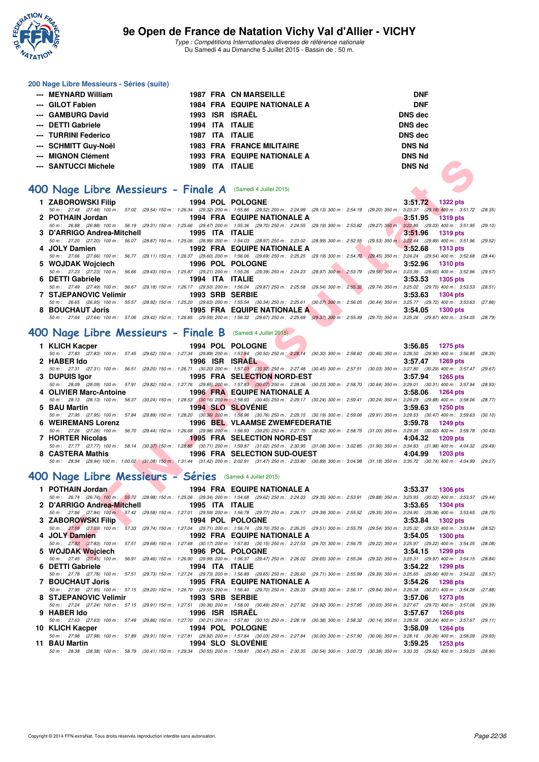# 9e Open de France de Natation Vichy Val d'Allier - VICHY

*Type : Compétitions Internationales diverses de référence nationale*
Du Samedi 4 au Dimanche 5 Juillet 2015 - Bassin de : 50 m.

### 200 Nage Libre Messieurs - Séries (suite)

| | Nom | Année | Nat | Club | Temps |
|---|---|---|---|---|---|
| --- | MEYNARD William | 1987 | FRA | CN MARSEILLE | DNF |
| --- | GILOT Fabien | 1984 | FRA | EQUIPE NATIONALE A | DNF |
| --- | GAMBURG David | 1993 | ISR | ISRAËL | DNS dec |
| --- | DETTI Gabriele | 1994 | ITA | ITALIE | DNS dec |
| --- | TURRINI Federico | 1987 | ITA | ITALIE | DNS dec |
| --- | SCHMITT Guy-Noël | 1983 | FRA | FRANCE MILITAIRE | DNS Nd |
| --- | MIGNON Clément | 1993 | FRA | EQUIPE NATIONALE A | DNS Nd |
| --- | SANTUCCI Michele | 1989 | ITA | ITALIE | DNS Nd |

## 400 Nage Libre Messieurs - Finale A (Samedi 4 Juillet 2015)

1 **ZABOROWSKI Filip** 1994 POL POLOGNE **3:51.72** 1322 pts
50 m : 27.48 (27.48) 100 m : 57.02 (29.54) 150 m : 1:26.34 (29.32) 200 m : 1:55.86 (29.52) 250 m : 2:24.99 (29.13) 300 m : 2:54.19 (29.20) 350 m : 3:23.37 (29.18) 400 m : 3:51.72 (28.35)

2 **POTHAIN Jordan** 1994 FRA EQUIPE NATIONALE A **3:51.95** 1319 pts
50 m : 26.88 (26.88) 100 m : 56.19 (29.31) 150 m : 1:25.66 (29.47) 200 m : 1:55.36 (29.70) 250 m : 2:24.55 (29.19) 300 m : 2:53.82 (29.27) 350 m : 3:22.85 (29.03) 400 m : 3:51.95 (29.10)

3 **D'ARRIGO Andrea-Mitchell** 1995 ITA ITALIE **3:51.96** 1319 pts
50 m : 27.20 (27.20) 100 m : 56.07 (28.87) 150 m : 1:25.06 (28.99) 200 m : 1:54.03 (28.97) 250 m : 2:23.02 (28.99) 300 m : 2:52.55 (29.53) 350 m : 3:22.44 (29.89) 400 m : 3:51.96 (29.52)

4 **JOLY Damien** 1992 FRA EQUIPE NATIONALE A **3:52.68** 1313 pts
50 m : 27.66 (27.66) 100 m : 56.77 (29.11) 150 m : 1:26.37 (29.60) 200 m : 1:56.06 (29.69) 250 m : 2:25.25 (29.19) 300 m : 2:54.70 (29.45) 350 m : 3:24.24 (29.54) 400 m : 3:52.68 (28.44)

5 **WOJDAK Wojciech** 1996 POL POLOGNE **3:52.96** 1310 pts
50 m : 27.23 (27.23) 100 m : 56.66 (29.43) 150 m : 1:25.87 (29.21) 200 m : 1:55.26 (29.39) 250 m : 2:24.23 (28.97) 300 m : 2:53.79 (29.56) 350 m : 3:23.39 (29.60) 400 m : 3:52.96 (29.57)

6 **DETTI Gabriele** 1994 ITA ITALIE **3:53.53** 1305 pts
50 m : 27.49 (27.49) 100 m : 56.67 (29.18) 150 m : 1:26.17 (29.50) 200 m : 1:56.04 (29.87) 250 m : 2:25.58 (29.54) 300 m : 2:55.32 (29.74) 350 m : 3:25.02 (29.70) 400 m : 3:53.53 (28.51)

7 **STJEPANOVIC Velimir** 1993 SRB SERBIE **3:53.63** 1304 pts
50 m : 26.65 (26.65) 100 m : 55.57 (28.92) 150 m : 1:25.20 (29.63) 200 m : 1:55.54 (30.34) 250 m : 2:25.61 (30.07) 300 m : 2:56.05 (30.44) 350 m : 3:25.77 (29.72) 400 m : 3:53.63 (27.86)

8 **BOUCHAUT Joris** 1995 FRA EQUIPE NATIONALE A **3:54.05** 1300 pts
50 m : 27.64 (27.64) 100 m : 57.06 (29.42) 150 m : 1:26.65 (29.59) 200 m : 1:56.32 (29.67) 250 m : 2:25.69 (29.37) 300 m : 2:55.39 (29.70) 350 m : 3:25.26 (29.87) 400 m : 3:54.05 (28.79)

## 400 Nage Libre Messieurs - Finale B (Samedi 4 Juillet 2015)

1 **KLICH Kacper** 1994 POL POLOGNE **3:56.85** 1275 pts
50 m : 27.83 (27.83) 100 m : 57.45 (29.62) 150 m : 1:27.34 (29.89) 200 m : 1:57.84 (30.50) 250 m : 2:28.14 (30.30) 300 m : 2:58.60 (30.46) 350 m : 3:28.50 (29.90) 400 m : 3:56.85 (28.35)

2 **HABER Ido** 1996 ISR ISRAËL **3:57.47** 1269 pts
50 m : 27.31 (27.31) 100 m : 56.51 (29.20) 150 m : 1:26.71 (30.20) 200 m : 1:57.03 (30.32) 250 m : 2:27.48 (30.45) 300 m : 2:57.51 (30.03) 350 m : 3:27.80 (30.29) 400 m : 3:57.47 (29.67)

3 **DUPUIS Igor** 1995 FRA SELECTION NORD-EST **3:57.94** 1265 pts
50 m : 28.09 (28.09) 100 m : 57.91 (29.82) 150 m : 1:27.76 (29.85) 200 m : 1:57.83 (30.07) 250 m : 2:28.06 (30.23) 300 m : 2:58.70 (30.64) 350 m : 3:29.01 (30.31) 400 m : 3:57.94 (28.93)

4 **OLIVIER Marc-Antoine** 1996 FRA EQUIPE NATIONALE A **3:58.06** 1264 pts
50 m : 28.13 (28.13) 100 m : 58.37 (30.24) 150 m : 1:28.53 (30.16) 200 m : 1:58.93 (30.40) 250 m : 2:29.17 (30.24) 300 m : 2:59.41 (30.24) 350 m : 3:29.29 (29.88) 400 m : 3:58.06 (28.77)

5 **BAU Martin** 1994 SLO SLOVÉNIE **3:59.63** 1250 pts
50 m : 27.95 (27.95) 100 m : 57.84 (29.89) 150 m : 1:28.20 (30.36) 200 m : 1:58.96 (30.76) 250 m : 2:29.15 (30.19) 300 m : 2:59.06 (29.91) 350 m : 3:29.53 (30.47) 400 m : 3:59.63 (30.10)

6 **WEIREMANS Lorenz** 1996 BEL VLAAMSE ZWEMFEDERATIE **3:59.78** 1249 pts
50 m : 27.26 (27.26) 100 m : 56.70 (29.44) 150 m : 1:26.68 (29.98) 200 m : 1:56.93 (30.25) 250 m : 2:27.75 (30.82) 300 m : 2:58.75 (31.00) 350 m : 3:29.35 (30.60) 400 m : 3:59.78 (30.43)

7 **HORTER Nicolas** 1995 FRA SELECTION NORD-EST **4:04.32** 1209 pts
50 m : 27.77 (27.77) 100 m : 58.14 (30.37) 150 m : 1:28.85 (30.71) 200 m : 1:59.87 (31.02) 250 m : 2:30.95 (31.08) 300 m : 3:02.85 (31.90) 350 m : 3:34.83 (31.98) 400 m : 4:04.32 (29.49)

8 **CASTERA Mathis** 1996 FRA SELECTION SUD-OUEST **4:04.99** 1203 pts
50 m : 28.94 (28.94) 100 m : 1:00.02 (31.08) 150 m : 1:31.44 (31.42) 200 m : 2:02.91 (31.47) 250 m : 2:33.80 (30.89) 300 m : 3:04.98 (31.18) 350 m : 3:35.72 (30.74) 400 m : 4:04.99 (29.27)

## 400 Nage Libre Messieurs - Séries (Samedi 4 Juillet 2015)

1 **POTHAIN Jordan** 1994 FRA EQUIPE NATIONALE A **3:53.37** 1306 pts
50 m : 26.74 (26.74) 100 m : 55.72 (28.98) 150 m : 1:25.06 (29.34) 200 m : 1:54.68 (29.62) 250 m : 2:24.03 (29.35) 300 m : 2:53.91 (29.88) 350 m : 3:23.93 (30.02) 400 m : 3:53.37 (29.44)

2 **D'ARRIGO Andrea-Mitchell** 1995 ITA ITALIE **3:53.65** 1304 pts
50 m : 27.84 (27.84) 100 m : 57.42 (29.58) 150 m : 1:27.01 (29.59) 200 m : 1:56.78 (29.77) 250 m : 2:26.17 (29.39) 300 m : 2:55.52 (29.35) 350 m : 3:24.90 (29.38) 400 m : 3:53.65 (28.75)

3 **ZABOROWSKI Filip** 1994 POL POLOGNE **3:53.84** 1302 pts
50 m : 27.59 (27.59) 100 m : 57.33 (29.74) 150 m : 1:27.04 (29.71) 200 m : 1:56.74 (29.70) 250 m : 2:26.25 (29.51) 300 m : 2:55.79 (29.54) 350 m : 3:25.32 (29.53) 400 m : 3:53.84 (28.52)

4 **JOLY Damien** 1992 FRA EQUIPE NATIONALE A **3:54.05** 1300 pts
50 m : 27.83 (27.83) 100 m : 57.51 (29.68) 150 m : 1:27.68 (30.17) 200 m : 1:57.83 (30.15) 250 m : 2:27.53 (29.70) 300 m : 2:56.75 (29.22) 350 m : 3:25.97 (29.22) 400 m : 3:54.05 (28.08)

5 **WOJDAK Wojciech** 1996 POL POLOGNE **3:54.15** 1299 pts
50 m : 27.45 (27.45) 100 m : 56.91 (29.46) 150 m : 1:26.90 (29.99) 200 m : 1:56.37 (29.47) 250 m : 2:26.02 (29.65) 300 m : 2:55.34 (29.32) 350 m : 3:25.31 (29.97) 400 m : 3:54.15 (28.84)

6 **DETTI Gabriele** 1994 ITA ITALIE **3:54.22** 1299 pts
50 m : 27.78 (27.78) 100 m : 57.51 (29.73) 150 m : 1:27.24 (29.73) 200 m : 1:56.89 (29.65) 250 m : 2:26.60 (29.71) 300 m : 2:55.99 (29.39) 350 m : 3:25.65 (29.66) 400 m : 3:54.22 (28.57)

7 **BOUCHAUT Joris** 1995 FRA EQUIPE NATIONALE A **3:54.26** 1298 pts
50 m : 27.95 (27.95) 100 m : 57.15 (29.20) 150 m : 1:26.70 (29.55) 200 m : 1:56.40 (29.70) 250 m : 2:26.33 (29.93) 300 m : 2:56.17 (29.84) 350 m : 3:26.38 (30.21) 400 m : 3:54.26 (27.88)

8 **STJEPANOVIC Velimir** 1993 SRB SERBIE **3:57.06** 1273 pts
50 m : 27.24 (27.24) 100 m : 57.15 (29.91) 150 m : 1:27.51 (30.36) 200 m : 1:58.00 (30.49) 250 m : 2:27.92 (29.92) 300 m : 2:57.95 (30.03) 350 m : 3:27.67 (29.72) 400 m : 3:57.06 (29.39)

9 **HABER Ido** 1996 ISR ISRAËL **3:57.67** 1268 pts
50 m : 27.63 (27.63) 100 m : 57.49 (29.86) 150 m : 1:27.70 (30.21) 200 m : 1:57.80 (30.10) 250 m : 2:28.18 (30.38) 300 m : 2:58.32 (30.14) 350 m : 3:28.56 (30.24) 400 m : 3:57.67 (29.11)

10 **KLICH Kacper** 1994 POL POLOGNE **3:58.09** 1264 pts
50 m : 27.98 (27.98) 100 m : 57.89 (29.91) 150 m : 1:27.81 (29.92) 200 m : 1:57.84 (30.03) 250 m : 2:27.84 (30.00) 300 m : 2:57.90 (30.06) 350 m : 3:28.16 (30.26) 400 m : 3:58.09 (29.93)

11 **BAU Martin** 1994 SLO SLOVÉNIE **3:59.25** 1253 pts
50 m : 28.38 (28.38) 100 m : 58.79 (30.41) 150 m : 1:29.34 (30.55) 200 m : 1:59.81 (30.47) 250 m : 2:30.35 (30.54) 300 m : 3:00.73 (30.38) 350 m : 3:30.35 (29.62) 400 m : 3:59.25 (28.90)

Copyright © 2014 FFN-extraNat. Tous droits réservés reproduction interdite sans autorisation.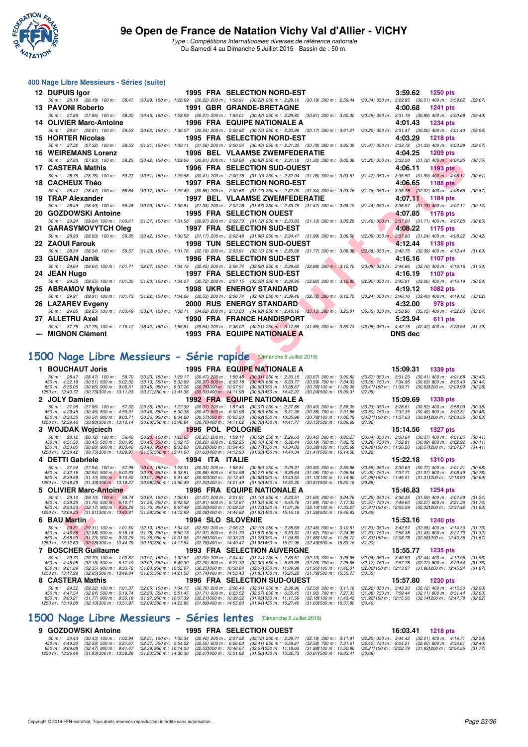# 9e Open de France de Natation Vichy Val d'Allier - VICHY

*Type : Compétitions Internationales diverses de référence nationale*

Du Samedi 4 au Dimanche 5 Juillet 2015 - Bassin de : 50 m.

## 400 Nage Libre Messieurs - Séries (suite)

**12 DUPUIS Igor** — 1995 FRA SELECTION NORD-EST — 3:59.62 — 1250 pts
50 m : 28.18 (28.18) 100 m : 58.47 (30.29) 150 m : 1:28.69 (30.22) 200 m : 1:58.91 (30.22) 250 m : 2:29.10 (30.19) 300 m : 2:59.44 (30.34) 350 m : 3:29.95 (30.51) 400 m : 3:59.62 (29.67)

**13 PAVONI Roberto** — 1991 GBR GRANDE-BRETAGNE — 4:00.68 — 1241 pts
50 m : 27.86 (27.86) 100 m : 58.32 (30.46) 150 m : 1:28.59 (30.27) 200 m : 1:59.01 (30.42) 250 m : 2:29.82 (30.81) 300 m : 3:00.30 (30.48) 350 m : 3:31.19 (30.89) 400 m : 4:00.68 (29.49)

**14 OLIVIER Marc-Antoine** — 1996 FRA EQUIPE NATIONALE A — 4:01.43 — 1234 pts
50 m : 28.91 (28.91) 100 m : 59.53 (30.62) 150 m : 1:30.07 (30.54) 200 m : 2:00.82 (30.75) 250 m : 2:30.99 (30.17) 300 m : 3:01.21 (30.22) 350 m : 3:31.47 (30.26) 400 m : 4:01.43 (29.96)

**15 HORTER Nicolas** — 1995 FRA SELECTION NORD-EST — 4:03.29 — 1218 pts
50 m : 27.32 (27.32) 100 m : 58.53 (31.21) 150 m : 1:30.11 (31.58) 200 m : 2:00.54 (30.43) 250 m : 2:31.32 (30.78) 300 m : 3:02.39 (31.07) 350 m : 3:33.72 (31.33) 400 m : 4:03.29 (29.57)

**16 WEIREMANS Lorenz** — 1996 BEL VLAAMSE ZWEMFEDERATIE — 4:04.25 — 1209 pts
50 m : 27.83 (27.83) 100 m : 58.25 (30.42) 150 m : 1:29.06 (30.81) 200 m : 1:59.88 (30.82) 250 m : 2:31.18 (31.30) 300 m : 3:02.38 (31.20) 350 m : 3:33.50 (31.12) 400 m : 4:04.25 (30.75)

**17 CASTERA Mathis** — 1996 FRA SELECTION SUD-OUEST — 4:06.11 — 1193 pts
50 m : 28.76 (28.76) 100 m : 59.27 (30.51) 150 m : 1:29.68 (30.41) 200 m : 2:00.78 (31.10) 250 m : 2:32.04 (31.26) 300 m : 3:03.51 (31.47) 350 m : 3:35.50 (31.99) 400 m : 4:06.11 (30.61)

**18 CACHEUX Théo** — 1997 FRA SELECTION NORD-EST — 4:06.65 — 1188 pts
50 m : 28.47 (28.47) 100 m : 58.64 (30.17) 150 m : 1:29.49 (30.85) 200 m : 2:00.66 (31.17) 250 m : 2:32.00 (31.34) 300 m : 3:03.76 (31.76) 350 m : 3:35.78 (32.02) 400 m : 4:06.65 (30.87)

**19 TRAP Alexander** — 1997 BEL VLAAMSE ZWEMFEDERATIE — 4:07.11 — 1184 pts
50 m : 28.49 (28.49) 100 m : 59.48 (30.99) 150 m : 1:30.81 (31.33) 200 m : 2:02.28 (31.47) 250 m : 2:33.75 (31.47) 300 m : 3:05.19 (31.44) 350 m : 3:36.97 (31.78) 400 m : 4:07.11 (30.14)

**20 GOZDOWSKI Antoine** — 1995 FRA SELECTION OUEST — 4:07.85 — 1178 pts
50 m : 29.24 (29.24) 100 m : 1:00.61 (31.37) 150 m : 1:31.58 (30.97) 200 m : 2:02.70 (31.12) 250 m : 2:33.83 (31.13) 300 m : 3:05.29 (31.46) 350 m : 3:37.00 (31.71) 400 m : 4:07.85 (30.85)

**21 GARASYMOVYTCH Oleg** — 1997 FRA SELECTION SUD-EST — 4:08.22 — 1175 pts
50 m : 28.93 (28.93) 100 m : 59.35 (30.42) 150 m : 1:30.52 (31.17) 200 m : 2:02.48 (31.96) 250 m : 2:34.47 (31.99) 300 m : 3:06.56 (32.09) 350 m : 3:37.80 (31.24) 400 m : 4:08.22 (30.42)

**22 ZAOUI Farouk** — 1998 TUN SELECTION SUD-OUEST — 4:12.44 — 1138 pts
50 m : 28.34 (28.34) 100 m : 59.57 (31.23) 150 m : 1:31.76 (32.19) 200 m : 2:03.91 (32.15) 250 m : 2:35.68 (31.77) 300 m : 3:08.36 (32.68) 350 m : 3:40.75 (32.39) 400 m : 4:12.44 (31.69)

**23 GUEGAN Janik** — 1996 FRA SELECTION SUD-EST — 4:16.16 — 1107 pts
50 m : 29.64 (29.64) 100 m : 1:01.71 (32.07) 150 m : 1:34.16 (32.45) 200 m : 2:06.74 (32.58) 250 m : 2:39.62 (32.88) 300 m : 3:12.70 (33.08) 350 m : 3:44.86 (32.16) 400 m : 4:16.16 (31.30)

**24 JEAN Hugo** — 1997 FRA SELECTION SUD-EST — 4:16.19 — 1107 pts
50 m : 29.55 (29.55) 100 m : 1:01.35 (31.80) 150 m : 1:34.07 (32.72) 200 m : 2:07.15 (33.08) 250 m : 2:39.95 (32.80) 300 m : 3:12.85 (32.90) 350 m : 3:45.91 (33.06) 400 m : 4:16.19 (30.28)

**25 ABRAMOV Mykola** — 1998 UKR ENERGY STANDARD — 4:19.12 — 1082 pts
50 m : 29.91 (29.91) 100 m : 1:01.73 (31.82) 150 m : 1:34.26 (32.53) 200 m : 2:06.74 (32.48) 250 m : 2:39.46 (32.72) 300 m : 3:12.70 (33.24) 350 m : 3:46.10 (33.40) 400 m : 4:19.12 (33.02)

**26 LAZAREV Evgeny** — 2000 RUS ENERGY STANDARD — 4:32.00 — 978 pts
50 m : 29.85 (29.85) 100 m : 1:03.49 (33.64) 150 m : 1:38.11 (34.62) 200 m : 2:13.03 (34.92) 250 m : 2:48.16 (35.13) 300 m : 3:23.81 (35.65) 350 m : 3:58.96 (35.15) 400 m : 4:32.00 (33.04)

**27 ALLETRU Axel** — 1990 FRA FRANCE HANDISPORT — 5:23.94 — 611 pts
50 m : 37.75 (37.75) 100 m : 1:16.17 (38.42) 150 m : 1:55.81 (39.64) 200 m : 2:36.02 (40.21) 250 m : 3:17.68 (41.66) 300 m : 3:59.73 (42.05) 350 m : 4:42.15 (42.42) 400 m : 5:23.94 (41.79)

**--- MIGNON Clément** — 1993 FRA EQUIPE NATIONALE A — DNS dec

## 1500 Nage Libre Messieurs - Série rapide (Dimanche 5 Juillet 2015)

**1 BOUCHAUT Joris** — 1995 FRA EQUIPE NATIONALE A — 15:09.31 — 1339 pts
50 m : 28.47 (28.47) 100 m : 58.70 (30.23) 150 m : 1:29.17 (30.47) 200 m : 1:59.48 (30.31) 250 m : 2:30.15 (30.67) 300 m : 3:00.82 (30.67) 350 m : 3:31.23 (30.41) 400 m : 4:01.68 (30.45)
450 m : 4:32.19 (30.51) 500 m : 5:02.32 (30.13) 550 m : 5:32.69 (30.37) 600 m : 6:03.18 (30.49) 650 m : 6:33.77 (30.59) 700 m : 7:04.33 (30.56) 750 m : 7:34.96 (30.63) 800 m : 8:05.40 (30.44)
850 m : 8:35.35 (30.54) 900 m : 9:03.71 (30.36) 950 m : 9:34.28 (30.57) 1000 m : 10:05.20 (30.92) 1050 m : 10:35.98 (30.78) 1100 m : 11:06.79 (30.81) 1150 m : 11:37.63 (30.84) 1200 m : 12:08.56 (30.93)
1250 m : 12:40.72 (30.73) 1300 m : 13:11.03 (30.31) 1350 m : 13:41.36 (30.33) 1400 m : 14:11.98 (30.62) 1450 m : 14:42.22 (30.24) 1500 m : 15:09.31 (27.09)

**2 JOLY Damien** — 1992 FRA EQUIPE NATIONALE A — 15:09.69 — 1338 pts
50 m : 27.96 (27.96) 100 m : 57.32 (29.36) 150 m : 1:27.39 (30.07) 200 m : 1:57.46 (30.07) 250 m : 2:27.86 (30.40) 300 m : 2:58.09 (30.23) 350 m : 3:28.61 (30.52) 400 m : 3:58.99 (30.38)
450 m : 4:29.45 (30.46) 500 m : 4:59.91 (30.46) 550 m : 5:30.38 (30.47) 600 m : 6:00.98 (30.60) 650 m : 6:31.36 (30.38) 700 m : 7:01.86 (30.50) 750 m : 7:32.35 (30.49) 800 m : 8:02.81 (30.46)
850 m : 8:33.00 (30.19) 900 m : 9:03.71 (30.36) 950 m : 9:34.28 (30.57) 1000 m : 10:05.20 (30.92) 1050 m : 10:35.98 (30.78) 1100 m : 11:06.79 (30.81) 1150 m : 11:37.63 (30.84) 1200 m : 12:08.56 (30.93)
1250 m : 12:39.46 (30.90) 1300 m : 13:10.14 (30.68) 1350 m : 13:40.84 (30.70) 1400 m : 14:11.62 (30.78) 1450 m : 14:41.77 (30.15) 1500 m : 15:09.69 (27.92)

**3 WOJDAK Wojciech** — 1996 POL POLOGNE — 15:14.56 — 1327 pts
50 m : 28.12 (28.12) 100 m : 58.40 (30.28) 150 m : 1:28.65 (30.25) 200 m : 1:59.17 (30.52) 250 m : 2:29.63 (30.46) 300 m : 3:00.27 (30.64) 350 m : 3:30.64 (30.37) 400 m : 4:01.05 (30.41)
450 m : 4:31.50 (30.45) 500 m : 5:01.95 (30.45) 550 m : 5:32.15 (30.20) 600 m : 6:02.25 (30.10) 650 m : 6:32.44 (30.19) 700 m : 7:02.72 (30.28) 750 m : 7:32.81 (30.09) 800 m : 8:02.92 (30.11)
850 m : 8:33.00 (30.08) 900 m : 9:03.40 (30.40) 950 m : 9:33.68 (30.28) 1000 m : 10:04.45 (30.77) 1050 m : 10:34.83 (30.38) 1100 m : 11:05.69 (30.86) 1150 m : 11:36.26 (30.57) 1200 m : 12:07.67 (31.41)
1250 m : 12:38.42 (30.75) 1300 m : 13:09.97 (31.55) 1350 m : 13:41.60 (31.63) 1400 m : 14:12.93 (31.33) 1450 m : 14:44.34 (31.41) 1500 m : 15:14.56 (30.22)

**4 DETTI Gabriele** — 1994 ITA ITALIE — 15:22.18 — 1310 pts
50 m : 27.94 (27.94) 100 m : 57.98 (30.04) 150 m : 1:28.31 (30.33) 200 m : 1:58.81 (30.50) 250 m : 2:29.31 (30.50) 300 m : 2:59.86 (30.55) 350 m : 3:30.63 (30.77) 400 m : 4:01.21 (30.58)
450 m : 4:32.15 (30.94) 500 m : 5:02.93 (30.78) 550 m : 5:33.81 (30.88) 600 m : 6:04.58 (30.77) 650 m : 6:35.64 (31.06) 700 m : 7:06.64 (31.00) 750 m : 7:37.71 (31.07) 800 m : 8:08.49 (30.78)
850 m : 8:39.59 (31.10) 900 m : 9:10.50 (30.91) 950 m : 9:41.42 (30.92) 1000 m : 10:12.40 (30.98) 1050 m : 10:43.52 (31.12) 1100 m : 11:14.60 (31.08) 1150 m : 11:45.91 (31.31) 1200 m : 12:16.90 (30.99)
1250 m : 12:48.29 (31.39) 1300 m : 13:19.27 (30.98) 1350 m : 13:50.49 (31.22) 1400 m : 14:21.49 (31.00) 1450 m : 14:52.30 (30.81) 1500 m : 15:22.18 (29.88)

**5 OLIVIER Marc-Antoine** — 1996 FRA EQUIPE NATIONALE A — 15:46.83 — 1254 pts
50 m : 29.10 (29.10) 100 m : 59.74 (30.64) 150 m : 1:30.81 (31.07) 200 m : 2:01.91 (31.10) 250 m : 2:33.51 (31.60) 300 m : 3:04.76 (31.25) 350 m : 3:36.35 (31.59) 400 m : 4:07.59 (31.24)
450 m : 4:39.35 (31.76) 500 m : 5:10.71 (31.36) 550 m : 5:42.52 (31.81) 600 m : 6:13.87 (31.35) 650 m : 6:45.76 (31.89) 700 m : 7:17.33 (31.57) 750 m : 7:49.60 (32.27) 800 m : 8:21.36 (31.76)
850 m : 8:53.53 (32.17) 900 m : 9:25.29 (31.76) 950 m : 9:57.49 (32.20) 1000 m : 10:29.22 (31.73) 1050 m : 11:01.36 (32.14) 1100 m : 11:33.27 (31.91) 1150 m : 12:05.59 (32.32) 1200 m : 12:37.42 (31.83)
1250 m : 13:09.33 (31.91) 1300 m : 13:40.91 (31.58) 1350 m : 14:12.99 (32.08) 1400 m : 14:44.82 (31.83) 1450 m : 15:16.18 (31.36) 1500 m : 15:46.83 (30.65)

**6 BAU Martin** — 1994 SLO SLOVÉNIE — 15:53.16 — 1240 pts
50 m : 29.31 (29.31) 100 m : 1:01.50 (32.19) 150 m : 1:34.03 (32.53) 200 m : 2:06.22 (32.19) 250 m : 2:38.68 (32.46) 300 m : 3:10.51 (31.83) 350 m : 3:42.57 (32.06) 400 m : 4:14.30 (31.73)
450 m : 4:46.38 (32.08) 500 m : 5:18.16 (31.78) 550 m : 5:50.13 (31.97) 600 m : 6:21.70 (31.57) 650 m : 6:53.32 (31.62) 700 m : 7:24.95 (31.63) 750 m : 7:56.38 (31.43) 800 m : 8:27.70 (31.32)
850 m : 8:58.93 (31.23) 900 m : 9:30.29 (31.36) 950 m : 10:01.95 (31.66) 1000 m : 10:33.23 (31.28) 1050 m : 11:04.89 (31.66) 1100 m : 11:36.72 (31.83) 1150 m : 12:08.78 (32.06) 1200 m : 12:40.35 (31.57)
1250 m : 13:12.63 (32.28) 1300 m : 13:44.79 (32.16) 1350 m : 14:17.54 (32.75) 1400 m : 14:49.47 (31.93) 1450 m : 15:21.96 (32.49) 1500 m : 15:53.16 (31.20)

**7 BOSCHER Guillaume** — 1993 FRA SELECTION AUVERGNE — 15:55.77 — 1235 pts
50 m : 29.70 (29.70) 100 m : 1:00.67 (30.97) 150 m : 1:32.67 (32.00) 200 m : 2:04.41 (31.74) 250 m : 2:36.51 (32.10) 300 m : 3:08.55 (32.04) 350 m : 3:40.99 (32.44) 400 m : 4:12.95 (31.96)
450 m : 4:45.08 (32.13) 500 m : 5:17.10 (32.02) 550 m : 5:49.30 (32.20) 600 m : 6:21.30 (32.00) 650 m : 6:53.39 (32.09) 700 m : 7:25.56 (32.17) 750 m : 7:57.78 (32.22) 800 m : 8:29.54 (31.76)
850 m : 9:01.89 (32.35) 900 m : 9:33.72 (31.83) 950 m : 10:05.97 (32.25) 1000 m : 10:38.04 (32.07) 1050 m : 11:09.99 (31.95) 1100 m : 11:42.01 (32.02) 1150 m : 12:13.97 (31.96) 1200 m : 12:45.94 (31.97)
1250 m : 13:17.99 (32.05) 1300 m : 13:49.84 (31.85) 1350 m : 14:21.58 (31.74) 1400 m : 14:53.43 (31.85) 1450 m : 15:25.22 (31.79) 1500 m : 15:55.77 (30.55)

**8 CASTERA Mathis** — 1996 FRA SELECTION SUD-OUEST — 15:57.80 — 1230 pts
50 m : 29.32 (29.32) 100 m : 1:01.37 (32.05) 150 m : 1:34.15 (32.78) 200 m : 2:06.46 (32.31) 250 m : 2:38.96 (32.50) 300 m : 3:11.18 (32.22) 350 m : 3:43.30 (32.12) 400 m : 4:15.50 (32.20)
450 m : 4:47.54 (32.04) 500 m : 5:19.74 (32.20) 550 m : 5:51.45 (31.71) 600 m : 6:23.52 (32.07) 650 m : 6:55.45 (31.93) 700 m : 7:27.33 (31.88) 750 m : 7:59.44 (32.11) 800 m : 8:31.44 (32.00)
850 m : 9:03.21 (31.77) 900 m : 9:35.18 (31.97) 950 m : 10:07.39 (32.21) 1000 m : 10:39.32 (31.93) 1050 m : 11:11.50 (32.18) 1100 m : 11:43.42 (31.92) 1150 m : 12:15.56 (32.14) 1200 m : 12:47.78 (32.22)
1250 m : 13:19.88 (32.10) 1300 m : 13:51.97 (32.09) 1350 m : 14:23.86 (31.89) 1400 m : 14:55.80 (31.94) 1450 m : 15:27.40 (31.60) 1500 m : 15:57.80 (30.40)

## 1500 Nage Libre Messieurs - Séries lentes (Dimanche 5 Juillet 2015)

**9 GOZDOWSKI Antoine** — 1995 FRA SELECTION OUEST — 16:03.41 — 1218 pts
50 m : 30.43 (30.43) 100 m : 1:02.94 (32.51) 150 m : 1:35.34 (32.40) 200 m : 2:07.52 (32.18) 250 m : 2:39.71 (32.19) 300 m : 3:11.91 (32.20) 350 m : 3:44.42 (32.51) 400 m : 4:16.71 (32.29)
450 m : 4:49.30 (32.59) 500 m : 5:21.67 (32.37) 550 m : 5:54.22 (32.55) 600 m : 6:26.63 (32.41) 650 m : 6:59.21 (32.58) 700 m : 7:31.61 (32.40) 750 m : 8:04.21 (32.60) 800 m : 8:36.61 (32.40)
850 m : 9:09.08 (32.47) 900 m : 9:41.47 (32.39) 950 m : 10:14.00 (32.53) 1000 m : 10:46.67 (32.67) 1050 m : 11:18.65 (31.98) 1100 m : 11:50.86 (32.21) 1150 m : 12:22.79 (31.93) 1200 m : 12:54.56 (31.77)
1250 m : 13:26.49 (31.93) 1300 m : 13:58.29 (31.80) 1350 m : 14:30.36 (32.07) 1400 m : 15:01.92 (31.56) 1450 m : 15:32.73 (30.81) 1500 m : 16:03.41 (30.68)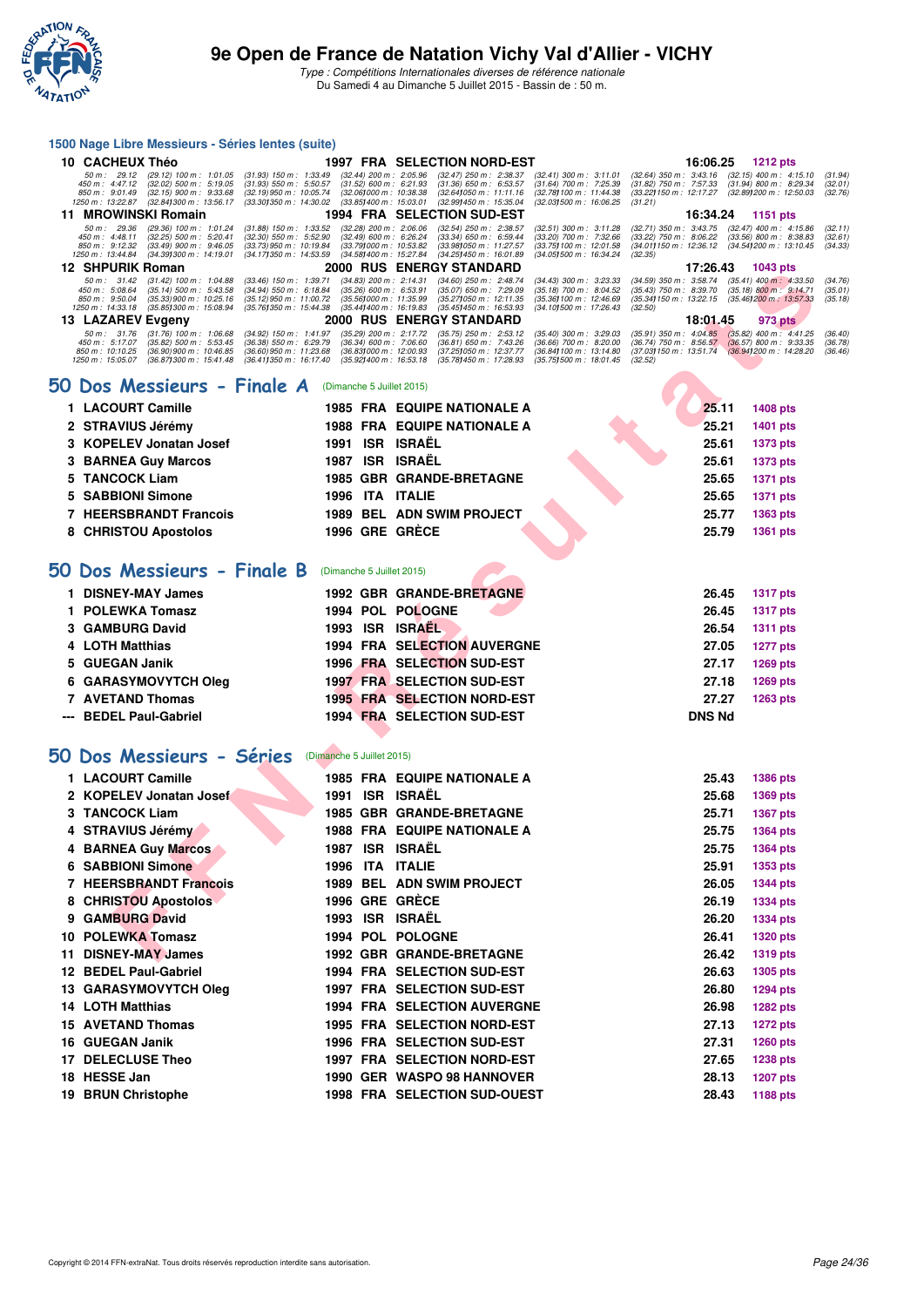### 1500 Nage Libre Messieurs - Séries lentes (suite)

| Rang | Nom | Année | Nat | Club | Temps | Points |
|---|---|---|---|---|---|---|
| 10 | CACHEUX Théo | 1997 | FRA | SELECTION NORD-EST | 16:06.25 | 1212 pts |

50 m : 29.12 (29.12) 100 m : 1:01.05 (31.93) 150 m : 1:33.49 (32.44) 200 m : 2:05.96 (32.47) 250 m : 2:38.37 (32.41) 300 m : 3:11.01 (32.64) 350 m : 3:43.16 (32.15) 400 m : 4:15.10 (31.94)
450 m : 4:47.12 (32.02) 500 m : 5:19.05 (31.93) 550 m : 5:50.57 (31.52) 600 m : 6:21.93 (31.36) 650 m : 6:53.57 (31.64) 700 m : 7:25.39 (31.82) 750 m : 7:57.33 (31.94) 800 m : 8:29.34 (32.01)
850 m : 9:01.49 (32.15) 900 m : 9:33.68 (32.19) 950 m : 10:05.74 (32.06) 1000 m : 10:38.38 (32.64) 1050 m : 11:11.16 (32.78) 1100 m : 11:44.38 (33.22) 1150 m : 12:17.27 (32.89) 1200 m : 12:50.03 (32.76)
1250 m : 13:22.87 (32.84) 1300 m : 13:56.17 (33.30) 1350 m : 14:30.02 (33.85) 1400 m : 15:03.01 (32.99) 1450 m : 15:35.04 (32.03) 1500 m : 16:06.25 (31.21)

| Rang | Nom | Année | Nat | Club | Temps | Points |
|---|---|---|---|---|---|---|
| 11 | MROWINSKI Romain | 1994 | FRA | SELECTION SUD-EST | 16:34.24 | 1151 pts |

50 m : 29.36 (29.36) 100 m : 1:01.24 (31.88) 150 m : 1:33.52 (32.28) 200 m : 2:06.06 (32.54) 250 m : 2:38.57 (32.51) 300 m : 3:11.28 (32.71) 350 m : 3:43.75 (32.47) 400 m : 4:15.86 (32.11)
450 m : 4:48.11 (32.25) 500 m : 5:20.41 (32.30) 550 m : 5:52.90 (32.49) 600 m : 6:26.24 (33.34) 650 m : 6:59.44 (33.20) 700 m : 7:32.66 (33.22) 750 m : 8:06.22 (33.56) 800 m : 8:38.83 (32.61)
850 m : 9:12.32 (33.49) 900 m : 9:46.05 (33.73) 950 m : 10:19.84 (33.79) 1000 m : 10:53.82 (33.98) 1050 m : 11:27.57 (33.75) 1100 m : 12:01.58 (34.01) 1150 m : 12:36.12 (34.54) 1200 m : 13:10.45 (34.33)
1250 m : 13:44.84 (34.39) 1300 m : 14:19.01 (34.17) 1350 m : 14:53.59 (34.58) 1400 m : 15:27.84 (34.25) 1450 m : 16:01.89 (34.05) 1500 m : 16:34.24 (32.35)

| Rang | Nom | Année | Nat | Club | Temps | Points |
|---|---|---|---|---|---|---|
| 12 | SHPURIK Roman | 2000 | RUS | ENERGY STANDARD | 17:26.43 | 1043 pts |

50 m : 31.42 (31.42) 100 m : 1:04.88 (33.46) 150 m : 1:39.71 (34.83) 200 m : 2:14.31 (34.60) 250 m : 2:48.74 (34.43) 300 m : 3:23.33 (34.59) 350 m : 3:58.74 (35.41) 400 m : 4:33.50 (34.76)
450 m : 5:08.64 (35.14) 500 m : 5:43.58 (34.94) 550 m : 6:18.84 (35.26) 600 m : 6:53.91 (35.07) 650 m : 7:29.09 (35.18) 700 m : 8:04.52 (35.43) 750 m : 8:39.70 (35.18) 800 m : 9:14.71 (35.01)
850 m : 9:50.04 (35.33) 900 m : 10:25.16 (35.12) 950 m : 11:00.72 (35.56) 1000 m : 11:35.99 (35.27) 1050 m : 12:11.35 (35.36) 1100 m : 12:46.69 (35.34) 1150 m : 13:22.15 (35.46) 1200 m : 13:57.33 (35.18)
1250 m : 14:33.18 (35.85) 1300 m : 15:08.94 (35.76) 1350 m : 15:44.38 (35.44) 1400 m : 16:19.83 (35.45) 1450 m : 16:53.93 (34.10) 1500 m : 17:26.43 (32.50)

| Rang | Nom | Année | Nat | Club | Temps | Points |
|---|---|---|---|---|---|---|
| 13 | LAZAREV Evgeny | 2000 | RUS | ENERGY STANDARD | 18:01.45 | 973 pts |

50 m : 31.76 (31.76) 100 m : 1:06.68 (34.92) 150 m : 1:41.97 (35.29) 200 m : 2:17.72 (35.75) 250 m : 2:53.12 (35.40) 300 m : 3:29.03 (35.91) 350 m : 4:04.85 (35.82) 400 m : 4:41.25 (36.40)
450 m : 5:17.07 (35.82) 500 m : 5:53.45 (36.38) 550 m : 6:29.79 (36.34) 600 m : 7:06.60 (36.81) 650 m : 7:43.26 (36.66) 700 m : 8:20.00 (36.74) 750 m : 8:56.57 (36.57) 800 m : 9:33.35 (36.78)
850 m : 10:10.25 (36.90) 900 m : 10:46.85 (36.60) 950 m : 11:23.68 (36.83) 1000 m : 12:00.93 (37.25) 1050 m : 12:37.77 (36.84) 1100 m : 13:14.80 (37.03) 1150 m : 13:51.74 (36.94) 1200 m : 14:28.20 (36.46)
1250 m : 15:05.07 (36.87) 1300 m : 15:41.48 (36.41) 1350 m : 16:17.40 (35.92) 1400 m : 16:53.18 (35.78) 1450 m : 17:28.93 (35.75) 1500 m : 18:01.45 (32.52)

## 50 Dos Messieurs - Finale A (Dimanche 5 Juillet 2015)

| Rang | Nom | Année | Nat | Club | Temps | Points |
|---|---|---|---|---|---|---|
| 1 | LACOURT Camille | 1985 | FRA | EQUIPE NATIONALE A | 25.11 | 1408 pts |
| 2 | STRAVIUS Jérémy | 1988 | FRA | EQUIPE NATIONALE A | 25.21 | 1401 pts |
| 3 | KOPELEV Jonatan Josef | 1991 | ISR | ISRAËL | 25.61 | 1373 pts |
| 3 | BARNEA Guy Marcos | 1987 | ISR | ISRAËL | 25.61 | 1373 pts |
| 5 | TANCOCK Liam | 1985 | GBR | GRANDE-BRETAGNE | 25.65 | 1371 pts |
| 5 | SABBIONI Simone | 1996 | ITA | ITALIE | 25.65 | 1371 pts |
| 7 | HEERSBRANDT Francois | 1989 | BEL | ADN SWIM PROJECT | 25.77 | 1363 pts |
| 8 | CHRISTOU Apostolos | 1996 | GRE | GRÈCE | 25.79 | 1361 pts |

## 50 Dos Messieurs - Finale B (Dimanche 5 Juillet 2015)

| Rang | Nom | Année | Nat | Club | Temps | Points |
|---|---|---|---|---|---|---|
| 1 | DISNEY-MAY James | 1992 | GBR | GRANDE-BRETAGNE | 26.45 | 1317 pts |
| 1 | POLEWKA Tomasz | 1994 | POL | POLOGNE | 26.45 | 1317 pts |
| 3 | GAMBURG David | 1993 | ISR | ISRAËL | 26.54 | 1311 pts |
| 4 | LOTH Matthias | 1994 | FRA | SELECTION AUVERGNE | 27.05 | 1277 pts |
| 5 | GUEGAN Janik | 1996 | FRA | SELECTION SUD-EST | 27.17 | 1269 pts |
| 6 | GARASYMOVYTCH Oleg | 1997 | FRA | SELECTION SUD-EST | 27.18 | 1269 pts |
| 7 | AVETAND Thomas | 1995 | FRA | SELECTION NORD-EST | 27.27 | 1263 pts |
| --- | BEDEL Paul-Gabriel | 1994 | FRA | SELECTION SUD-EST | DNS Nd | |

## 50 Dos Messieurs - Séries (Dimanche 5 Juillet 2015)

| Rang | Nom | Année | Nat | Club | Temps | Points |
|---|---|---|---|---|---|---|
| 1 | LACOURT Camille | 1985 | FRA | EQUIPE NATIONALE A | 25.43 | 1386 pts |
| 2 | KOPELEV Jonatan Josef | 1991 | ISR | ISRAËL | 25.68 | 1369 pts |
| 3 | TANCOCK Liam | 1985 | GBR | GRANDE-BRETAGNE | 25.71 | 1367 pts |
| 4 | STRAVIUS Jérémy | 1988 | FRA | EQUIPE NATIONALE A | 25.75 | 1364 pts |
| 4 | BARNEA Guy Marcos | 1987 | ISR | ISRAËL | 25.75 | 1364 pts |
| 6 | SABBIONI Simone | 1996 | ITA | ITALIE | 25.91 | 1353 pts |
| 7 | HEERSBRANDT Francois | 1989 | BEL | ADN SWIM PROJECT | 26.05 | 1344 pts |
| 8 | CHRISTOU Apostolos | 1996 | GRE | GRÈCE | 26.19 | 1334 pts |
| 9 | GAMBURG David | 1993 | ISR | ISRAËL | 26.20 | 1334 pts |
| 10 | POLEWKA Tomasz | 1994 | POL | POLOGNE | 26.41 | 1320 pts |
| 11 | DISNEY-MAY James | 1992 | GBR | GRANDE-BRETAGNE | 26.42 | 1319 pts |
| 12 | BEDEL Paul-Gabriel | 1994 | FRA | SELECTION SUD-EST | 26.63 | 1305 pts |
| 13 | GARASYMOVYTCH Oleg | 1997 | FRA | SELECTION SUD-EST | 26.80 | 1294 pts |
| 14 | LOTH Matthias | 1994 | FRA | SELECTION AUVERGNE | 26.98 | 1282 pts |
| 15 | AVETAND Thomas | 1995 | FRA | SELECTION NORD-EST | 27.13 | 1272 pts |
| 16 | GUEGAN Janik | 1996 | FRA | SELECTION SUD-EST | 27.31 | 1260 pts |
| 17 | DELECLUSE Theo | 1997 | FRA | SELECTION NORD-EST | 27.65 | 1238 pts |
| 18 | HESSE Jan | 1990 | GER | WASPO 98 HANNOVER | 28.13 | 1207 pts |
| 19 | BRUN Christophe | 1998 | FRA | SELECTION SUD-OUEST | 28.43 | 1188 pts |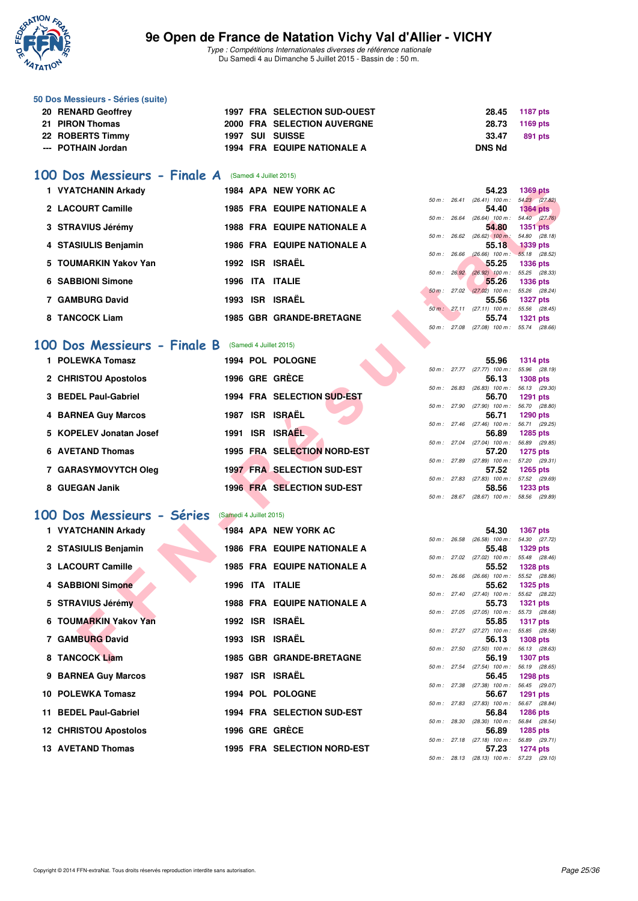# 9e Open de France de Natation Vichy Val d'Allier - VICHY

*Type : Compétitions Internationales diverses de référence nationale*
Du Samedi 4 au Dimanche 5 Juillet 2015 - Bassin de : 50 m.

## 50 Dos Messieurs - Séries (suite)

| Rang | Nom | Année | Nat | Club | Temps | Points |
|---|---|---|---|---|---|---|
| 20 | RENARD Geoffrey | 1997 | FRA | SELECTION SUD-OUEST | 28.45 | 1187 pts |
| 21 | PIRON Thomas | 2000 | FRA | SELECTION AUVERGNE | 28.73 | 1169 pts |
| 22 | ROBERTS Timmy | 1997 | SUI | SUISSE | 33.47 | 891 pts |
| --- | POTHAIN Jordan | 1994 | FRA | EQUIPE NATIONALE A | DNS Nd | |

## 100 Dos Messieurs - Finale A (Samedi 4 Juillet 2015)

| Rang | Nom | Année | Nat | Club | Temps | Points | Intermédiaires |
|---|---|---|---|---|---|---|---|
| 1 | VYATCHANIN Arkady | 1984 | APA | NEW YORK AC | 54.23 | 1369 pts | 50 m : 26.41 (26.41) 100 m : 54.23 (27.82) |
| 2 | LACOURT Camille | 1985 | FRA | EQUIPE NATIONALE A | 54.40 | 1364 pts | 50 m : 26.64 (26.64) 100 m : 54.40 (27.76) |
| 3 | STRAVIUS Jérémy | 1988 | FRA | EQUIPE NATIONALE A | 54.80 | 1351 pts | 50 m : 26.62 (26.62) 100 m : 54.80 (28.18) |
| 4 | STASIULIS Benjamin | 1986 | FRA | EQUIPE NATIONALE A | 55.18 | 1339 pts | 50 m : 26.66 (26.66) 100 m : 55.18 (28.52) |
| 5 | TOUMARKIN Yakov Yan | 1992 | ISR | ISRAËL | 55.25 | 1336 pts | 50 m : 26.92 (26.92) 100 m : 55.25 (28.33) |
| 6 | SABBIONI Simone | 1996 | ITA | ITALIE | 55.26 | 1336 pts | 50 m : 27.02 (27.02) 100 m : 55.26 (28.24) |
| 7 | GAMBURG David | 1993 | ISR | ISRAËL | 55.56 | 1327 pts | 50 m : 27.11 (27.11) 100 m : 55.56 (28.45) |
| 8 | TANCOCK Liam | 1985 | GBR | GRANDE-BRETAGNE | 55.74 | 1321 pts | 50 m : 27.08 (27.08) 100 m : 55.74 (28.66) |

## 100 Dos Messieurs - Finale B (Samedi 4 Juillet 2015)

| Rang | Nom | Année | Nat | Club | Temps | Points | Intermédiaires |
|---|---|---|---|---|---|---|---|
| 1 | POLEWKA Tomasz | 1994 | POL | POLOGNE | 55.96 | 1314 pts | 50 m : 27.77 (27.77) 100 m : 55.96 (28.19) |
| 2 | CHRISTOU Apostolos | 1996 | GRE | GRÈCE | 56.13 | 1308 pts | 50 m : 26.83 (26.83) 100 m : 56.13 (29.30) |
| 3 | BEDEL Paul-Gabriel | 1994 | FRA | SELECTION SUD-EST | 56.70 | 1291 pts | 50 m : 27.90 (27.90) 100 m : 56.70 (28.80) |
| 4 | BARNEA Guy Marcos | 1987 | ISR | ISRAËL | 56.71 | 1290 pts | 50 m : 27.46 (27.46) 100 m : 56.71 (29.25) |
| 5 | KOPELEV Jonatan Josef | 1991 | ISR | ISRAËL | 56.89 | 1285 pts | 50 m : 27.04 (27.04) 100 m : 56.89 (29.85) |
| 6 | AVETAND Thomas | 1995 | FRA | SELECTION NORD-EST | 57.20 | 1275 pts | 50 m : 27.89 (27.89) 100 m : 57.20 (29.31) |
| 7 | GARASYMOVYTCH Oleg | 1997 | FRA | SELECTION SUD-EST | 57.52 | 1265 pts | 50 m : 27.83 (27.83) 100 m : 57.52 (29.69) |
| 8 | GUEGAN Janik | 1996 | FRA | SELECTION SUD-EST | 58.56 | 1233 pts | 50 m : 28.67 (28.67) 100 m : 58.56 (29.89) |

## 100 Dos Messieurs - Séries (Samedi 4 Juillet 2015)

| Rang | Nom | Année | Nat | Club | Temps | Points | Intermédiaires |
|---|---|---|---|---|---|---|---|
| 1 | VYATCHANIN Arkady | 1984 | APA | NEW YORK AC | 54.30 | 1367 pts | 50 m : 26.58 (26.58) 100 m : 54.30 (27.72) |
| 2 | STASIULIS Benjamin | 1986 | FRA | EQUIPE NATIONALE A | 55.48 | 1329 pts | 50 m : 27.02 (27.02) 100 m : 55.48 (28.46) |
| 3 | LACOURT Camille | 1985 | FRA | EQUIPE NATIONALE A | 55.52 | 1328 pts | 50 m : 26.66 (26.66) 100 m : 55.52 (28.86) |
| 4 | SABBIONI Simone | 1996 | ITA | ITALIE | 55.62 | 1325 pts | 50 m : 27.40 (27.40) 100 m : 55.62 (28.22) |
| 5 | STRAVIUS Jérémy | 1988 | FRA | EQUIPE NATIONALE A | 55.73 | 1321 pts | 50 m : 27.05 (27.05) 100 m : 55.73 (28.68) |
| 6 | TOUMARKIN Yakov Yan | 1992 | ISR | ISRAËL | 55.85 | 1317 pts | 50 m : 27.27 (27.27) 100 m : 55.85 (28.58) |
| 7 | GAMBURG David | 1993 | ISR | ISRAËL | 56.13 | 1308 pts | 50 m : 27.50 (27.50) 100 m : 56.13 (28.63) |
| 8 | TANCOCK Liam | 1985 | GBR | GRANDE-BRETAGNE | 56.19 | 1307 pts | 50 m : 27.54 (27.54) 100 m : 56.19 (28.65) |
| 9 | BARNEA Guy Marcos | 1987 | ISR | ISRAËL | 56.45 | 1298 pts | 50 m : 27.38 (27.38) 100 m : 56.45 (29.07) |
| 10 | POLEWKA Tomasz | 1994 | POL | POLOGNE | 56.67 | 1291 pts | 50 m : 27.83 (27.83) 100 m : 56.67 (28.84) |
| 11 | BEDEL Paul-Gabriel | 1994 | FRA | SELECTION SUD-EST | 56.84 | 1286 pts | 50 m : 28.30 (28.30) 100 m : 56.84 (28.54) |
| 12 | CHRISTOU Apostolos | 1996 | GRE | GRÈCE | 56.89 | 1285 pts | 50 m : 27.18 (27.18) 100 m : 56.89 (29.71) |
| 13 | AVETAND Thomas | 1995 | FRA | SELECTION NORD-EST | 57.23 | 1274 pts | 50 m : 28.13 (28.13) 100 m : 57.23 (29.10) |

Copyright © 2014 FFN-extraNat. Tous droits réservés reproduction interdite sans autorisation.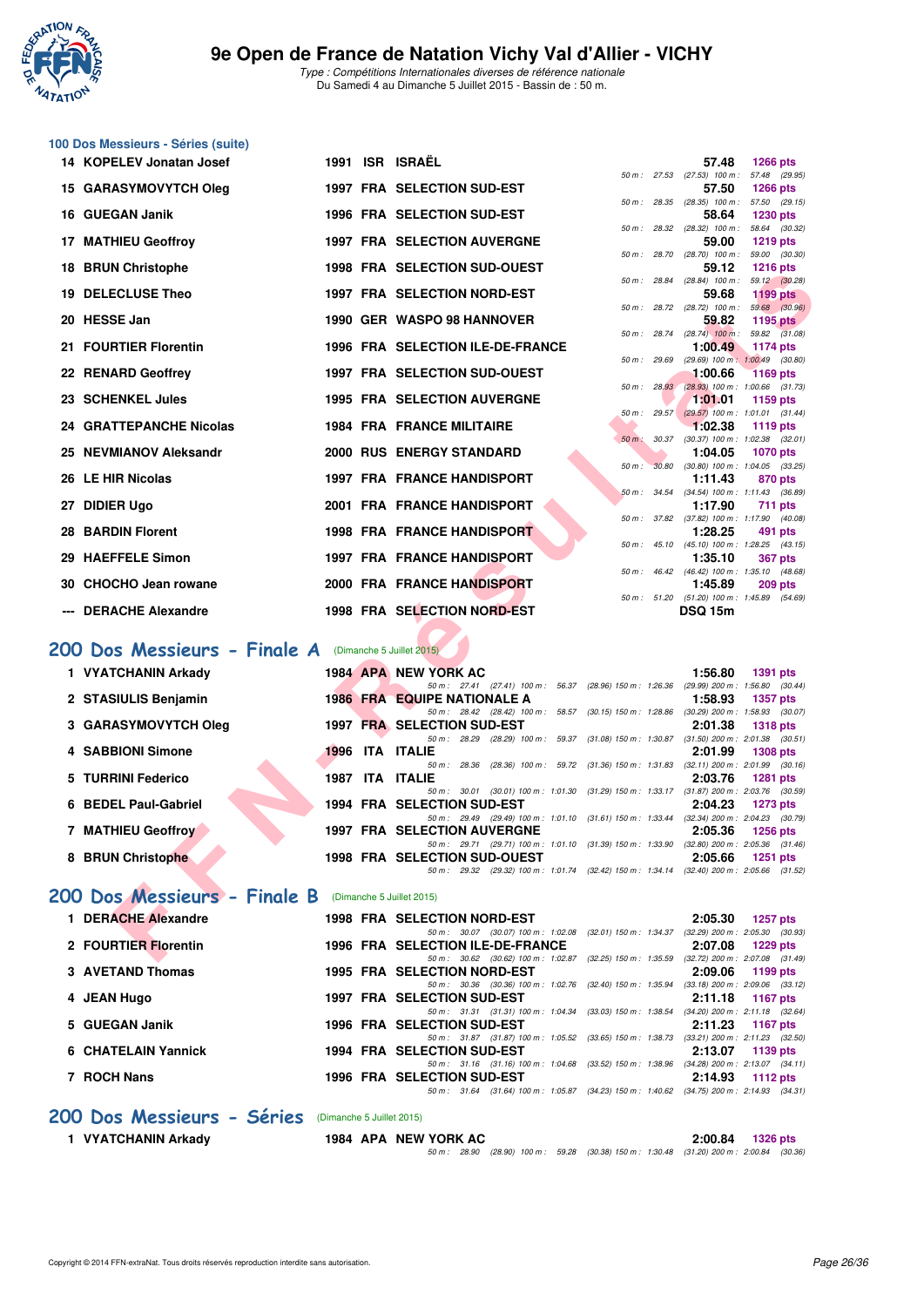## 100 Dos Messieurs - Séries (suite)

| Rang | Nom | Année | Nat | Club | Temps | Points | Splits |
|---|---|---|---|---|---|---|---|
| 14 | KOPELEV Jonatan Josef | 1991 | ISR | ISRAËL | 57.48 | 1266 pts | 50 m : 27.53 (27.53) 100 m : 57.48 (29.95) |
| 15 | GARASYMOVYTCH Oleg | 1997 | FRA | SELECTION SUD-EST | 57.50 | 1266 pts | 50 m : 28.35 (28.35) 100 m : 57.50 (29.15) |
| 16 | GUEGAN Janik | 1996 | FRA | SELECTION SUD-EST | 58.64 | 1230 pts | 50 m : 28.32 (28.32) 100 m : 58.64 (30.32) |
| 17 | MATHIEU Geoffroy | 1997 | FRA | SELECTION AUVERGNE | 59.00 | 1219 pts | 50 m : 28.70 (28.70) 100 m : 59.00 (30.30) |
| 18 | BRUN Christophe | 1998 | FRA | SELECTION SUD-OUEST | 59.12 | 1216 pts | 50 m : 28.84 (28.84) 100 m : 59.12 (30.28) |
| 19 | DELECLUSE Theo | 1997 | FRA | SELECTION NORD-EST | 59.68 | 1199 pts | 50 m : 28.72 (28.72) 100 m : 59.68 (30.96) |
| 20 | HESSE Jan | 1990 | GER | WASPO 98 HANNOVER | 59.82 | 1195 pts | 50 m : 28.74 (28.74) 100 m : 59.82 (31.08) |
| 21 | FOURTIER Florentin | 1996 | FRA | SELECTION ILE-DE-FRANCE | 1:00.49 | 1174 pts | 50 m : 29.69 (29.69) 100 m : 1:00.49 (30.80) |
| 22 | RENARD Geoffrey | 1997 | FRA | SELECTION SUD-OUEST | 1:00.66 | 1169 pts | 50 m : 28.93 (28.93) 100 m : 1:00.66 (31.73) |
| 23 | SCHENKEL Jules | 1995 | FRA | SELECTION AUVERGNE | 1:01.01 | 1159 pts | 50 m : 29.57 (29.57) 100 m : 1:01.01 (31.44) |
| 24 | GRATTEPANCHE Nicolas | 1984 | FRA | FRANCE MILITAIRE | 1:02.38 | 1119 pts | 50 m : 30.37 (30.37) 100 m : 1:02.38 (32.01) |
| 25 | NEVMIANOV Aleksandr | 2000 | RUS | ENERGY STANDARD | 1:04.05 | 1070 pts | 50 m : 30.80 (30.80) 100 m : 1:04.05 (33.25) |
| 26 | LE HIR Nicolas | 1997 | FRA | FRANCE HANDISPORT | 1:11.43 | 870 pts | 50 m : 34.54 (34.54) 100 m : 1:11.43 (36.89) |
| 27 | DIDIER Ugo | 2001 | FRA | FRANCE HANDISPORT | 1:17.90 | 711 pts | 50 m : 37.82 (37.82) 100 m : 1:17.90 (40.08) |
| 28 | BARDIN Florent | 1998 | FRA | FRANCE HANDISPORT | 1:28.25 | 491 pts | 50 m : 45.10 (45.10) 100 m : 1:28.25 (43.15) |
| 29 | HAEFFELE Simon | 1997 | FRA | FRANCE HANDISPORT | 1:35.10 | 367 pts | 50 m : 46.42 (46.42) 100 m : 1:35.10 (48.68) |
| 30 | CHOCHO Jean rowane | 2000 | FRA | FRANCE HANDISPORT | 1:45.89 | 209 pts | 50 m : 51.20 (51.20) 100 m : 1:45.89 (54.69) |
| --- | DERACHE Alexandre | 1998 | FRA | SELECTION NORD-EST | DSQ 15m | | |

## 200 Dos Messieurs - Finale A (Dimanche 5 Juillet 2015)

| Rang | Nom | Année | Nat | Club | Temps | Points | Splits |
|---|---|---|---|---|---|---|---|
| 1 | VYATCHANIN Arkady | 1984 | APA | NEW YORK AC | 1:56.80 | 1391 pts | 50 m : 27.41 (27.41) 100 m : 56.37 (28.96) 150 m : 1:26.36 (29.99) 200 m : 1:56.80 (30.44) |
| 2 | STASIULIS Benjamin | 1986 | FRA | EQUIPE NATIONALE A | 1:58.93 | 1357 pts | 50 m : 28.42 (28.42) 100 m : 58.57 (30.15) 150 m : 1:28.86 (30.29) 200 m : 1:58.93 (30.07) |
| 3 | GARASYMOVYTCH Oleg | 1997 | FRA | SELECTION SUD-EST | 2:01.38 | 1318 pts | 50 m : 28.29 (28.29) 100 m : 59.37 (31.08) 150 m : 1:30.87 (31.50) 200 m : 2:01.38 (30.51) |
| 4 | SABBIONI Simone | 1996 | ITA | ITALIE | 2:01.99 | 1308 pts | 50 m : 28.36 (28.36) 100 m : 59.72 (31.36) 150 m : 1:31.83 (32.11) 200 m : 2:01.99 (30.16) |
| 5 | TURRINI Federico | 1987 | ITA | ITALIE | 2:03.76 | 1281 pts | 50 m : 30.01 (30.01) 100 m : 1:01.30 (31.29) 150 m : 1:33.17 (31.87) 200 m : 2:03.76 (30.59) |
| 6 | BEDEL Paul-Gabriel | 1994 | FRA | SELECTION SUD-EST | 2:04.23 | 1273 pts | 50 m : 29.49 (29.49) 100 m : 1:01.10 (31.61) 150 m : 1:33.44 (32.34) 200 m : 2:04.23 (30.79) |
| 7 | MATHIEU Geoffroy | 1997 | FRA | SELECTION AUVERGNE | 2:05.36 | 1256 pts | 50 m : 29.71 (29.71) 100 m : 1:01.10 (31.39) 150 m : 1:33.90 (32.80) 200 m : 2:05.36 (31.46) |
| 8 | BRUN Christophe | 1998 | FRA | SELECTION SUD-OUEST | 2:05.66 | 1251 pts | 50 m : 29.32 (29.32) 100 m : 1:01.74 (32.42) 150 m : 1:34.14 (32.40) 200 m : 2:05.66 (31.52) |

## 200 Dos Messieurs - Finale B (Dimanche 5 Juillet 2015)

| Rang | Nom | Année | Nat | Club | Temps | Points | Splits |
|---|---|---|---|---|---|---|---|
| 1 | DERACHE Alexandre | 1998 | FRA | SELECTION NORD-EST | 2:05.30 | 1257 pts | 50 m : 30.07 (30.07) 100 m : 1:02.08 (32.01) 150 m : 1:34.37 (32.29) 200 m : 2:05.30 (30.93) |
| 2 | FOURTIER Florentin | 1996 | FRA | SELECTION ILE-DE-FRANCE | 2:07.08 | 1229 pts | 50 m : 30.62 (30.62) 100 m : 1:02.87 (32.25) 150 m : 1:35.59 (32.72) 200 m : 2:07.08 (31.49) |
| 3 | AVETAND Thomas | 1995 | FRA | SELECTION NORD-EST | 2:09.06 | 1199 pts | 50 m : 30.36 (30.36) 100 m : 1:02.76 (32.40) 150 m : 1:35.94 (33.18) 200 m : 2:09.06 (33.12) |
| 4 | JEAN Hugo | 1997 | FRA | SELECTION SUD-EST | 2:11.18 | 1167 pts | 50 m : 31.31 (31.31) 100 m : 1:04.34 (33.03) 150 m : 1:38.54 (34.20) 200 m : 2:11.18 (32.64) |
| 5 | GUEGAN Janik | 1996 | FRA | SELECTION SUD-EST | 2:11.23 | 1167 pts | 50 m : 31.87 (31.87) 100 m : 1:05.52 (33.65) 150 m : 1:38.73 (33.21) 200 m : 2:11.23 (32.50) |
| 6 | CHATELAIN Yannick | 1994 | FRA | SELECTION SUD-EST | 2:13.07 | 1139 pts | 50 m : 31.16 (31.16) 100 m : 1:04.68 (33.52) 150 m : 1:38.96 (34.28) 200 m : 2:13.07 (34.11) |
| 7 | ROCH Nans | 1996 | FRA | SELECTION SUD-EST | 2:14.93 | 1112 pts | 50 m : 31.64 (31.64) 100 m : 1:05.87 (34.23) 150 m : 1:40.62 (34.75) 200 m : 2:14.93 (34.31) |

## 200 Dos Messieurs - Séries (Dimanche 5 Juillet 2015)

| Rang | Nom | Année | Nat | Club | Temps | Points | Splits |
|---|---|---|---|---|---|---|---|
| 1 | VYATCHANIN Arkady | 1984 | APA | NEW YORK AC | 2:00.84 | 1326 pts | 50 m : 28.90 (28.90) 100 m : 59.28 (30.38) 150 m : 1:30.48 (31.20) 200 m : 2:00.84 (30.36) |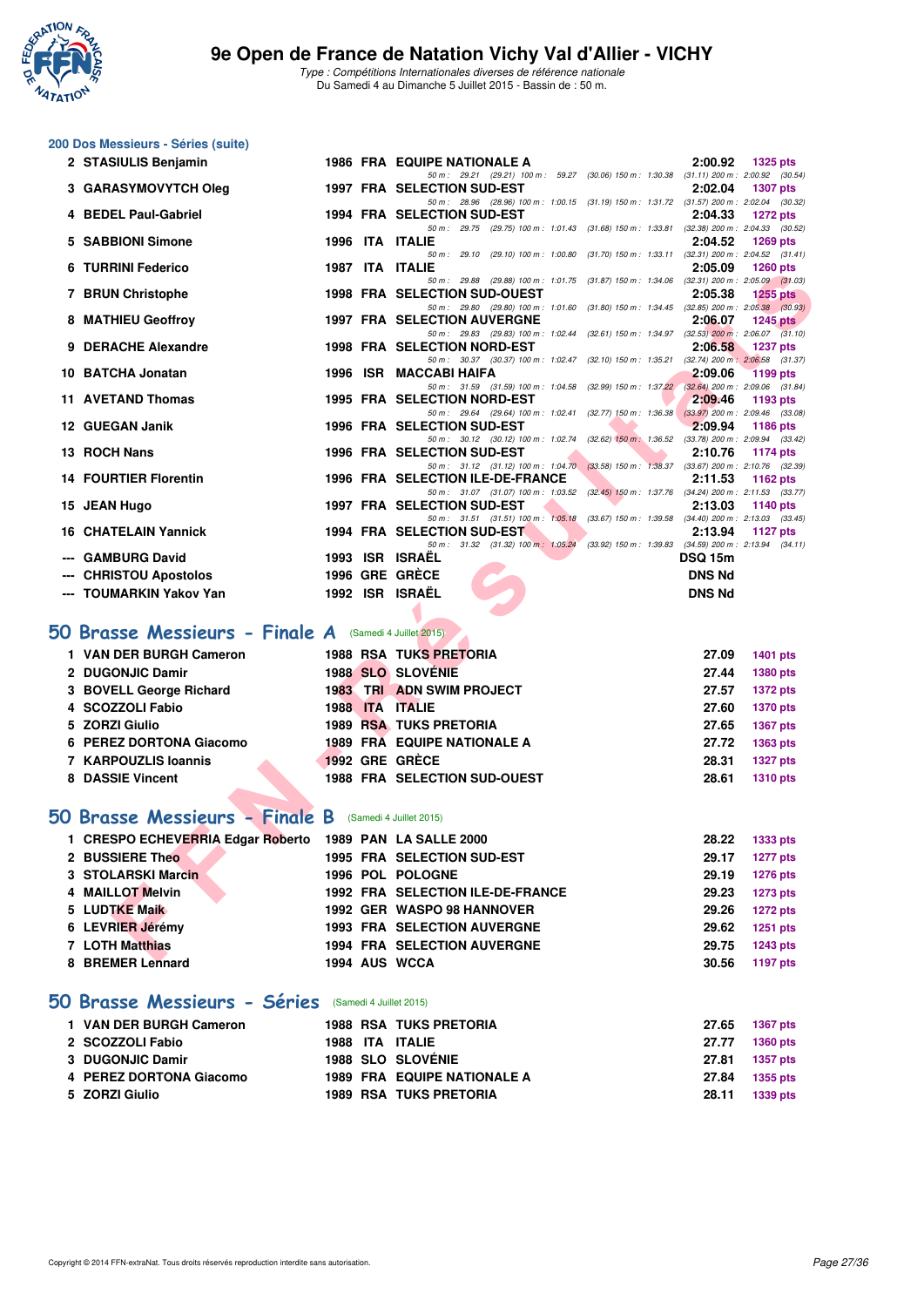## 200 Dos Messieurs - Séries (suite)

| Rang | Nom | Année | Nat | Club | Temps | Points |
|---|---|---|---|---|---|---|
| 2 | STASIULIS Benjamin | 1986 | FRA | EQUIPE NATIONALE A | 2:00.92 | 1325 pts |
| | 50 m : 29.21 (29.21) 100 m : 59.27 (30.06) 150 m : 1:30.38 (31.11) 200 m : 2:00.92 (30.54) | | | | | |
| 3 | GARASYMOVYTCH Oleg | 1997 | FRA | SELECTION SUD-EST | 2:02.04 | 1307 pts |
| | 50 m : 28.96 (28.96) 100 m : 1:00.15 (31.19) 150 m : 1:31.72 (31.57) 200 m : 2:02.04 (30.32) | | | | | |
| 4 | BEDEL Paul-Gabriel | 1994 | FRA | SELECTION SUD-EST | 2:04.33 | 1272 pts |
| | 50 m : 29.75 (29.75) 100 m : 1:01.43 (31.68) 150 m : 1:33.81 (32.38) 200 m : 2:04.33 (30.52) | | | | | |
| 5 | SABBIONI Simone | 1996 | ITA | ITALIE | 2:04.52 | 1269 pts |
| | 50 m : 29.10 (29.10) 100 m : 1:00.80 (31.70) 150 m : 1:33.11 (32.31) 200 m : 2:04.52 (31.41) | | | | | |
| 6 | TURRINI Federico | 1987 | ITA | ITALIE | 2:05.09 | 1260 pts |
| | 50 m : 29.88 (29.88) 100 m : 1:01.75 (31.87) 150 m : 1:34.06 (32.31) 200 m : 2:05.09 (31.03) | | | | | |
| 7 | BRUN Christophe | 1998 | FRA | SELECTION SUD-OUEST | 2:05.38 | 1255 pts |
| | 50 m : 29.80 (29.80) 100 m : 1:01.60 (31.80) 150 m : 1:34.45 (32.85) 200 m : 2:05.38 (30.93) | | | | | |
| 8 | MATHIEU Geoffroy | 1997 | FRA | SELECTION AUVERGNE | 2:06.07 | 1245 pts |
| | 50 m : 29.83 (29.83) 100 m : 1:02.44 (32.61) 150 m : 1:34.97 (32.53) 200 m : 2:06.07 (31.10) | | | | | |
| 9 | DERACHE Alexandre | 1998 | FRA | SELECTION NORD-EST | 2:06.58 | 1237 pts |
| | 50 m : 30.37 (30.37) 100 m : 1:02.47 (32.10) 150 m : 1:35.21 (32.74) 200 m : 2:06.58 (31.37) | | | | | |
| 10 | BATCHA Jonatan | 1996 | ISR | MACCABI HAIFA | 2:09.06 | 1199 pts |
| | 50 m : 31.59 (31.59) 100 m : 1:04.58 (32.99) 150 m : 1:37.22 (32.64) 200 m : 2:09.06 (31.84) | | | | | |
| 11 | AVETAND Thomas | 1995 | FRA | SELECTION NORD-EST | 2:09.46 | 1193 pts |
| | 50 m : 29.64 (29.64) 100 m : 1:02.41 (32.77) 150 m : 1:36.38 (33.97) 200 m : 2:09.46 (33.08) | | | | | |
| 12 | GUEGAN Janik | 1996 | FRA | SELECTION SUD-EST | 2:09.94 | 1186 pts |
| | 50 m : 30.12 (30.12) 100 m : 1:02.74 (32.62) 150 m : 1:36.52 (33.78) 200 m : 2:09.94 (33.42) | | | | | |
| 13 | ROCH Nans | 1996 | FRA | SELECTION SUD-EST | 2:10.76 | 1174 pts |
| | 50 m : 31.12 (31.12) 100 m : 1:04.70 (33.58) 150 m : 1:38.37 (33.67) 200 m : 2:10.76 (32.39) | | | | | |
| 14 | FOURTIER Florentin | 1996 | FRA | SELECTION ILE-DE-FRANCE | 2:11.53 | 1162 pts |
| | 50 m : 31.07 (31.07) 100 m : 1:03.52 (32.45) 150 m : 1:37.76 (34.24) 200 m : 2:11.53 (33.77) | | | | | |
| 15 | JEAN Hugo | 1997 | FRA | SELECTION SUD-EST | 2:13.03 | 1140 pts |
| | 50 m : 31.51 (31.51) 100 m : 1:05.18 (33.67) 150 m : 1:39.58 (34.40) 200 m : 2:13.03 (33.45) | | | | | |
| 16 | CHATELAIN Yannick | 1994 | FRA | SELECTION SUD-EST | 2:13.94 | 1127 pts |
| | 50 m : 31.32 (31.32) 100 m : 1:05.24 (33.92) 150 m : 1:39.83 (34.59) 200 m : 2:13.94 (34.11) | | | | | |
| --- | GAMBURG David | 1993 | ISR | ISRAËL | DSQ 15m | |
| --- | CHRISTOU Apostolos | 1996 | GRE | GRÈCE | DNS Nd | |
| --- | TOUMARKIN Yakov Yan | 1992 | ISR | ISRAËL | DNS Nd | |

## 50 Brasse Messieurs - Finale A (Samedi 4 Juillet 2015)

| Rang | Nom | Année | Nat | Club | Temps | Points |
|---|---|---|---|---|---|---|
| 1 | VAN DER BURGH Cameron | 1988 | RSA | TUKS PRETORIA | 27.09 | 1401 pts |
| 2 | DUGONJIC Damir | 1988 | SLO | SLOVÉNIE | 27.44 | 1380 pts |
| 3 | BOVELL George Richard | 1983 | TRI | ADN SWIM PROJECT | 27.57 | 1372 pts |
| 4 | SCOZZOLI Fabio | 1988 | ITA | ITALIE | 27.60 | 1370 pts |
| 5 | ZORZI Giulio | 1989 | RSA | TUKS PRETORIA | 27.65 | 1367 pts |
| 6 | PEREZ DORTONA Giacomo | 1989 | FRA | EQUIPE NATIONALE A | 27.72 | 1363 pts |
| 7 | KARPOUZLIS Ioannis | 1992 | GRE | GRÈCE | 28.31 | 1327 pts |
| 8 | DASSIE Vincent | 1988 | FRA | SELECTION SUD-OUEST | 28.61 | 1310 pts |

## 50 Brasse Messieurs - Finale B (Samedi 4 Juillet 2015)

| Rang | Nom | Année | Nat | Club | Temps | Points |
|---|---|---|---|---|---|---|
| 1 | CRESPO ECHEVERRIA Edgar Roberto | 1989 | PAN | LA SALLE 2000 | 28.22 | 1333 pts |
| 2 | BUSSIERE Theo | 1995 | FRA | SELECTION SUD-EST | 29.17 | 1277 pts |
| 3 | STOLARSKI Marcin | 1996 | POL | POLOGNE | 29.19 | 1276 pts |
| 4 | MAILLOT Melvin | 1992 | FRA | SELECTION ILE-DE-FRANCE | 29.23 | 1273 pts |
| 5 | LUDTKE Maik | 1992 | GER | WASPO 98 HANNOVER | 29.26 | 1272 pts |
| 6 | LEVRIER Jérémy | 1993 | FRA | SELECTION AUVERGNE | 29.62 | 1251 pts |
| 7 | LOTH Matthias | 1994 | FRA | SELECTION AUVERGNE | 29.75 | 1243 pts |
| 8 | BREMER Lennard | 1994 | AUS | WCCA | 30.56 | 1197 pts |

## 50 Brasse Messieurs - Séries (Samedi 4 Juillet 2015)

| Rang | Nom | Année | Nat | Club | Temps | Points |
|---|---|---|---|---|---|---|
| 1 | VAN DER BURGH Cameron | 1988 | RSA | TUKS PRETORIA | 27.65 | 1367 pts |
| 2 | SCOZZOLI Fabio | 1988 | ITA | ITALIE | 27.77 | 1360 pts |
| 3 | DUGONJIC Damir | 1988 | SLO | SLOVÉNIE | 27.81 | 1357 pts |
| 4 | PEREZ DORTONA Giacomo | 1989 | FRA | EQUIPE NATIONALE A | 27.84 | 1355 pts |
| 5 | ZORZI Giulio | 1989 | RSA | TUKS PRETORIA | 28.11 | 1339 pts |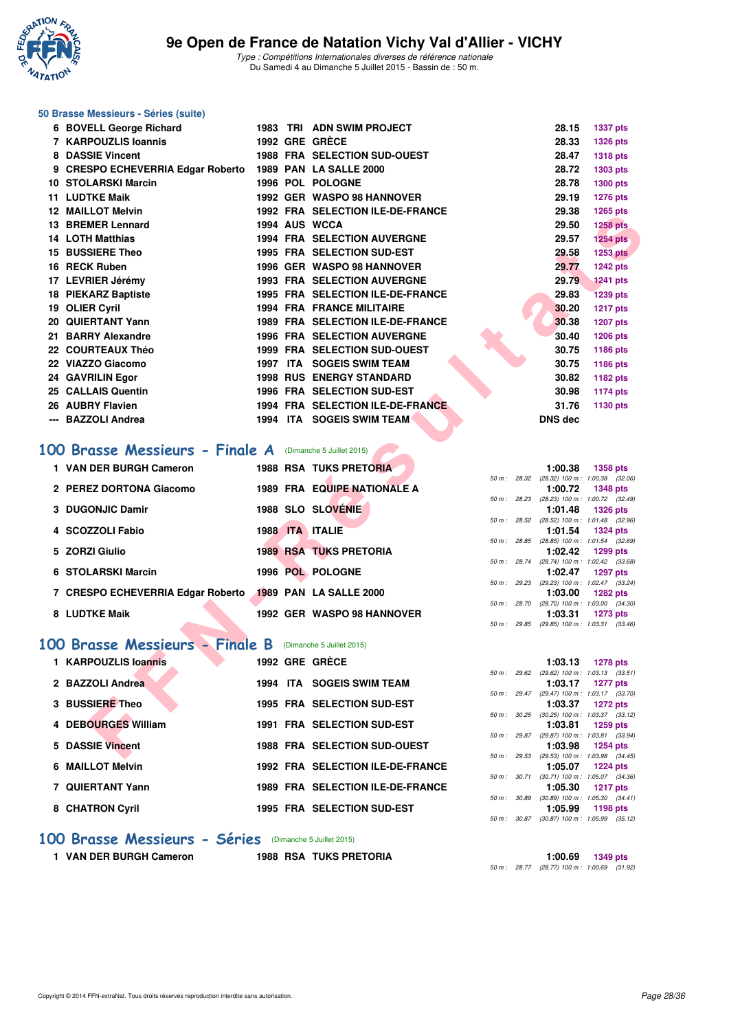### 50 Brasse Messieurs - Séries (suite)

| Rang | Nom | Année | Nat | Club | Temps | Points |
|---|---|---|---|---|---|---|
| 6 | BOVELL George Richard | 1983 | TRI | ADN SWIM PROJECT | 28.15 | 1337 pts |
| 7 | KARPOUZLIS Ioannis | 1992 | GRE | GRÈCE | 28.33 | 1326 pts |
| 8 | DASSIE Vincent | 1988 | FRA | SELECTION SUD-OUEST | 28.47 | 1318 pts |
| 9 | CRESPO ECHEVERRIA Edgar Roberto | 1989 | PAN | LA SALLE 2000 | 28.72 | 1303 pts |
| 10 | STOLARSKI Marcin | 1996 | POL | POLOGNE | 28.78 | 1300 pts |
| 11 | LUDTKE Maik | 1992 | GER | WASPO 98 HANNOVER | 29.19 | 1276 pts |
| 12 | MAILLOT Melvin | 1992 | FRA | SELECTION ILE-DE-FRANCE | 29.38 | 1265 pts |
| 13 | BREMER Lennard | 1994 | AUS | WCCA | 29.50 | 1258 pts |
| 14 | LOTH Matthias | 1994 | FRA | SELECTION AUVERGNE | 29.57 | 1254 pts |
| 15 | BUSSIERE Theo | 1995 | FRA | SELECTION SUD-EST | 29.58 | 1253 pts |
| 16 | RECK Ruben | 1996 | GER | WASPO 98 HANNOVER | 29.77 | 1242 pts |
| 17 | LEVRIER Jérémy | 1993 | FRA | SELECTION AUVERGNE | 29.79 | 1241 pts |
| 18 | PIEKARZ Baptiste | 1995 | FRA | SELECTION ILE-DE-FRANCE | 29.83 | 1239 pts |
| 19 | OLIER Cyril | 1994 | FRA | FRANCE MILITAIRE | 30.20 | 1217 pts |
| 20 | QUIERTANT Yann | 1989 | FRA | SELECTION ILE-DE-FRANCE | 30.38 | 1207 pts |
| 21 | BARRY Alexandre | 1996 | FRA | SELECTION AUVERGNE | 30.40 | 1206 pts |
| 22 | COURTEAUX Théo | 1999 | FRA | SELECTION SUD-OUEST | 30.75 | 1186 pts |
| 22 | VIAZZO Giacomo | 1997 | ITA | SOGEIS SWIM TEAM | 30.75 | 1186 pts |
| 24 | GAVRILIN Egor | 1998 | RUS | ENERGY STANDARD | 30.82 | 1182 pts |
| 25 | CALLAIS Quentin | 1996 | FRA | SELECTION SUD-EST | 30.98 | 1174 pts |
| 26 | AUBRY Flavien | 1994 | FRA | SELECTION ILE-DE-FRANCE | 31.76 | 1130 pts |
| --- | BAZZOLI Andrea | 1994 | ITA | SOGEIS SWIM TEAM | DNS dec | |

## 100 Brasse Messieurs - Finale A (Dimanche 5 Juillet 2015)

| Rang | Nom | Année | Nat | Club | Temps | Points | Passages |
|---|---|---|---|---|---|---|---|
| 1 | VAN DER BURGH Cameron | 1988 | RSA | TUKS PRETORIA | 1:00.38 | 1358 pts | 50 m : 28.32 (28.32) 100 m : 1:00.38 (32.06) |
| 2 | PEREZ DORTONA Giacomo | 1989 | FRA | EQUIPE NATIONALE A | 1:00.72 | 1348 pts | 50 m : 28.23 (28.23) 100 m : 1:00.72 (32.49) |
| 3 | DUGONJIC Damir | 1988 | SLO | SLOVÉNIE | 1:01.48 | 1326 pts | 50 m : 28.52 (28.52) 100 m : 1:01.48 (32.96) |
| 4 | SCOZZOLI Fabio | 1988 | ITA | ITALIE | 1:01.54 | 1324 pts | 50 m : 28.85 (28.85) 100 m : 1:01.54 (32.69) |
| 5 | ZORZI Giulio | 1989 | RSA | TUKS PRETORIA | 1:02.42 | 1299 pts | 50 m : 28.74 (28.74) 100 m : 1:02.42 (33.68) |
| 6 | STOLARSKI Marcin | 1996 | POL | POLOGNE | 1:02.47 | 1297 pts | 50 m : 29.23 (29.23) 100 m : 1:02.47 (33.24) |
| 7 | CRESPO ECHEVERRIA Edgar Roberto | 1989 | PAN | LA SALLE 2000 | 1:03.00 | 1282 pts | 50 m : 28.70 (28.70) 100 m : 1:03.00 (34.30) |
| 8 | LUDTKE Maik | 1992 | GER | WASPO 98 HANNOVER | 1:03.31 | 1273 pts | 50 m : 29.85 (29.85) 100 m : 1:03.31 (33.46) |

## 100 Brasse Messieurs - Finale B (Dimanche 5 Juillet 2015)

| Rang | Nom | Année | Nat | Club | Temps | Points | Passages |
|---|---|---|---|---|---|---|---|
| 1 | KARPOUZLIS Ioannis | 1992 | GRE | GRÈCE | 1:03.13 | 1278 pts | 50 m : 29.62 (29.62) 100 m : 1:03.13 (33.51) |
| 2 | BAZZOLI Andrea | 1994 | ITA | SOGEIS SWIM TEAM | 1:03.17 | 1277 pts | 50 m : 29.47 (29.47) 100 m : 1:03.17 (33.70) |
| 3 | BUSSIERE Theo | 1995 | FRA | SELECTION SUD-EST | 1:03.37 | 1272 pts | 50 m : 30.25 (30.25) 100 m : 1:03.37 (33.12) |
| 4 | DEBOURGES William | 1991 | FRA | SELECTION SUD-EST | 1:03.81 | 1259 pts | 50 m : 29.87 (29.87) 100 m : 1:03.81 (33.94) |
| 5 | DASSIE Vincent | 1988 | FRA | SELECTION SUD-OUEST | 1:03.98 | 1254 pts | 50 m : 29.53 (29.53) 100 m : 1:03.98 (34.45) |
| 6 | MAILLOT Melvin | 1992 | FRA | SELECTION ILE-DE-FRANCE | 1:05.07 | 1224 pts | 50 m : 30.71 (30.71) 100 m : 1:05.07 (34.36) |
| 7 | QUIERTANT Yann | 1989 | FRA | SELECTION ILE-DE-FRANCE | 1:05.30 | 1217 pts | 50 m : 30.89 (30.89) 100 m : 1:05.30 (34.41) |
| 8 | CHATRON Cyril | 1995 | FRA | SELECTION SUD-EST | 1:05.99 | 1198 pts | 50 m : 30.87 (30.87) 100 m : 1:05.99 (35.12) |

## 100 Brasse Messieurs - Séries (Dimanche 5 Juillet 2015)

| Rang | Nom | Année | Nat | Club | Temps | Points | Passages |
|---|---|---|---|---|---|---|---|
| 1 | VAN DER BURGH Cameron | 1988 | RSA | TUKS PRETORIA | 1:00.69 | 1349 pts | 50 m : 28.77 (28.77) 100 m : 1:00.69 (31.92) |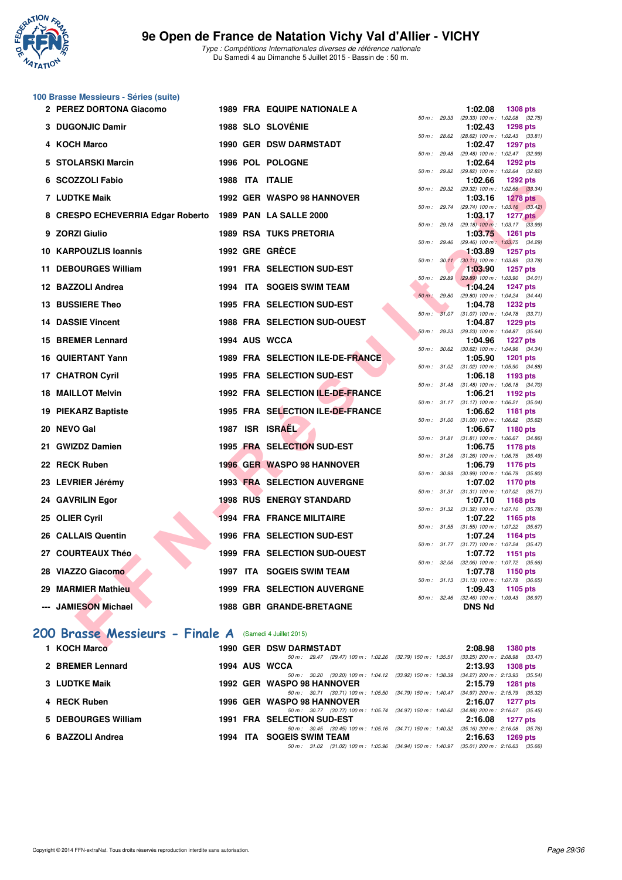# 9e Open de France de Natation Vichy Val d'Allier - VICHY

*Type : Compétitions Internationales diverses de référence nationale*
Du Samedi 4 au Dimanche 5 Juillet 2015 - Bassin de : 50 m.

## 100 Brasse Messieurs - Séries (suite)

| Pl. | Nom | Année | Nat. | Club | Temps | Points | Splits |
|---|---|---|---|---|---|---|---|
| 2 | PEREZ DORTONA Giacomo | 1989 | FRA | EQUIPE NATIONALE A | 1:02.08 | 1308 pts | 50 m : 29.33 (29.33) 100 m : 1:02.08 (32.75) |
| 3 | DUGONJIC Damir | 1988 | SLO | SLOVÉNIE | 1:02.43 | 1298 pts | 50 m : 28.62 (28.62) 100 m : 1:02.43 (33.81) |
| 4 | KOCH Marco | 1990 | GER | DSW DARMSTADT | 1:02.47 | 1297 pts | 50 m : 29.48 (29.48) 100 m : 1:02.47 (32.99) |
| 5 | STOLARSKI Marcin | 1996 | POL | POLOGNE | 1:02.64 | 1292 pts | 50 m : 29.82 (29.82) 100 m : 1:02.64 (32.82) |
| 6 | SCOZZOLI Fabio | 1988 | ITA | ITALIE | 1:02.66 | 1292 pts | 50 m : 29.32 (29.32) 100 m : 1:02.66 (33.34) |
| 7 | LUDTKE Maik | 1992 | GER | WASPO 98 HANNOVER | 1:03.16 | 1278 pts | 50 m : 29.74 (29.74) 100 m : 1:03.16 (33.42) |
| 8 | CRESPO ECHEVERRIA Edgar Roberto | 1989 | PAN | LA SALLE 2000 | 1:03.17 | 1277 pts | 50 m : 29.18 (29.18) 100 m : 1:03.17 (33.99) |
| 9 | ZORZI Giulio | 1989 | RSA | TUKS PRETORIA | 1:03.75 | 1261 pts | 50 m : 29.46 (29.46) 100 m : 1:03.75 (34.29) |
| 10 | KARPOUZLIS Ioannis | 1992 | GRE | GRÈCE | 1:03.89 | 1257 pts | 50 m : 30.11 (30.11) 100 m : 1:03.89 (33.78) |
| 11 | DEBOURGES William | 1991 | FRA | SELECTION SUD-EST | 1:03.90 | 1257 pts | 50 m : 29.89 (29.89) 100 m : 1:03.90 (34.01) |
| 12 | BAZZOLI Andrea | 1994 | ITA | SOGEIS SWIM TEAM | 1:04.24 | 1247 pts | 50 m : 29.80 (29.80) 100 m : 1:04.24 (34.44) |
| 13 | BUSSIERE Theo | 1995 | FRA | SELECTION SUD-EST | 1:04.78 | 1232 pts | 50 m : 31.07 (31.07) 100 m : 1:04.78 (33.71) |
| 14 | DASSIE Vincent | 1988 | FRA | SELECTION SUD-OUEST | 1:04.87 | 1229 pts | 50 m : 29.23 (29.23) 100 m : 1:04.87 (35.64) |
| 15 | BREMER Lennard | 1994 | AUS | WCCA | 1:04.96 | 1227 pts | 50 m : 30.62 (30.62) 100 m : 1:04.96 (34.34) |
| 16 | QUIERTANT Yann | 1989 | FRA | SELECTION ILE-DE-FRANCE | 1:05.90 | 1201 pts | 50 m : 31.02 (31.02) 100 m : 1:05.90 (34.88) |
| 17 | CHATRON Cyril | 1995 | FRA | SELECTION SUD-EST | 1:06.18 | 1193 pts | 50 m : 31.48 (31.48) 100 m : 1:06.18 (34.70) |
| 18 | MAILLOT Melvin | 1992 | FRA | SELECTION ILE-DE-FRANCE | 1:06.21 | 1192 pts | 50 m : 31.17 (31.17) 100 m : 1:06.21 (35.04) |
| 19 | PIEKARZ Baptiste | 1995 | FRA | SELECTION ILE-DE-FRANCE | 1:06.62 | 1181 pts | 50 m : 31.00 (31.00) 100 m : 1:06.62 (35.62) |
| 20 | NEVO Gal | 1987 | ISR | ISRAËL | 1:06.67 | 1180 pts | 50 m : 31.81 (31.81) 100 m : 1:06.67 (34.86) |
| 21 | GWIZDZ Damien | 1995 | FRA | SELECTION SUD-EST | 1:06.75 | 1178 pts | 50 m : 31.26 (31.26) 100 m : 1:06.75 (35.49) |
| 22 | RECK Ruben | 1996 | GER | WASPO 98 HANNOVER | 1:06.79 | 1176 pts | 50 m : 30.99 (30.99) 100 m : 1:06.79 (35.80) |
| 23 | LEVRIER Jérémy | 1993 | FRA | SELECTION AUVERGNE | 1:07.02 | 1170 pts | 50 m : 31.31 (31.31) 100 m : 1:07.02 (35.71) |
| 24 | GAVRILIN Egor | 1998 | RUS | ENERGY STANDARD | 1:07.10 | 1168 pts | 50 m : 31.32 (31.32) 100 m : 1:07.10 (35.78) |
| 25 | OLIER Cyril | 1994 | FRA | FRANCE MILITAIRE | 1:07.22 | 1165 pts | 50 m : 31.55 (31.55) 100 m : 1:07.22 (35.67) |
| 26 | CALLAIS Quentin | 1996 | FRA | SELECTION SUD-EST | 1:07.24 | 1164 pts | 50 m : 31.77 (31.77) 100 m : 1:07.24 (35.47) |
| 27 | COURTEAUX Théo | 1999 | FRA | SELECTION SUD-OUEST | 1:07.72 | 1151 pts | 50 m : 32.06 (32.06) 100 m : 1:07.72 (35.66) |
| 28 | VIAZZO Giacomo | 1997 | ITA | SOGEIS SWIM TEAM | 1:07.78 | 1150 pts | 50 m : 31.13 (31.13) 100 m : 1:07.78 (36.65) |
| 29 | MARMIER Mathieu | 1999 | FRA | SELECTION AUVERGNE | 1:09.43 | 1105 pts | 50 m : 32.46 (32.46) 100 m : 1:09.43 (36.97) |
| --- | JAMIESON Michael | 1988 | GBR | GRANDE-BRETAGNE | DNS Nd | | |

## 200 Brasse Messieurs - Finale A (Samedi 4 Juillet 2015)

| Pl. | Nom | Année | Nat. | Club | Temps | Points | Splits |
|---|---|---|---|---|---|---|---|
| 1 | KOCH Marco | 1990 | GER | DSW DARMSTADT | 2:08.98 | 1380 pts | 50 m : 29.47 (29.47) 100 m : 1:02.26 (32.79) 150 m : 1:35.51 (33.25) 200 m : 2:08.98 (33.47) |
| 2 | BREMER Lennard | 1994 | AUS | WCCA | 2:13.93 | 1308 pts | 50 m : 30.20 (30.20) 100 m : 1:04.12 (33.92) 150 m : 1:38.39 (34.27) 200 m : 2:13.93 (35.54) |
| 3 | LUDTKE Maik | 1992 | GER | WASPO 98 HANNOVER | 2:15.79 | 1281 pts | 50 m : 30.71 (30.71) 100 m : 1:05.50 (34.79) 150 m : 1:40.47 (34.97) 200 m : 2:15.79 (35.32) |
| 4 | RECK Ruben | 1996 | GER | WASPO 98 HANNOVER | 2:16.07 | 1277 pts | 50 m : 30.77 (30.77) 100 m : 1:05.74 (34.97) 150 m : 1:40.62 (34.88) 200 m : 2:16.07 (35.45) |
| 5 | DEBOURGES William | 1991 | FRA | SELECTION SUD-EST | 2:16.08 | 1277 pts | 50 m : 30.45 (30.45) 100 m : 1:05.16 (34.71) 150 m : 1:40.32 (35.16) 200 m : 2:16.08 (35.76) |
| 6 | BAZZOLI Andrea | 1994 | ITA | SOGEIS SWIM TEAM | 2:16.63 | 1269 pts | 50 m : 31.02 (31.02) 100 m : 1:05.96 (34.94) 150 m : 1:40.97 (35.01) 200 m : 2:16.63 (35.66) |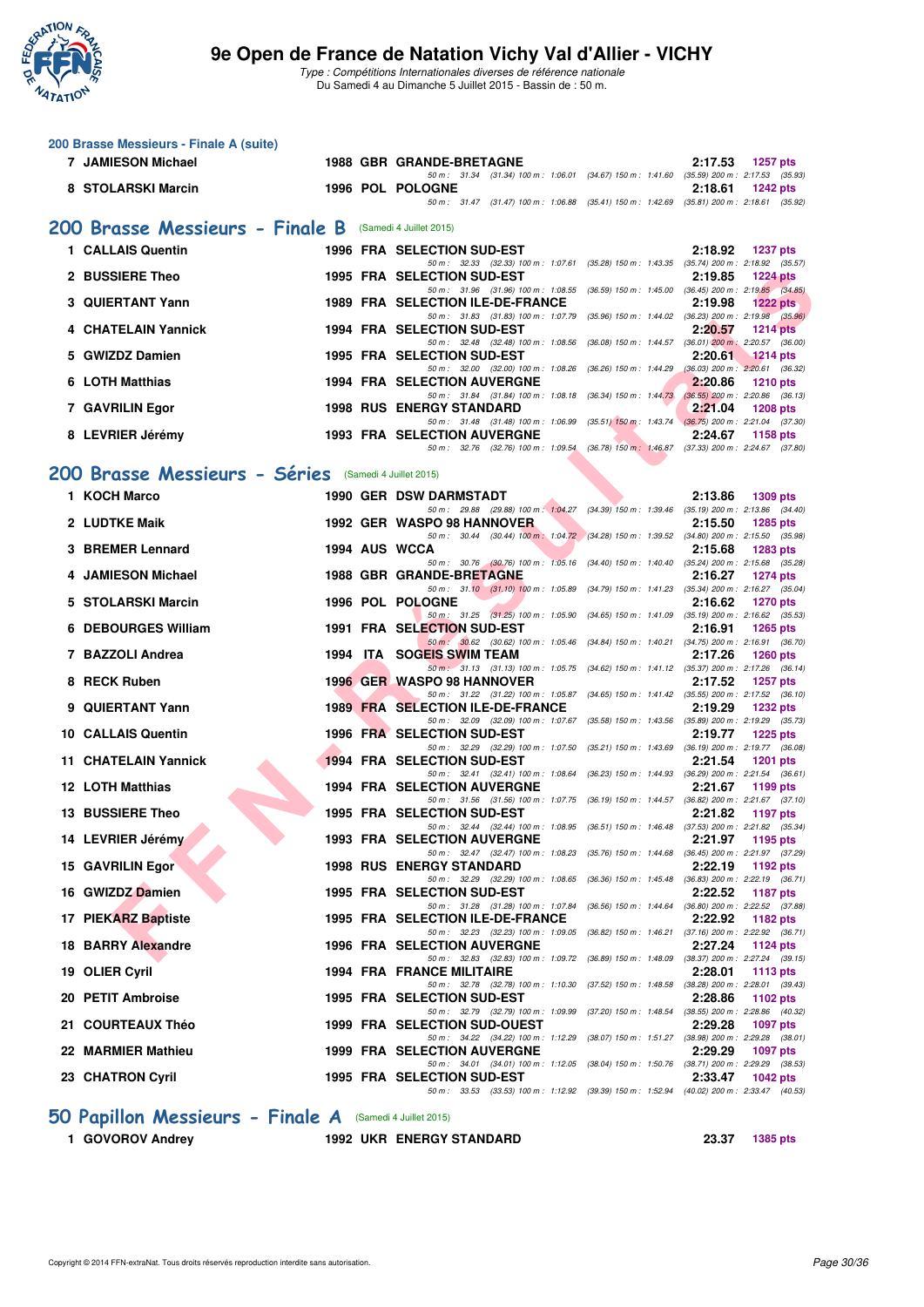# 9e Open de France de Natation Vichy Val d'Allier - VICHY

*Type : Compétitions Internationales diverses de référence nationale*
Du Samedi 4 au Dimanche 5 Juillet 2015 - Bassin de : 50 m.

### 200 Brasse Messieurs - Finale A (suite)

| Rang | Nom | Année | Nat | Club | Temps | Points |
|---|---|---|---|---|---|---|
| 7 | JAMIESON Michael | 1988 | GBR | GRANDE-BRETAGNE | 2:17.53 | 1257 pts |
| | 50 m : 31.34 (31.34) 100 m : 1:06.01 (34.67) 150 m : 1:41.60 (35.59) 200 m : 2:17.53 (35.93) | | | | | |
| 8 | STOLARSKI Marcin | 1996 | POL | POLOGNE | 2:18.61 | 1242 pts |
| | 50 m : 31.47 (31.47) 100 m : 1:06.88 (35.41) 150 m : 1:42.69 (35.81) 200 m : 2:18.61 (35.92) | | | | | |

## 200 Brasse Messieurs - Finale B (Samedi 4 Juillet 2015)

| Rang | Nom | Année | Nat | Club | Temps | Points |
|---|---|---|---|---|---|---|
| 1 | CALLAIS Quentin | 1996 | FRA | SELECTION SUD-EST | 2:18.92 | 1237 pts |
| | 50 m : 32.33 (32.33) 100 m : 1:07.61 (35.28) 150 m : 1:43.35 (35.74) 200 m : 2:18.92 (35.57) | | | | | |
| 2 | BUSSIERE Theo | 1995 | FRA | SELECTION SUD-EST | 2:19.85 | 1224 pts |
| | 50 m : 31.96 (31.96) 100 m : 1:08.55 (36.59) 150 m : 1:45.00 (36.45) 200 m : 2:19.85 (34.85) | | | | | |
| 3 | QUIERTANT Yann | 1989 | FRA | SELECTION ILE-DE-FRANCE | 2:19.98 | 1222 pts |
| | 50 m : 31.83 (31.83) 100 m : 1:07.79 (35.96) 150 m : 1:44.02 (36.23) 200 m : 2:19.98 (35.96) | | | | | |
| 4 | CHATELAIN Yannick | 1994 | FRA | SELECTION SUD-EST | 2:20.57 | 1214 pts |
| | 50 m : 32.48 (32.48) 100 m : 1:08.56 (36.08) 150 m : 1:44.57 (36.01) 200 m : 2:20.57 (36.00) | | | | | |
| 5 | GWIZDZ Damien | 1995 | FRA | SELECTION SUD-EST | 2:20.61 | 1214 pts |
| | 50 m : 32.00 (32.00) 100 m : 1:08.26 (36.26) 150 m : 1:44.29 (36.03) 200 m : 2:20.61 (36.32) | | | | | |
| 6 | LOTH Matthias | 1994 | FRA | SELECTION AUVERGNE | 2:20.86 | 1210 pts |
| | 50 m : 31.84 (31.84) 100 m : 1:08.18 (36.34) 150 m : 1:44.73 (36.55) 200 m : 2:20.86 (36.13) | | | | | |
| 7 | GAVRILIN Egor | 1998 | RUS | ENERGY STANDARD | 2:21.04 | 1208 pts |
| | 50 m : 31.48 (31.48) 100 m : 1:06.99 (35.51) 150 m : 1:43.74 (36.75) 200 m : 2:21.04 (37.30) | | | | | |
| 8 | LEVRIER Jérémy | 1993 | FRA | SELECTION AUVERGNE | 2:24.67 | 1158 pts |
| | 50 m : 32.76 (32.76) 100 m : 1:09.54 (36.78) 150 m : 1:46.87 (37.33) 200 m : 2:24.67 (37.80) | | | | | |

## 200 Brasse Messieurs - Séries (Samedi 4 Juillet 2015)

| Rang | Nom | Année | Nat | Club | Temps | Points |
|---|---|---|---|---|---|---|
| 1 | KOCH Marco | 1990 | GER | DSW DARMSTADT | 2:13.86 | 1309 pts |
| | 50 m : 29.88 (29.88) 100 m : 1:04.27 (34.39) 150 m : 1:39.46 (35.19) 200 m : 2:13.86 (34.40) | | | | | |
| 2 | LUDTKE Maik | 1992 | GER | WASPO 98 HANNOVER | 2:15.50 | 1285 pts |
| | 50 m : 30.44 (30.44) 100 m : 1:04.72 (34.28) 150 m : 1:39.52 (34.80) 200 m : 2:15.50 (35.98) | | | | | |
| 3 | BREMER Lennard | 1994 | AUS | WCCA | 2:15.68 | 1283 pts |
| | 50 m : 30.76 (30.76) 100 m : 1:05.16 (34.40) 150 m : 1:40.40 (35.24) 200 m : 2:15.68 (35.28) | | | | | |
| 4 | JAMIESON Michael | 1988 | GBR | GRANDE-BRETAGNE | 2:16.27 | 1274 pts |
| | 50 m : 31.10 (31.10) 100 m : 1:05.89 (34.79) 150 m : 1:41.23 (35.34) 200 m : 2:16.27 (35.04) | | | | | |
| 5 | STOLARSKI Marcin | 1996 | POL | POLOGNE | 2:16.62 | 1270 pts |
| | 50 m : 31.25 (31.25) 100 m : 1:05.90 (34.65) 150 m : 1:41.09 (35.19) 200 m : 2:16.62 (35.53) | | | | | |
| 6 | DEBOURGES William | 1991 | FRA | SELECTION SUD-EST | 2:16.91 | 1265 pts |
| | 50 m : 30.62 (30.62) 100 m : 1:05.46 (34.84) 150 m : 1:40.21 (34.75) 200 m : 2:16.91 (36.70) | | | | | |
| 7 | BAZZOLI Andrea | 1994 | ITA | SOGEIS SWIM TEAM | 2:17.26 | 1260 pts |
| | 50 m : 31.13 (31.13) 100 m : 1:05.75 (34.62) 150 m : 1:41.12 (35.37) 200 m : 2:17.26 (36.14) | | | | | |
| 8 | RECK Ruben | 1996 | GER | WASPO 98 HANNOVER | 2:17.52 | 1257 pts |
| | 50 m : 31.22 (31.22) 100 m : 1:05.87 (34.65) 150 m : 1:41.42 (35.55) 200 m : 2:17.52 (36.10) | | | | | |
| 9 | QUIERTANT Yann | 1989 | FRA | SELECTION ILE-DE-FRANCE | 2:19.29 | 1232 pts |
| | 50 m : 32.09 (32.09) 100 m : 1:07.67 (35.58) 150 m : 1:43.56 (35.89) 200 m : 2:19.29 (35.73) | | | | | |
| 10 | CALLAIS Quentin | 1996 | FRA | SELECTION SUD-EST | 2:19.77 | 1225 pts |
| | 50 m : 32.29 (32.29) 100 m : 1:07.50 (35.21) 150 m : 1:43.69 (36.19) 200 m : 2:19.77 (36.08) | | | | | |
| 11 | CHATELAIN Yannick | 1994 | FRA | SELECTION SUD-EST | 2:21.54 | 1201 pts |
| | 50 m : 32.41 (32.41) 100 m : 1:08.64 (36.23) 150 m : 1:44.93 (36.29) 200 m : 2:21.54 (36.61) | | | | | |
| 12 | LOTH Matthias | 1994 | FRA | SELECTION AUVERGNE | 2:21.67 | 1199 pts |
| | 50 m : 31.56 (31.56) 100 m : 1:07.75 (36.19) 150 m : 1:44.57 (36.82) 200 m : 2:21.67 (37.10) | | | | | |
| 13 | BUSSIERE Theo | 1995 | FRA | SELECTION SUD-EST | 2:21.82 | 1197 pts |
| | 50 m : 32.44 (32.44) 100 m : 1:08.95 (36.51) 150 m : 1:46.48 (37.53) 200 m : 2:21.82 (35.34) | | | | | |
| 14 | LEVRIER Jérémy | 1993 | FRA | SELECTION AUVERGNE | 2:21.97 | 1195 pts |
| | 50 m : 32.47 (32.47) 100 m : 1:08.23 (35.76) 150 m : 1:44.68 (36.45) 200 m : 2:21.97 (37.29) | | | | | |
| 15 | GAVRILIN Egor | 1998 | RUS | ENERGY STANDARD | 2:22.19 | 1192 pts |
| | 50 m : 32.29 (32.29) 100 m : 1:08.65 (36.36) 150 m : 1:45.48 (36.83) 200 m : 2:22.19 (36.71) | | | | | |
| 16 | GWIZDZ Damien | 1995 | FRA | SELECTION SUD-EST | 2:22.52 | 1187 pts |
| | 50 m : 31.28 (31.28) 100 m : 1:07.84 (36.56) 150 m : 1:44.64 (36.80) 200 m : 2:22.52 (37.88) | | | | | |
| 17 | PIEKARZ Baptiste | 1995 | FRA | SELECTION ILE-DE-FRANCE | 2:22.92 | 1182 pts |
| | 50 m : 32.23 (32.23) 100 m : 1:09.05 (36.82) 150 m : 1:46.21 (37.16) 200 m : 2:22.92 (36.71) | | | | | |
| 18 | BARRY Alexandre | 1996 | FRA | SELECTION AUVERGNE | 2:27.24 | 1124 pts |
| | 50 m : 32.83 (32.83) 100 m : 1:09.72 (36.89) 150 m : 1:48.09 (38.37) 200 m : 2:27.24 (39.15) | | | | | |
| 19 | OLIER Cyril | 1994 | FRA | FRANCE MILITAIRE | 2:28.01 | 1113 pts |
| | 50 m : 32.78 (32.78) 100 m : 1:10.30 (37.52) 150 m : 1:48.58 (38.28) 200 m : 2:28.01 (39.43) | | | | | |
| 20 | PETIT Ambroise | 1995 | FRA | SELECTION SUD-EST | 2:28.86 | 1102 pts |
| | 50 m : 32.79 (32.79) 100 m : 1:09.99 (37.20) 150 m : 1:48.54 (38.55) 200 m : 2:28.86 (40.32) | | | | | |
| 21 | COURTEAUX Théo | 1999 | FRA | SELECTION SUD-OUEST | 2:29.28 | 1097 pts |
| | 50 m : 34.22 (34.22) 100 m : 1:12.29 (38.07) 150 m : 1:51.27 (38.98) 200 m : 2:29.28 (38.01) | | | | | |
| 22 | MARMIER Mathieu | 1999 | FRA | SELECTION AUVERGNE | 2:29.29 | 1097 pts |
| | 50 m : 34.01 (34.01) 100 m : 1:12.05 (38.04) 150 m : 1:50.76 (38.71) 200 m : 2:29.29 (38.53) | | | | | |
| 23 | CHATRON Cyril | 1995 | FRA | SELECTION SUD-EST | 2:33.47 | 1042 pts |
| | 50 m : 33.53 (33.53) 100 m : 1:12.92 (39.39) 150 m : 1:52.94 (40.02) 200 m : 2:33.47 (40.53) | | | | | |

## 50 Papillon Messieurs - Finale A (Samedi 4 Juillet 2015)

| Rang | Nom | Année | Nat | Club | Temps | Points |
|---|---|---|---|---|---|---|
| 1 | GOVOROV Andrey | 1992 | UKR | ENERGY STANDARD | 23.37 | 1385 pts |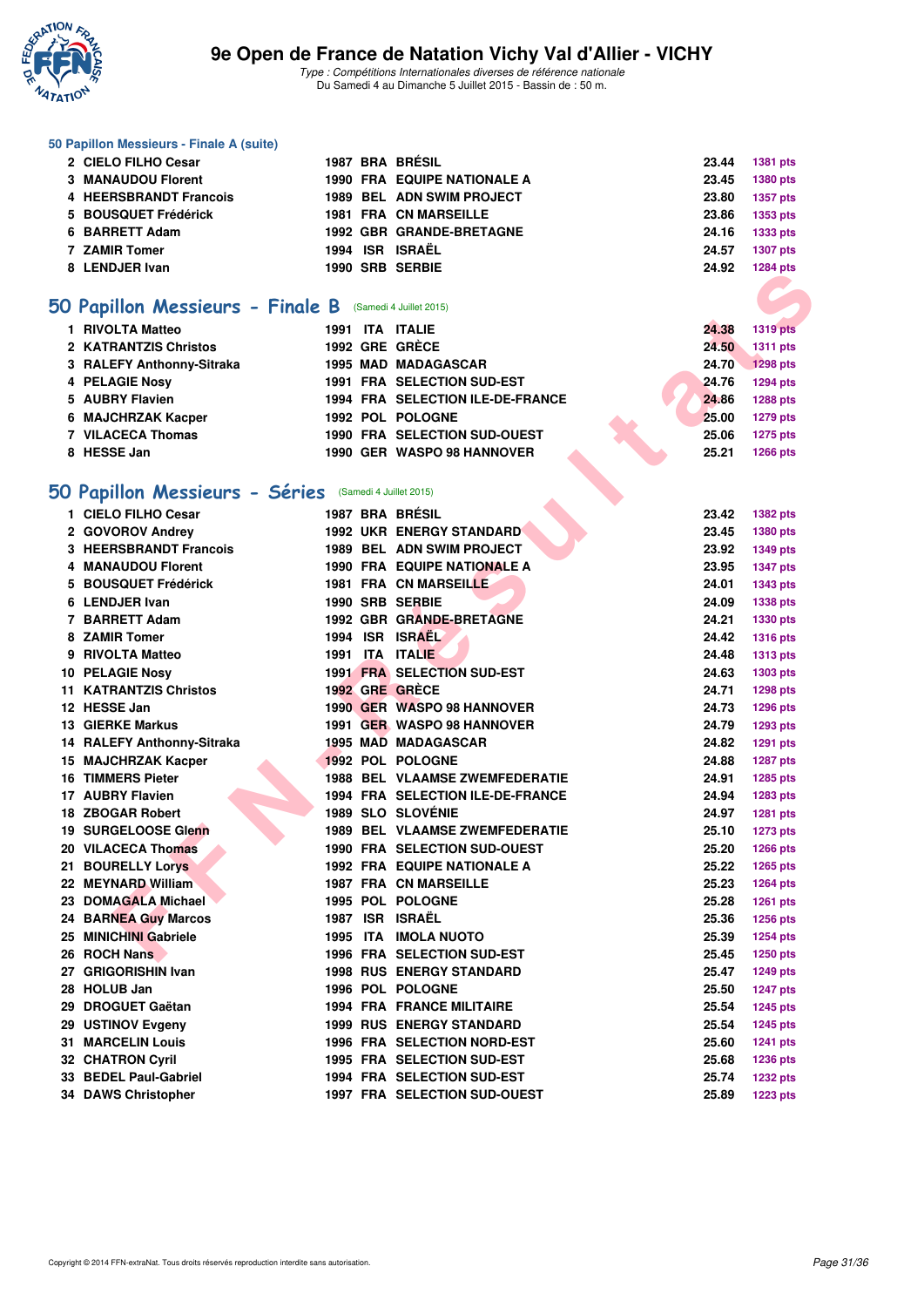### 50 Papillon Messieurs - Finale A (suite)

| | | | | | | |
|---|---|---|---|---|---|---|
| 2 | CIELO FILHO Cesar | 1987 | BRA | BRÉSIL | 23.44 | 1381 pts |
| 3 | MANAUDOU Florent | 1990 | FRA | EQUIPE NATIONALE A | 23.45 | 1380 pts |
| 4 | HEERSBRANDT Francois | 1989 | BEL | ADN SWIM PROJECT | 23.80 | 1357 pts |
| 5 | BOUSQUET Frédérick | 1981 | FRA | CN MARSEILLE | 23.86 | 1353 pts |
| 6 | BARRETT Adam | 1992 | GBR | GRANDE-BRETAGNE | 24.16 | 1333 pts |
| 7 | ZAMIR Tomer | 1994 | ISR | ISRAËL | 24.57 | 1307 pts |
| 8 | LENDJER Ivan | 1990 | SRB | SERBIE | 24.92 | 1284 pts |

## 50 Papillon Messieurs - Finale B (Samedi 4 Juillet 2015)

| | | | | | | |
|---|---|---|---|---|---|---|
| 1 | RIVOLTA Matteo | 1991 | ITA | ITALIE | 24.38 | 1319 pts |
| 2 | KATRANTZIS Christos | 1992 | GRE | GRÈCE | 24.50 | 1311 pts |
| 3 | RALEFY Anthonny-Sitraka | 1995 | MAD | MADAGASCAR | 24.70 | 1298 pts |
| 4 | PELAGIE Nosy | 1991 | FRA | SELECTION SUD-EST | 24.76 | 1294 pts |
| 5 | AUBRY Flavien | 1994 | FRA | SELECTION ILE-DE-FRANCE | 24.86 | 1288 pts |
| 6 | MAJCHRZAK Kacper | 1992 | POL | POLOGNE | 25.00 | 1279 pts |
| 7 | VILACECA Thomas | 1990 | FRA | SELECTION SUD-OUEST | 25.06 | 1275 pts |
| 8 | HESSE Jan | 1990 | GER | WASPO 98 HANNOVER | 25.21 | 1266 pts |

## 50 Papillon Messieurs - Séries (Samedi 4 Juillet 2015)

| | | | | | | |
|---|---|---|---|---|---|---|
| 1 | CIELO FILHO Cesar | 1987 | BRA | BRÉSIL | 23.42 | 1382 pts |
| 2 | GOVOROV Andrey | 1992 | UKR | ENERGY STANDARD | 23.45 | 1380 pts |
| 3 | HEERSBRANDT Francois | 1989 | BEL | ADN SWIM PROJECT | 23.92 | 1349 pts |
| 4 | MANAUDOU Florent | 1990 | FRA | EQUIPE NATIONALE A | 23.95 | 1347 pts |
| 5 | BOUSQUET Frédérick | 1981 | FRA | CN MARSEILLE | 24.01 | 1343 pts |
| 6 | LENDJER Ivan | 1990 | SRB | SERBIE | 24.09 | 1338 pts |
| 7 | BARRETT Adam | 1992 | GBR | GRANDE-BRETAGNE | 24.21 | 1330 pts |
| 8 | ZAMIR Tomer | 1994 | ISR | ISRAËL | 24.42 | 1316 pts |
| 9 | RIVOLTA Matteo | 1991 | ITA | ITALIE | 24.48 | 1313 pts |
| 10 | PELAGIE Nosy | 1991 | FRA | SELECTION SUD-EST | 24.63 | 1303 pts |
| 11 | KATRANTZIS Christos | 1992 | GRE | GRÈCE | 24.71 | 1298 pts |
| 12 | HESSE Jan | 1990 | GER | WASPO 98 HANNOVER | 24.73 | 1296 pts |
| 13 | GIERKE Markus | 1991 | GER | WASPO 98 HANNOVER | 24.79 | 1293 pts |
| 14 | RALEFY Anthonny-Sitraka | 1995 | MAD | MADAGASCAR | 24.82 | 1291 pts |
| 15 | MAJCHRZAK Kacper | 1992 | POL | POLOGNE | 24.88 | 1287 pts |
| 16 | TIMMERS Pieter | 1988 | BEL | VLAAMSE ZWEMFEDERATIE | 24.91 | 1285 pts |
| 17 | AUBRY Flavien | 1994 | FRA | SELECTION ILE-DE-FRANCE | 24.94 | 1283 pts |
| 18 | ZBOGAR Robert | 1989 | SLO | SLOVÉNIE | 24.97 | 1281 pts |
| 19 | SURGELOOSE Glenn | 1989 | BEL | VLAAMSE ZWEMFEDERATIE | 25.10 | 1273 pts |
| 20 | VILACECA Thomas | 1990 | FRA | SELECTION SUD-OUEST | 25.20 | 1266 pts |
| 21 | BOURELLY Lorys | 1992 | FRA | EQUIPE NATIONALE A | 25.22 | 1265 pts |
| 22 | MEYNARD William | 1987 | FRA | CN MARSEILLE | 25.23 | 1264 pts |
| 23 | DOMAGALA Michael | 1995 | POL | POLOGNE | 25.28 | 1261 pts |
| 24 | BARNEA Guy Marcos | 1987 | ISR | ISRAËL | 25.36 | 1256 pts |
| 25 | MINICHINI Gabriele | 1995 | ITA | IMOLA NUOTO | 25.39 | 1254 pts |
| 26 | ROCH Nans | 1996 | FRA | SELECTION SUD-EST | 25.45 | 1250 pts |
| 27 | GRIGORISHIN Ivan | 1998 | RUS | ENERGY STANDARD | 25.47 | 1249 pts |
| 28 | HOLUB Jan | 1996 | POL | POLOGNE | 25.50 | 1247 pts |
| 29 | DROGUET Gaëtan | 1994 | FRA | FRANCE MILITAIRE | 25.54 | 1245 pts |
| 29 | USTINOV Evgeny | 1999 | RUS | ENERGY STANDARD | 25.54 | 1245 pts |
| 31 | MARCELIN Louis | 1996 | FRA | SELECTION NORD-EST | 25.60 | 1241 pts |
| 32 | CHATRON Cyril | 1995 | FRA | SELECTION SUD-EST | 25.68 | 1236 pts |
| 33 | BEDEL Paul-Gabriel | 1994 | FRA | SELECTION SUD-EST | 25.74 | 1232 pts |
| 34 | DAWS Christopher | 1997 | FRA | SELECTION SUD-OUEST | 25.89 | 1223 pts |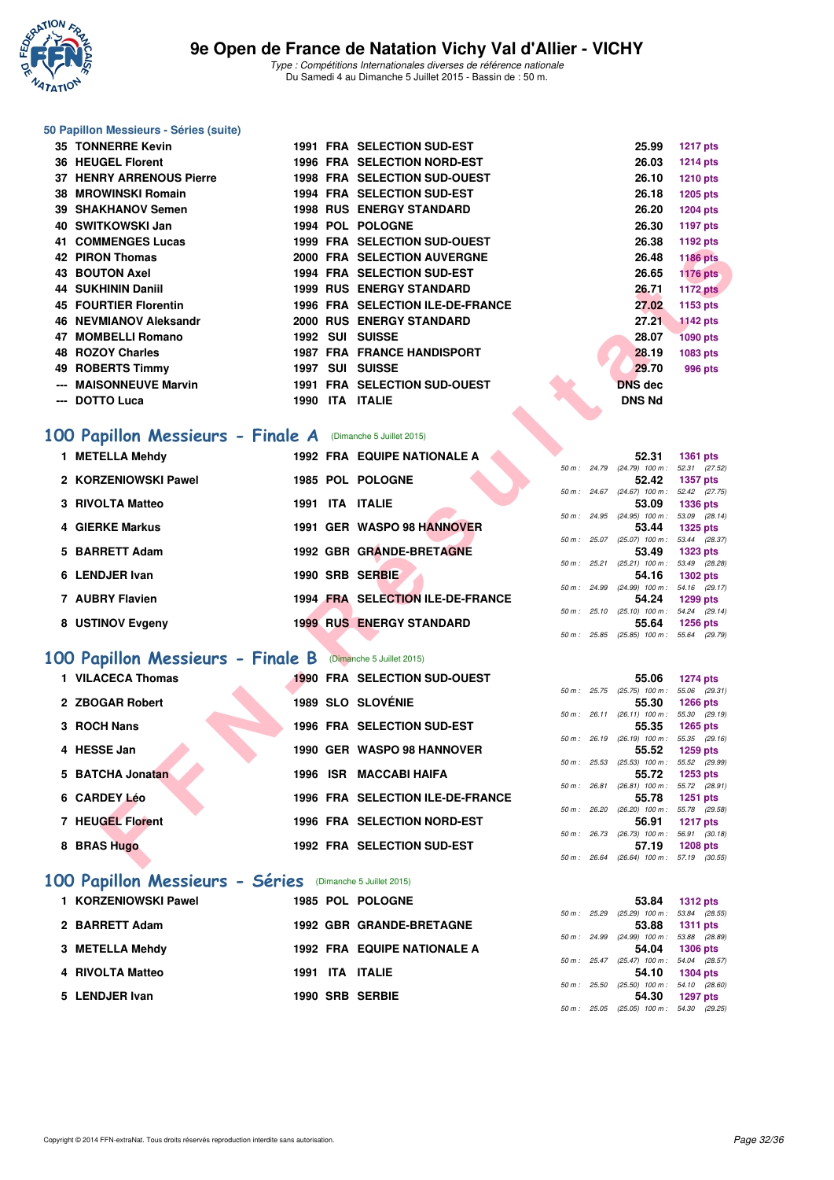# 9e Open de France de Natation Vichy Val d'Allier - VICHY

*Type : Compétitions Internationales diverses de référence nationale*
Du Samedi 4 au Dimanche 5 Juillet 2015 - Bassin de : 50 m.

### 50 Papillon Messieurs - Séries (suite)

| Rang | Nom | Année | Nat | Club | Temps | Points |
|---|---|---|---|---|---|---|
| 35 | TONNERRE Kevin | 1991 | FRA | SELECTION SUD-EST | 25.99 | 1217 pts |
| 36 | HEUGEL Florent | 1996 | FRA | SELECTION NORD-EST | 26.03 | 1214 pts |
| 37 | HENRY ARRENOUS Pierre | 1998 | FRA | SELECTION SUD-OUEST | 26.10 | 1210 pts |
| 38 | MROWINSKI Romain | 1994 | FRA | SELECTION SUD-EST | 26.18 | 1205 pts |
| 39 | SHAKHANOV Semen | 1998 | RUS | ENERGY STANDARD | 26.20 | 1204 pts |
| 40 | SWITKOWSKI Jan | 1994 | POL | POLOGNE | 26.30 | 1197 pts |
| 41 | COMMENGES Lucas | 1999 | FRA | SELECTION SUD-OUEST | 26.38 | 1192 pts |
| 42 | PIRON Thomas | 2000 | FRA | SELECTION AUVERGNE | 26.48 | 1186 pts |
| 43 | BOUTON Axel | 1994 | FRA | SELECTION SUD-EST | 26.65 | 1176 pts |
| 44 | SUKHININ Daniil | 1999 | RUS | ENERGY STANDARD | 26.71 | 1172 pts |
| 45 | FOURTIER Florentin | 1996 | FRA | SELECTION ILE-DE-FRANCE | 27.02 | 1153 pts |
| 46 | NEVMIANOV Aleksandr | 2000 | RUS | ENERGY STANDARD | 27.21 | 1142 pts |
| 47 | MOMBELLI Romano | 1992 | SUI | SUISSE | 28.07 | 1090 pts |
| 48 | ROZOY Charles | 1987 | FRA | FRANCE HANDISPORT | 28.19 | 1083 pts |
| 49 | ROBERTS Timmy | 1997 | SUI | SUISSE | 29.70 | 996 pts |
| --- | MAISONNEUVE Marvin | 1991 | FRA | SELECTION SUD-OUEST | DNS dec | |
| --- | DOTTO Luca | 1990 | ITA | ITALIE | DNS Nd | |

## 100 Papillon Messieurs - Finale A (Dimanche 5 Juillet 2015)

| Rang | Nom | Année | Nat | Club | Temps | Points | Splits |
|---|---|---|---|---|---|---|---|
| 1 | METELLA Mehdy | 1992 | FRA | EQUIPE NATIONALE A | 52.31 | 1361 pts | 50 m : 24.79 (24.79) 100 m : 52.31 (27.52) |
| 2 | KORZENIOWSKI Pawel | 1985 | POL | POLOGNE | 52.42 | 1357 pts | 50 m : 24.67 (24.67) 100 m : 52.42 (27.75) |
| 3 | RIVOLTA Matteo | 1991 | ITA | ITALIE | 53.09 | 1336 pts | 50 m : 24.95 (24.95) 100 m : 53.09 (28.14) |
| 4 | GIERKE Markus | 1991 | GER | WASPO 98 HANNOVER | 53.44 | 1325 pts | 50 m : 25.07 (25.07) 100 m : 53.44 (28.37) |
| 5 | BARRETT Adam | 1992 | GBR | GRANDE-BRETAGNE | 53.49 | 1323 pts | 50 m : 25.21 (25.21) 100 m : 53.49 (28.28) |
| 6 | LENDJER Ivan | 1990 | SRB | SERBIE | 54.16 | 1302 pts | 50 m : 24.99 (24.99) 100 m : 54.16 (29.17) |
| 7 | AUBRY Flavien | 1994 | FRA | SELECTION ILE-DE-FRANCE | 54.24 | 1299 pts | 50 m : 25.10 (25.10) 100 m : 54.24 (29.14) |
| 8 | USTINOV Evgeny | 1999 | RUS | ENERGY STANDARD | 55.64 | 1256 pts | 50 m : 25.85 (25.85) 100 m : 55.64 (29.79) |

## 100 Papillon Messieurs - Finale B (Dimanche 5 Juillet 2015)

| Rang | Nom | Année | Nat | Club | Temps | Points | Splits |
|---|---|---|---|---|---|---|---|
| 1 | VILACECA Thomas | 1990 | FRA | SELECTION SUD-OUEST | 55.06 | 1274 pts | 50 m : 25.75 (25.75) 100 m : 55.06 (29.31) |
| 2 | ZBOGAR Robert | 1989 | SLO | SLOVÉNIE | 55.30 | 1266 pts | 50 m : 26.11 (26.11) 100 m : 55.30 (29.19) |
| 3 | ROCH Nans | 1996 | FRA | SELECTION SUD-EST | 55.35 | 1265 pts | 50 m : 26.19 (26.19) 100 m : 55.35 (29.16) |
| 4 | HESSE Jan | 1990 | GER | WASPO 98 HANNOVER | 55.52 | 1259 pts | 50 m : 25.53 (25.53) 100 m : 55.52 (29.99) |
| 5 | BATCHA Jonatan | 1996 | ISR | MACCABI HAIFA | 55.72 | 1253 pts | 50 m : 26.81 (26.81) 100 m : 55.72 (28.91) |
| 6 | CARDEY Léo | 1996 | FRA | SELECTION ILE-DE-FRANCE | 55.78 | 1251 pts | 50 m : 26.20 (26.20) 100 m : 55.78 (29.58) |
| 7 | HEUGEL Florent | 1996 | FRA | SELECTION NORD-EST | 56.91 | 1217 pts | 50 m : 26.73 (26.73) 100 m : 56.91 (30.18) |
| 8 | BRAS Hugo | 1992 | FRA | SELECTION SUD-EST | 57.19 | 1208 pts | 50 m : 26.64 (26.64) 100 m : 57.19 (30.55) |

## 100 Papillon Messieurs - Séries (Dimanche 5 Juillet 2015)

| Rang | Nom | Année | Nat | Club | Temps | Points | Splits |
|---|---|---|---|---|---|---|---|
| 1 | KORZENIOWSKI Pawel | 1985 | POL | POLOGNE | 53.84 | 1312 pts | 50 m : 25.29 (25.29) 100 m : 53.84 (28.55) |
| 2 | BARRETT Adam | 1992 | GBR | GRANDE-BRETAGNE | 53.88 | 1311 pts | 50 m : 24.99 (24.99) 100 m : 53.88 (28.89) |
| 3 | METELLA Mehdy | 1992 | FRA | EQUIPE NATIONALE A | 54.04 | 1306 pts | 50 m : 25.47 (25.47) 100 m : 54.04 (28.57) |
| 4 | RIVOLTA Matteo | 1991 | ITA | ITALIE | 54.10 | 1304 pts | 50 m : 25.50 (25.50) 100 m : 54.10 (28.60) |
| 5 | LENDJER Ivan | 1990 | SRB | SERBIE | 54.30 | 1297 pts | 50 m : 25.05 (25.05) 100 m : 54.30 (29.25) |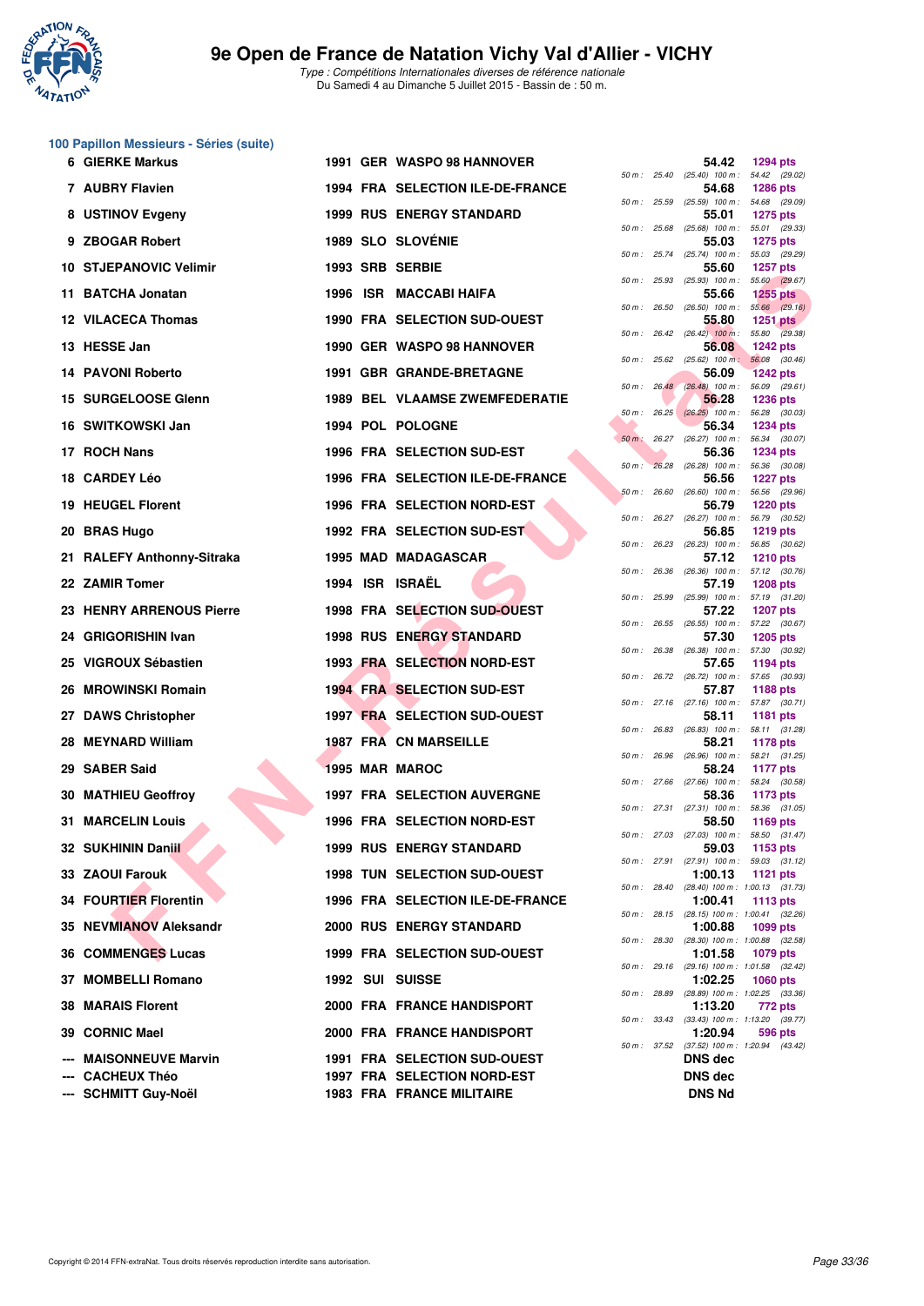# 9e Open de France de Natation Vichy Val d'Allier - VICHY

*Type : Compétitions Internationales diverses de référence nationale*
Du Samedi 4 au Dimanche 5 Juillet 2015 - Bassin de : 50 m.

## 100 Papillon Messieurs - Séries (suite)

| Rang | Nom | Année | Nat. | Club | Temps | Points | 50 m | 100 m |
|---|---|---|---|---|---|---|---|---|
| 6 | GIERKE Markus | 1991 | GER | WASPO 98 HANNOVER | 54.42 | 1294 pts | 25.40 (25.40) | 54.42 (29.02) |
| 7 | AUBRY Flavien | 1994 | FRA | SELECTION ILE-DE-FRANCE | 54.68 | 1286 pts | 25.59 (25.59) | 54.68 (29.09) |
| 8 | USTINOV Evgeny | 1999 | RUS | ENERGY STANDARD | 55.01 | 1275 pts | 25.68 (25.68) | 55.01 (29.33) |
| 9 | ZBOGAR Robert | 1989 | SLO | SLOVÉNIE | 55.03 | 1275 pts | 25.74 (25.74) | 55.03 (29.29) |
| 10 | STJEPANOVIC Velimir | 1993 | SRB | SERBIE | 55.60 | 1257 pts | 25.93 (25.93) | 55.60 (29.67) |
| 11 | BATCHA Jonatan | 1996 | ISR | MACCABI HAIFA | 55.66 | 1255 pts | 26.50 (26.50) | 55.66 (29.16) |
| 12 | VILACECA Thomas | 1990 | FRA | SELECTION SUD-OUEST | 55.80 | 1251 pts | 26.42 (26.42) | 55.80 (29.38) |
| 13 | HESSE Jan | 1990 | GER | WASPO 98 HANNOVER | 56.08 | 1242 pts | 25.62 (25.62) | 56.08 (30.46) |
| 14 | PAVONI Roberto | 1991 | GBR | GRANDE-BRETAGNE | 56.09 | 1242 pts | 26.48 (26.48) | 56.09 (29.61) |
| 15 | SURGELOOSE Glenn | 1989 | BEL | VLAAMSE ZWEMFEDERATIE | 56.28 | 1236 pts | 26.25 (26.25) | 56.28 (30.03) |
| 16 | SWITKOWSKI Jan | 1994 | POL | POLOGNE | 56.34 | 1234 pts | 26.27 (26.27) | 56.34 (30.07) |
| 17 | ROCH Nans | 1996 | FRA | SELECTION SUD-EST | 56.36 | 1234 pts | 26.28 (26.28) | 56.36 (30.08) |
| 18 | CARDEY Léo | 1996 | FRA | SELECTION ILE-DE-FRANCE | 56.56 | 1227 pts | 26.60 (26.60) | 56.56 (29.96) |
| 19 | HEUGEL Florent | 1996 | FRA | SELECTION NORD-EST | 56.79 | 1220 pts | 26.27 (26.27) | 56.79 (30.52) |
| 20 | BRAS Hugo | 1992 | FRA | SELECTION SUD-EST | 56.85 | 1219 pts | 26.23 (26.23) | 56.85 (30.62) |
| 21 | RALEFY Anthony-Sitraka | 1995 | MAD | MADAGASCAR | 57.12 | 1210 pts | 26.36 (26.36) | 57.12 (30.76) |
| 22 | ZAMIR Tomer | 1994 | ISR | ISRAËL | 57.19 | 1208 pts | 25.99 (25.99) | 57.19 (31.20) |
| 23 | HENRY ARRENOUS Pierre | 1998 | FRA | SELECTION SUD-OUEST | 57.22 | 1207 pts | 26.55 (26.55) | 57.22 (30.67) |
| 24 | GRIGORISHIN Ivan | 1998 | RUS | ENERGY STANDARD | 57.30 | 1205 pts | 26.38 (26.38) | 57.30 (30.92) |
| 25 | VIGROUX Sébastien | 1993 | FRA | SELECTION NORD-EST | 57.65 | 1194 pts | 26.72 (26.72) | 57.65 (30.93) |
| 26 | MROWINSKI Romain | 1994 | FRA | SELECTION SUD-EST | 57.87 | 1188 pts | 27.16 (27.16) | 57.87 (30.71) |
| 27 | DAWS Christopher | 1997 | FRA | SELECTION SUD-OUEST | 58.11 | 1181 pts | 26.83 (26.83) | 58.11 (31.28) |
| 28 | MEYNARD William | 1987 | FRA | CN MARSEILLE | 58.21 | 1178 pts | 26.96 (26.96) | 58.21 (31.25) |
| 29 | SABER Said | 1995 | MAR | MAROC | 58.24 | 1177 pts | 27.66 (27.66) | 58.24 (30.58) |
| 30 | MATHIEU Geoffroy | 1997 | FRA | SELECTION AUVERGNE | 58.36 | 1173 pts | 27.31 (27.31) | 58.36 (31.05) |
| 31 | MARCELIN Louis | 1996 | FRA | SELECTION NORD-EST | 58.50 | 1169 pts | 27.03 (27.03) | 58.50 (31.47) |
| 32 | SUKHININ Daniil | 1999 | RUS | ENERGY STANDARD | 59.03 | 1153 pts | 27.91 (27.91) | 59.03 (31.12) |
| 33 | ZAOUI Farouk | 1998 | TUN | SELECTION SUD-OUEST | 1:00.13 | 1121 pts | 28.40 (28.40) | 1:00.13 (31.73) |
| 34 | FOURTIER Florentin | 1996 | FRA | SELECTION ILE-DE-FRANCE | 1:00.41 | 1113 pts | 28.15 (28.15) | 1:00.41 (32.26) |
| 35 | NEVMIANOV Aleksandr | 2000 | RUS | ENERGY STANDARD | 1:00.88 | 1099 pts | 28.30 (28.30) | 1:00.88 (32.58) |
| 36 | COMMENGES Lucas | 1999 | FRA | SELECTION SUD-OUEST | 1:01.58 | 1079 pts | 29.16 (29.16) | 1:01.58 (32.42) |
| 37 | MOMBELLI Romano | 1992 | SUI | SUISSE | 1:02.25 | 1060 pts | 28.89 (28.89) | 1:02.25 (33.36) |
| 38 | MARAIS Florent | 2000 | FRA | FRANCE HANDISPORT | 1:13.20 | 772 pts | 33.43 (33.43) | 1:13.20 (39.77) |
| 39 | CORNIC Mael | 2000 | FRA | FRANCE HANDISPORT | 1:20.94 | 596 pts | 37.52 (37.52) | 1:20.94 (43.42) |
| --- | MAISONNEUVE Marvin | 1991 | FRA | SELECTION SUD-OUEST | DNS dec | | | |
| --- | CACHEUX Théo | 1997 | FRA | SELECTION NORD-EST | DNS dec | | | |
| --- | SCHMITT Guy-Noël | 1983 | FRA | FRANCE MILITAIRE | DNS Nd | | | |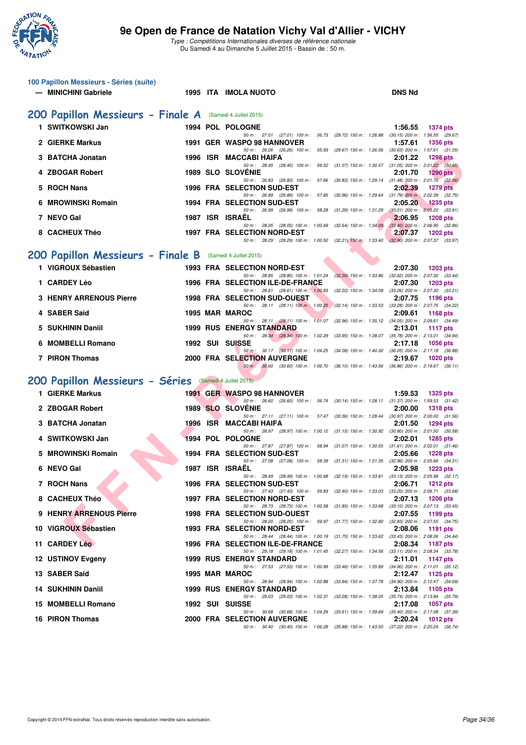# 9e Open de France de Natation Vichy Val d'Allier - VICHY

*Type : Compétitions Internationales diverses de référence nationale*
Du Samedi 4 au Dimanche 5 Juillet 2015 - Bassin de : 50 m.

## 100 Papillon Messieurs - Séries (suite)

| Rang | Nom | Année | Nat | Club | Temps | Points |
|---|---|---|---|---|---|---|
| --- | MINICHINI Gabriele | 1995 | ITA | IMOLA NUOTO | DNS Nd | |

## 200 Papillon Messieurs - Finale A (Samedi 4 Juillet 2015)

| Rang | Nom | Année | Nat | Club | Temps | Points |
|---|---|---|---|---|---|---|
| 1 | SWITKOWSKI Jan | 1994 | POL | POLOGNE | 1:56.55 | 1374 pts |
| | 50 m : 27.01 (27.01) 100 m : 56.73 (29.72) 150 m : 1:26.88 (30.15) 200 m : 1:56.55 (29.67) | | | | | |
| 2 | GIERKE Markus | 1991 | GER | WASPO 98 HANNOVER | 1:57.61 | 1356 pts |
| | 50 m : 26.26 (26.26) 100 m : 55.93 (29.67) 150 m : 1:26.56 (30.63) 200 m : 1:57.61 (31.05) | | | | | |
| 3 | BATCHA Jonatan | 1996 | ISR | MACCABI HAIFA | 2:01.22 | 1298 pts |
| | 50 m : 28.45 (28.45) 100 m : 59.52 (31.07) 150 m : 1:30.57 (31.05) 200 m : 2:01.22 (30.65) | | | | | |
| 4 | ZBOGAR Robert | 1989 | SLO | SLOVÉNIE | 2:01.70 | 1290 pts |
| | 50 m : 26.83 (26.83) 100 m : 57.66 (30.83) 150 m : 1:29.14 (31.48) 200 m : 2:01.70 (32.56) | | | | | |
| 5 | ROCH Nans | 1996 | FRA | SELECTION SUD-EST | 2:02.39 | 1279 pts |
| | 50 m : 26.89 (26.89) 100 m : 57.85 (30.96) 150 m : 1:29.64 (31.79) 200 m : 2:02.39 (32.75) | | | | | |
| 6 | MROWINSKI Romain | 1994 | FRA | SELECTION SUD-EST | 2:05.20 | 1235 pts |
| | 50 m : 26.99 (26.99) 100 m : 58.28 (31.29) 150 m : 1:31.29 (33.01) 200 m : 2:05.20 (33.91) | | | | | |
| 7 | NEVO Gal | 1987 | ISR | ISRAËL | 2:06.95 | 1208 pts |
| | 50 m : 28.05 (28.05) 100 m : 1:00.69 (32.64) 150 m : 1:34.09 (33.40) 200 m : 2:06.95 (32.86) | | | | | |
| 8 | CACHEUX Théo | 1997 | FRA | SELECTION NORD-EST | 2:07.37 | 1202 pts |
| | 50 m : 28.29 (28.29) 100 m : 1:00.50 (32.21) 150 m : 1:33.40 (32.90) 200 m : 2:07.37 (33.97) | | | | | |

## 200 Papillon Messieurs - Finale B (Samedi 4 Juillet 2015)

| Rang | Nom | Année | Nat | Club | Temps | Points |
|---|---|---|---|---|---|---|
| 1 | VIGROUX Sébastien | 1993 | FRA | SELECTION NORD-EST | 2:07.30 | 1203 pts |
| | 50 m : 28.85 (28.85) 100 m : 1:01.24 (32.39) 150 m : 1:33.86 (32.62) 200 m : 2:07.30 (33.44) | | | | | |
| 1 | CARDEY Léo | 1996 | FRA | SELECTION ILE-DE-FRANCE | 2:07.30 | 1203 pts |
| | 50 m : 28.61 (28.61) 100 m : 1:00.83 (32.22) 150 m : 1:34.09 (33.26) 200 m : 2:07.30 (33.21) | | | | | |
| 3 | HENRY ARRENOUS Pierre | 1998 | FRA | SELECTION SUD-OUEST | 2:07.75 | 1196 pts |
| | 50 m : 28.11 (28.11) 100 m : 1:00.25 (32.14) 150 m : 1:33.53 (33.28) 200 m : 2:07.75 (34.22) | | | | | |
| 4 | SABER Said | 1995 | MAR | MAROC | 2:09.61 | 1168 pts |
| | 50 m : 28.11 (28.11) 100 m : 1:01.07 (32.96) 150 m : 1:35.12 (34.05) 200 m : 2:09.61 (34.49) | | | | | |
| 5 | SUKHININ Daniil | 1999 | RUS | ENERGY STANDARD | 2:13.01 | 1117 pts |
| | 50 m : 28.34 (28.34) 100 m : 1:02.29 (33.95) 150 m : 1:38.07 (35.78) 200 m : 2:13.01 (34.94) | | | | | |
| 6 | MOMBELLI Romano | 1992 | SUI | SUISSE | 2:17.18 | 1056 pts |
| | 50 m : 30.17 (30.17) 100 m : 1:04.25 (34.08) 150 m : 1:40.30 (36.05) 200 m : 2:17.18 (36.88) | | | | | |
| 7 | PIRON Thomas | 2000 | FRA | SELECTION AUVERGNE | 2:19.67 | 1020 pts |
| | 50 m : 30.60 (30.60) 100 m : 1:06.70 (36.10) 150 m : 1:43.56 (36.86) 200 m : 2:19.67 (36.11) | | | | | |

## 200 Papillon Messieurs - Séries (Samedi 4 Juillet 2015)

| Rang | Nom | Année | Nat | Club | Temps | Points |
|---|---|---|---|---|---|---|
| 1 | GIERKE Markus | 1991 | GER | WASPO 98 HANNOVER | 1:59.53 | 1325 pts |
| | 50 m : 26.60 (26.60) 100 m : 56.74 (30.14) 150 m : 1:28.11 (31.37) 200 m : 1:59.53 (31.42) | | | | | |
| 2 | ZBOGAR Robert | 1989 | SLO | SLOVÉNIE | 2:00.00 | 1318 pts |
| | 50 m : 27.11 (27.11) 100 m : 57.47 (30.36) 150 m : 1:28.44 (30.97) 200 m : 2:00.00 (31.56) | | | | | |
| 3 | BATCHA Jonatan | 1996 | ISR | MACCABI HAIFA | 2:01.50 | 1294 pts |
| | 50 m : 28.97 (28.97) 100 m : 1:00.12 (31.15) 150 m : 1:30.92 (30.80) 200 m : 2:01.50 (30.58) | | | | | |
| 4 | SWITKOWSKI Jan | 1994 | POL | POLOGNE | 2:02.01 | 1285 pts |
| | 50 m : 27.87 (27.87) 100 m : 58.94 (31.07) 150 m : 1:30.55 (31.61) 200 m : 2:02.01 (31.46) | | | | | |
| 5 | MROWINSKI Romain | 1994 | FRA | SELECTION SUD-EST | 2:05.66 | 1228 pts |
| | 50 m : 27.08 (27.08) 100 m : 58.39 (31.31) 150 m : 1:31.35 (32.96) 200 m : 2:05.66 (34.31) | | | | | |
| 6 | NEVO Gal | 1987 | ISR | ISRAËL | 2:05.98 | 1223 pts |
| | 50 m : 28.49 (28.49) 100 m : 1:00.68 (32.19) 150 m : 1:33.81 (33.13) 200 m : 2:05.98 (32.17) | | | | | |
| 7 | ROCH Nans | 1996 | FRA | SELECTION SUD-EST | 2:06.71 | 1212 pts |
| | 50 m : 27.43 (27.43) 100 m : 59.83 (32.40) 150 m : 1:33.03 (33.20) 200 m : 2:06.71 (33.68) | | | | | |
| 8 | CACHEUX Théo | 1997 | FRA | SELECTION NORD-EST | 2:07.13 | 1206 pts |
| | 50 m : 28.73 (28.73) 100 m : 1:00.58 (31.85) 150 m : 1:33.68 (33.10) 200 m : 2:07.13 (33.45) | | | | | |
| 9 | HENRY ARRENOUS Pierre | 1998 | FRA | SELECTION SUD-OUEST | 2:07.55 | 1199 pts |
| | 50 m : 28.20 (28.20) 100 m : 59.97 (31.77) 150 m : 1:32.80 (32.83) 200 m : 2:07.55 (34.75) | | | | | |
| 10 | VIGROUX Sébastien | 1993 | FRA | SELECTION NORD-EST | 2:08.06 | 1191 pts |
| | 50 m : 28.44 (28.44) 100 m : 1:00.19 (31.75) 150 m : 1:33.62 (33.43) 200 m : 2:08.06 (34.44) | | | | | |
| 11 | CARDEY Léo | 1996 | FRA | SELECTION ILE-DE-FRANCE | 2:08.34 | 1187 pts |
| | 50 m : 29.18 (29.18) 100 m : 1:01.45 (32.27) 150 m : 1:34.56 (33.11) 200 m : 2:08.34 (33.78) | | | | | |
| 12 | USTINOV Evgeny | 1999 | RUS | ENERGY STANDARD | 2:11.01 | 1147 pts |
| | 50 m : 27.53 (27.53) 100 m : 1:00.99 (33.46) 150 m : 1:35.89 (34.90) 200 m : 2:11.01 (35.12) | | | | | |
| 13 | SABER Said | 1995 | MAR | MAROC | 2:12.47 | 1125 pts |
| | 50 m : 28.94 (28.94) 100 m : 1:02.88 (33.94) 150 m : 1:37.78 (34.90) 200 m : 2:12.47 (34.69) | | | | | |
| 14 | SUKHININ Daniil | 1999 | RUS | ENERGY STANDARD | 2:13.84 | 1105 pts |
| | 50 m : 29.03 (29.03) 100 m : 1:02.31 (33.28) 150 m : 1:38.05 (35.74) 200 m : 2:13.84 (35.79) | | | | | |
| 15 | MOMBELLI Romano | 1992 | SUI | SUISSE | 2:17.08 | 1057 pts |
| | 50 m : 30.68 (30.68) 100 m : 1:04.29 (33.61) 150 m : 1:39.69 (35.40) 200 m : 2:17.08 (37.39) | | | | | |
| 16 | PIRON Thomas | 2000 | FRA | SELECTION AUVERGNE | 2:20.24 | 1012 pts |
| | 50 m : 30.40 (30.40) 100 m : 1:06.28 (35.88) 150 m : 1:43.50 (37.22) 200 m : 2:20.24 (36.74) | | | | | |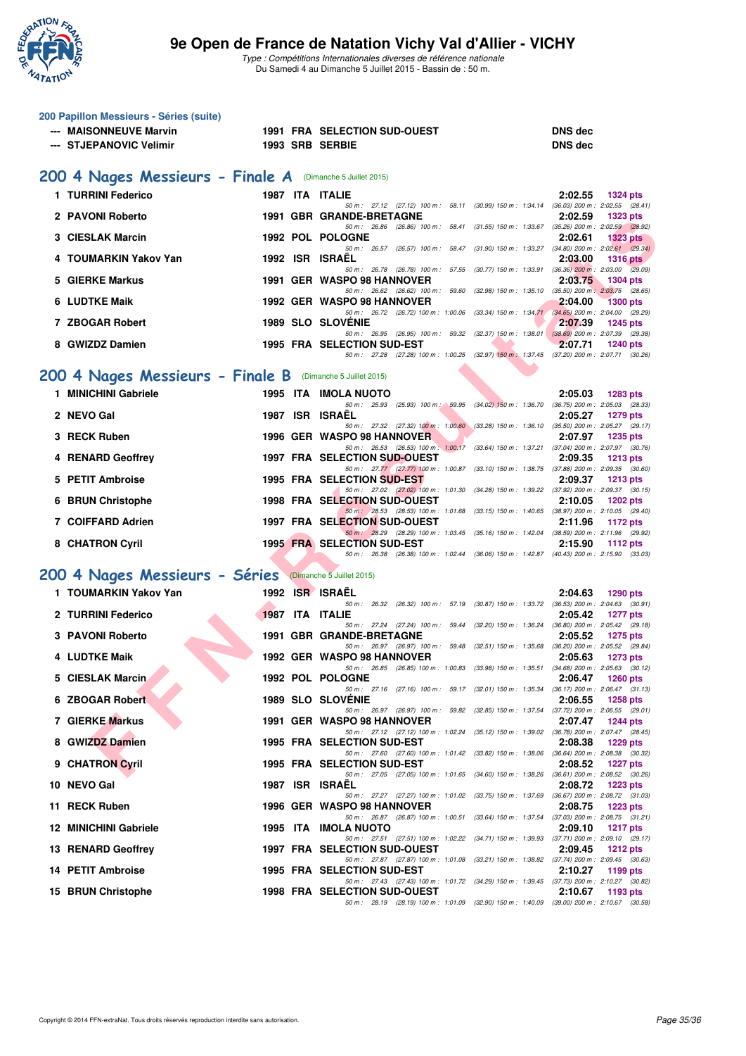## 200 Papillon Messieurs - Séries (suite)

| | Nom | Année | Nat | Club | Temps |
|---|---|---|---|---|---|
| --- | MAISONNEUVE Marvin | 1991 | FRA | SELECTION SUD-OUEST | DNS dec |
| --- | STJEPANOVIC Velimir | 1993 | SRB | SERBIE | DNS dec |

## 200 4 Nages Messieurs - Finale A (Dimanche 5 Juillet 2015)

| Rang | Nom | Année | Nat | Club | Temps | Points |
|---|---|---|---|---|---|---|
| 1 | TURRINI Federico | 1987 | ITA | ITALIE | 2:02.55 | 1324 pts |
| | 50 m : 27.12 (27.12) 100 m : 58.11 (30.99) 150 m : 1:34.14 (36.03) 200 m : 2:02.55 (28.41) | | | | | |
| 2 | PAVONI Roberto | 1991 | GBR | GRANDE-BRETAGNE | 2:02.59 | 1323 pts |
| | 50 m : 26.86 (26.86) 100 m : 58.41 (31.55) 150 m : 1:33.67 (35.26) 200 m : 2:02.59 (28.92) | | | | | |
| 3 | CIESLAK Marcin | 1992 | POL | POLOGNE | 2:02.61 | 1323 pts |
| | 50 m : 26.57 (26.57) 100 m : 58.47 (31.90) 150 m : 1:33.27 (34.80) 200 m : 2:02.61 (29.34) | | | | | |
| 4 | TOUMARKIN Yakov Yan | 1992 | ISR | ISRAËL | 2:03.00 | 1316 pts |
| | 50 m : 26.78 (26.78) 100 m : 57.55 (30.77) 150 m : 1:33.91 (36.36) 200 m : 2:03.00 (29.09) | | | | | |
| 5 | GIERKE Markus | 1991 | GER | WASPO 98 HANNOVER | 2:03.75 | 1304 pts |
| | 50 m : 26.62 (26.62) 100 m : 59.60 (32.98) 150 m : 1:35.10 (35.50) 200 m : 2:03.75 (28.65) | | | | | |
| 6 | LUDTKE Maik | 1992 | GER | WASPO 98 HANNOVER | 2:04.00 | 1300 pts |
| | 50 m : 26.72 (26.72) 100 m : 1:00.06 (33.34) 150 m : 1:34.71 (34.65) 200 m : 2:04.00 (29.29) | | | | | |
| 7 | ZBOGAR Robert | 1989 | SLO | SLOVÉNIE | 2:07.39 | 1245 pts |
| | 50 m : 26.95 (26.95) 100 m : 59.32 (32.37) 150 m : 1:38.01 (38.69) 200 m : 2:07.39 (29.38) | | | | | |
| 8 | GWIZDZ Damien | 1995 | FRA | SELECTION SUD-EST | 2:07.71 | 1240 pts |
| | 50 m : 27.28 (27.28) 100 m : 1:00.25 (32.97) 150 m : 1:37.45 (37.20) 200 m : 2:07.71 (30.26) | | | | | |

## 200 4 Nages Messieurs - Finale B (Dimanche 5 Juillet 2015)

| Rang | Nom | Année | Nat | Club | Temps | Points |
|---|---|---|---|---|---|---|
| 1 | MINICHINI Gabriele | 1995 | ITA | IMOLA NUOTO | 2:05.03 | 1283 pts |
| | 50 m : 25.93 (25.93) 100 m : 59.95 (34.02) 150 m : 1:36.70 (36.75) 200 m : 2:05.03 (28.33) | | | | | |
| 2 | NEVO Gal | 1987 | ISR | ISRAËL | 2:05.27 | 1279 pts |
| | 50 m : 27.32 (27.32) 100 m : 1:00.60 (33.28) 150 m : 1:36.10 (35.50) 200 m : 2:05.27 (29.17) | | | | | |
| 3 | RECK Ruben | 1996 | GER | WASPO 98 HANNOVER | 2:07.97 | 1235 pts |
| | 50 m : 26.53 (26.53) 100 m : 1:00.17 (33.64) 150 m : 1:37.21 (37.04) 200 m : 2:07.97 (30.76) | | | | | |
| 4 | RENARD Geoffrey | 1997 | FRA | SELECTION SUD-OUEST | 2:09.35 | 1213 pts |
| | 50 m : 27.77 (27.77) 100 m : 1:00.87 (33.10) 150 m : 1:38.75 (37.88) 200 m : 2:09.35 (30.60) | | | | | |
| 5 | PETIT Ambroise | 1995 | FRA | SELECTION SUD-EST | 2:09.37 | 1213 pts |
| | 50 m : 27.02 (27.02) 100 m : 1:01.30 (34.28) 150 m : 1:39.22 (37.92) 200 m : 2:09.37 (30.15) | | | | | |
| 6 | BRUN Christophe | 1998 | FRA | SELECTION SUD-OUEST | 2:10.05 | 1202 pts |
| | 50 m : 28.53 (28.53) 100 m : 1:01.68 (33.15) 150 m : 1:40.65 (38.97) 200 m : 2:10.05 (29.40) | | | | | |
| 7 | COIFFARD Adrien | 1997 | FRA | SELECTION SUD-OUEST | 2:11.96 | 1172 pts |
| | 50 m : 28.29 (28.29) 100 m : 1:03.45 (35.16) 150 m : 1:42.04 (38.59) 200 m : 2:11.96 (29.92) | | | | | |
| 8 | CHATRON Cyril | 1995 | FRA | SELECTION SUD-EST | 2:15.90 | 1112 pts |
| | 50 m : 26.38 (26.38) 100 m : 1:02.44 (36.06) 150 m : 1:42.87 (40.43) 200 m : 2:15.90 (33.03) | | | | | |

## 200 4 Nages Messieurs - Séries (Dimanche 5 Juillet 2015)

| Rang | Nom | Année | Nat | Club | Temps | Points |
|---|---|---|---|---|---|---|
| 1 | TOUMARKIN Yakov Yan | 1992 | ISR | ISRAËL | 2:04.63 | 1290 pts |
| | 50 m : 26.32 (26.32) 100 m : 57.19 (30.87) 150 m : 1:33.72 (36.53) 200 m : 2:04.63 (30.91) | | | | | |
| 2 | TURRINI Federico | 1987 | ITA | ITALIE | 2:05.42 | 1277 pts |
| | 50 m : 27.24 (27.24) 100 m : 59.44 (32.20) 150 m : 1:36.24 (36.80) 200 m : 2:05.42 (29.18) | | | | | |
| 3 | PAVONI Roberto | 1991 | GBR | GRANDE-BRETAGNE | 2:05.52 | 1275 pts |
| | 50 m : 26.97 (26.97) 100 m : 59.48 (32.51) 150 m : 1:35.68 (36.20) 200 m : 2:05.52 (29.84) | | | | | |
| 4 | LUDTKE Maik | 1992 | GER | WASPO 98 HANNOVER | 2:05.63 | 1273 pts |
| | 50 m : 26.85 (26.85) 100 m : 1:00.83 (33.98) 150 m : 1:35.51 (34.68) 200 m : 2:05.63 (30.12) | | | | | |
| 5 | CIESLAK Marcin | 1992 | POL | POLOGNE | 2:06.47 | 1260 pts |
| | 50 m : 27.16 (27.16) 100 m : 59.17 (32.01) 150 m : 1:35.34 (36.17) 200 m : 2:06.47 (31.13) | | | | | |
| 6 | ZBOGAR Robert | 1989 | SLO | SLOVÉNIE | 2:06.55 | 1258 pts |
| | 50 m : 26.97 (26.97) 100 m : 59.82 (32.85) 150 m : 1:37.54 (37.72) 200 m : 2:06.55 (29.01) | | | | | |
| 7 | GIERKE Markus | 1991 | GER | WASPO 98 HANNOVER | 2:07.47 | 1244 pts |
| | 50 m : 27.12 (27.12) 100 m : 1:02.24 (35.12) 150 m : 1:39.02 (36.78) 200 m : 2:07.47 (28.45) | | | | | |
| 8 | GWIZDZ Damien | 1995 | FRA | SELECTION SUD-EST | 2:08.38 | 1229 pts |
| | 50 m : 27.60 (27.60) 100 m : 1:01.42 (33.82) 150 m : 1:38.06 (36.64) 200 m : 2:08.38 (30.32) | | | | | |
| 9 | CHATRON Cyril | 1995 | FRA | SELECTION SUD-EST | 2:08.52 | 1227 pts |
| | 50 m : 27.05 (27.05) 100 m : 1:01.65 (34.60) 150 m : 1:38.26 (36.61) 200 m : 2:08.52 (30.26) | | | | | |
| 10 | NEVO Gal | 1987 | ISR | ISRAËL | 2:08.72 | 1223 pts |
| | 50 m : 27.27 (27.27) 100 m : 1:01.02 (33.75) 150 m : 1:37.69 (36.67) 200 m : 2:08.72 (31.03) | | | | | |
| 11 | RECK Ruben | 1996 | GER | WASPO 98 HANNOVER | 2:08.75 | 1223 pts |
| | 50 m : 26.87 (26.87) 100 m : 1:00.51 (33.64) 150 m : 1:37.54 (37.03) 200 m : 2:08.75 (31.21) | | | | | |
| 12 | MINICHINI Gabriele | 1995 | ITA | IMOLA NUOTO | 2:09.10 | 1217 pts |
| | 50 m : 27.51 (27.51) 100 m : 1:02.22 (34.71) 150 m : 1:39.93 (37.71) 200 m : 2:09.10 (29.17) | | | | | |
| 13 | RENARD Geoffrey | 1997 | FRA | SELECTION SUD-OUEST | 2:09.45 | 1212 pts |
| | 50 m : 27.87 (27.87) 100 m : 1:01.08 (33.21) 150 m : 1:38.82 (37.74) 200 m : 2:09.45 (30.63) | | | | | |
| 14 | PETIT Ambroise | 1995 | FRA | SELECTION SUD-EST | 2:10.27 | 1199 pts |
| | 50 m : 27.43 (27.43) 100 m : 1:01.72 (34.29) 150 m : 1:39.45 (37.73) 200 m : 2:10.27 (30.82) | | | | | |
| 15 | BRUN Christophe | 1998 | FRA | SELECTION SUD-OUEST | 2:10.67 | 1193 pts |
| | 50 m : 28.19 (28.19) 100 m : 1:01.09 (32.90) 150 m : 1:40.09 (39.00) 200 m : 2:10.67 (30.58) | | | | | |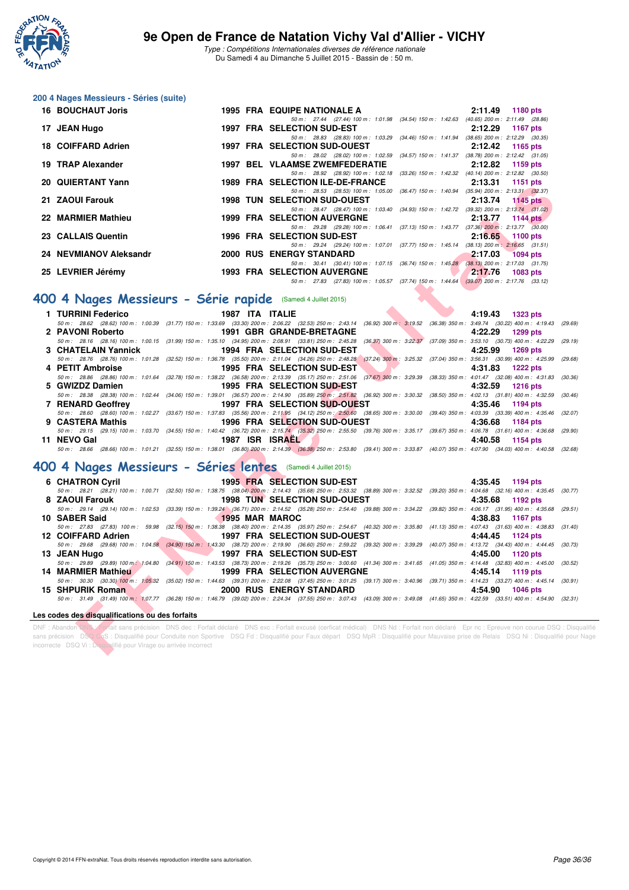## 200 4 Nages Messieurs - Séries (suite)

| | | | | | | |
|---|---|---|---|---|---|---|
| 16 | BOUCHAUT Joris | 1995 | FRA | EQUIPE NATIONALE A | 2:11.49 | 1180 pts |
| | 50 m : 27.44 (27.44) 100 m : 1:01.98 (34.54) 150 m : 1:42.63 (40.65) 200 m : 2:11.49 (28.86) | | | | | |
| 17 | JEAN Hugo | 1997 | FRA | SELECTION SUD-EST | 2:12.29 | 1167 pts |
| | 50 m : 28.83 (28.83) 100 m : 1:03.29 (34.46) 150 m : 1:41.94 (38.65) 200 m : 2:12.29 (30.35) | | | | | |
| 18 | COIFFARD Adrien | 1997 | FRA | SELECTION SUD-OUEST | 2:12.42 | 1165 pts |
| | 50 m : 28.02 (28.02) 100 m : 1:02.59 (34.57) 150 m : 1:41.37 (38.78) 200 m : 2:12.42 (31.05) | | | | | |
| 19 | TRAP Alexander | 1997 | BEL | VLAAMSE ZWEMFEDERATIE | 2:12.82 | 1159 pts |
| | 50 m : 28.92 (28.92) 100 m : 1:02.18 (33.26) 150 m : 1:42.32 (40.14) 200 m : 2:12.82 (30.50) | | | | | |
| 20 | QUIERTANT Yann | 1989 | FRA | SELECTION ILE-DE-FRANCE | 2:13.31 | 1151 pts |
| | 50 m : 28.53 (28.53) 100 m : 1:05.00 (36.47) 150 m : 1:40.94 (35.94) 200 m : 2:13.31 (32.37) | | | | | |
| 21 | ZAOUI Farouk | 1998 | TUN | SELECTION SUD-OUEST | 2:13.74 | 1145 pts |
| | 50 m : 28.47 (28.47) 100 m : 1:03.40 (34.93) 150 m : 1:42.72 (39.32) 200 m : 2:13.74 (31.02) | | | | | |
| 22 | MARMIER Mathieu | 1999 | FRA | SELECTION AUVERGNE | 2:13.77 | 1144 pts |
| | 50 m : 29.28 (29.28) 100 m : 1:06.41 (37.13) 150 m : 1:43.77 (37.36) 200 m : 2:13.77 (30.00) | | | | | |
| 23 | CALLAIS Quentin | 1996 | FRA | SELECTION SUD-EST | 2:16.65 | 1100 pts |
| | 50 m : 29.24 (29.24) 100 m : 1:07.01 (37.77) 150 m : 1:45.14 (38.13) 200 m : 2:16.65 (31.51) | | | | | |
| 24 | NEVMIANOV Aleksandr | 2000 | RUS | ENERGY STANDARD | 2:17.03 | 1094 pts |
| | 50 m : 30.41 (30.41) 100 m : 1:07.15 (36.74) 150 m : 1:45.28 (38.13) 200 m : 2:17.03 (31.75) | | | | | |
| 25 | LEVRIER Jérémy | 1993 | FRA | SELECTION AUVERGNE | 2:17.76 | 1083 pts |
| | 50 m : 27.83 (27.83) 100 m : 1:05.57 (37.74) 150 m : 1:44.64 (39.07) 200 m : 2:17.76 (33.12) | | | | | |

## 400 4 Nages Messieurs - Série rapide (Samedi 4 Juillet 2015)

| | | | | | | |
|---|---|---|---|---|---|---|
| 1 | TURRINI Federico | 1987 | ITA | ITALIE | 4:19.43 | 1323 pts |
| | 50 m : 28.62 (28.62) 100 m : 1:00.39 (31.77) 150 m : 1:33.69 (33.30) 200 m : 2:06.22 (32.53) 250 m : 2:43.14 (36.92) 300 m : 3:19.52 (36.38) 350 m : 3:49.74 (30.22) 400 m : 4:19.43 (29.69) | | | | | |
| 2 | PAVONI Roberto | 1991 | GBR | GRANDE-BRETAGNE | 4:22.29 | 1299 pts |
| | 50 m : 28.16 (28.16) 100 m : 1:00.15 (31.99) 150 m : 1:35.10 (34.95) 200 m : 2:08.91 (33.81) 250 m : 2:45.28 (36.37) 300 m : 3:22.37 (37.09) 350 m : 3:53.10 (30.73) 400 m : 4:22.29 (29.19) | | | | | |
| 3 | CHATELAIN Yannick | 1994 | FRA | SELECTION SUD-EST | 4:25.99 | 1269 pts |
| | 50 m : 28.76 (28.76) 100 m : 1:01.28 (32.52) 150 m : 1:36.78 (35.50) 200 m : 2:11.04 (34.26) 250 m : 2:48.28 (37.24) 300 m : 3:25.32 (37.04) 350 m : 3:56.31 (30.99) 400 m : 4:25.99 (29.68) | | | | | |
| 4 | PETIT Ambroise | 1995 | FRA | SELECTION SUD-EST | 4:31.83 | 1222 pts |
| | 50 m : 28.86 (28.86) 100 m : 1:01.64 (32.78) 150 m : 1:38.22 (36.58) 200 m : 2:13.39 (35.17) 250 m : 2:51.06 (37.67) 300 m : 3:29.39 (38.33) 350 m : 4:01.47 (32.08) 400 m : 4:31.83 (30.36) | | | | | |
| 5 | GWIZDZ Damien | 1995 | FRA | SELECTION SUD-EST | 4:32.59 | 1216 pts |
| | 50 m : 28.38 (28.38) 100 m : 1:02.44 (34.06) 150 m : 1:39.01 (36.57) 200 m : 2:14.90 (35.89) 250 m : 2:51.82 (36.92) 300 m : 3:30.32 (38.50) 350 m : 4:02.13 (31.81) 400 m : 4:32.59 (30.46) | | | | | |
| 7 | RENARD Geoffrey | 1997 | FRA | SELECTION SUD-OUEST | 4:35.46 | 1194 pts |
| | 50 m : 28.60 (28.60) 100 m : 1:02.27 (33.67) 150 m : 1:37.83 (35.56) 200 m : 2:11.95 (34.12) 250 m : 2:50.60 (38.65) 300 m : 3:30.00 (39.40) 350 m : 4:03.39 (33.39) 400 m : 4:35.46 (32.07) | | | | | |
| 9 | CASTERA Mathis | 1996 | FRA | SELECTION SUD-OUEST | 4:36.68 | 1184 pts |
| | 50 m : 29.15 (29.15) 100 m : 1:03.70 (34.55) 150 m : 1:40.42 (36.72) 200 m : 2:15.74 (35.32) 250 m : 2:55.50 (39.76) 300 m : 3:35.17 (39.67) 350 m : 4:06.78 (31.61) 400 m : 4:36.68 (29.90) | | | | | |
| 11 | NEVO Gal | 1987 | ISR | ISRAËL | 4:40.58 | 1154 pts |
| | 50 m : 28.66 (28.66) 100 m : 1:01.21 (32.55) 150 m : 1:38.01 (36.80) 200 m : 2:14.39 (36.38) 250 m : 2:53.80 (39.41) 300 m : 3:33.87 (40.07) 350 m : 4:07.90 (34.03) 400 m : 4:40.58 (32.68) | | | | | |

## 400 4 Nages Messieurs - Séries lentes (Samedi 4 Juillet 2015)

| | | | | | | |
|---|---|---|---|---|---|---|
| 6 | CHATRON Cyril | 1995 | FRA | SELECTION SUD-EST | 4:35.45 | 1194 pts |
| | 50 m : 28.21 (28.21) 100 m : 1:00.71 (32.50) 150 m : 1:38.75 (38.04) 200 m : 2:14.43 (35.68) 250 m : 2:53.32 (38.89) 300 m : 3:32.52 (39.20) 350 m : 4:04.68 (32.16) 400 m : 4:35.45 (30.77) | | | | | |
| 8 | ZAOUI Farouk | 1998 | TUN | SELECTION SUD-OUEST | 4:35.68 | 1192 pts |
| | 50 m : 29.14 (29.14) 100 m : 1:02.53 (33.39) 150 m : 1:39.24 (36.71) 200 m : 2:14.52 (35.28) 250 m : 2:54.40 (39.88) 300 m : 3:34.22 (39.82) 350 m : 4:06.17 (31.95) 400 m : 4:35.68 (29.51) | | | | | |
| 10 | SABER Said | 1995 | MAR | MAROC | 4:38.83 | 1167 pts |
| | 50 m : 27.83 (27.83) 100 m : 59.98 (32.15) 150 m : 1:38.38 (38.40) 200 m : 2:14.35 (35.97) 250 m : 2:54.67 (40.32) 300 m : 3:35.80 (41.13) 350 m : 4:07.43 (31.63) 400 m : 4:38.83 (31.40) | | | | | |
| 12 | COIFFARD Adrien | 1997 | FRA | SELECTION SUD-OUEST | 4:44.45 | 1124 pts |
| | 50 m : 29.68 (29.68) 100 m : 1:04.58 (34.90) 150 m : 1:43.30 (38.72) 200 m : 2:19.90 (36.60) 250 m : 2:59.22 (39.32) 300 m : 3:39.29 (40.07) 350 m : 4:13.72 (34.43) 400 m : 4:44.45 (30.73) | | | | | |
| 13 | JEAN Hugo | 1997 | FRA | SELECTION SUD-EST | 4:45.00 | 1120 pts |
| | 50 m : 29.89 (29.89) 100 m : 1:04.80 (34.91) 150 m : 1:43.53 (38.73) 200 m : 2:19.26 (35.73) 250 m : 3:00.60 (41.34) 300 m : 3:41.65 (41.05) 350 m : 4:14.48 (32.83) 400 m : 4:45.00 (30.52) | | | | | |
| 14 | MARMIER Mathieu | 1999 | FRA | SELECTION AUVERGNE | 4:45.14 | 1119 pts |
| | 50 m : 30.30 (30.30) 100 m : 1:05.32 (35.02) 150 m : 1:44.63 (39.31) 200 m : 2:22.08 (37.45) 250 m : 3:01.25 (39.17) 300 m : 3:40.96 (39.71) 350 m : 4:14.23 (33.27) 400 m : 4:45.14 (30.91) | | | | | |
| 15 | SHPURIK Roman | 2000 | RUS | ENERGY STANDARD | 4:54.90 | 1046 pts |
| | 50 m : 31.49 (31.49) 100 m : 1:07.77 (36.28) 150 m : 1:46.79 (39.02) 200 m : 2:24.34 (37.55) 250 m : 3:07.43 (43.09) 300 m : 3:49.08 (41.65) 350 m : 4:22.59 (33.51) 400 m : 4:54.90 (32.31) | | | | | |

### Les codes des disqualifications ou des forfaits

DNF : Abandon DNS : Forfait sans précision DNS dec : Forfait déclaré DNS exc : Forfait excusé (certificat médical) DNS Nd : Forfait non déclaré Epr nc : Epreuve non courue DSQ : Disqualifié sans précision DSQ CnS : Disqualifié pour Conduite non Sportive DSQ Fd : Disqualifié pour Faux départ DSQ MpR : Disqualifié pour Mauvaise prise de Relais DSQ Ni : Disqualifié pour Nage incorrecte DSQ Vi : Disqualifié pour Virage ou arrivée incorrect